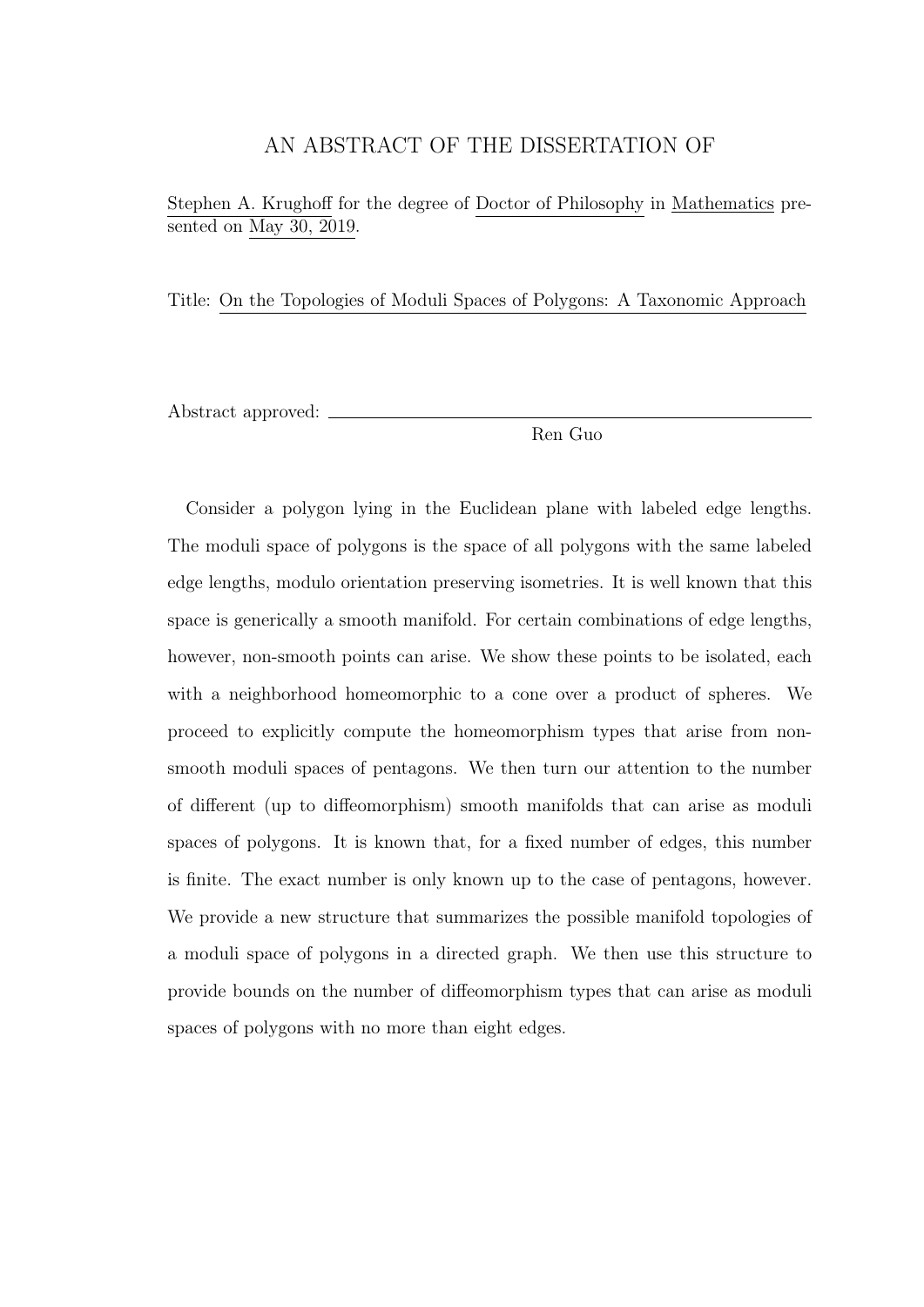# AN ABSTRACT OF THE DISSERTATION OF

Stephen A. Krughoff for the degree of Doctor of Philosophy in Mathematics presented on May 30, 2019.

Title: On the Topologies of Moduli Spaces of Polygons: A Taxonomic Approach

Abstract approved: ______________________________________________________

Ren Guo

Consider a polygon lying in the Euclidean plane with labeled edge lengths. The moduli space of polygons is the space of all polygons with the same labeled edge lengths, modulo orientation preserving isometries. It is well known that this space is generically a smooth manifold. For certain combinations of edge lengths, however, non-smooth points can arise. We show these points to be isolated, each with a neighborhood homeomorphic to a cone over a product of spheres. We proceed to explicitly compute the homeomorphism types that arise from non-smooth moduli spaces of pentagons. We then turn our attention to the number of different (up to diffeomorphism) smooth manifolds that can arise as moduli spaces of polygons. It is known that, for a fixed number of edges, this number is finite. The exact number is only known up to the case of pentagons, however. We provide a new structure that summarizes the possible manifold topologies of a moduli space of polygons in a directed graph. We then use this structure to provide bounds on the number of diffeomorphism types that can arise as moduli spaces of polygons with no more than eight edges.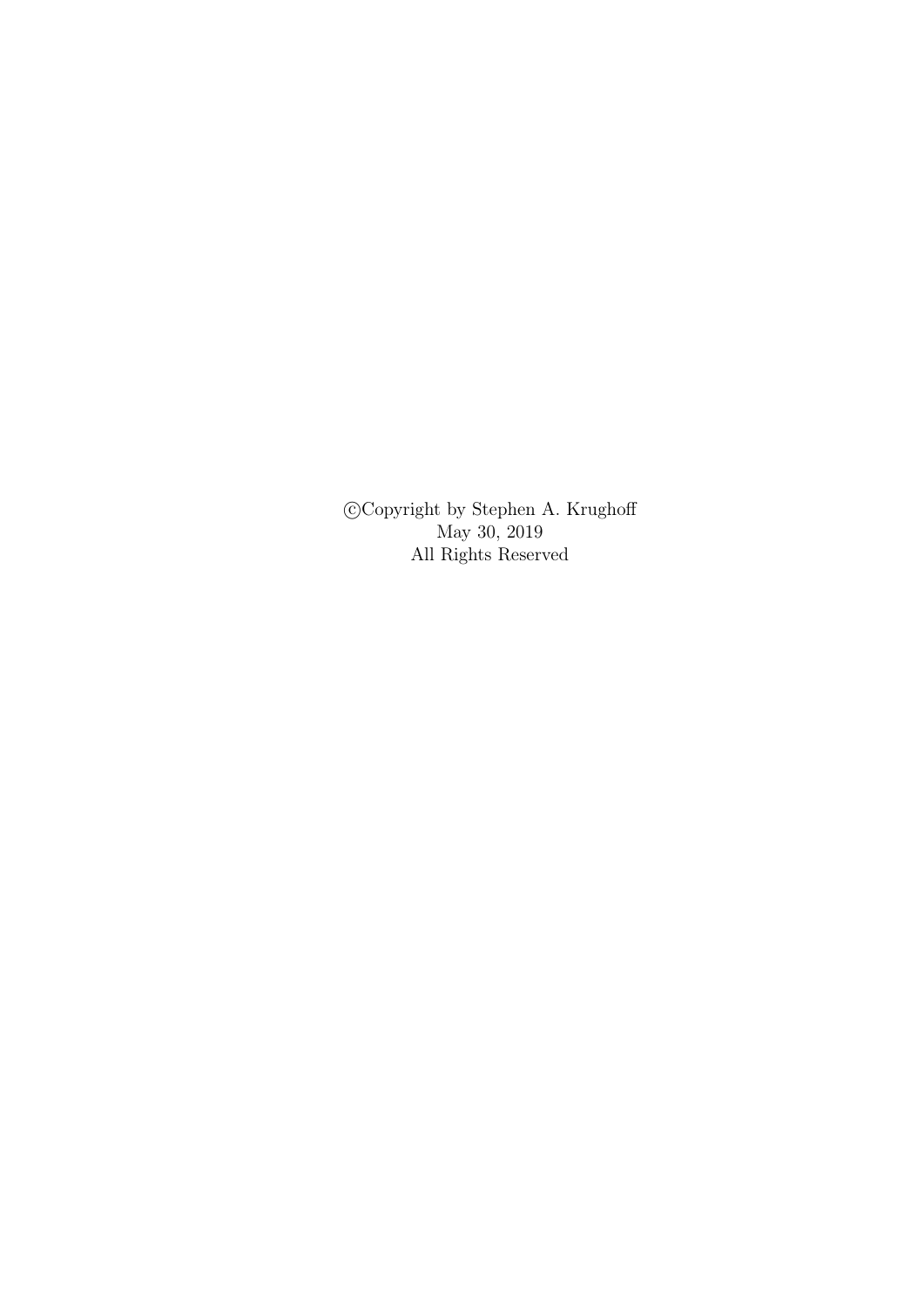©Copyright by Stephen A. Krughoff  
May 30, 2019  
All Rights Reserved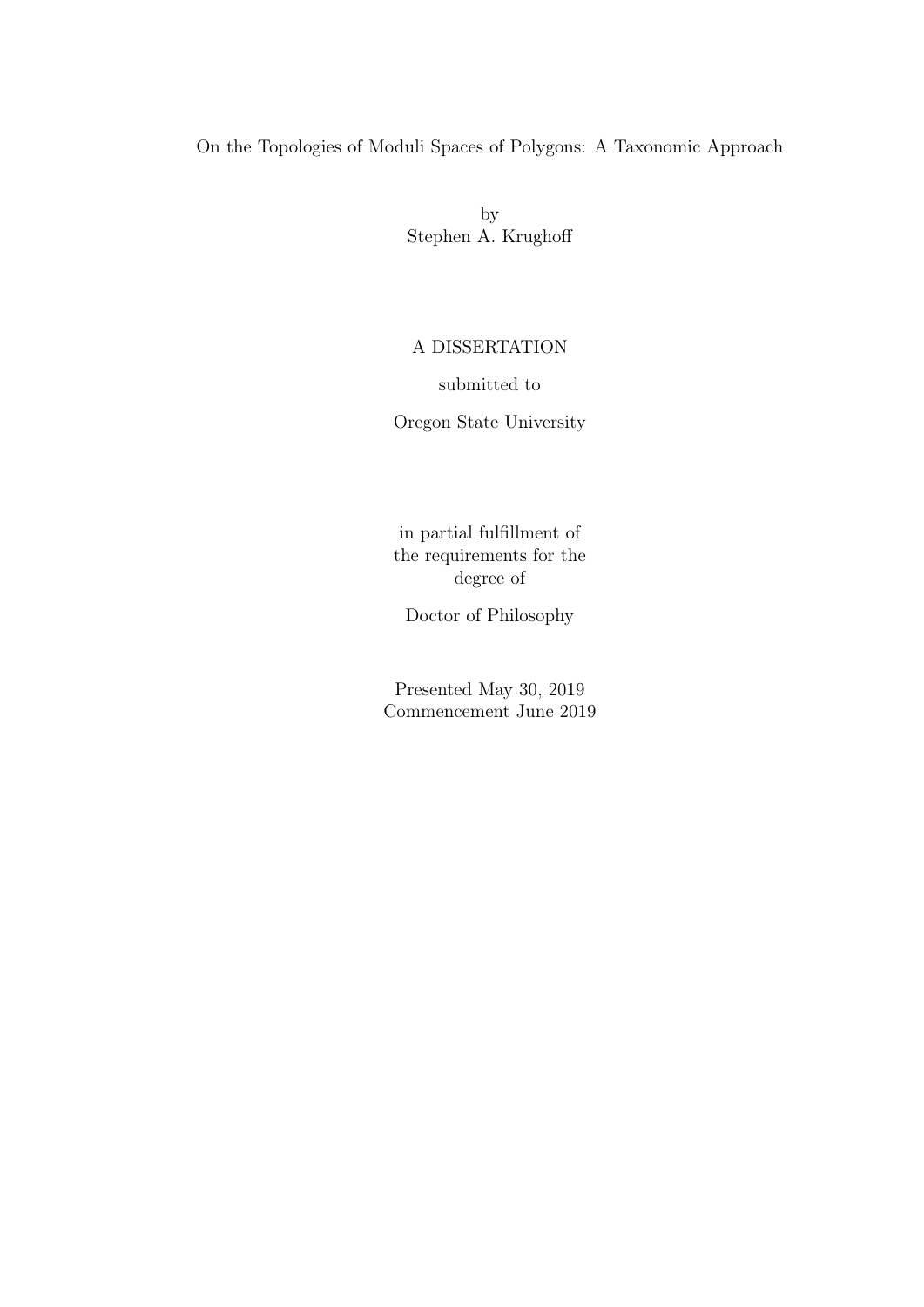On the Topologies of Moduli Spaces of Polygons: A Taxonomic Approach

by
Stephen A. Krughoff

A DISSERTATION

submitted to

Oregon State University

in partial fulfillment of
the requirements for the
degree of

Doctor of Philosophy

Presented May 30, 2019
Commencement June 2019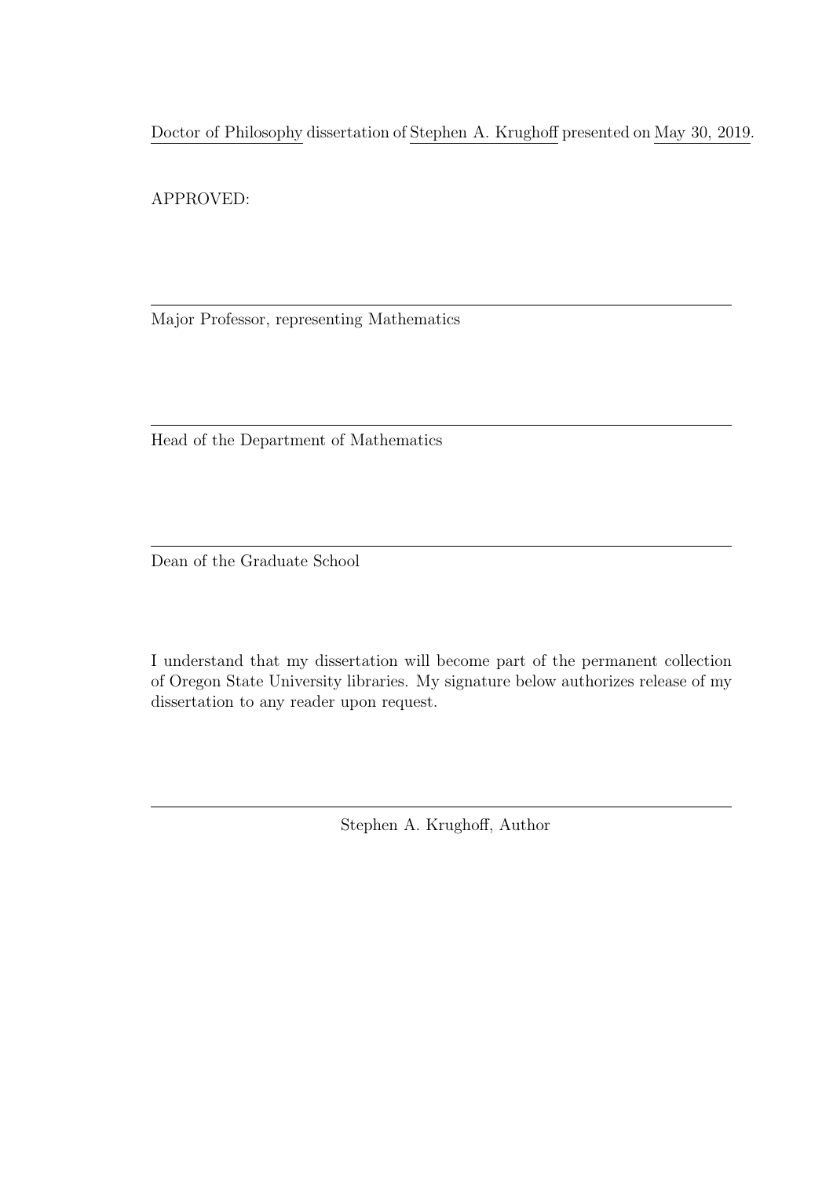Doctor of Philosophy dissertation of Stephen A. Krughoff presented on May 30, 2019.

APPROVED:

---

Major Professor, representing Mathematics

---

Head of the Department of Mathematics

---

Dean of the Graduate School

I understand that my dissertation will become part of the permanent collection of Oregon State University libraries. My signature below authorizes release of my dissertation to any reader upon request.

---

Stephen A. Krughoff, Author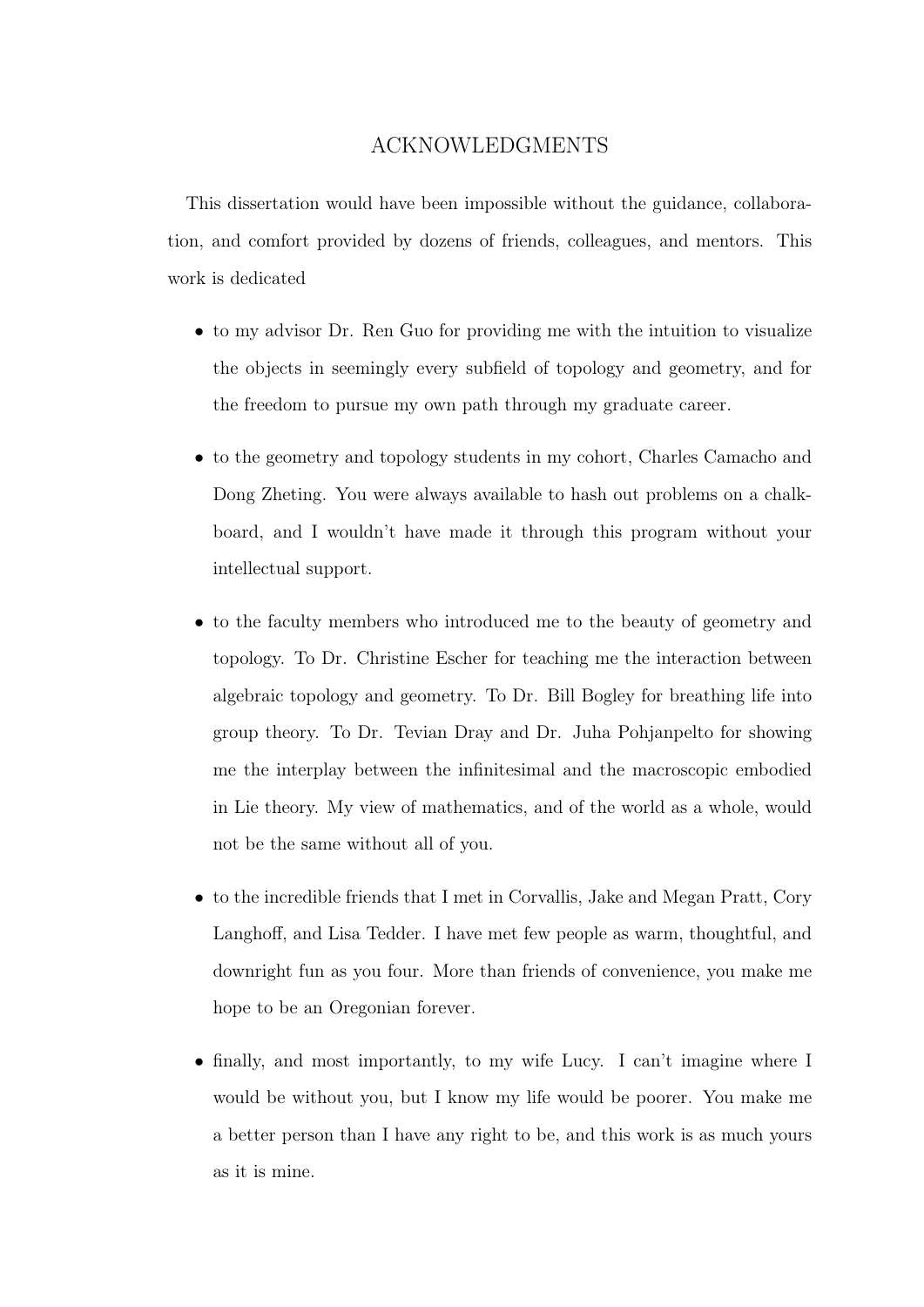# ACKNOWLEDGMENTS

This dissertation would have been impossible without the guidance, collaboration, and comfort provided by dozens of friends, colleagues, and mentors. This work is dedicated

- to my advisor Dr. Ren Guo for providing me with the intuition to visualize the objects in seemingly every subfield of topology and geometry, and for the freedom to pursue my own path through my graduate career.

- to the geometry and topology students in my cohort, Charles Camacho and Dong Zheting. You were always available to hash out problems on a chalkboard, and I wouldn't have made it through this program without your intellectual support.

- to the faculty members who introduced me to the beauty of geometry and topology. To Dr. Christine Escher for teaching me the interaction between algebraic topology and geometry. To Dr. Bill Bogley for breathing life into group theory. To Dr. Tevian Dray and Dr. Juha Pohjanpelto for showing me the interplay between the infinitesimal and the macroscopic embodied in Lie theory. My view of mathematics, and of the world as a whole, would not be the same without all of you.

- to the incredible friends that I met in Corvallis, Jake and Megan Pratt, Cory Langhoff, and Lisa Tedder. I have met few people as warm, thoughtful, and downright fun as you four. More than friends of convenience, you make me hope to be an Oregonian forever.

- finally, and most importantly, to my wife Lucy. I can't imagine where I would be without you, but I know my life would be poorer. You make me a better person than I have any right to be, and this work is as much yours as it is mine.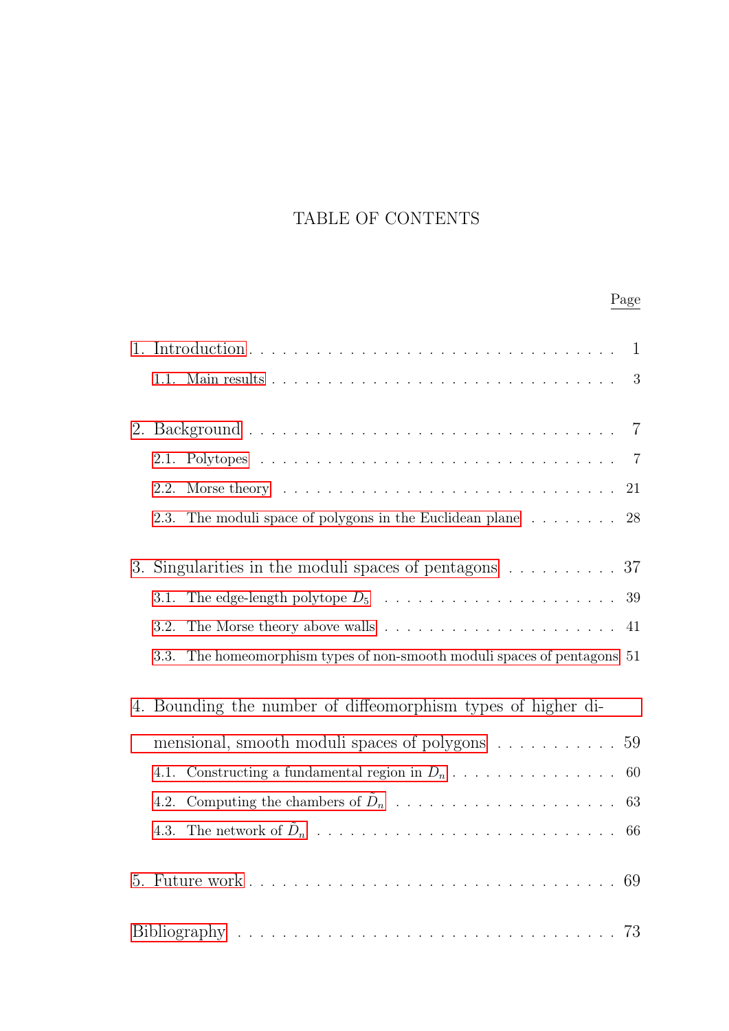# TABLE OF CONTENTS

| | Page |
|---|---|
| 1. Introduction | 1 |
| 1.1. Main results | 3 |
| 2. Background | 7 |
| 2.1. Polytopes | 7 |
| 2.2. Morse theory | 21 |
| 2.3. The moduli space of polygons in the Euclidean plane | 28 |
| 3. Singularities in the moduli spaces of pentagons | 37 |
| 3.1. The edge-length polytope $D_5$ | 39 |
| 3.2. The Morse theory above walls | 41 |
| 3.3. The homeomorphism types of non-smooth moduli spaces of pentagons | 51 |
| 4. Bounding the number of diffeomorphism types of higher dimensional, smooth moduli spaces of polygons | 59 |
| 4.1. Constructing a fundamental region in $D_n$ | 60 |
| 4.2. Computing the chambers of $\tilde{D}_n$ | 63 |
| 4.3. The network of $\tilde{D}_n$ | 66 |
| 5. Future work | 69 |
| Bibliography | 73 |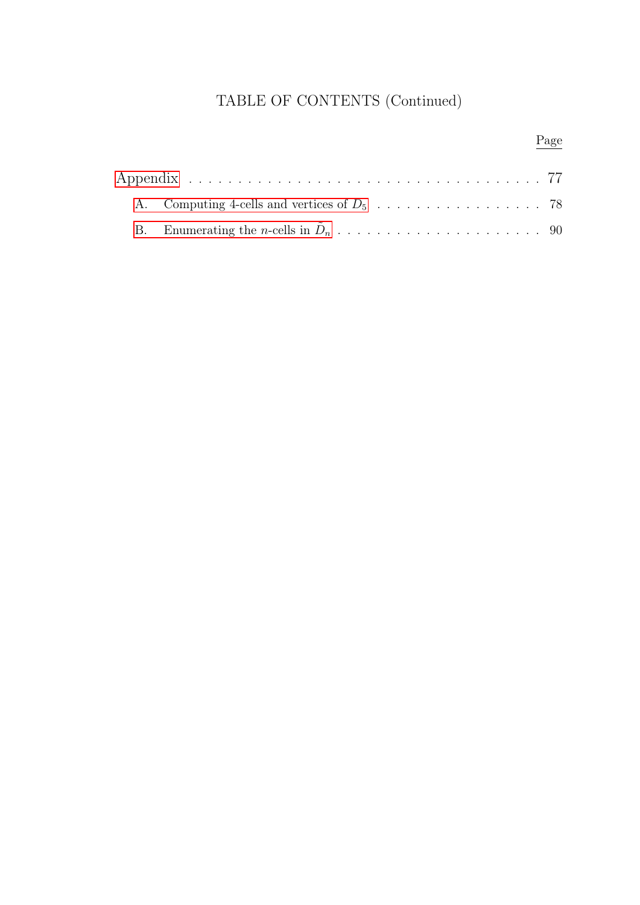# TABLE OF CONTENTS (Continued)

| | Page |
|---|---|
| Appendix | 77 |
| A. Computing 4-cells and vertices of $D_5$ | 78 |
| B. Enumerating the $n$-cells in $\tilde{D}_n$ | 90 |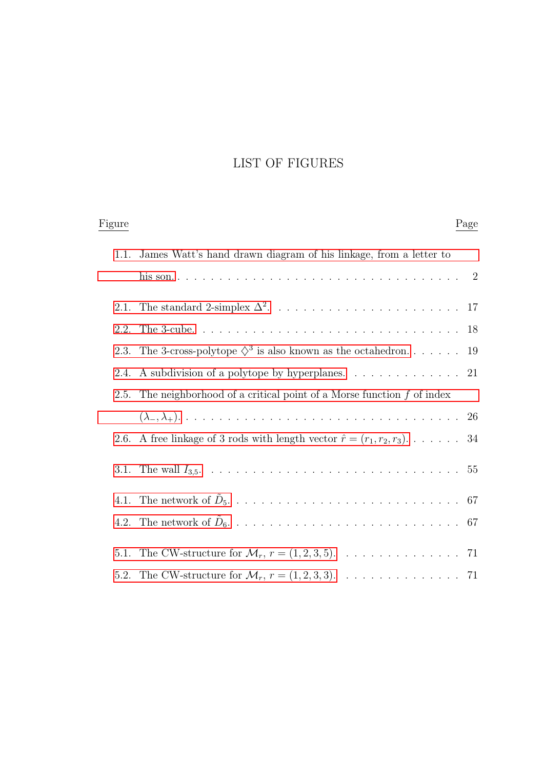# LIST OF FIGURES

| Figure | | Page |
|---|---|---|
| 1.1. | James Watt's hand drawn diagram of his linkage, from a letter to his son. | 2 |
| 2.1. | The standard 2-simplex $\Delta^2$. | 17 |
| 2.2. | The 3-cube. | 18 |
| 2.3. | The 3-cross-polytope $\diamondsuit^3$ is also known as the octahedron. | 19 |
| 2.4. | A subdivision of a polytope by hyperplanes. | 21 |
| 2.5. | The neighborhood of a critical point of a Morse function $f$ of index $(\lambda_-, \lambda_+)$. | 26 |
| 2.6. | A free linkage of 3 rods with length vector $\hat{r} = (r_1, r_2, r_3)$. | 34 |
| 3.1. | The wall $I_{3,5}$. | 55 |
| 4.1. | The network of $\tilde{D}_5$. | 67 |
| 4.2. | The network of $\tilde{D}_6$. | 67 |
| 5.1. | The CW-structure for $\mathcal{M}_r$, $r = (1, 2, 3, 5)$. | 71 |
| 5.2. | The CW-structure for $\mathcal{M}_r$, $r = (1, 2, 3, 3)$. | 71 |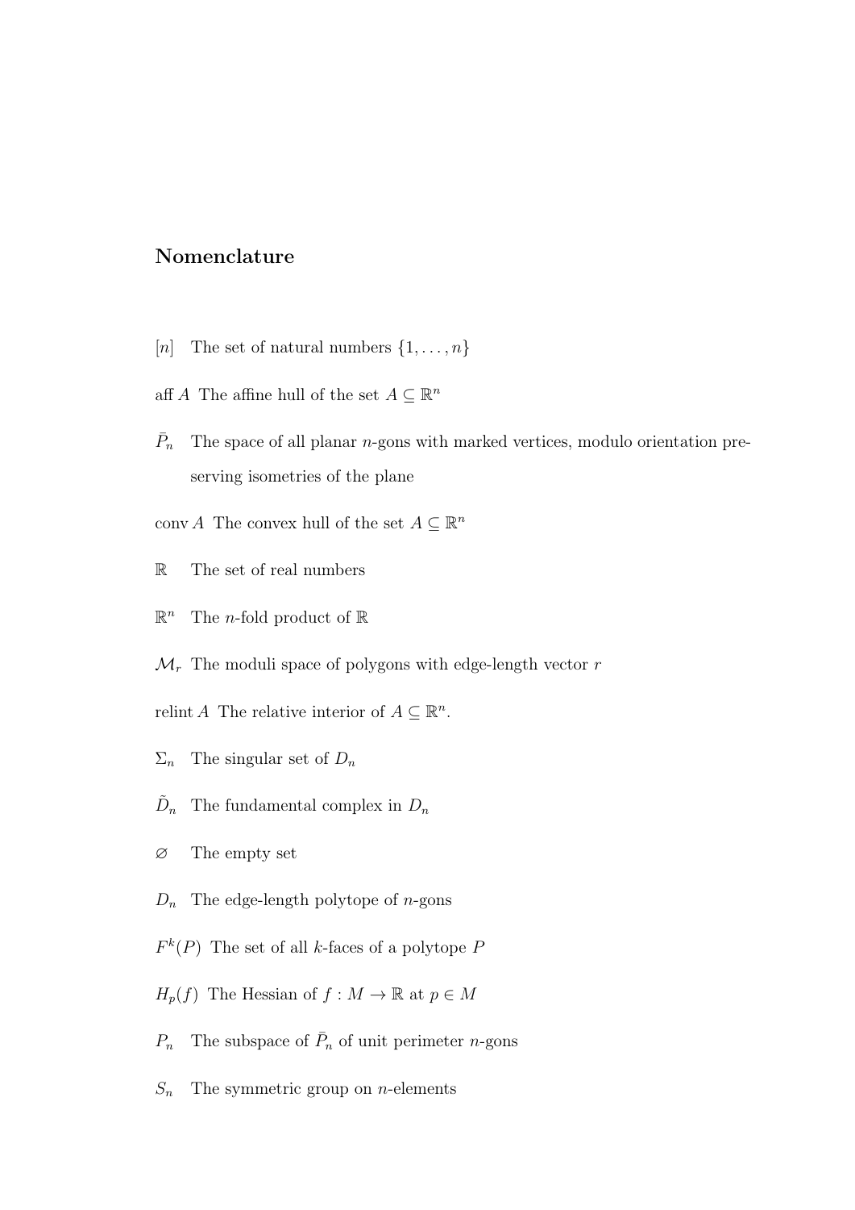## Nomenclature

$[n]$ The set of natural numbers $\{1, \ldots, n\}$

$\operatorname{aff} A$ The affine hull of the set $A \subseteq \mathbb{R}^n$

$\bar{P}_n$ The space of all planar $n$-gons with marked vertices, modulo orientation preserving isometries of the plane

$\operatorname{conv} A$ The convex hull of the set $A \subseteq \mathbb{R}^n$

$\mathbb{R}$ The set of real numbers

$\mathbb{R}^n$ The $n$-fold product of $\mathbb{R}$

$\mathcal{M}_r$ The moduli space of polygons with edge-length vector $r$

$\operatorname{relint} A$ The relative interior of $A \subseteq \mathbb{R}^n$.

$\Sigma_n$ The singular set of $D_n$

$\tilde{D}_n$ The fundamental complex in $D_n$

$\varnothing$ The empty set

$D_n$ The edge-length polytope of $n$-gons

$F^k(P)$ The set of all $k$-faces of a polytope $P$

$H_p(f)$ The Hessian of $f : M \to \mathbb{R}$ at $p \in M$

$P_n$ The subspace of $\bar{P}_n$ of unit perimeter $n$-gons

$S_n$ The symmetric group on $n$-elements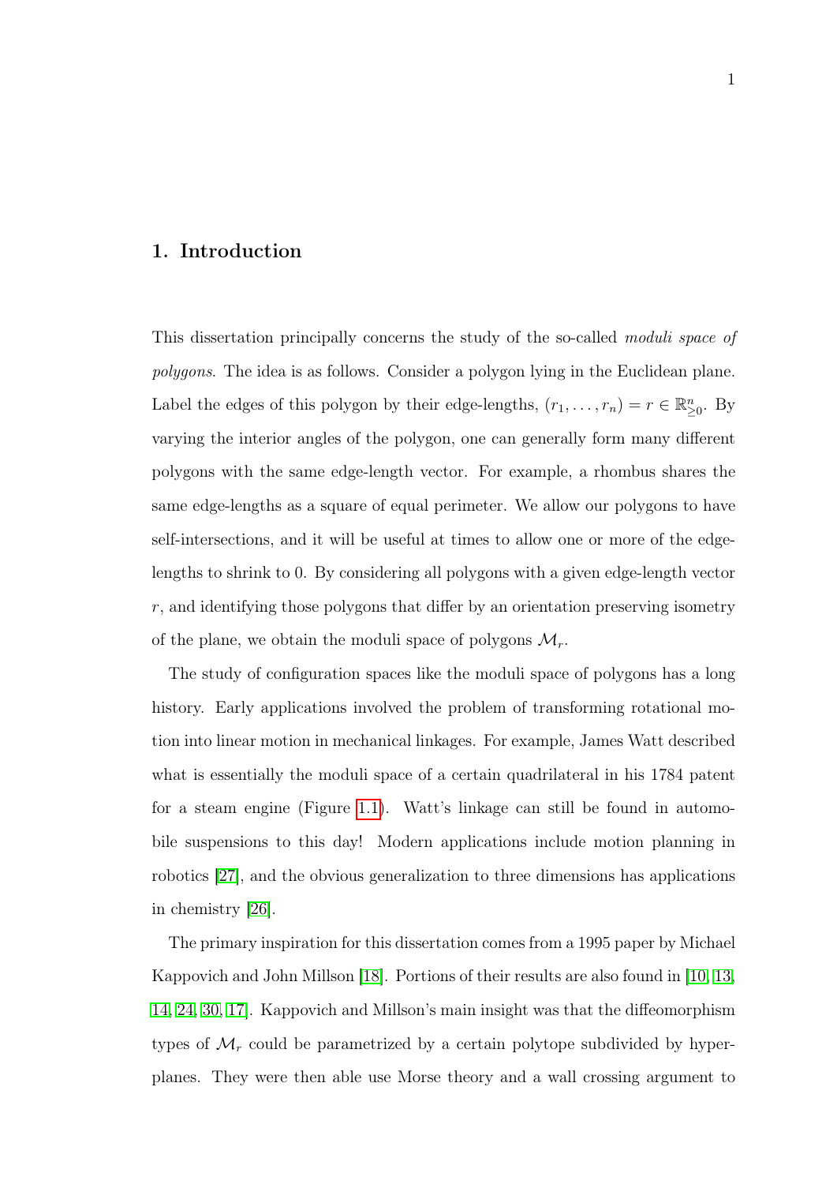# 1. Introduction

This dissertation principally concerns the study of the so-called *moduli space of polygons*. The idea is as follows. Consider a polygon lying in the Euclidean plane. Label the edges of this polygon by their edge-lengths, $(r_1, \ldots, r_n) = r \in \mathbb{R}^n_{\geq 0}$. By varying the interior angles of the polygon, one can generally form many different polygons with the same edge-length vector. For example, a rhombus shares the same edge-lengths as a square of equal perimeter. We allow our polygons to have self-intersections, and it will be useful at times to allow one or more of the edge-lengths to shrink to 0. By considering all polygons with a given edge-length vector $r$, and identifying those polygons that differ by an orientation preserving isometry of the plane, we obtain the moduli space of polygons $\mathcal{M}_r$.

The study of configuration spaces like the moduli space of polygons has a long history. Early applications involved the problem of transforming rotational motion into linear motion in mechanical linkages. For example, James Watt described what is essentially the moduli space of a certain quadrilateral in his 1784 patent for a steam engine (Figure 1.1). Watt's linkage can still be found in automobile suspensions to this day! Modern applications include motion planning in robotics [27], and the obvious generalization to three dimensions has applications in chemistry [26].

The primary inspiration for this dissertation comes from a 1995 paper by Michael Kappovich and John Millson [18]. Portions of their results are also found in [10, 13, 14, 24, 30, 17]. Kappovich and Millson's main insight was that the diffeomorphism types of $\mathcal{M}_r$ could be parametrized by a certain polytope subdivided by hyperplanes. They were then able use Morse theory and a wall crossing argument to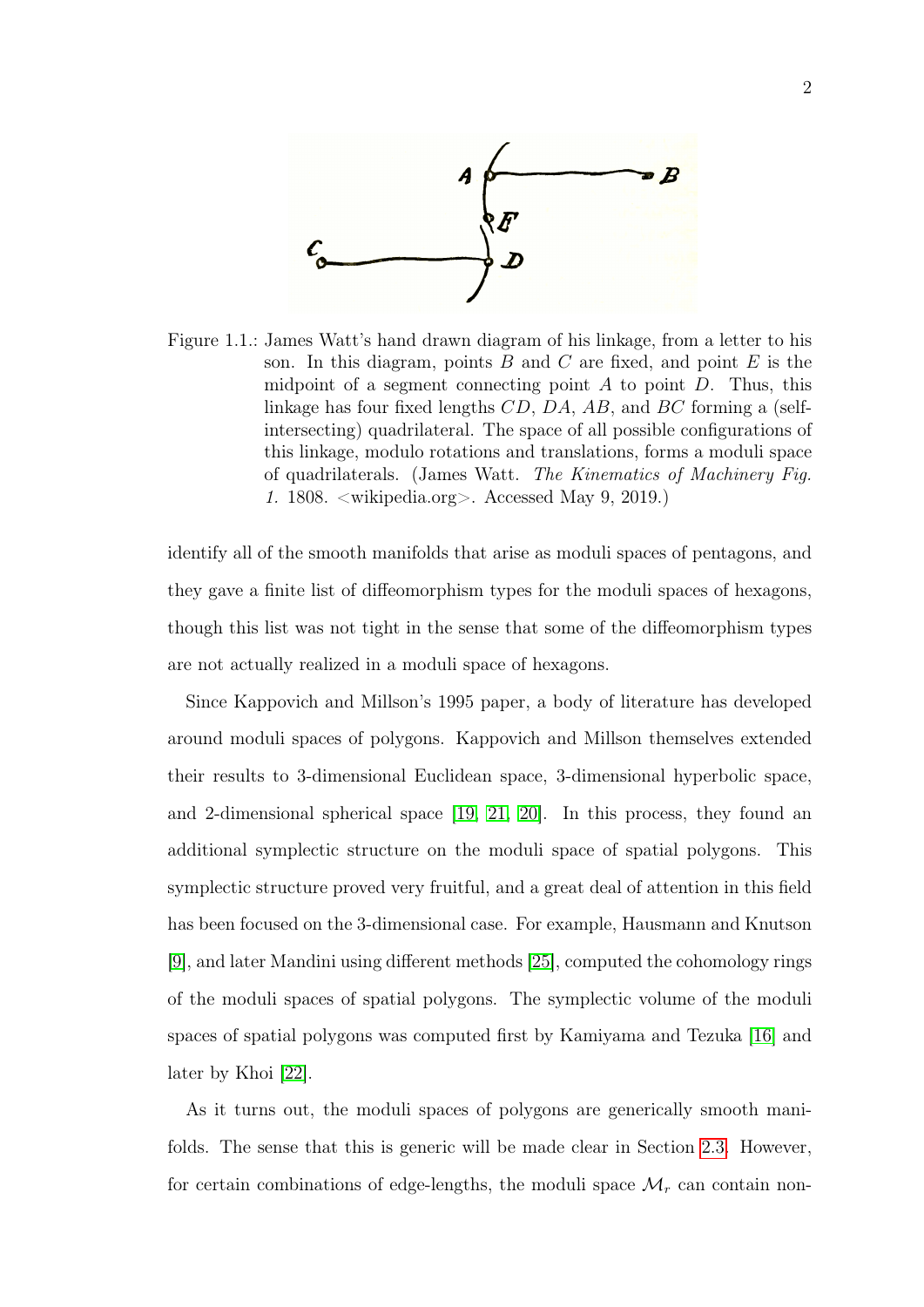Figure 1.1.: James Watt's hand drawn diagram of his linkage, from a letter to his son. In this diagram, points $B$ and $C$ are fixed, and point $E$ is the midpoint of a segment connecting point $A$ to point $D$. Thus, this linkage has four fixed lengths $CD$, $DA$, $AB$, and $BC$ forming a (self-intersecting) quadrilateral. The space of all possible configurations of this linkage, modulo rotations and translations, forms a moduli space of quadrilaterals. (James Watt. *The Kinematics of Machinery Fig. 1.* 1808. <wikipedia.org>. Accessed May 9, 2019.)

identify all of the smooth manifolds that arise as moduli spaces of pentagons, and they gave a finite list of diffeomorphism types for the moduli spaces of hexagons, though this list was not tight in the sense that some of the diffeomorphism types are not actually realized in a moduli space of hexagons.

Since Kappovich and Millson's 1995 paper, a body of literature has developed around moduli spaces of polygons. Kappovich and Millson themselves extended their results to 3-dimensional Euclidean space, 3-dimensional hyperbolic space, and 2-dimensional spherical space [19, 21, 20]. In this process, they found an additional symplectic structure on the moduli space of spatial polygons. This symplectic structure proved very fruitful, and a great deal of attention in this field has been focused on the 3-dimensional case. For example, Hausmann and Knutson [9], and later Mandini using different methods [25], computed the cohomology rings of the moduli spaces of spatial polygons. The symplectic volume of the moduli spaces of spatial polygons was computed first by Kamiyama and Tezuka [16] and later by Khoi [22].

As it turns out, the moduli spaces of polygons are generically smooth manifolds. The sense that this is generic will be made clear in Section 2.3. However, for certain combinations of edge-lengths, the moduli space $\mathcal{M}_r$ can contain non-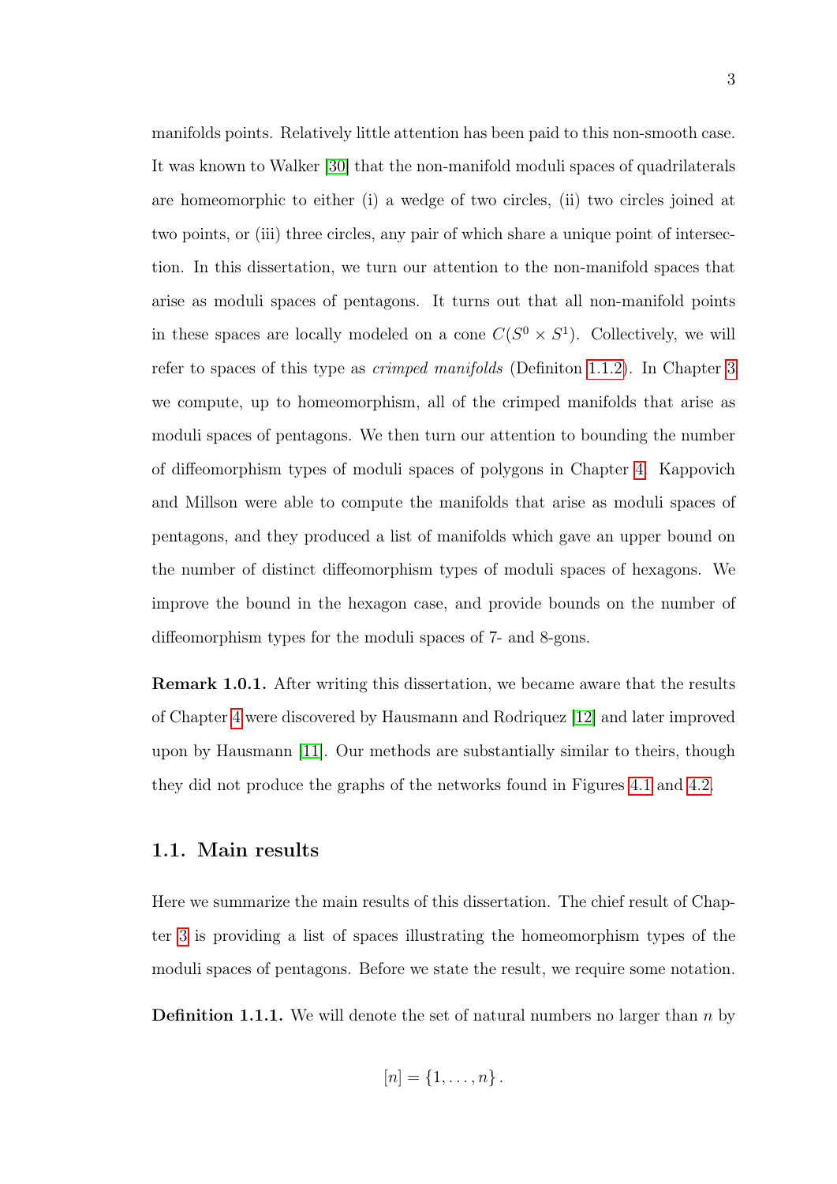manifolds points. Relatively little attention has been paid to this non-smooth case. It was known to Walker [30] that the non-manifold moduli spaces of quadrilaterals are homeomorphic to either (i) a wedge of two circles, (ii) two circles joined at two points, or (iii) three circles, any pair of which share a unique point of intersection. In this dissertation, we turn our attention to the non-manifold spaces that arise as moduli spaces of pentagons. It turns out that all non-manifold points in these spaces are locally modeled on a cone $C(S^0 \times S^1)$. Collectively, we will refer to spaces of this type as *crimped manifolds* (Definiton 1.1.2). In Chapter 3 we compute, up to homeomorphism, all of the crimped manifolds that arise as moduli spaces of pentagons. We then turn our attention to bounding the number of diffeomorphism types of moduli spaces of polygons in Chapter 4. Kappovich and Millson were able to compute the manifolds that arise as moduli spaces of pentagons, and they produced a list of manifolds which gave an upper bound on the number of distinct diffeomorphism types of moduli spaces of hexagons. We improve the bound in the hexagon case, and provide bounds on the number of diffeomorphism types for the moduli spaces of 7- and 8-gons.

**Remark 1.0.1.** After writing this dissertation, we became aware that the results of Chapter 4 were discovered by Hausmann and Rodriquez [12] and later improved upon by Hausmann [11]. Our methods are substantially similar to theirs, though they did not produce the graphs of the networks found in Figures 4.1 and 4.2.

## 1.1. Main results

Here we summarize the main results of this dissertation. The chief result of Chapter 3 is providing a list of spaces illustrating the homeomorphism types of the moduli spaces of pentagons. Before we state the result, we require some notation.

**Definition 1.1.1.** We will denote the set of natural numbers no larger than $n$ by

$$[n] = \{1, \ldots, n\}.$$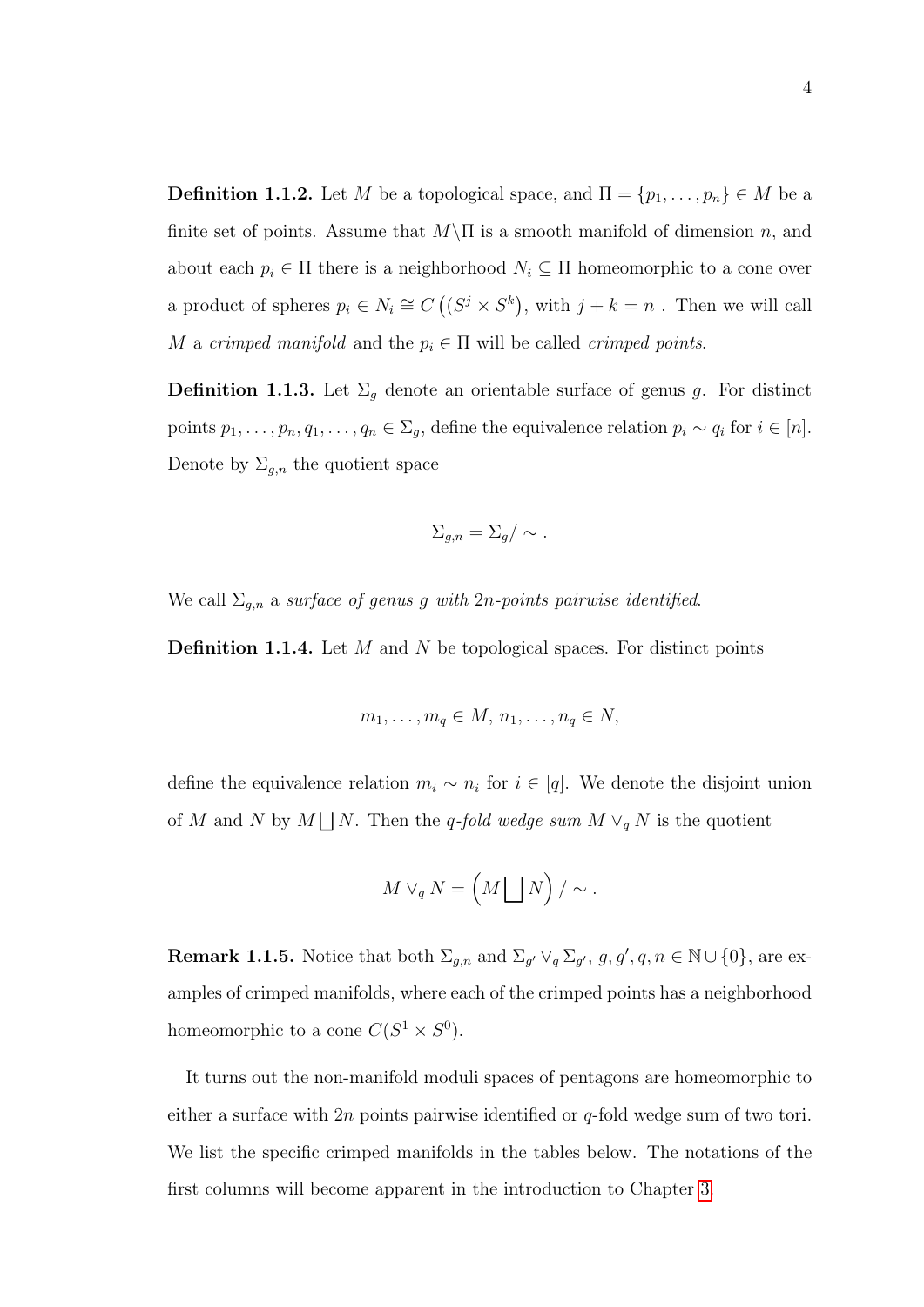**Definition 1.1.2.** Let $M$ be a topological space, and $\Pi = \{p_1, \ldots, p_n\} \in M$ be a finite set of points. Assume that $M \backslash \Pi$ is a smooth manifold of dimension $n$, and about each $p_i \in \Pi$ there is a neighborhood $N_i \subseteq \Pi$ homeomorphic to a cone over a product of spheres $p_i \in N_i \cong C\left((S^j \times S^k\right)$, with $j + k = n$ . Then we will call $M$ a *crimped manifold* and the $p_i \in \Pi$ will be called *crimped points*.

**Definition 1.1.3.** Let $\Sigma_g$ denote an orientable surface of genus $g$. For distinct points $p_1, \ldots, p_n, q_1, \ldots, q_n \in \Sigma_g$, define the equivalence relation $p_i \sim q_i$ for $i \in [n]$. Denote by $\Sigma_{g,n}$ the quotient space

$$\Sigma_{g,n} = \Sigma_g / \sim .$$

We call $\Sigma_{g,n}$ a *surface of genus $g$ with $2n$-points pairwise identified*.

**Definition 1.1.4.** Let $M$ and $N$ be topological spaces. For distinct points

$$m_1, \ldots, m_q \in M, \; n_1, \ldots, n_q \in N,$$

define the equivalence relation $m_i \sim n_i$ for $i \in [q]$. We denote the disjoint union of $M$ and $N$ by $M \bigsqcup N$. Then the *$q$-fold wedge sum* $M \vee_q N$ is the quotient

$$M \vee_q N = \left(M \bigsqcup N\right) / \sim .$$

**Remark 1.1.5.** Notice that both $\Sigma_{g,n}$ and $\Sigma_{g'} \vee_q \Sigma_{g'}$, $g, g', q, n \in \mathbb{N} \cup \{0\}$, are examples of crimped manifolds, where each of the crimped points has a neighborhood homeomorphic to a cone $C(S^1 \times S^0)$.

It turns out the non-manifold moduli spaces of pentagons are homeomorphic to either a surface with $2n$ points pairwise identified or $q$-fold wedge sum of two tori. We list the specific crimped manifolds in the tables below. The notations of the first columns will become apparent in the introduction to Chapter 3.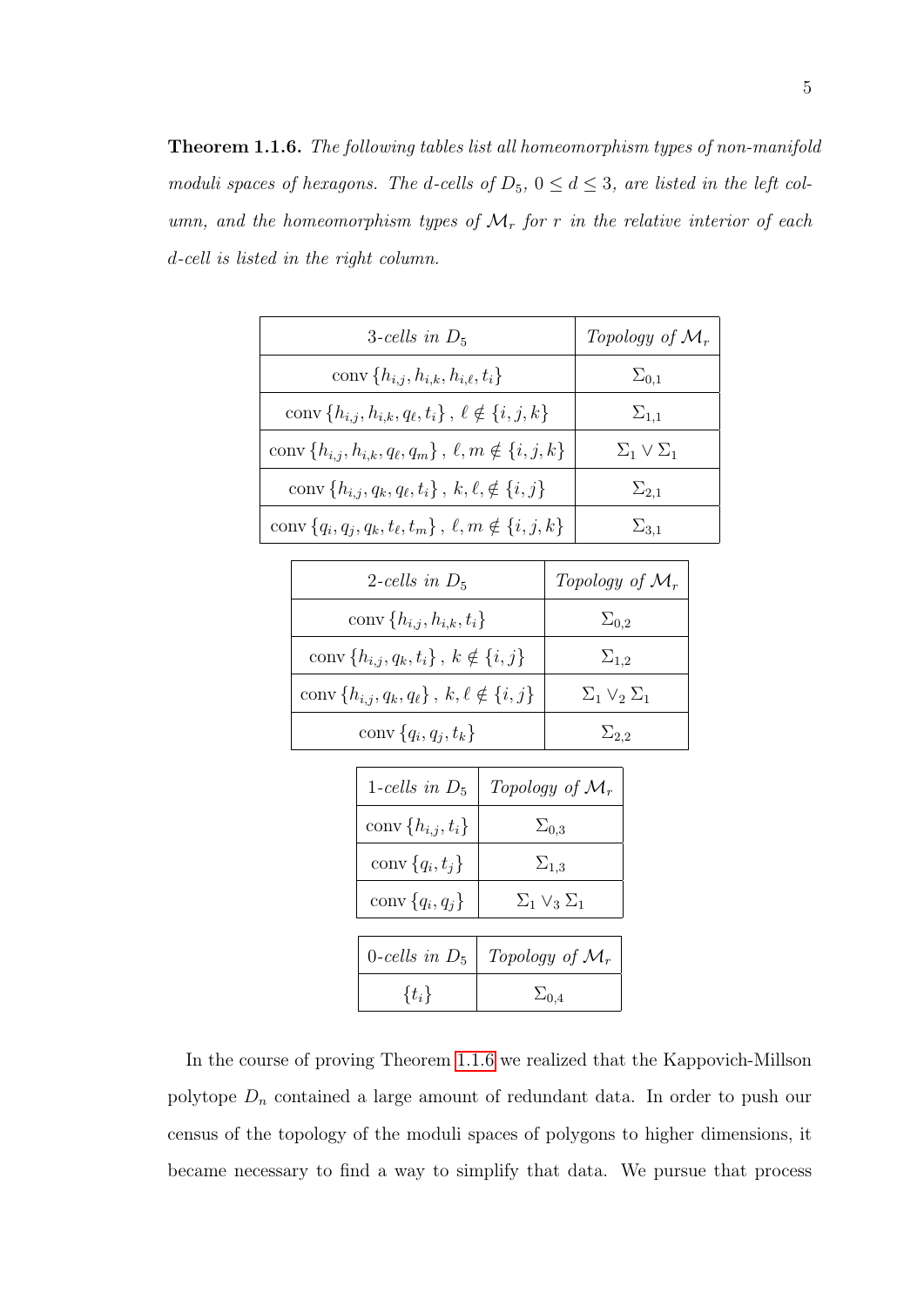**Theorem 1.1.6.** *The following tables list all homeomorphism types of non-manifold moduli spaces of hexagons. The $d$-cells of $D_5$, $0 \le d \le 3$, are listed in the left column, and the homeomorphism types of $\mathcal{M}_r$ for $r$ in the relative interior of each $d$-cell is listed in the right column.*

| *3-cells in* $D_5$ | *Topology of* $\mathcal{M}_r$ |
|---|---|
| $\operatorname{conv}\{h_{i,j}, h_{i,k}, h_{i,\ell}, t_i\}$ | $\Sigma_{0,1}$ |
| $\operatorname{conv}\{h_{i,j}, h_{i,k}, q_\ell, t_i\}, \ \ell \notin \{i,j,k\}$ | $\Sigma_{1,1}$ |
| $\operatorname{conv}\{h_{i,j}, h_{i,k}, q_\ell, q_m\}, \ \ell, m \notin \{i,j,k\}$ | $\Sigma_1 \vee \Sigma_1$ |
| $\operatorname{conv}\{h_{i,j}, q_k, q_\ell, t_i\}, \ k, \ell, \notin \{i,j\}$ | $\Sigma_{2,1}$ |
| $\operatorname{conv}\{q_i, q_j, q_k, t_\ell, t_m\}, \ \ell, m \notin \{i,j,k\}$ | $\Sigma_{3,1}$ |

| *2-cells in* $D_5$ | *Topology of* $\mathcal{M}_r$ |
|---|---|
| $\operatorname{conv}\{h_{i,j}, h_{i,k}, t_i\}$ | $\Sigma_{0,2}$ |
| $\operatorname{conv}\{h_{i,j}, q_k, t_i\}, \ k \notin \{i,j\}$ | $\Sigma_{1,2}$ |
| $\operatorname{conv}\{h_{i,j}, q_k, q_\ell\}, \ k, \ell \notin \{i,j\}$ | $\Sigma_1 \vee_2 \Sigma_1$ |
| $\operatorname{conv}\{q_i, q_j, t_k\}$ | $\Sigma_{2,2}$ |

| *1-cells in* $D_5$ | *Topology of* $\mathcal{M}_r$ |
|---|---|
| $\operatorname{conv}\{h_{i,j}, t_i\}$ | $\Sigma_{0,3}$ |
| $\operatorname{conv}\{q_i, t_j\}$ | $\Sigma_{1,3}$ |
| $\operatorname{conv}\{q_i, q_j\}$ | $\Sigma_1 \vee_3 \Sigma_1$ |

| *0-cells in* $D_5$ | *Topology of* $\mathcal{M}_r$ |
|---|---|
| $\{t_i\}$ | $\Sigma_{0,4}$ |

In the course of proving Theorem 1.1.6 we realized that the Kappovich-Millson polytope $D_n$ contained a large amount of redundant data. In order to push our census of the topology of the moduli spaces of polygons to higher dimensions, it became necessary to find a way to simplify that data. We pursue that process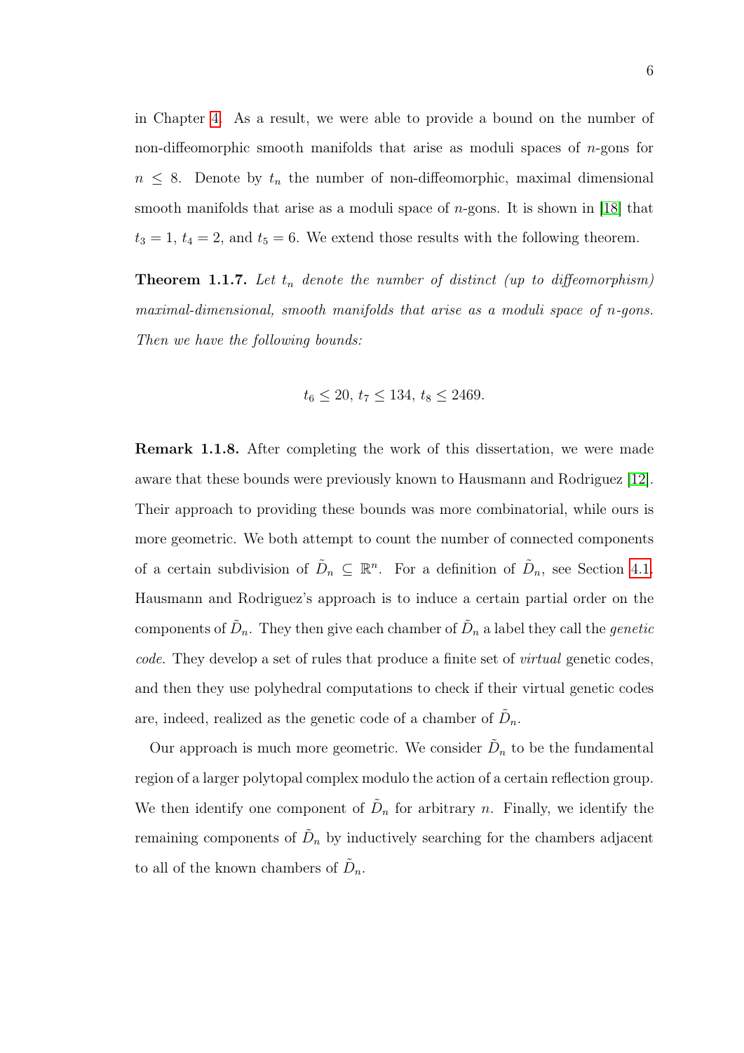in Chapter 4. As a result, we were able to provide a bound on the number of non-diffeomorphic smooth manifolds that arise as moduli spaces of $n$-gons for $n \leq 8$. Denote by $t_n$ the number of non-diffeomorphic, maximal dimensional smooth manifolds that arise as a moduli space of $n$-gons. It is shown in [18] that $t_3 = 1$, $t_4 = 2$, and $t_5 = 6$. We extend those results with the following theorem.

**Theorem 1.1.7.** *Let $t_n$ denote the number of distinct (up to diffeomorphism) maximal-dimensional, smooth manifolds that arise as a moduli space of $n$-gons. Then we have the following bounds:*

$$t_6 \leq 20,\ t_7 \leq 134,\ t_8 \leq 2469.$$

**Remark 1.1.8.** After completing the work of this dissertation, we were made aware that these bounds were previously known to Hausmann and Rodriguez [12]. Their approach to providing these bounds was more combinatorial, while ours is more geometric. We both attempt to count the number of connected components of a certain subdivision of $\tilde{D}_n \subseteq \mathbb{R}^n$. For a definition of $\tilde{D}_n$, see Section 4.1. Hausmann and Rodriguez's approach is to induce a certain partial order on the components of $\tilde{D}_n$. They then give each chamber of $\tilde{D}_n$ a label they call the *genetic code*. They develop a set of rules that produce a finite set of *virtual* genetic codes, and then they use polyhedral computations to check if their virtual genetic codes are, indeed, realized as the genetic code of a chamber of $\tilde{D}_n$.

Our approach is much more geometric. We consider $\tilde{D}_n$ to be the fundamental region of a larger polytopal complex modulo the action of a certain reflection group. We then identify one component of $\tilde{D}_n$ for arbitrary $n$. Finally, we identify the remaining components of $\tilde{D}_n$ by inductively searching for the chambers adjacent to all of the known chambers of $\tilde{D}_n$.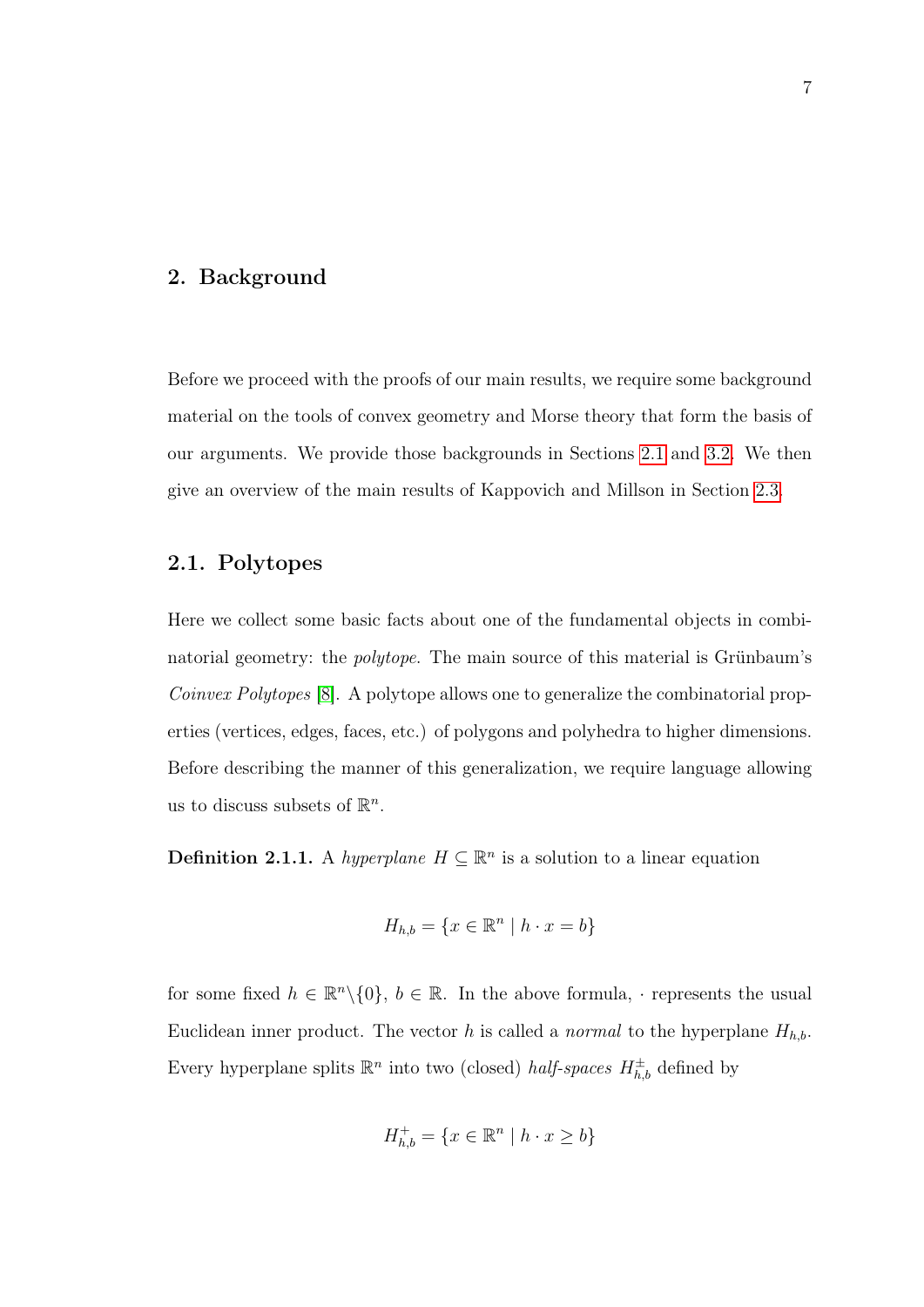# 2. Background

Before we proceed with the proofs of our main results, we require some background material on the tools of convex geometry and Morse theory that form the basis of our arguments. We provide those backgrounds in Sections 2.1 and 3.2. We then give an overview of the main results of Kappovich and Millson in Section 2.3.

## 2.1. Polytopes

Here we collect some basic facts about one of the fundamental objects in combinatorial geometry: the *polytope*. The main source of this material is Grünbaum's *Coinvex Polytopes* [8]. A polytope allows one to generalize the combinatorial properties (vertices, edges, faces, etc.) of polygons and polyhedra to higher dimensions. Before describing the manner of this generalization, we require language allowing us to discuss subsets of $\mathbb{R}^n$.

**Definition 2.1.1.** A *hyperplane* $H \subseteq \mathbb{R}^n$ is a solution to a linear equation

$$H_{h,b} = \{x \in \mathbb{R}^n \mid h \cdot x = b\}$$

for some fixed $h \in \mathbb{R}^n \backslash \{0\}$, $b \in \mathbb{R}$. In the above formula, $\cdot$ represents the usual Euclidean inner product. The vector $h$ is called a *normal* to the hyperplane $H_{h,b}$. Every hyperplane splits $\mathbb{R}^n$ into two (closed) *half-spaces* $H^{\pm}_{h,b}$ defined by

$$H^{+}_{h,b} = \{x \in \mathbb{R}^n \mid h \cdot x \geq b\}$$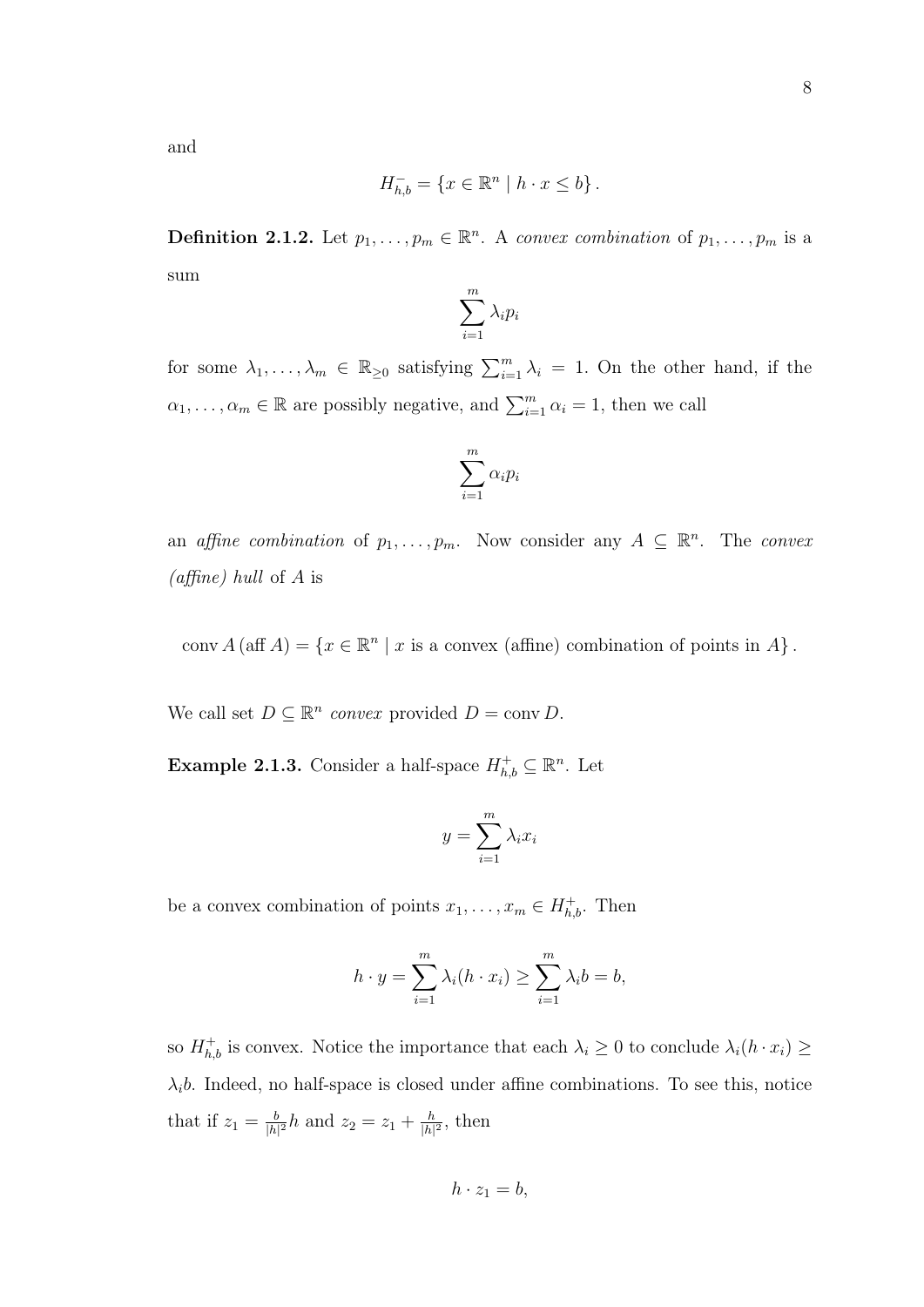and

$$H^-_{h,b} = \{x \in \mathbb{R}^n \mid h \cdot x \leq b\}.$$

**Definition 2.1.2.** Let $p_1, \ldots, p_m \in \mathbb{R}^n$. A *convex combination* of $p_1, \ldots, p_m$ is a sum

$$\sum_{i=1}^{m} \lambda_i p_i$$

for some $\lambda_1, \ldots, \lambda_m \in \mathbb{R}_{\geq 0}$ satisfying $\sum_{i=1}^{m} \lambda_i = 1$. On the other hand, if the $\alpha_1, \ldots, \alpha_m \in \mathbb{R}$ are possibly negative, and $\sum_{i=1}^{m} \alpha_i = 1$, then we call

$$\sum_{i=1}^{m} \alpha_i p_i$$

an *affine combination* of $p_1, \ldots, p_m$. Now consider any $A \subseteq \mathbb{R}^n$. The *convex (affine) hull* of $A$ is

$$\operatorname{conv} A \,(\operatorname{aff} A) = \{x \in \mathbb{R}^n \mid x \text{ is a convex (affine) combination of points in } A\}.$$

We call set $D \subseteq \mathbb{R}^n$ *convex* provided $D = \operatorname{conv} D$.

**Example 2.1.3.** Consider a half-space $H^+_{h,b} \subseteq \mathbb{R}^n$. Let

$$y = \sum_{i=1}^{m} \lambda_i x_i$$

be a convex combination of points $x_1, \ldots, x_m \in H^+_{h,b}$. Then

$$h \cdot y = \sum_{i=1}^{m} \lambda_i (h \cdot x_i) \geq \sum_{i=1}^{m} \lambda_i b = b,$$

so $H^+_{h,b}$ is convex. Notice the importance that each $\lambda_i \geq 0$ to conclude $\lambda_i(h \cdot x_i) \geq \lambda_i b$. Indeed, no half-space is closed under affine combinations. To see this, notice that if $z_1 = \frac{b}{|h|^2} h$ and $z_2 = z_1 + \frac{h}{|h|^2}$, then

$$h \cdot z_1 = b,$$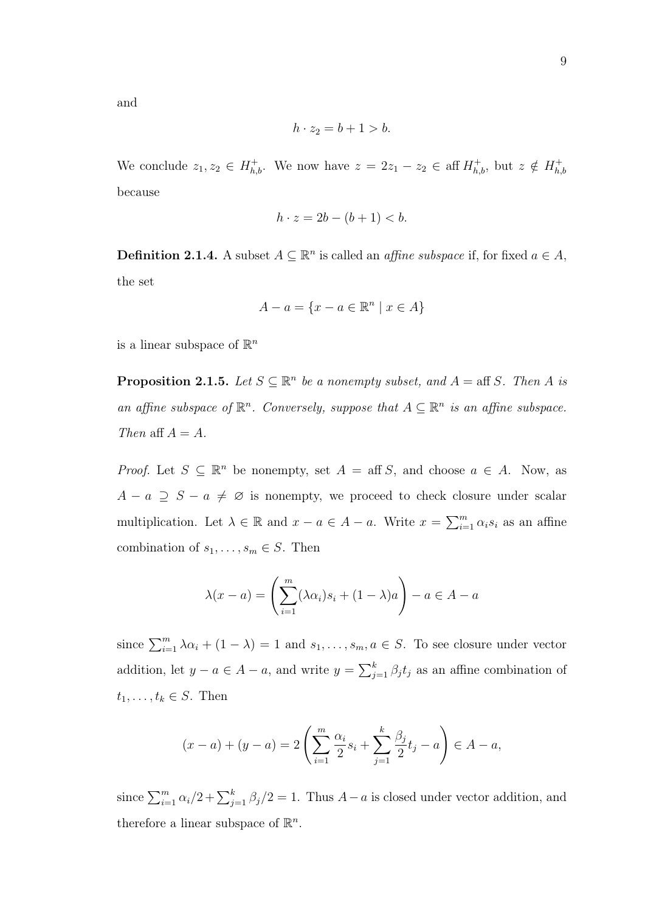and

$$h \cdot z_2 = b + 1 > b.$$

We conclude $z_1, z_2 \in H^+_{h,b}$. We now have $z = 2z_1 - z_2 \in \operatorname{aff} H^+_{h,b}$, but $z \notin H^+_{h,b}$ because

$$h \cdot z = 2b - (b+1) < b.$$

**Definition 2.1.4.** A subset $A \subseteq \mathbb{R}^n$ is called an *affine subspace* if, for fixed $a \in A$, the set

$$A - a = \{x - a \in \mathbb{R}^n \mid x \in A\}$$

is a linear subspace of $\mathbb{R}^n$

**Proposition 2.1.5.** *Let $S \subseteq \mathbb{R}^n$ be a nonempty subset, and $A = \operatorname{aff} S$. Then $A$ is an affine subspace of $\mathbb{R}^n$. Conversely, suppose that $A \subseteq \mathbb{R}^n$ is an affine subspace. Then* $\operatorname{aff} A = A$.

*Proof.* Let $S \subseteq \mathbb{R}^n$ be nonempty, set $A = \operatorname{aff} S$, and choose $a \in A$. Now, as $A - a \supseteq S - a \neq \varnothing$ is nonempty, we proceed to check closure under scalar multiplication. Let $\lambda \in \mathbb{R}$ and $x - a \in A - a$. Write $x = \sum_{i=1}^m \alpha_i s_i$ as an affine combination of $s_1, \ldots, s_m \in S$. Then

$$\lambda(x - a) = \left( \sum_{i=1}^m (\lambda \alpha_i) s_i + (1 - \lambda) a \right) - a \in A - a$$

since $\sum_{i=1}^m \lambda \alpha_i + (1 - \lambda) = 1$ and $s_1, \ldots, s_m, a \in S$. To see closure under vector addition, let $y - a \in A - a$, and write $y = \sum_{j=1}^k \beta_j t_j$ as an affine combination of $t_1, \ldots, t_k \in S$. Then

$$(x - a) + (y - a) = 2 \left( \sum_{i=1}^m \frac{\alpha_i}{2} s_i + \sum_{j=1}^k \frac{\beta_j}{2} t_j - a \right) \in A - a,$$

since $\sum_{i=1}^m \alpha_i/2 + \sum_{j=1}^k \beta_j/2 = 1$. Thus $A - a$ is closed under vector addition, and therefore a linear subspace of $\mathbb{R}^n$.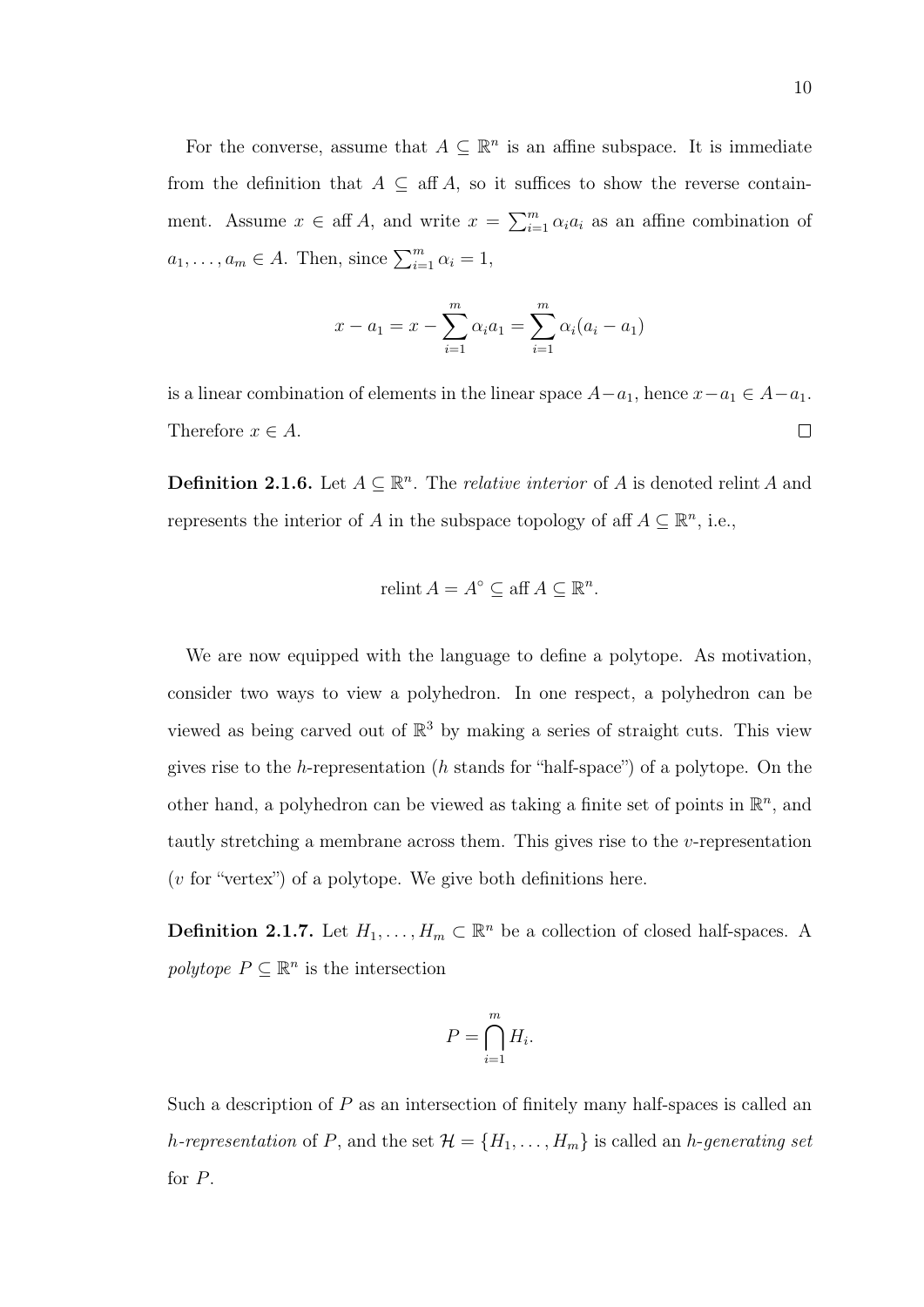For the converse, assume that $A \subseteq \mathbb{R}^n$ is an affine subspace. It is immediate from the definition that $A \subseteq \operatorname{aff} A$, so it suffices to show the reverse containment. Assume $x \in \operatorname{aff} A$, and write $x = \sum_{i=1}^m \alpha_i a_i$ as an affine combination of $a_1, \ldots, a_m \in A$. Then, since $\sum_{i=1}^m \alpha_i = 1$,

$$x - a_1 = x - \sum_{i=1}^m \alpha_i a_1 = \sum_{i=1}^m \alpha_i (a_i - a_1)$$

is a linear combination of elements in the linear space $A - a_1$, hence $x - a_1 \in A - a_1$. Therefore $x \in A$. ◻

**Definition 2.1.6.** Let $A \subseteq \mathbb{R}^n$. The *relative interior* of $A$ is denoted relint $A$ and represents the interior of $A$ in the subspace topology of $\operatorname{aff} A \subseteq \mathbb{R}^n$, i.e.,

$$\operatorname{relint} A = A^\circ \subseteq \operatorname{aff} A \subseteq \mathbb{R}^n.$$

We are now equipped with the language to define a polytope. As motivation, consider two ways to view a polyhedron. In one respect, a polyhedron can be viewed as being carved out of $\mathbb{R}^3$ by making a series of straight cuts. This view gives rise to the $h$-representation ($h$ stands for "half-space") of a polytope. On the other hand, a polyhedron can be viewed as taking a finite set of points in $\mathbb{R}^n$, and tautly stretching a membrane across them. This gives rise to the $v$-representation ($v$ for "vertex") of a polytope. We give both definitions here.

**Definition 2.1.7.** Let $H_1, \ldots, H_m \subset \mathbb{R}^n$ be a collection of closed half-spaces. A *polytope* $P \subseteq \mathbb{R}^n$ is the intersection

$$P = \bigcap_{i=1}^m H_i.$$

Such a description of $P$ as an intersection of finitely many half-spaces is called an *$h$-representation* of $P$, and the set $\mathcal{H} = \{H_1, \ldots, H_m\}$ is called an *$h$-generating set* for $P$.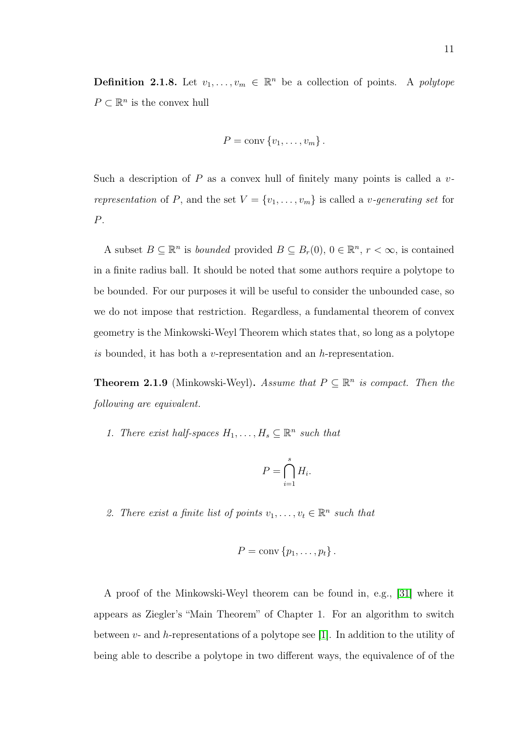**Definition 2.1.8.** Let $v_1, \ldots, v_m \in \mathbb{R}^n$ be a collection of points. A *polytope* $P \subset \mathbb{R}^n$ is the convex hull

$$P = \operatorname{conv}\{v_1, \ldots, v_m\}.$$

Such a description of $P$ as a convex hull of finitely many points is called a *v-representation* of $P$, and the set $V = \{v_1, \ldots, v_m\}$ is called a *v-generating set* for $P$.

A subset $B \subseteq \mathbb{R}^n$ is *bounded* provided $B \subseteq B_r(0)$, $0 \in \mathbb{R}^n$, $r < \infty$, is contained in a finite radius ball. It should be noted that some authors require a polytope to be bounded. For our purposes it will be useful to consider the unbounded case, so we do not impose that restriction. Regardless, a fundamental theorem of convex geometry is the Minkowski-Weyl Theorem which states that, so long as a polytope *is* bounded, it has both a $v$-representation and an $h$-representation.

**Theorem 2.1.9** (Minkowski-Weyl)**.** *Assume that $P \subseteq \mathbb{R}^n$ is compact. Then the following are equivalent.*

1. *There exist half-spaces $H_1, \ldots, H_s \subseteq \mathbb{R}^n$ such that*

$$P = \bigcap_{i=1}^{s} H_i.$$

2. *There exist a finite list of points $v_1, \ldots, v_t \in \mathbb{R}^n$ such that*

$$P = \operatorname{conv}\{p_1, \ldots, p_t\}.$$

A proof of the Minkowski-Weyl theorem can be found in, e.g., [31] where it appears as Ziegler's "Main Theorem" of Chapter 1. For an algorithm to switch between $v$- and $h$-representations of a polytope see [1]. In addition to the utility of being able to describe a polytope in two different ways, the equivalence of of the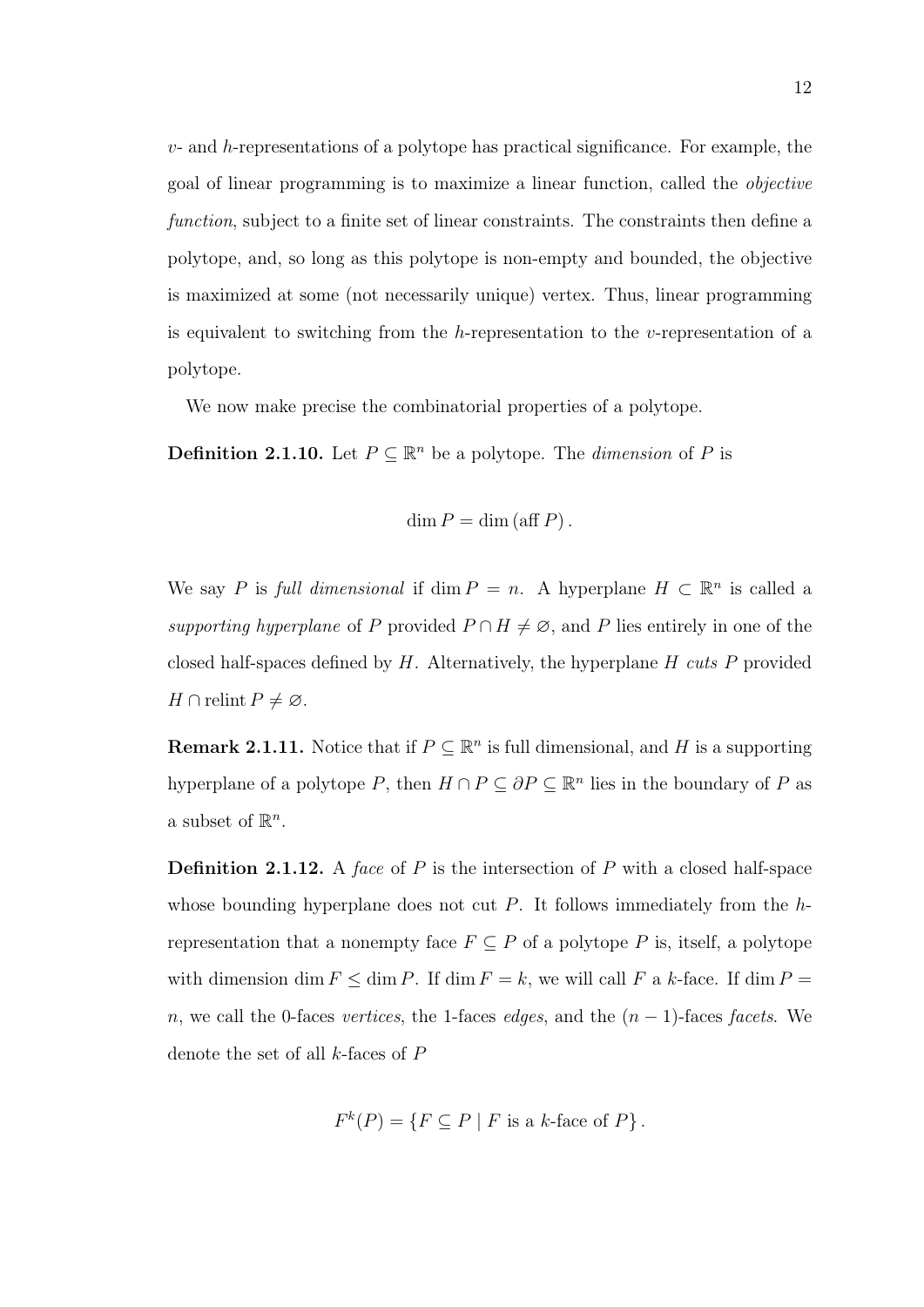$v$- and $h$-representations of a polytope has practical significance. For example, the goal of linear programming is to maximize a linear function, called the *objective function*, subject to a finite set of linear constraints. The constraints then define a polytope, and, so long as this polytope is non-empty and bounded, the objective is maximized at some (not necessarily unique) vertex. Thus, linear programming is equivalent to switching from the $h$-representation to the $v$-representation of a polytope.

We now make precise the combinatorial properties of a polytope.

**Definition 2.1.10.** Let $P \subseteq \mathbb{R}^n$ be a polytope. The *dimension* of $P$ is

$$\dim P = \dim (\operatorname{aff} P) .$$

We say $P$ is *full dimensional* if $\dim P = n$. A hyperplane $H \subset \mathbb{R}^n$ is called a *supporting hyperplane* of $P$ provided $P \cap H \neq \varnothing$, and $P$ lies entirely in one of the closed half-spaces defined by $H$. Alternatively, the hyperplane $H$ *cuts* $P$ provided $H \cap \operatorname{relint} P \neq \varnothing$.

**Remark 2.1.11.** Notice that if $P \subseteq \mathbb{R}^n$ is full dimensional, and $H$ is a supporting hyperplane of a polytope $P$, then $H \cap P \subseteq \partial P \subseteq \mathbb{R}^n$ lies in the boundary of $P$ as a subset of $\mathbb{R}^n$.

**Definition 2.1.12.** A *face* of $P$ is the intersection of $P$ with a closed half-space whose bounding hyperplane does not cut $P$. It follows immediately from the $h$-representation that a nonempty face $F \subseteq P$ of a polytope $P$ is, itself, a polytope with dimension $\dim F \leq \dim P$. If $\dim F = k$, we will call $F$ a $k$-face. If $\dim P = n$, we call the 0-faces *vertices*, the 1-faces *edges*, and the $(n-1)$-faces *facets*. We denote the set of all $k$-faces of $P$

$$F^k(P) = \{F \subseteq P \mid F \text{ is a } k\text{-face of } P\} .$$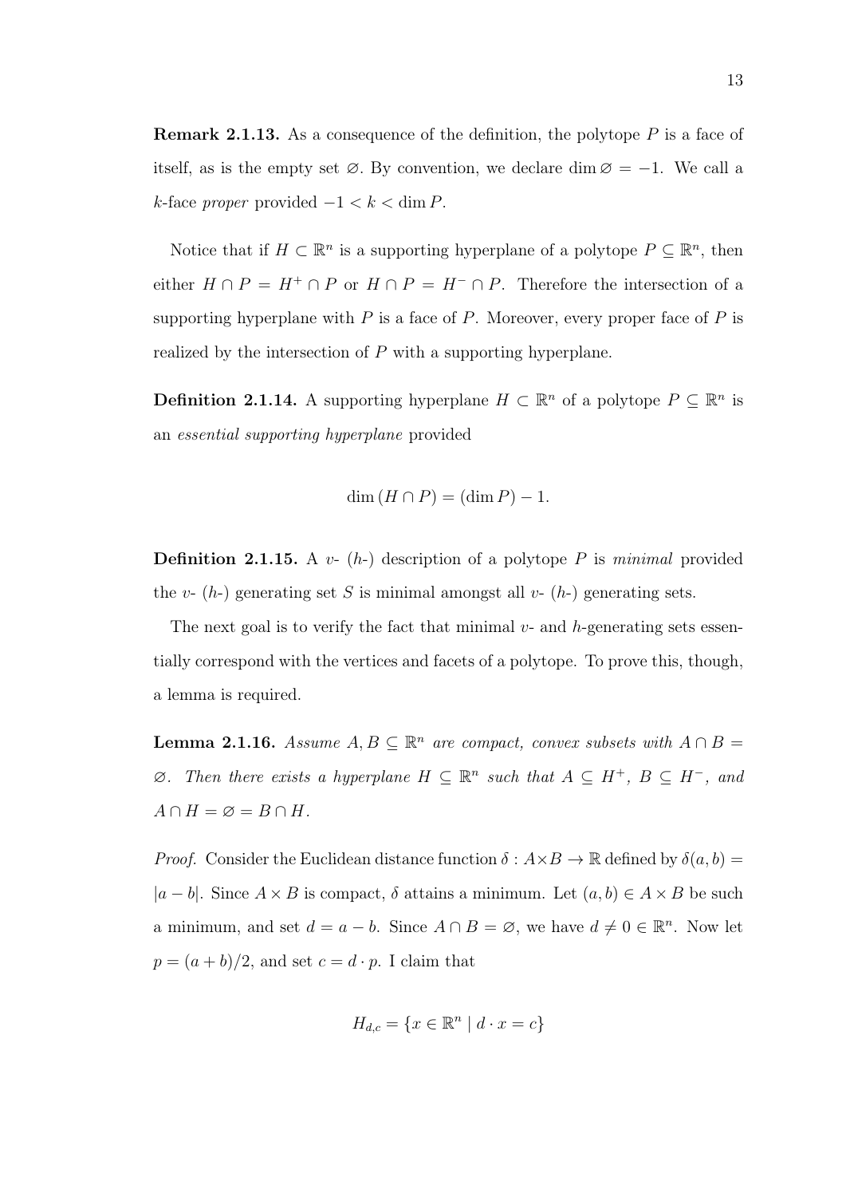**Remark 2.1.13.** As a consequence of the definition, the polytope $P$ is a face of itself, as is the empty set $\varnothing$. By convention, we declare $\dim \varnothing = -1$. We call a $k$-face *proper* provided $-1 < k < \dim P$.

Notice that if $H \subset \mathbb{R}^n$ is a supporting hyperplane of a polytope $P \subseteq \mathbb{R}^n$, then either $H \cap P = H^+ \cap P$ or $H \cap P = H^- \cap P$. Therefore the intersection of a supporting hyperplane with $P$ is a face of $P$. Moreover, every proper face of $P$ is realized by the intersection of $P$ with a supporting hyperplane.

**Definition 2.1.14.** A supporting hyperplane $H \subset \mathbb{R}^n$ of a polytope $P \subseteq \mathbb{R}^n$ is an *essential supporting hyperplane* provided

$$\dim (H \cap P) = (\dim P) - 1.$$

**Definition 2.1.15.** A $v$- ($h$-) description of a polytope $P$ is *minimal* provided the $v$- ($h$-) generating set $S$ is minimal amongst all $v$- ($h$-) generating sets.

The next goal is to verify the fact that minimal $v$- and $h$-generating sets essentially correspond with the vertices and facets of a polytope. To prove this, though, a lemma is required.

**Lemma 2.1.16.** *Assume $A, B \subseteq \mathbb{R}^n$ are compact, convex subsets with $A \cap B = \varnothing$. Then there exists a hyperplane $H \subseteq \mathbb{R}^n$ such that $A \subseteq H^+$, $B \subseteq H^-$, and $A \cap H = \varnothing = B \cap H$.*

*Proof.* Consider the Euclidean distance function $\delta : A \times B \to \mathbb{R}$ defined by $\delta(a, b) = |a - b|$. Since $A \times B$ is compact, $\delta$ attains a minimum. Let $(a, b) \in A \times B$ be such a minimum, and set $d = a - b$. Since $A \cap B = \varnothing$, we have $d \neq 0 \in \mathbb{R}^n$. Now let $p = (a + b)/2$, and set $c = d \cdot p$. I claim that

$$H_{d,c} = \{x \in \mathbb{R}^n \mid d \cdot x = c\}$$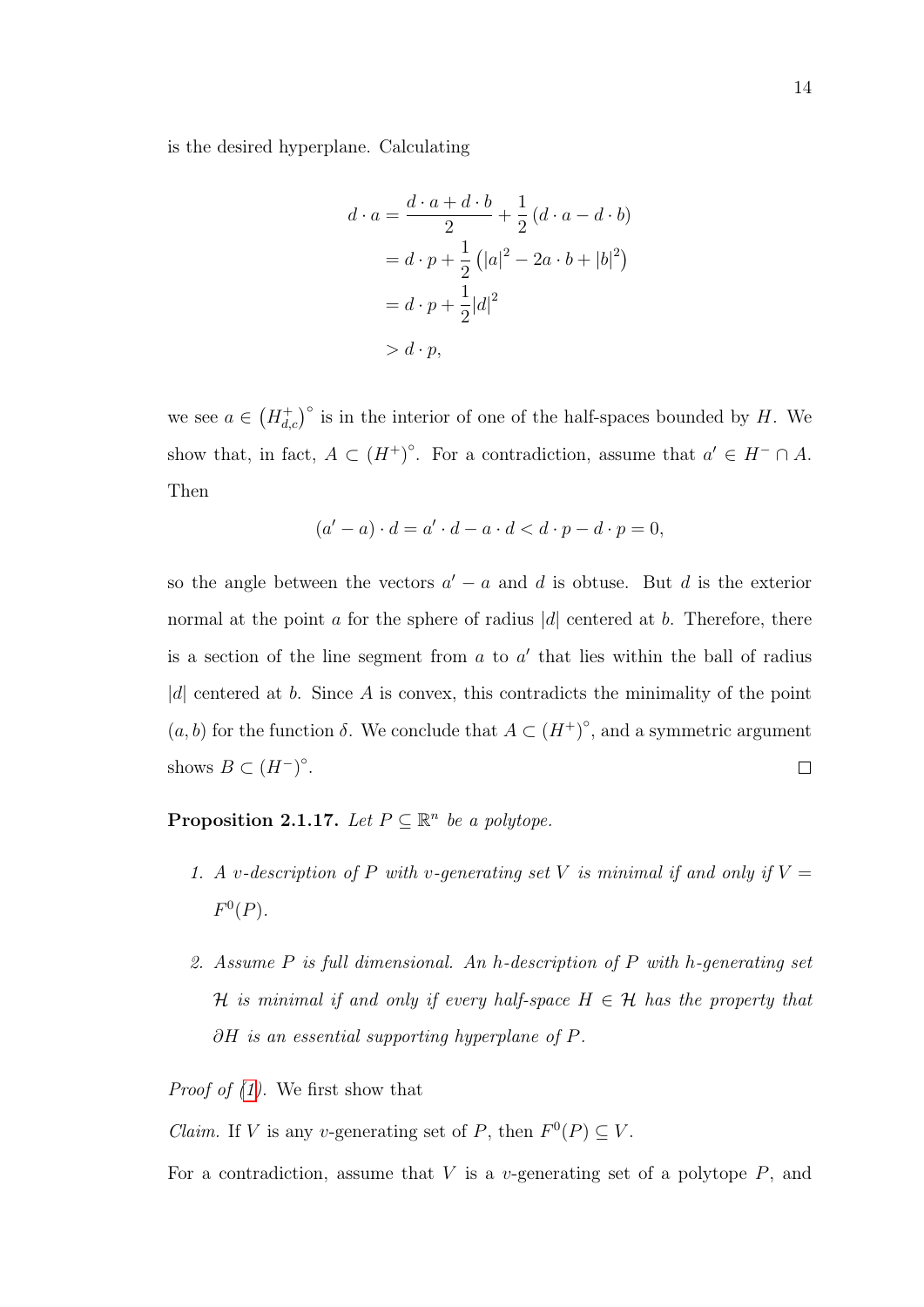is the desired hyperplane. Calculating

$$
\begin{aligned}
d \cdot a &= \frac{d \cdot a + d \cdot b}{2} + \frac{1}{2}\left(d \cdot a - d \cdot b\right) \\
&= d \cdot p + \frac{1}{2}\left(|a|^2 - 2a \cdot b + |b|^2\right) \\
&= d \cdot p + \frac{1}{2}|d|^2 \\
&> d \cdot p,
\end{aligned}
$$

we see $a \in \left(H^+_{d,c}\right)^\circ$ is in the interior of one of the half-spaces bounded by $H$. We show that, in fact, $A \subset (H^+)^\circ$. For a contradiction, assume that $a' \in H^- \cap A$. Then

$$
(a' - a) \cdot d = a' \cdot d - a \cdot d < d \cdot p - d \cdot p = 0,
$$

so the angle between the vectors $a' - a$ and $d$ is obtuse. But $d$ is the exterior normal at the point $a$ for the sphere of radius $|d|$ centered at $b$. Therefore, there is a section of the line segment from $a$ to $a'$ that lies within the ball of radius $|d|$ centered at $b$. Since $A$ is convex, this contradicts the minimality of the point $(a, b)$ for the function $\delta$. We conclude that $A \subset (H^+)^\circ$, and a symmetric argument shows $B \subset (H^-)^\circ$. □

**Proposition 2.1.17.** *Let $P \subseteq \mathbb{R}^n$ be a polytope.*

1. *A v-description of $P$ with v-generating set $V$ is minimal if and only if $V = F^0(P)$.*
2. *Assume $P$ is full dimensional. An h-description of $P$ with h-generating set $\mathcal{H}$ is minimal if and only if every half-space $H \in \mathcal{H}$ has the property that $\partial H$ is an essential supporting hyperplane of $P$.*

*Proof of (1).* We first show that

*Claim.* If $V$ is any v-generating set of $P$, then $F^0(P) \subseteq V$.

For a contradiction, assume that $V$ is a v-generating set of a polytope $P$, and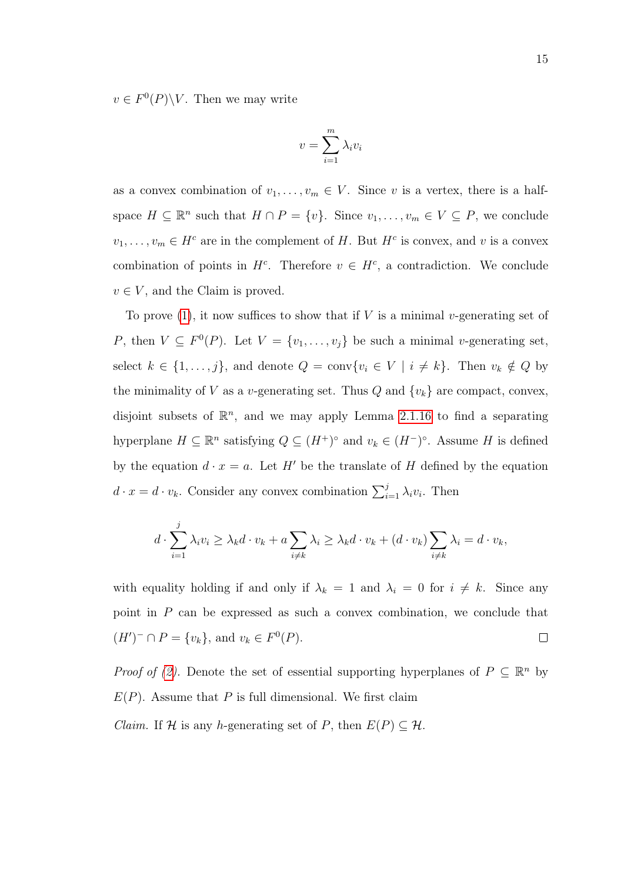$v \in F^0(P) \backslash V$. Then we may write

$$v = \sum_{i=1}^{m} \lambda_i v_i$$

as a convex combination of $v_1, \ldots, v_m \in V$. Since $v$ is a vertex, there is a half-space $H \subseteq \mathbb{R}^n$ such that $H \cap P = \{v\}$. Since $v_1, \ldots, v_m \in V \subseteq P$, we conclude $v_1, \ldots, v_m \in H^c$ are in the complement of $H$. But $H^c$ is convex, and $v$ is a convex combination of points in $H^c$. Therefore $v \in H^c$, a contradiction. We conclude $v \in V$, and the Claim is proved.

To prove (1), it now suffices to show that if $V$ is a minimal $v$-generating set of $P$, then $V \subseteq F^0(P)$. Let $V = \{v_1, \ldots, v_j\}$ be such a minimal $v$-generating set, select $k \in \{1, \ldots, j\}$, and denote $Q = \operatorname{conv}\{v_i \in V \mid i \neq k\}$. Then $v_k \notin Q$ by the minimality of $V$ as a $v$-generating set. Thus $Q$ and $\{v_k\}$ are compact, convex, disjoint subsets of $\mathbb{R}^n$, and we may apply Lemma 2.1.16 to find a separating hyperplane $H \subseteq \mathbb{R}^n$ satisfying $Q \subseteq (H^+)^\circ$ and $v_k \in (H^-)^\circ$. Assume $H$ is defined by the equation $d \cdot x = a$. Let $H'$ be the translate of $H$ defined by the equation $d \cdot x = d \cdot v_k$. Consider any convex combination $\sum_{i=1}^{j} \lambda_i v_i$. Then

$$d \cdot \sum_{i=1}^{j} \lambda_i v_i \geq \lambda_k d \cdot v_k + a \sum_{i \neq k} \lambda_i \geq \lambda_k d \cdot v_k + (d \cdot v_k) \sum_{i \neq k} \lambda_i = d \cdot v_k,$$

with equality holding if and only if $\lambda_k = 1$ and $\lambda_i = 0$ for $i \neq k$. Since any point in $P$ can be expressed as such a convex combination, we conclude that $(H')^- \cap P = \{v_k\}$, and $v_k \in F^0(P)$. $\square$

*Proof of (2).* Denote the set of essential supporting hyperplanes of $P \subseteq \mathbb{R}^n$ by $E(P)$. Assume that $P$ is full dimensional. We first claim

*Claim.* If $\mathcal{H}$ is any $h$-generating set of $P$, then $E(P) \subseteq \mathcal{H}$.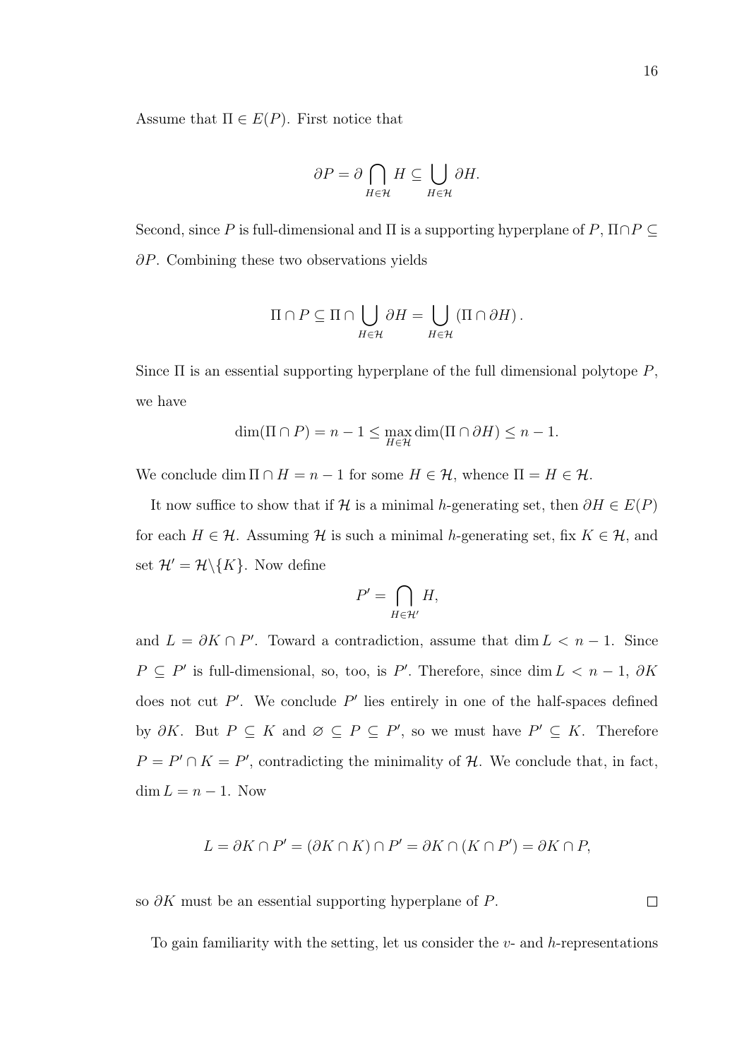Assume that $\Pi \in E(P)$. First notice that

$$\partial P = \partial \bigcap_{H \in \mathcal{H}} H \subseteq \bigcup_{H \in \mathcal{H}} \partial H.$$

Second, since $P$ is full-dimensional and $\Pi$ is a supporting hyperplane of $P$, $\Pi \cap P \subseteq \partial P$. Combining these two observations yields

$$\Pi \cap P \subseteq \Pi \cap \bigcup_{H \in \mathcal{H}} \partial H = \bigcup_{H \in \mathcal{H}} (\Pi \cap \partial H).$$

Since $\Pi$ is an essential supporting hyperplane of the full dimensional polytope $P$, we have

$$\dim(\Pi \cap P) = n - 1 \leq \max_{H \in \mathcal{H}} \dim(\Pi \cap \partial H) \leq n - 1.$$

We conclude $\dim \Pi \cap H = n - 1$ for some $H \in \mathcal{H}$, whence $\Pi = H \in \mathcal{H}$.

It now suffice to show that if $\mathcal{H}$ is a minimal $h$-generating set, then $\partial H \in E(P)$ for each $H \in \mathcal{H}$. Assuming $\mathcal{H}$ is such a minimal $h$-generating set, fix $K \in \mathcal{H}$, and set $\mathcal{H}' = \mathcal{H} \backslash \{K\}$. Now define

$$P' = \bigcap_{H \in \mathcal{H}'} H,$$

and $L = \partial K \cap P'$. Toward a contradiction, assume that $\dim L < n - 1$. Since $P \subseteq P'$ is full-dimensional, so, too, is $P'$. Therefore, since $\dim L < n - 1$, $\partial K$ does not cut $P'$. We conclude $P'$ lies entirely in one of the half-spaces defined by $\partial K$. But $P \subseteq K$ and $\varnothing \subseteq P \subseteq P'$, so we must have $P' \subseteq K$. Therefore $P = P' \cap K = P'$, contradicting the minimality of $\mathcal{H}$. We conclude that, in fact, $\dim L = n - 1$. Now

$$L = \partial K \cap P' = (\partial K \cap K) \cap P' = \partial K \cap (K \cap P') = \partial K \cap P,$$

so $\partial K$ must be an essential supporting hyperplane of $P$. $\square$

To gain familiarity with the setting, let us consider the $v$- and $h$-representations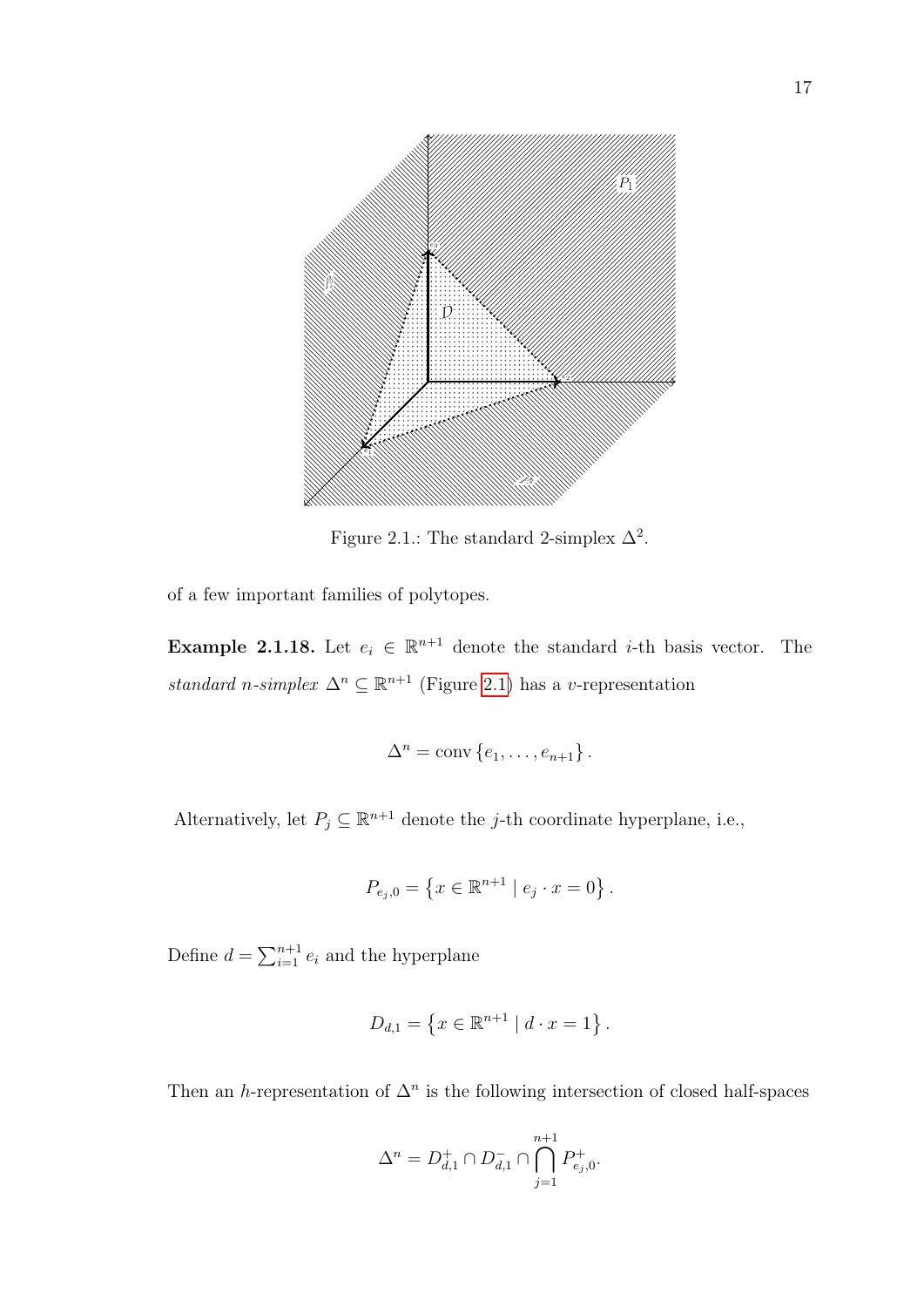Figure 2.1.: The standard 2-simplex $\Delta^2$.

of a few important families of polytopes.

**Example 2.1.18.** Let $e_i \in \mathbb{R}^{n+1}$ denote the standard $i$-th basis vector. The *standard n-simplex* $\Delta^n \subseteq \mathbb{R}^{n+1}$ (Figure 2.1) has a $v$-representation

$$\Delta^n = \operatorname{conv}\{e_1, \ldots, e_{n+1}\}.$$

Alternatively, let $P_j \subseteq \mathbb{R}^{n+1}$ denote the $j$-th coordinate hyperplane, i.e.,

$$P_{e_j,0} = \left\{x \in \mathbb{R}^{n+1} \mid e_j \cdot x = 0\right\}.$$

Define $d = \sum_{i=1}^{n+1} e_i$ and the hyperplane

$$D_{d,1} = \left\{x \in \mathbb{R}^{n+1} \mid d \cdot x = 1\right\}.$$

Then an $h$-representation of $\Delta^n$ is the following intersection of closed half-spaces

$$\Delta^n = D_{d,1}^{+} \cap D_{d,1}^{-} \cap \bigcap_{j=1}^{n+1} P_{e_j,0}^{+}.$$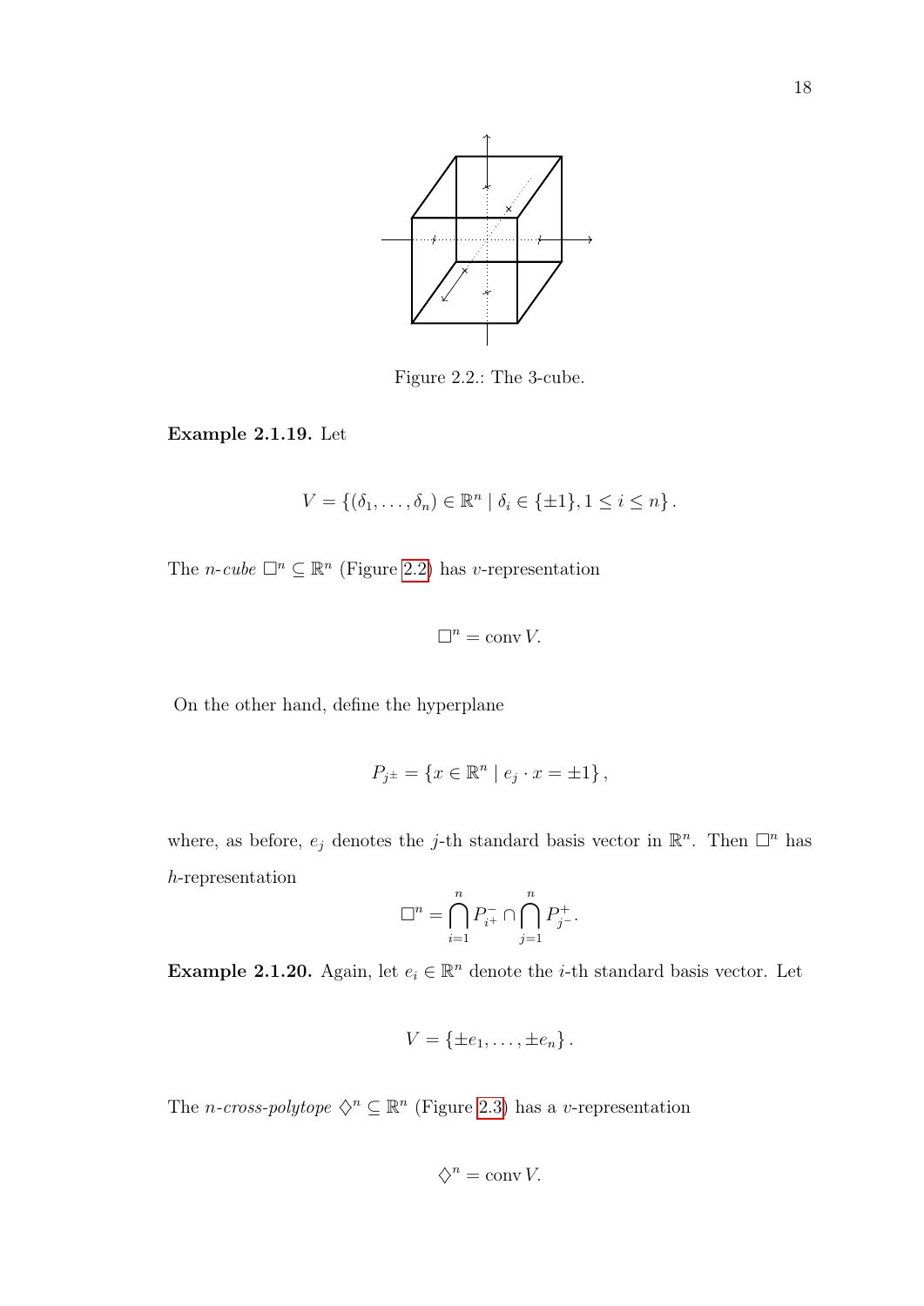Figure 2.2.: The 3-cube.

**Example 2.1.19.** Let

$$V = \{(\delta_1, \ldots, \delta_n) \in \mathbb{R}^n \mid \delta_i \in \{\pm 1\}, 1 \leq i \leq n\}.$$

The *n-cube* $\square^n \subseteq \mathbb{R}^n$ (Figure 2.2) has *v*-representation

$$\square^n = \operatorname{conv} V.$$

On the other hand, define the hyperplane

$$P_{j^\pm} = \{x \in \mathbb{R}^n \mid e_j \cdot x = \pm 1\},$$

where, as before, $e_j$ denotes the $j$-th standard basis vector in $\mathbb{R}^n$. Then $\square^n$ has *h*-representation

$$\square^n = \bigcap_{i=1}^{n} P_{i^+}^{-} \cap \bigcap_{j=1}^{n} P_{j^-}^{+}.$$

**Example 2.1.20.** Again, let $e_i \in \mathbb{R}^n$ denote the $i$-th standard basis vector. Let

$$V = \{\pm e_1, \ldots, \pm e_n\}.$$

The *n-cross-polytope* $\diamondsuit^n \subseteq \mathbb{R}^n$ (Figure 2.3) has a *v*-representation

$$\diamondsuit^n = \operatorname{conv} V.$$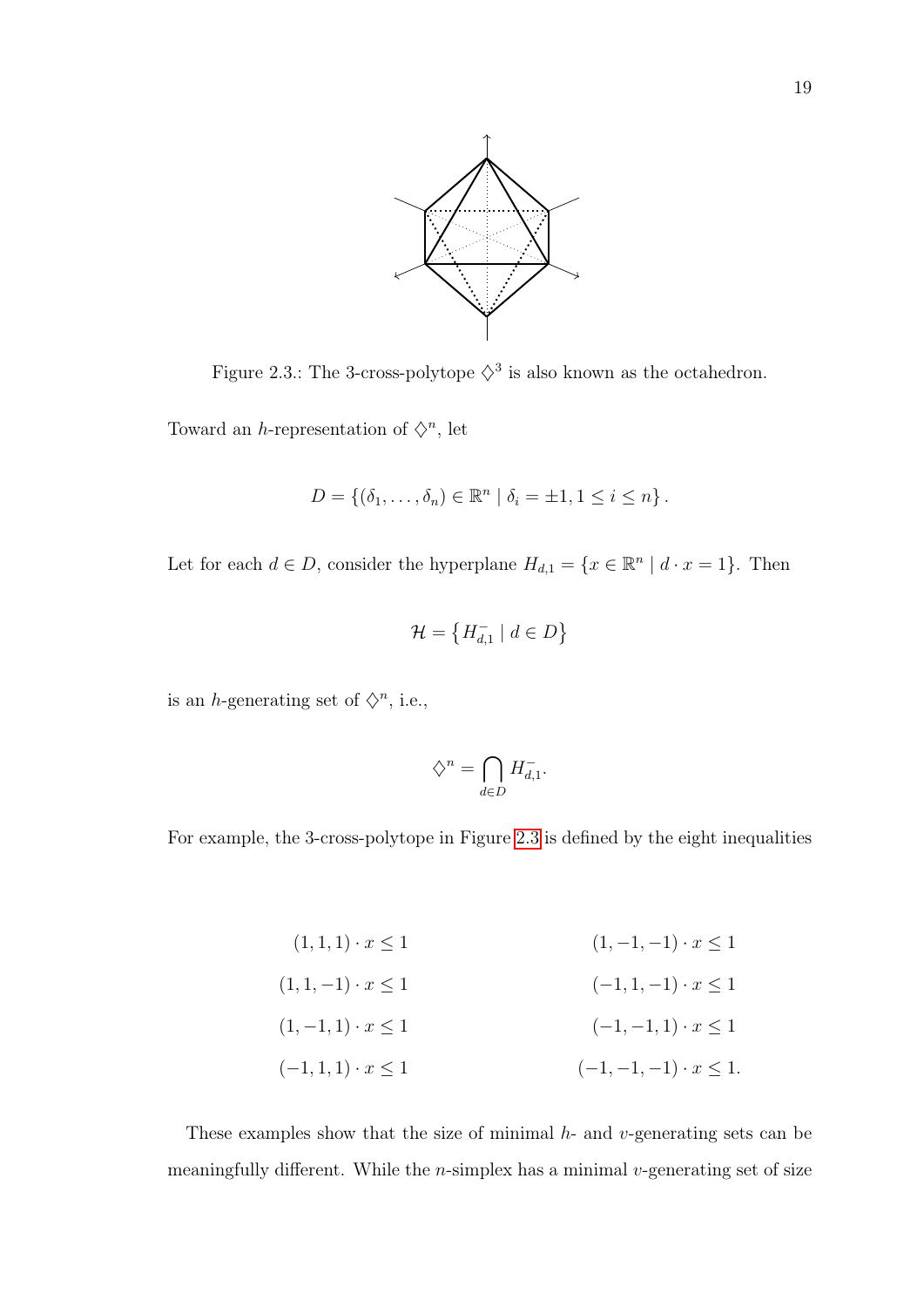Figure 2.3.: The 3-cross-polytope $\diamondsuit^3$ is also known as the octahedron.

Toward an $h$-representation of $\diamondsuit^n$, let

$$D = \{(\delta_1, \ldots, \delta_n) \in \mathbb{R}^n \mid \delta_i = \pm 1, 1 \leq i \leq n\}.$$

Let for each $d \in D$, consider the hyperplane $H_{d,1} = \{x \in \mathbb{R}^n \mid d \cdot x = 1\}$. Then

$$\mathcal{H} = \left\{ H_{d,1}^- \mid d \in D \right\}$$

is an $h$-generating set of $\diamondsuit^n$, i.e.,

$$\diamondsuit^n = \bigcap_{d \in D} H_{d,1}^-.$$

For example, the 3-cross-polytope in Figure 2.3 is defined by the eight inequalities

$$
\begin{aligned}
(1,1,1) \cdot x &\leq 1 & \qquad (1,-1,-1) \cdot x &\leq 1 \\
(1,1,-1) \cdot x &\leq 1 & \qquad (-1,1,-1) \cdot x &\leq 1 \\
(1,-1,1) \cdot x &\leq 1 & \qquad (-1,-1,1) \cdot x &\leq 1 \\
(-1,1,1) \cdot x &\leq 1 & \qquad (-1,-1,-1) \cdot x &\leq 1.
\end{aligned}
$$

These examples show that the size of minimal $h$- and $v$-generating sets can be meaningfully different. While the $n$-simplex has a minimal $v$-generating set of size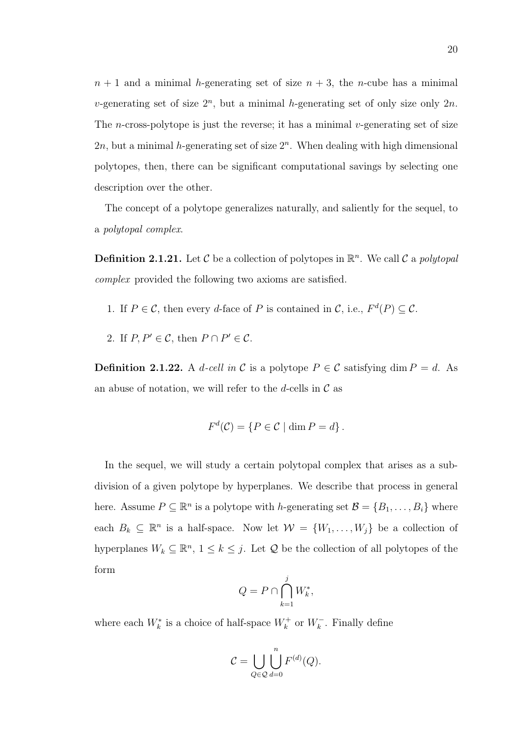$n + 1$ and a minimal $h$-generating set of size $n + 3$, the $n$-cube has a minimal $v$-generating set of size $2^n$, but a minimal $h$-generating set of only size only $2n$. The $n$-cross-polytope is just the reverse; it has a minimal $v$-generating set of size $2n$, but a minimal $h$-generating set of size $2^n$. When dealing with high dimensional polytopes, then, there can be significant computational savings by selecting one description over the other.

The concept of a polytope generalizes naturally, and saliently for the sequel, to a *polytopal complex*.

**Definition 2.1.21.** Let $\mathcal{C}$ be a collection of polytopes in $\mathbb{R}^n$. We call $\mathcal{C}$ a *polytopal complex* provided the following two axioms are satisfied.

1. If $P \in \mathcal{C}$, then every $d$-face of $P$ is contained in $\mathcal{C}$, i.e., $F^d(P) \subseteq \mathcal{C}$.

2. If $P, P' \in \mathcal{C}$, then $P \cap P' \in \mathcal{C}$.

**Definition 2.1.22.** A *$d$-cell in $\mathcal{C}$* is a polytope $P \in \mathcal{C}$ satisfying $\dim P = d$. As an abuse of notation, we will refer to the $d$-cells in $\mathcal{C}$ as

$$F^d(\mathcal{C}) = \{P \in \mathcal{C} \mid \dim P = d\}.$$

In the sequel, we will study a certain polytopal complex that arises as a subdivision of a given polytope by hyperplanes. We describe that process in general here. Assume $P \subseteq \mathbb{R}^n$ is a polytope with $h$-generating set $\mathcal{B} = \{B_1, \ldots, B_i\}$ where each $B_k \subseteq \mathbb{R}^n$ is a half-space. Now let $\mathcal{W} = \{W_1, \ldots, W_j\}$ be a collection of hyperplanes $W_k \subseteq \mathbb{R}^n$, $1 \leq k \leq j$. Let $\mathcal{Q}$ be the collection of all polytopes of the form

$$Q = P \cap \bigcap_{k=1}^{j} W_k^*,$$

where each $W_k^*$ is a choice of half-space $W_k^+$ or $W_k^-$. Finally define

$$\mathcal{C} = \bigcup_{Q \in \mathcal{Q}} \bigcup_{d=0}^{n} F^{(d)}(Q).$$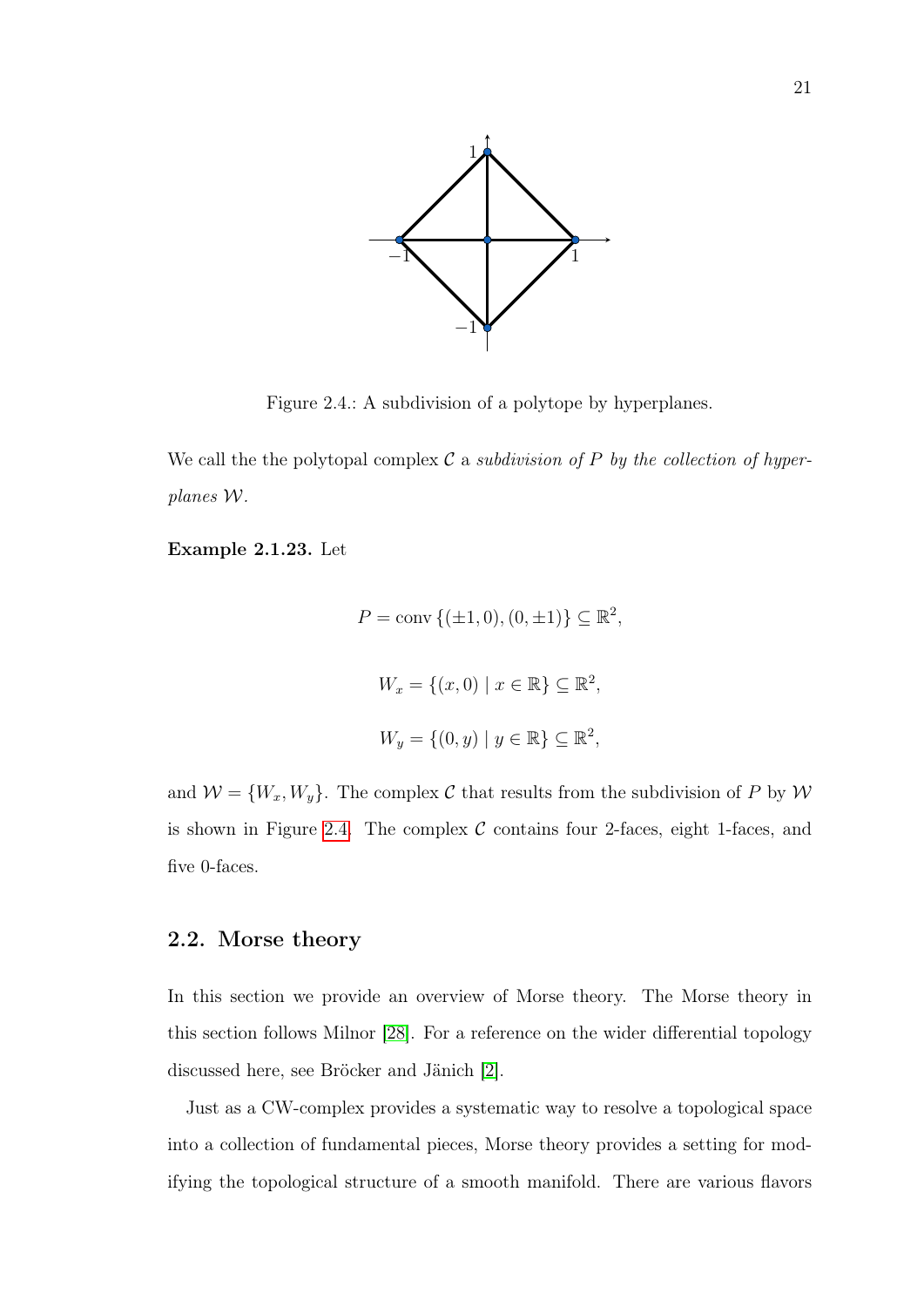Figure 2.4.: A subdivision of a polytope by hyperplanes.

We call the the polytopal complex $\mathcal{C}$ a *subdivision of $P$ by the collection of hyperplanes $\mathcal{W}$*.

**Example 2.1.23.** Let

$$P = \operatorname{conv}\{(\pm 1, 0), (0, \pm 1)\} \subseteq \mathbb{R}^2,$$

$$W_x = \{(x, 0) \mid x \in \mathbb{R}\} \subseteq \mathbb{R}^2,$$

$$W_y = \{(0, y) \mid y \in \mathbb{R}\} \subseteq \mathbb{R}^2,$$

and $\mathcal{W} = \{W_x, W_y\}$. The complex $\mathcal{C}$ that results from the subdivision of $P$ by $\mathcal{W}$ is shown in Figure 2.4. The complex $\mathcal{C}$ contains four 2-faces, eight 1-faces, and five 0-faces.

## 2.2. Morse theory

In this section we provide an overview of Morse theory. The Morse theory in this section follows Milnor [28]. For a reference on the wider differential topology discussed here, see Bröcker and Jänich [2].

Just as a CW-complex provides a systematic way to resolve a topological space into a collection of fundamental pieces, Morse theory provides a setting for modifying the topological structure of a smooth manifold. There are various flavors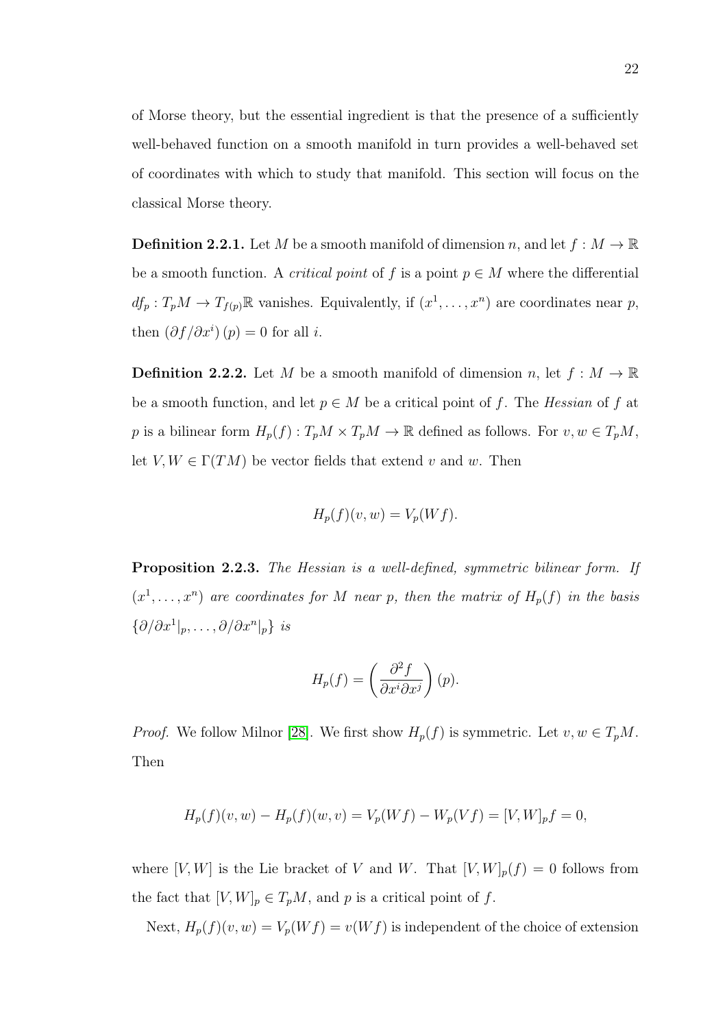of Morse theory, but the essential ingredient is that the presence of a sufficiently well-behaved function on a smooth manifold in turn provides a well-behaved set of coordinates with which to study that manifold. This section will focus on the classical Morse theory.

**Definition 2.2.1.** Let $M$ be a smooth manifold of dimension $n$, and let $f : M \to \mathbb{R}$ be a smooth function. A *critical point* of $f$ is a point $p \in M$ where the differential $df_p : T_pM \to T_{f(p)}\mathbb{R}$ vanishes. Equivalently, if $(x^1, \ldots, x^n)$ are coordinates near $p$, then $(\partial f / \partial x^i)(p) = 0$ for all $i$.

**Definition 2.2.2.** Let $M$ be a smooth manifold of dimension $n$, let $f : M \to \mathbb{R}$ be a smooth function, and let $p \in M$ be a critical point of $f$. The *Hessian* of $f$ at $p$ is a bilinear form $H_p(f) : T_pM \times T_pM \to \mathbb{R}$ defined as follows. For $v, w \in T_pM$, let $V, W \in \Gamma(TM)$ be vector fields that extend $v$ and $w$. Then

$$H_p(f)(v, w) = V_p(Wf).$$

**Proposition 2.2.3.** *The Hessian is a well-defined, symmetric bilinear form. If $(x^1, \ldots, x^n)$ are coordinates for $M$ near $p$, then the matrix of $H_p(f)$ in the basis $\{\partial/\partial x^1|_p, \ldots, \partial/\partial x^n|_p\}$ is*

$$H_p(f) = \left( \frac{\partial^2 f}{\partial x^i \partial x^j} \right)(p).$$

*Proof.* We follow Milnor [28]. We first show $H_p(f)$ is symmetric. Let $v, w \in T_pM$. Then

$$H_p(f)(v, w) - H_p(f)(w, v) = V_p(Wf) - W_p(Vf) = [V, W]_p f = 0,$$

where $[V, W]$ is the Lie bracket of $V$ and $W$. That $[V, W]_p(f) = 0$ follows from the fact that $[V, W]_p \in T_pM$, and $p$ is a critical point of $f$.

Next, $H_p(f)(v, w) = V_p(Wf) = v(Wf)$ is independent of the choice of extension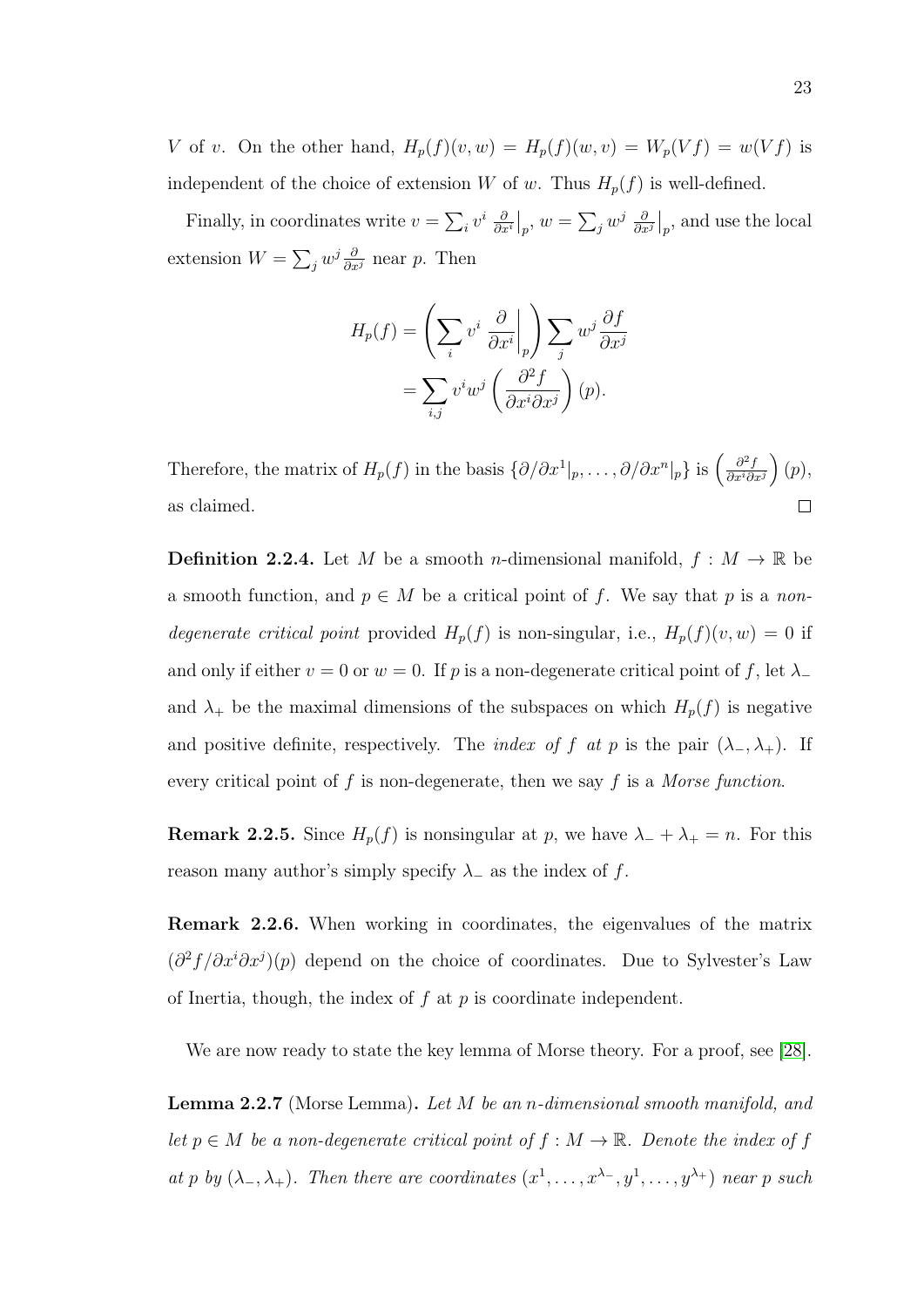$V$ of $v$. On the other hand, $H_p(f)(v,w) = H_p(f)(w,v) = W_p(Vf) = w(Vf)$ is independent of the choice of extension $W$ of $w$. Thus $H_p(f)$ is well-defined.

Finally, in coordinates write $v = \sum_i v^i \left.\frac{\partial}{\partial x^i}\right|_p$, $w = \sum_j w^j \left.\frac{\partial}{\partial x^j}\right|_p$, and use the local extension $W = \sum_j w^j \frac{\partial}{\partial x^j}$ near $p$. Then

$$
\begin{aligned}
H_p(f) &= \left( \sum_i v^i \left.\frac{\partial}{\partial x^i}\right|_p \right) \sum_j w^j \frac{\partial f}{\partial x^j} \\
&= \sum_{i,j} v^i w^j \left( \frac{\partial^2 f}{\partial x^i \partial x^j} \right)(p).
\end{aligned}
$$

Therefore, the matrix of $H_p(f)$ in the basis $\{\partial/\partial x^1|_p, \ldots, \partial/\partial x^n|_p\}$ is $\left(\frac{\partial^2 f}{\partial x^i \partial x^j}\right)(p)$, as claimed. □

**Definition 2.2.4.** Let $M$ be a smooth $n$-dimensional manifold, $f : M \to \mathbb{R}$ be a smooth function, and $p \in M$ be a critical point of $f$. We say that $p$ is a *non-degenerate critical point* provided $H_p(f)$ is non-singular, i.e., $H_p(f)(v,w) = 0$ if and only if either $v = 0$ or $w = 0$. If $p$ is a non-degenerate critical point of $f$, let $\lambda_-$ and $\lambda_+$ be the maximal dimensions of the subspaces on which $H_p(f)$ is negative and positive definite, respectively. The *index of $f$ at $p$* is the pair $(\lambda_-, \lambda_+)$. If every critical point of $f$ is non-degenerate, then we say $f$ is a *Morse function*.

**Remark 2.2.5.** Since $H_p(f)$ is nonsingular at $p$, we have $\lambda_- + \lambda_+ = n$. For this reason many author's simply specify $\lambda_-$ as the index of $f$.

**Remark 2.2.6.** When working in coordinates, the eigenvalues of the matrix $(\partial^2 f/\partial x^i \partial x^j)(p)$ depend on the choice of coordinates. Due to Sylvester's Law of Inertia, though, the index of $f$ at $p$ is coordinate independent.

We are now ready to state the key lemma of Morse theory. For a proof, see [28].

**Lemma 2.2.7** (Morse Lemma)**.** *Let $M$ be an $n$-dimensional smooth manifold, and let $p \in M$ be a non-degenerate critical point of $f : M \to \mathbb{R}$. Denote the index of $f$ at $p$ by $(\lambda_-, \lambda_+)$. Then there are coordinates $(x^1, \ldots, x^{\lambda_-}, y^1, \ldots, y^{\lambda_+})$ near $p$ such*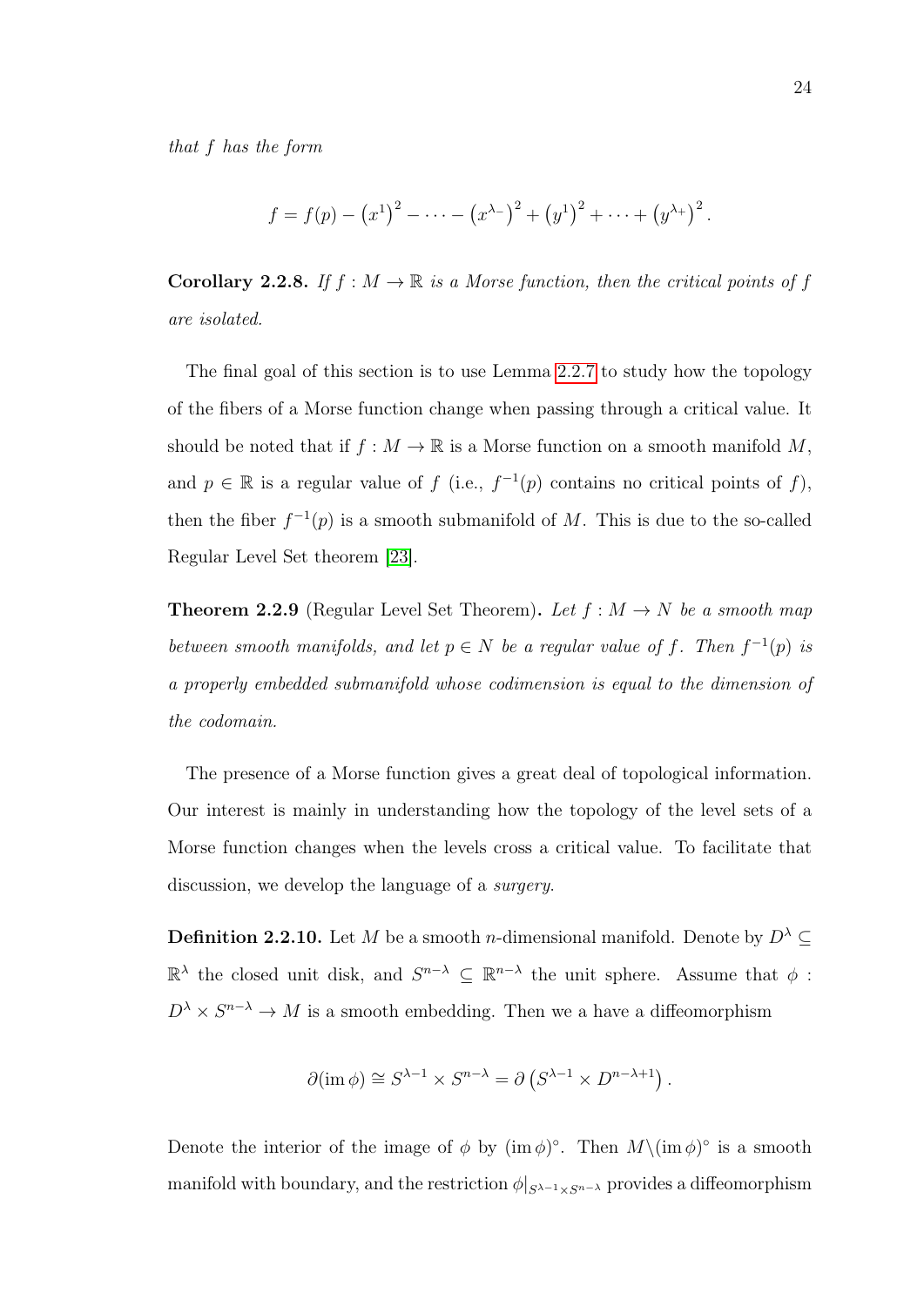*that $f$ has the form*

$$f = f(p) - \left(x^1\right)^2 - \cdots - \left(x^{\lambda_-}\right)^2 + \left(y^1\right)^2 + \cdots + \left(y^{\lambda_+}\right)^2.$$

**Corollary 2.2.8.** *If $f : M \to \mathbb{R}$ is a Morse function, then the critical points of $f$ are isolated.*

The final goal of this section is to use Lemma 2.2.7 to study how the topology of the fibers of a Morse function change when passing through a critical value. It should be noted that if $f : M \to \mathbb{R}$ is a Morse function on a smooth manifold $M$, and $p \in \mathbb{R}$ is a regular value of $f$ (i.e., $f^{-1}(p)$ contains no critical points of $f$), then the fiber $f^{-1}(p)$ is a smooth submanifold of $M$. This is due to the so-called Regular Level Set theorem [23].

**Theorem 2.2.9** (Regular Level Set Theorem)**.** *Let $f : M \to N$ be a smooth map between smooth manifolds, and let $p \in N$ be a regular value of $f$. Then $f^{-1}(p)$ is a properly embedded submanifold whose codimension is equal to the dimension of the codomain.*

The presence of a Morse function gives a great deal of topological information. Our interest is mainly in understanding how the topology of the level sets of a Morse function changes when the levels cross a critical value. To facilitate that discussion, we develop the language of a *surgery*.

**Definition 2.2.10.** Let $M$ be a smooth $n$-dimensional manifold. Denote by $D^\lambda \subseteq \mathbb{R}^\lambda$ the closed unit disk, and $S^{n-\lambda} \subseteq \mathbb{R}^{n-\lambda}$ the unit sphere. Assume that $\phi : D^\lambda \times S^{n-\lambda} \to M$ is a smooth embedding. Then we a have a diffeomorphism

$$\partial(\operatorname{im}\phi) \cong S^{\lambda-1} \times S^{n-\lambda} = \partial\left(S^{\lambda-1} \times D^{n-\lambda+1}\right).$$

Denote the interior of the image of $\phi$ by $(\operatorname{im}\phi)^\circ$. Then $M \backslash (\operatorname{im}\phi)^\circ$ is a smooth manifold with boundary, and the restriction $\phi|_{S^{\lambda-1}\times S^{n-\lambda}}$ provides a diffeomorphism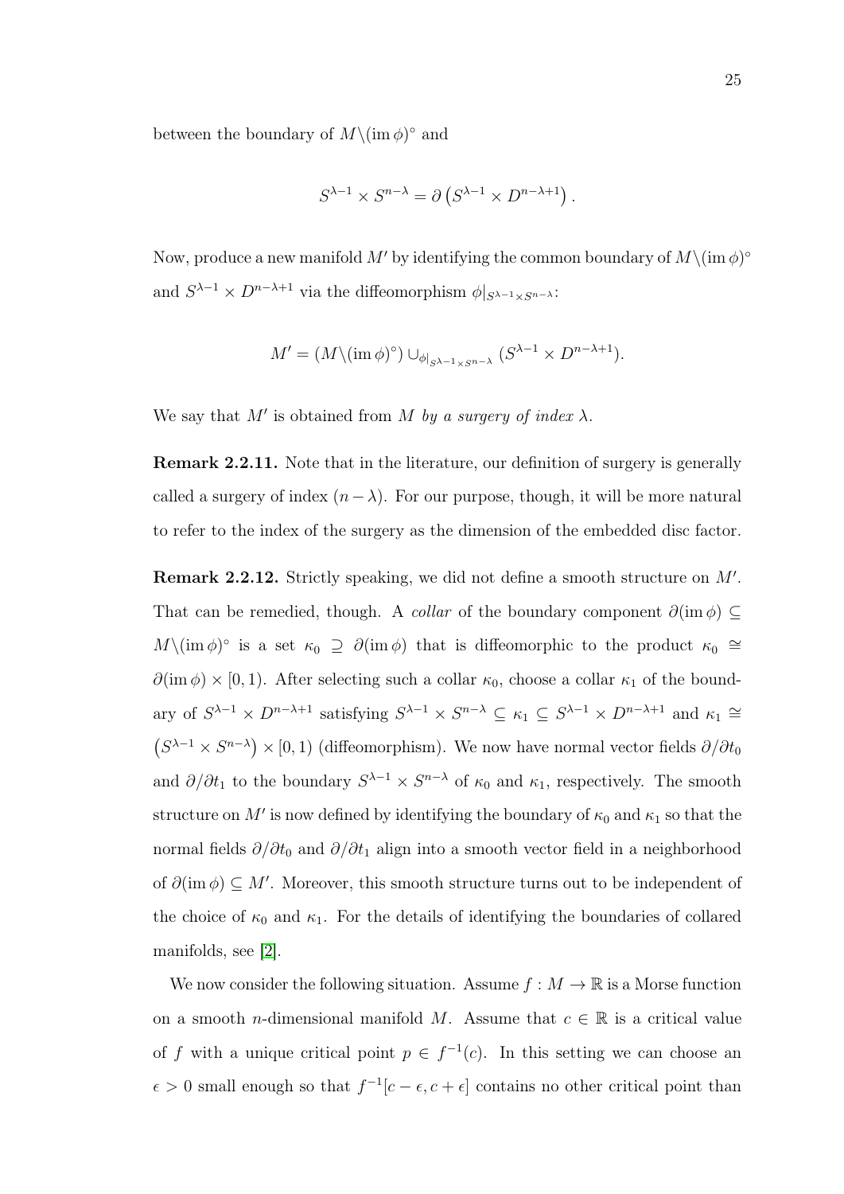between the boundary of $M\backslash(\operatorname{im}\phi)^{\circ}$ and

$$S^{\lambda-1} \times S^{n-\lambda} = \partial\left(S^{\lambda-1} \times D^{n-\lambda+1}\right).$$

Now, produce a new manifold $M'$ by identifying the common boundary of $M\backslash(\operatorname{im}\phi)^{\circ}$ and $S^{\lambda-1} \times D^{n-\lambda+1}$ via the diffeomorphism $\phi|_{S^{\lambda-1}\times S^{n-\lambda}}$:

$$M' = (M\backslash(\operatorname{im}\phi)^{\circ}) \cup_{\phi|_{S^{\lambda-1}\times S^{n-\lambda}}} (S^{\lambda-1} \times D^{n-\lambda+1}).$$

We say that $M'$ is obtained from $M$ *by a surgery of index* $\lambda$.

**Remark 2.2.11.** Note that in the literature, our definition of surgery is generally called a surgery of index $(n-\lambda)$. For our purpose, though, it will be more natural to refer to the index of the surgery as the dimension of the embedded disc factor.

**Remark 2.2.12.** Strictly speaking, we did not define a smooth structure on $M'$. That can be remedied, though. A *collar* of the boundary component $\partial(\operatorname{im}\phi) \subseteq M\backslash(\operatorname{im}\phi)^{\circ}$ is a set $\kappa_0 \supseteq \partial(\operatorname{im}\phi)$ that is diffeomorphic to the product $\kappa_0 \cong \partial(\operatorname{im}\phi) \times [0,1)$. After selecting such a collar $\kappa_0$, choose a collar $\kappa_1$ of the boundary of $S^{\lambda-1} \times D^{n-\lambda+1}$ satisfying $S^{\lambda-1} \times S^{n-\lambda} \subseteq \kappa_1 \subseteq S^{\lambda-1} \times D^{n-\lambda+1}$ and $\kappa_1 \cong \left(S^{\lambda-1} \times S^{n-\lambda}\right) \times [0,1)$ (diffeomorphism). We now have normal vector fields $\partial/\partial t_0$ and $\partial/\partial t_1$ to the boundary $S^{\lambda-1} \times S^{n-\lambda}$ of $\kappa_0$ and $\kappa_1$, respectively. The smooth structure on $M'$ is now defined by identifying the boundary of $\kappa_0$ and $\kappa_1$ so that the normal fields $\partial/\partial t_0$ and $\partial/\partial t_1$ align into a smooth vector field in a neighborhood of $\partial(\operatorname{im}\phi) \subseteq M'$. Moreover, this smooth structure turns out to be independent of the choice of $\kappa_0$ and $\kappa_1$. For the details of identifying the boundaries of collared manifolds, see [2].

We now consider the following situation. Assume $f : M \to \mathbb{R}$ is a Morse function on a smooth $n$-dimensional manifold $M$. Assume that $c \in \mathbb{R}$ is a critical value of $f$ with a unique critical point $p \in f^{-1}(c)$. In this setting we can choose an $\epsilon > 0$ small enough so that $f^{-1}[c-\epsilon, c+\epsilon]$ contains no other critical point than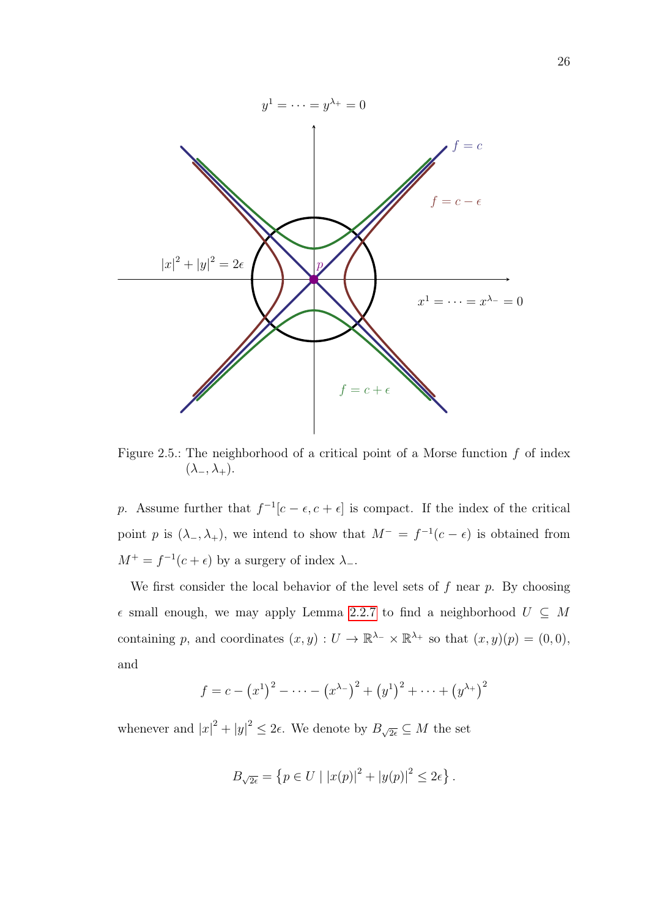Figure 2.5.: The neighborhood of a critical point of a Morse function $f$ of index $(\lambda_-, \lambda_+)$.

$p$. Assume further that $f^{-1}[c-\epsilon, c+\epsilon]$ is compact. If the index of the critical point $p$ is $(\lambda_-, \lambda_+)$, we intend to show that $M^- = f^{-1}(c-\epsilon)$ is obtained from $M^+ = f^{-1}(c+\epsilon)$ by a surgery of index $\lambda_-$.

We first consider the local behavior of the level sets of $f$ near $p$. By choosing $\epsilon$ small enough, we may apply Lemma 2.2.7 to find a neighborhood $U \subseteq M$ containing $p$, and coordinates $(x, y) : U \to \mathbb{R}^{\lambda_-} \times \mathbb{R}^{\lambda_+}$ so that $(x, y)(p) = (0, 0)$, and

$$f = c - \left(x^1\right)^2 - \cdots - \left(x^{\lambda_-}\right)^2 + \left(y^1\right)^2 + \cdots + \left(y^{\lambda_+}\right)^2$$

whenever and $|x|^2 + |y|^2 \leq 2\epsilon$. We denote by $B_{\sqrt{2\epsilon}} \subseteq M$ the set

$$B_{\sqrt{2\epsilon}} = \left\{ p \in U \mid |x(p)|^2 + |y(p)|^2 \leq 2\epsilon \right\}.$$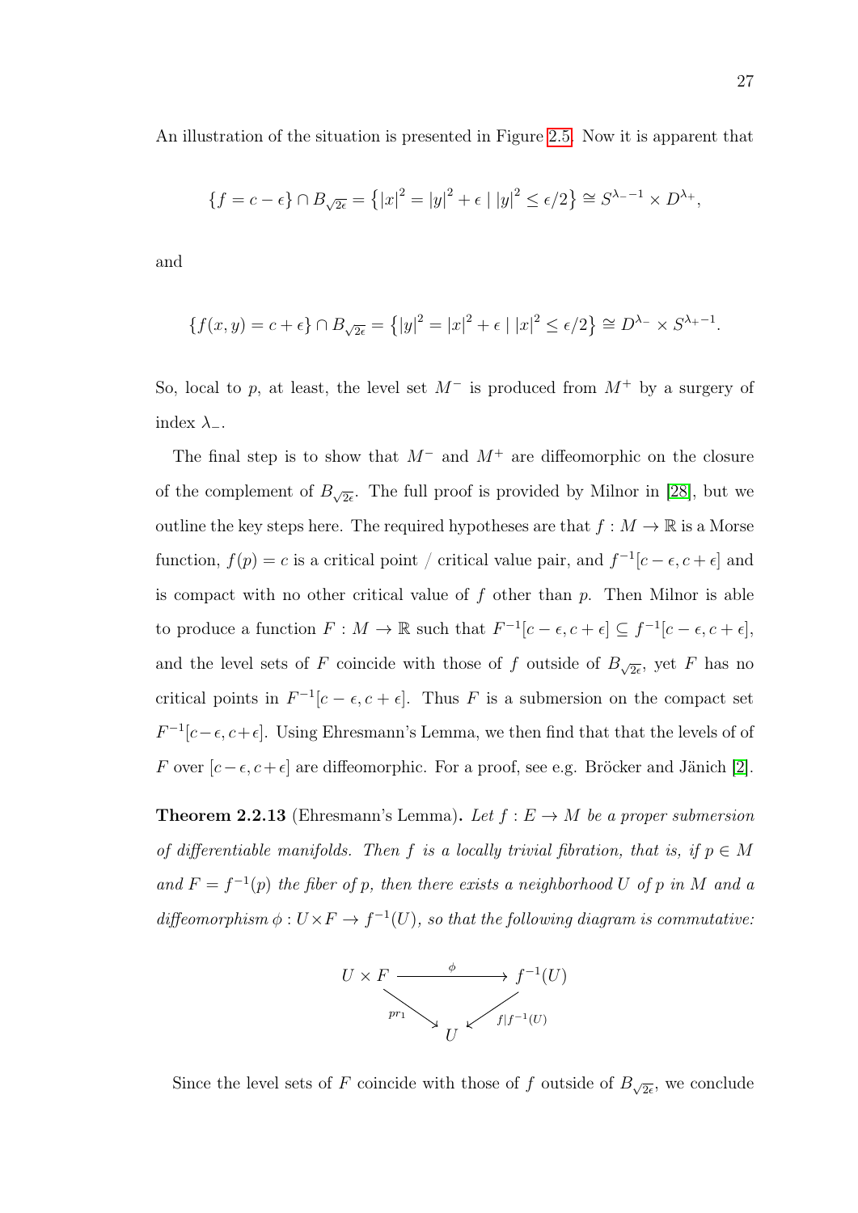An illustration of the situation is presented in Figure 2.5. Now it is apparent that

$$\{f = c - \epsilon\} \cap B_{\sqrt{2\epsilon}} = \left\{ |x|^2 = |y|^2 + \epsilon \mid |y|^2 \leq \epsilon/2 \right\} \cong S^{\lambda_- - 1} \times D^{\lambda_+},$$

and

$$\{f(x, y) = c + \epsilon\} \cap B_{\sqrt{2\epsilon}} = \left\{ |y|^2 = |x|^2 + \epsilon \mid |x|^2 \leq \epsilon/2 \right\} \cong D^{\lambda_-} \times S^{\lambda_+ - 1}.$$

So, local to $p$, at least, the level set $M^-$ is produced from $M^+$ by a surgery of index $\lambda_-$.

The final step is to show that $M^-$ and $M^+$ are diffeomorphic on the closure of the complement of $B_{\sqrt{2\epsilon}}$. The full proof is provided by Milnor in [28], but we outline the key steps here. The required hypotheses are that $f : M \to \mathbb{R}$ is a Morse function, $f(p) = c$ is a critical point / critical value pair, and $f^{-1}[c - \epsilon, c + \epsilon]$ and is compact with no other critical value of $f$ other than $p$. Then Milnor is able to produce a function $F : M \to \mathbb{R}$ such that $F^{-1}[c - \epsilon, c + \epsilon] \subseteq f^{-1}[c - \epsilon, c + \epsilon]$, and the level sets of $F$ coincide with those of $f$ outside of $B_{\sqrt{2\epsilon}}$, yet $F$ has no critical points in $F^{-1}[c - \epsilon, c + \epsilon]$. Thus $F$ is a submersion on the compact set $F^{-1}[c - \epsilon, c + \epsilon]$. Using Ehresmann's Lemma, we then find that that the levels of of $F$ over $[c - \epsilon, c + \epsilon]$ are diffeomorphic. For a proof, see e.g. Bröcker and Jänich [2].

**Theorem 2.2.13** (Ehresmann's Lemma)**.** *Let $f : E \to M$ be a proper submersion of differentiable manifolds. Then $f$ is a locally trivial fibration, that is, if $p \in M$ and $F = f^{-1}(p)$ the fiber of $p$, then there exists a neighborhood $U$ of $p$ in $M$ and a diffeomorphism $\phi : U \times F \to f^{-1}(U)$, so that the following diagram is commutative:*

$$\begin{array}{ccc} U \times F & \xrightarrow{\ \phi\ } & f^{-1}(U) \\ & {\scriptstyle pr_1} \searrow \quad \swarrow {\scriptstyle f|f^{-1}(U)} & \\ & U & \end{array}$$

Since the level sets of $F$ coincide with those of $f$ outside of $B_{\sqrt{2\epsilon}}$, we conclude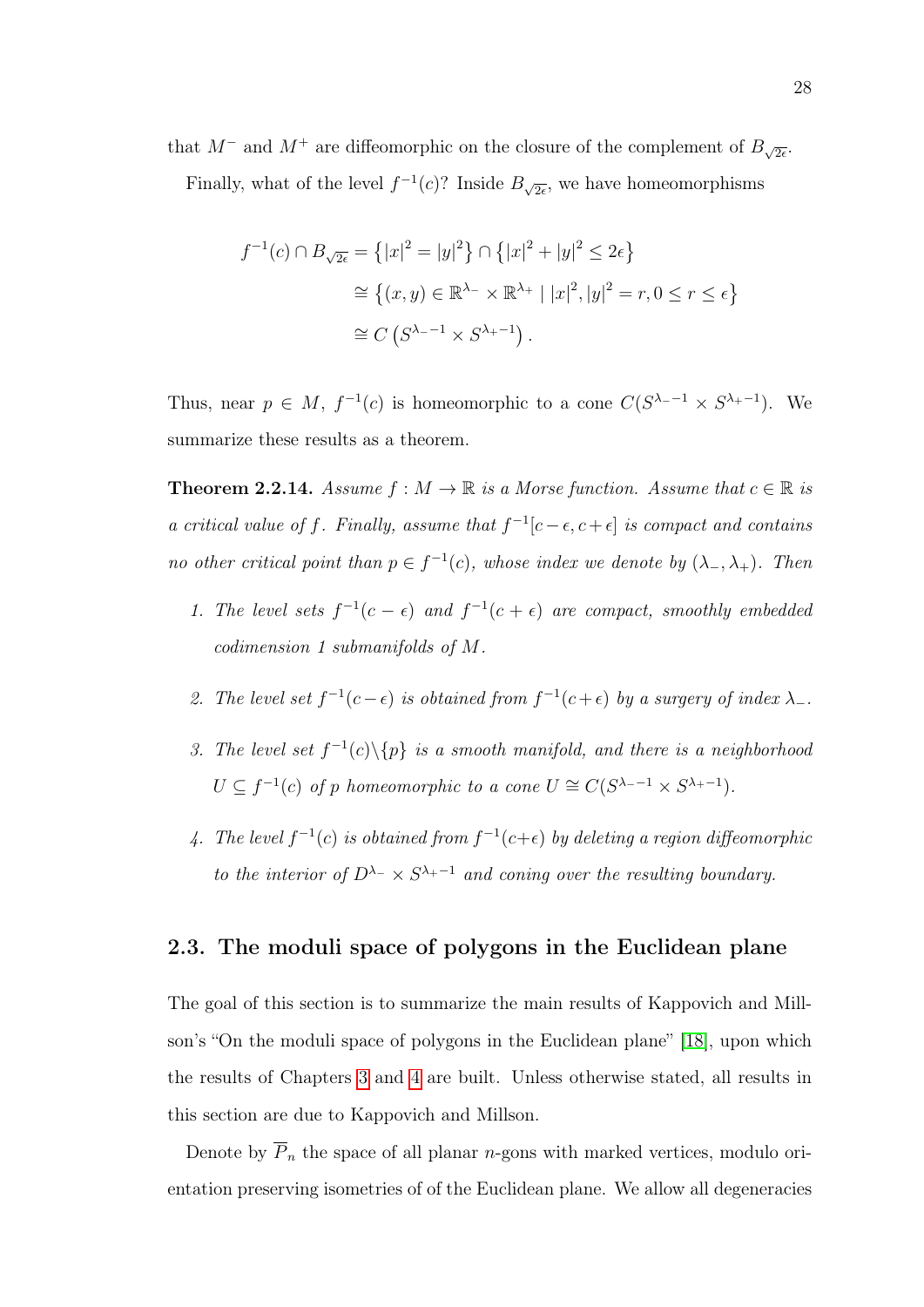that $M^-$ and $M^+$ are diffeomorphic on the closure of the complement of $B_{\sqrt{2\epsilon}}$.

Finally, what of the level $f^{-1}(c)$? Inside $B_{\sqrt{2\epsilon}}$, we have homeomorphisms

$$
\begin{aligned}
f^{-1}(c) \cap B_{\sqrt{2\epsilon}} &= \left\{ |x|^2 = |y|^2 \right\} \cap \left\{ |x|^2 + |y|^2 \leq 2\epsilon \right\} \\
&\cong \left\{ (x, y) \in \mathbb{R}^{\lambda_-} \times \mathbb{R}^{\lambda_+} \mid |x|^2, |y|^2 = r, 0 \leq r \leq \epsilon \right\} \\
&\cong C\left( S^{\lambda_- - 1} \times S^{\lambda_+ - 1} \right).
\end{aligned}
$$

Thus, near $p \in M$, $f^{-1}(c)$ is homeomorphic to a cone $C(S^{\lambda_- - 1} \times S^{\lambda_+ - 1})$. We summarize these results as a theorem.

**Theorem 2.2.14.** *Assume $f : M \to \mathbb{R}$ is a Morse function. Assume that $c \in \mathbb{R}$ is a critical value of $f$. Finally, assume that $f^{-1}[c - \epsilon, c + \epsilon]$ is compact and contains no other critical point than $p \in f^{-1}(c)$, whose index we denote by $(\lambda_-, \lambda_+)$. Then*

1. *The level sets $f^{-1}(c - \epsilon)$ and $f^{-1}(c + \epsilon)$ are compact, smoothly embedded codimension 1 submanifolds of $M$.*
2. *The level set $f^{-1}(c - \epsilon)$ is obtained from $f^{-1}(c + \epsilon)$ by a surgery of index $\lambda_-$.*
3. *The level set $f^{-1}(c) \backslash \{p\}$ is a smooth manifold, and there is a neighborhood $U \subseteq f^{-1}(c)$ of $p$ homeomorphic to a cone $U \cong C(S^{\lambda_- - 1} \times S^{\lambda_+ - 1})$.*
4. *The level $f^{-1}(c)$ is obtained from $f^{-1}(c + \epsilon)$ by deleting a region diffeomorphic to the interior of $D^{\lambda_-} \times S^{\lambda_+ - 1}$ and coning over the resulting boundary.*

## 2.3. The moduli space of polygons in the Euclidean plane

The goal of this section is to summarize the main results of Kappovich and Millson's "On the moduli space of polygons in the Euclidean plane" [18], upon which the results of Chapters 3 and 4 are built. Unless otherwise stated, all results in this section are due to Kappovich and Millson.

Denote by $\overline{P}_n$ the space of all planar $n$-gons with marked vertices, modulo orientation preserving isometries of of the Euclidean plane. We allow all degeneracies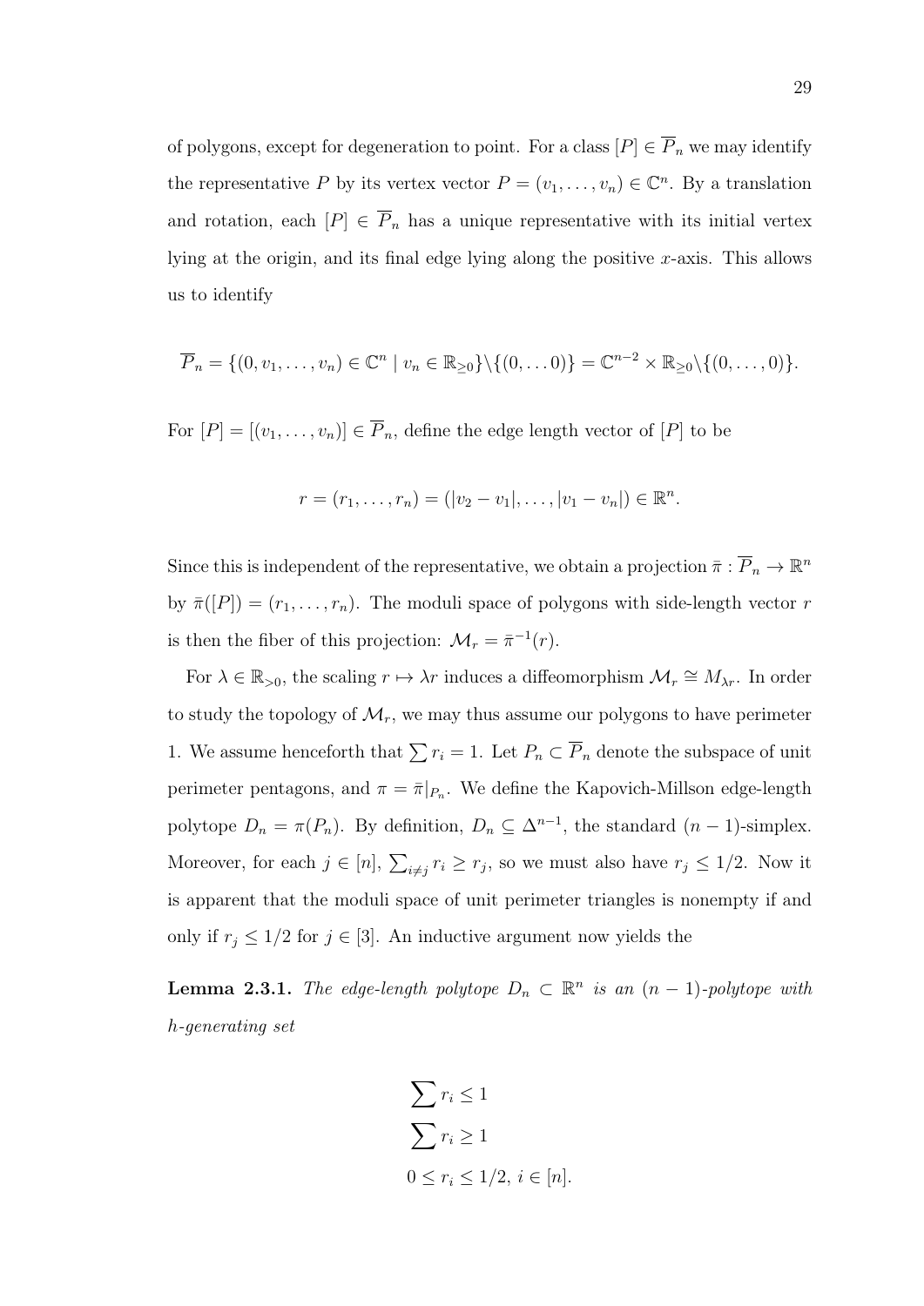of polygons, except for degeneration to point. For a class $[P] \in \overline{P}_n$ we may identify the representative $P$ by its vertex vector $P = (v_1, \ldots, v_n) \in \mathbb{C}^n$. By a translation and rotation, each $[P] \in \overline{P}_n$ has a unique representative with its initial vertex lying at the origin, and its final edge lying along the positive $x$-axis. This allows us to identify

$$\overline{P}_n = \{(0, v_1, \ldots, v_n) \in \mathbb{C}^n \mid v_n \in \mathbb{R}_{\geq 0}\} \backslash \{(0, \ldots 0)\} = \mathbb{C}^{n-2} \times \mathbb{R}_{\geq 0} \backslash \{(0, \ldots, 0)\}.$$

For $[P] = [(v_1, \ldots, v_n)] \in \overline{P}_n$, define the edge length vector of $[P]$ to be

$$r = (r_1, \ldots, r_n) = (|v_2 - v_1|, \ldots, |v_1 - v_n|) \in \mathbb{R}^n.$$

Since this is independent of the representative, we obtain a projection $\bar{\pi} : \overline{P}_n \to \mathbb{R}^n$ by $\bar{\pi}([P]) = (r_1, \ldots, r_n)$. The moduli space of polygons with side-length vector $r$ is then the fiber of this projection: $\mathcal{M}_r = \bar{\pi}^{-1}(r)$.

For $\lambda \in \mathbb{R}_{>0}$, the scaling $r \mapsto \lambda r$ induces a diffeomorphism $\mathcal{M}_r \cong M_{\lambda r}$. In order to study the topology of $\mathcal{M}_r$, we may thus assume our polygons to have perimeter 1. We assume henceforth that $\sum r_i = 1$. Let $P_n \subset \overline{P}_n$ denote the subspace of unit perimeter pentagons, and $\pi = \bar{\pi}|_{P_n}$. We define the Kapovich-Millson edge-length polytope $D_n = \pi(P_n)$. By definition, $D_n \subseteq \Delta^{n-1}$, the standard $(n-1)$-simplex. Moreover, for each $j \in [n]$, $\sum_{i \neq j} r_i \geq r_j$, so we must also have $r_j \leq 1/2$. Now it is apparent that the moduli space of unit perimeter triangles is nonempty if and only if $r_j \leq 1/2$ for $j \in [3]$. An inductive argument now yields the

**Lemma 2.3.1.** *The edge-length polytope $D_n \subset \mathbb{R}^n$ is an $(n-1)$-polytope with h-generating set*

$$\sum r_i \leq 1$$
$$\sum r_i \geq 1$$
$$0 \leq r_i \leq 1/2,\ i \in [n].$$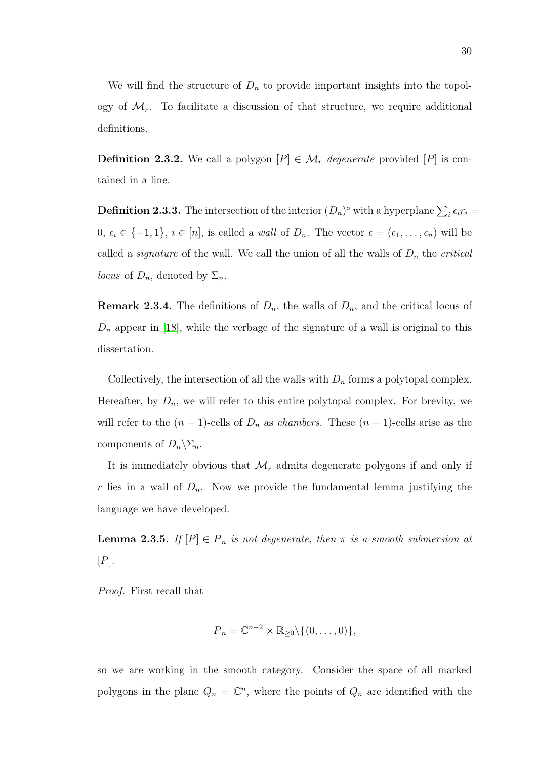We will find the structure of $D_n$ to provide important insights into the topology of $\mathcal{M}_r$. To facilitate a discussion of that structure, we require additional definitions.

**Definition 2.3.2.** We call a polygon $[P] \in \mathcal{M}_r$ *degenerate* provided $[P]$ is contained in a line.

**Definition 2.3.3.** The intersection of the interior $(D_n)^\circ$ with a hyperplane $\sum_i \epsilon_i r_i = 0$, $\epsilon_i \in \{-1, 1\}$, $i \in [n]$, is called a *wall* of $D_n$. The vector $\epsilon = (\epsilon_1, \ldots, \epsilon_n)$ will be called a *signature* of the wall. We call the union of all the walls of $D_n$ the *critical locus* of $D_n$, denoted by $\Sigma_n$.

**Remark 2.3.4.** The definitions of $D_n$, the walls of $D_n$, and the critical locus of $D_n$ appear in [18], while the verbage of the signature of a wall is original to this dissertation.

Collectively, the intersection of all the walls with $D_n$ forms a polytopal complex. Hereafter, by $D_n$, we will refer to this entire polytopal complex. For brevity, we will refer to the $(n-1)$-cells of $D_n$ as *chambers.* These $(n-1)$-cells arise as the components of $D_n \backslash \Sigma_n$.

It is immediately obvious that $\mathcal{M}_r$ admits degenerate polygons if and only if $r$ lies in a wall of $D_n$. Now we provide the fundamental lemma justifying the language we have developed.

**Lemma 2.3.5.** *If $[P] \in \overline{P}_n$ is not degenerate, then $\pi$ is a smooth submersion at $[P]$.*

*Proof.* First recall that

$$\overline{P}_n = \mathbb{C}^{n-2} \times \mathbb{R}_{\geq 0} \backslash \{(0, \ldots, 0)\},$$

so we are working in the smooth category. Consider the space of all marked polygons in the plane $Q_n = \mathbb{C}^n$, where the points of $Q_n$ are identified with the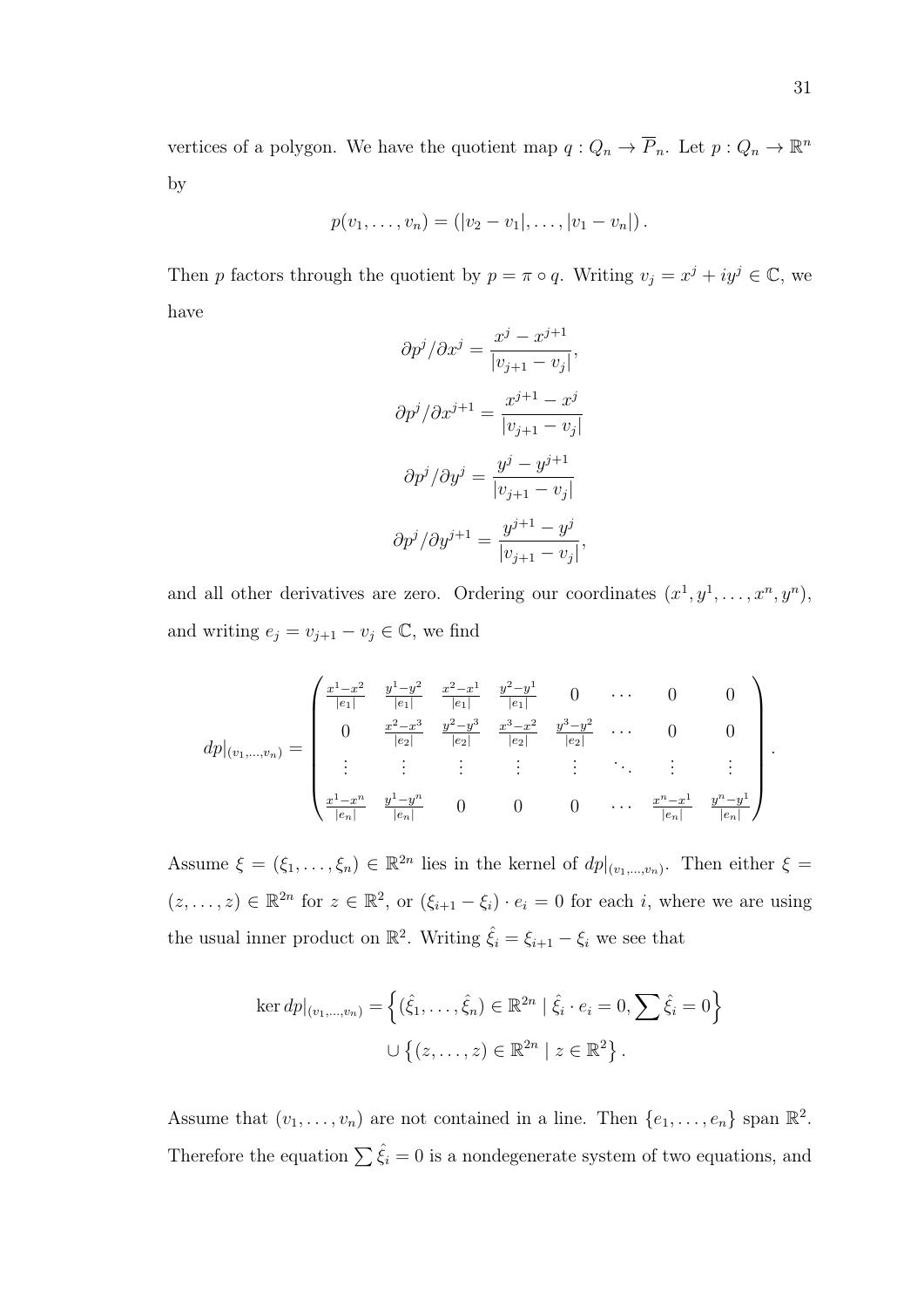vertices of a polygon. We have the quotient map $q : Q_n \to \overline{P}_n$. Let $p : Q_n \to \mathbb{R}^n$ by

$$p(v_1, \dots, v_n) = (|v_2 - v_1|, \dots, |v_1 - v_n|).$$

Then $p$ factors through the quotient by $p = \pi \circ q$. Writing $v_j = x^j + iy^j \in \mathbb{C}$, we have

$$\partial p^j / \partial x^j = \frac{x^j - x^{j+1}}{|v_{j+1} - v_j|},$$

$$\partial p^j / \partial x^{j+1} = \frac{x^{j+1} - x^j}{|v_{j+1} - v_j|}$$

$$\partial p^j / \partial y^j = \frac{y^j - y^{j+1}}{|v_{j+1} - v_j|}$$

$$\partial p^j / \partial y^{j+1} = \frac{y^{j+1} - y^j}{|v_{j+1} - v_j|},$$

and all other derivatives are zero. Ordering our coordinates $(x^1, y^1, \dots, x^n, y^n)$, and writing $e_j = v_{j+1} - v_j \in \mathbb{C}$, we find

$$dp|_{(v_1,\dots,v_n)} = \begin{pmatrix} \frac{x^1-x^2}{|e_1|} & \frac{y^1-y^2}{|e_1|} & \frac{x^2-x^1}{|e_1|} & \frac{y^2-y^1}{|e_1|} & 0 & \cdots & 0 & 0 \\ 0 & \frac{x^2-x^3}{|e_2|} & \frac{y^2-y^3}{|e_2|} & \frac{x^3-x^2}{|e_2|} & \frac{y^3-y^2}{|e_2|} & \cdots & 0 & 0 \\ \vdots & \vdots & \vdots & \vdots & \vdots & \ddots & \vdots & \vdots \\ \frac{x^1-x^n}{|e_n|} & \frac{y^1-y^n}{|e_n|} & 0 & 0 & 0 & \cdots & \frac{x^n-x^1}{|e_n|} & \frac{y^n-y^1}{|e_n|} \end{pmatrix}.$$

Assume $\xi = (\xi_1, \dots, \xi_n) \in \mathbb{R}^{2n}$ lies in the kernel of $dp|_{(v_1,\dots,v_n)}$. Then either $\xi = (z, \dots, z) \in \mathbb{R}^{2n}$ for $z \in \mathbb{R}^2$, or $(\xi_{i+1} - \xi_i) \cdot e_i = 0$ for each $i$, where we are using the usual inner product on $\mathbb{R}^2$. Writing $\hat{\xi}_i = \xi_{i+1} - \xi_i$ we see that

$$\ker dp|_{(v_1,\dots,v_n)} = \left\{ (\hat{\xi}_1, \dots, \hat{\xi}_n) \in \mathbb{R}^{2n} \mid \hat{\xi}_i \cdot e_i = 0, \sum \hat{\xi}_i = 0 \right\}$$
$$\cup \left\{ (z, \dots, z) \in \mathbb{R}^{2n} \mid z \in \mathbb{R}^2 \right\}.$$

Assume that $(v_1, \dots, v_n)$ are not contained in a line. Then $\{e_1, \dots, e_n\}$ span $\mathbb{R}^2$. Therefore the equation $\sum \hat{\xi}_i = 0$ is a nondegenerate system of two equations, and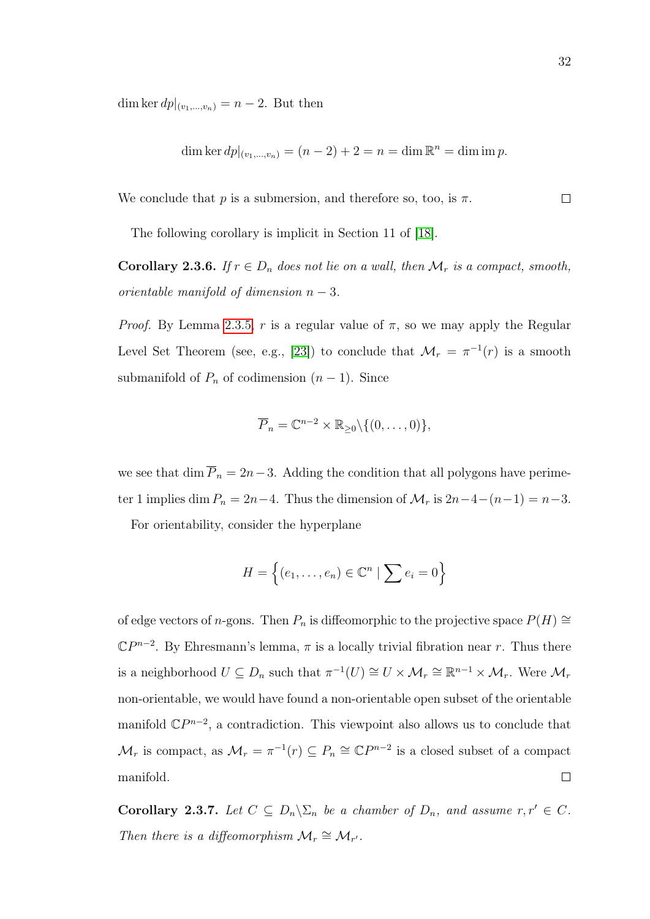$\dim \ker dp|_{(v_1,\ldots,v_n)} = n-2$. But then

$$\dim \ker dp|_{(v_1,\ldots,v_n)} = (n-2) + 2 = n = \dim \mathbb{R}^n = \dim \operatorname{im} p.$$

We conclude that $p$ is a submersion, and therefore so, too, is $\pi$. $\square$

The following corollary is implicit in Section 11 of [18].

**Corollary 2.3.6.** *If $r \in D_n$ does not lie on a wall, then $\mathcal{M}_r$ is a compact, smooth, orientable manifold of dimension $n-3$.*

*Proof.* By Lemma 2.3.5, $r$ is a regular value of $\pi$, so we may apply the Regular Level Set Theorem (see, e.g., [23]) to conclude that $\mathcal{M}_r = \pi^{-1}(r)$ is a smooth submanifold of $P_n$ of codimension $(n-1)$. Since

$$\overline{P}_n = \mathbb{C}^{n-2} \times \mathbb{R}_{\geq 0} \backslash \{(0, \ldots, 0)\},$$

we see that $\dim \overline{P}_n = 2n-3$. Adding the condition that all polygons have perimeter 1 implies $\dim P_n = 2n-4$. Thus the dimension of $\mathcal{M}_r$ is $2n-4-(n-1) = n-3$.

For orientability, consider the hyperplane

$$H = \left\{ (e_1, \ldots, e_n) \in \mathbb{C}^n \mid \sum e_i = 0 \right\}$$

of edge vectors of $n$-gons. Then $P_n$ is diffeomorphic to the projective space $P(H) \cong \mathbb{C}P^{n-2}$. By Ehresmann's lemma, $\pi$ is a locally trivial fibration near $r$. Thus there is a neighborhood $U \subseteq D_n$ such that $\pi^{-1}(U) \cong U \times \mathcal{M}_r \cong \mathbb{R}^{n-1} \times \mathcal{M}_r$. Were $\mathcal{M}_r$ non-orientable, we would have found a non-orientable open subset of the orientable manifold $\mathbb{C}P^{n-2}$, a contradiction. This viewpoint also allows us to conclude that $\mathcal{M}_r$ is compact, as $\mathcal{M}_r = \pi^{-1}(r) \subseteq P_n \cong \mathbb{C}P^{n-2}$ is a closed subset of a compact manifold. $\square$

**Corollary 2.3.7.** *Let $C \subseteq D_n \backslash \Sigma_n$ be a chamber of $D_n$, and assume $r, r' \in C$. Then there is a diffeomorphism $\mathcal{M}_r \cong \mathcal{M}_{r'}$.*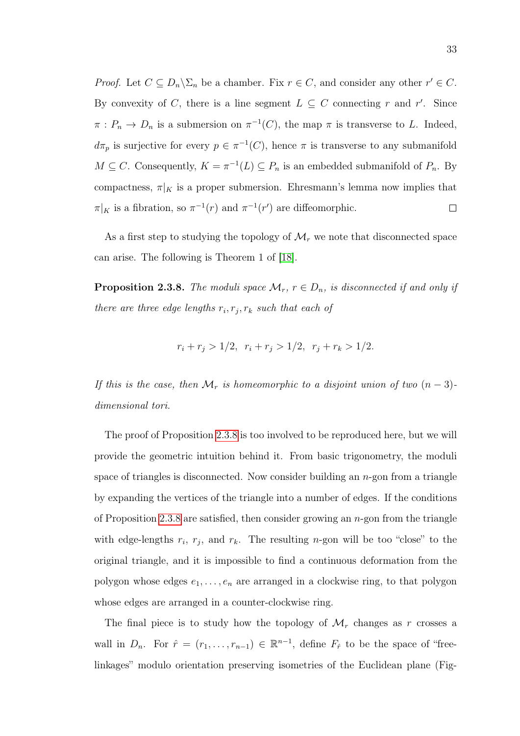*Proof.* Let $C \subseteq D_n \backslash \Sigma_n$ be a chamber. Fix $r \in C$, and consider any other $r' \in C$. By convexity of $C$, there is a line segment $L \subseteq C$ connecting $r$ and $r'$. Since $\pi : P_n \to D_n$ is a submersion on $\pi^{-1}(C)$, the map $\pi$ is transverse to $L$. Indeed, $d\pi_p$ is surjective for every $p \in \pi^{-1}(C)$, hence $\pi$ is transverse to any submanifold $M \subseteq C$. Consequently, $K = \pi^{-1}(L) \subseteq P_n$ is an embedded submanifold of $P_n$. By compactness, $\pi|_K$ is a proper submersion. Ehresmann's lemma now implies that $\pi|_K$ is a fibration, so $\pi^{-1}(r)$ and $\pi^{-1}(r')$ are diffeomorphic. □

As a first step to studying the topology of $\mathcal{M}_r$ we note that disconnected space can arise. The following is Theorem 1 of [18].

**Proposition 2.3.8.** *The moduli space $\mathcal{M}_r$, $r \in D_n$, is disconnected if and only if there are three edge lengths $r_i, r_j, r_k$ such that each of*

$$r_i + r_j > 1/2, \;\; r_i + r_j > 1/2, \;\; r_j + r_k > 1/2.$$

*If this is the case, then $\mathcal{M}_r$ is homeomorphic to a disjoint union of two $(n-3)$-dimensional tori.*

The proof of Proposition 2.3.8 is too involved to be reproduced here, but we will provide the geometric intuition behind it. From basic trigonometry, the moduli space of triangles is disconnected. Now consider building an $n$-gon from a triangle by expanding the vertices of the triangle into a number of edges. If the conditions of Proposition 2.3.8 are satisfied, then consider growing an $n$-gon from the triangle with edge-lengths $r_i$, $r_j$, and $r_k$. The resulting $n$-gon will be too "close" to the original triangle, and it is impossible to find a continuous deformation from the polygon whose edges $e_1, \ldots, e_n$ are arranged in a clockwise ring, to that polygon whose edges are arranged in a counter-clockwise ring.

The final piece is to study how the topology of $\mathcal{M}_r$ changes as $r$ crosses a wall in $D_n$. For $\hat{r} = (r_1, \ldots, r_{n-1}) \in \mathbb{R}^{n-1}$, define $F_{\hat{r}}$ to be the space of "free-linkages" modulo orientation preserving isometries of the Euclidean plane (Fig-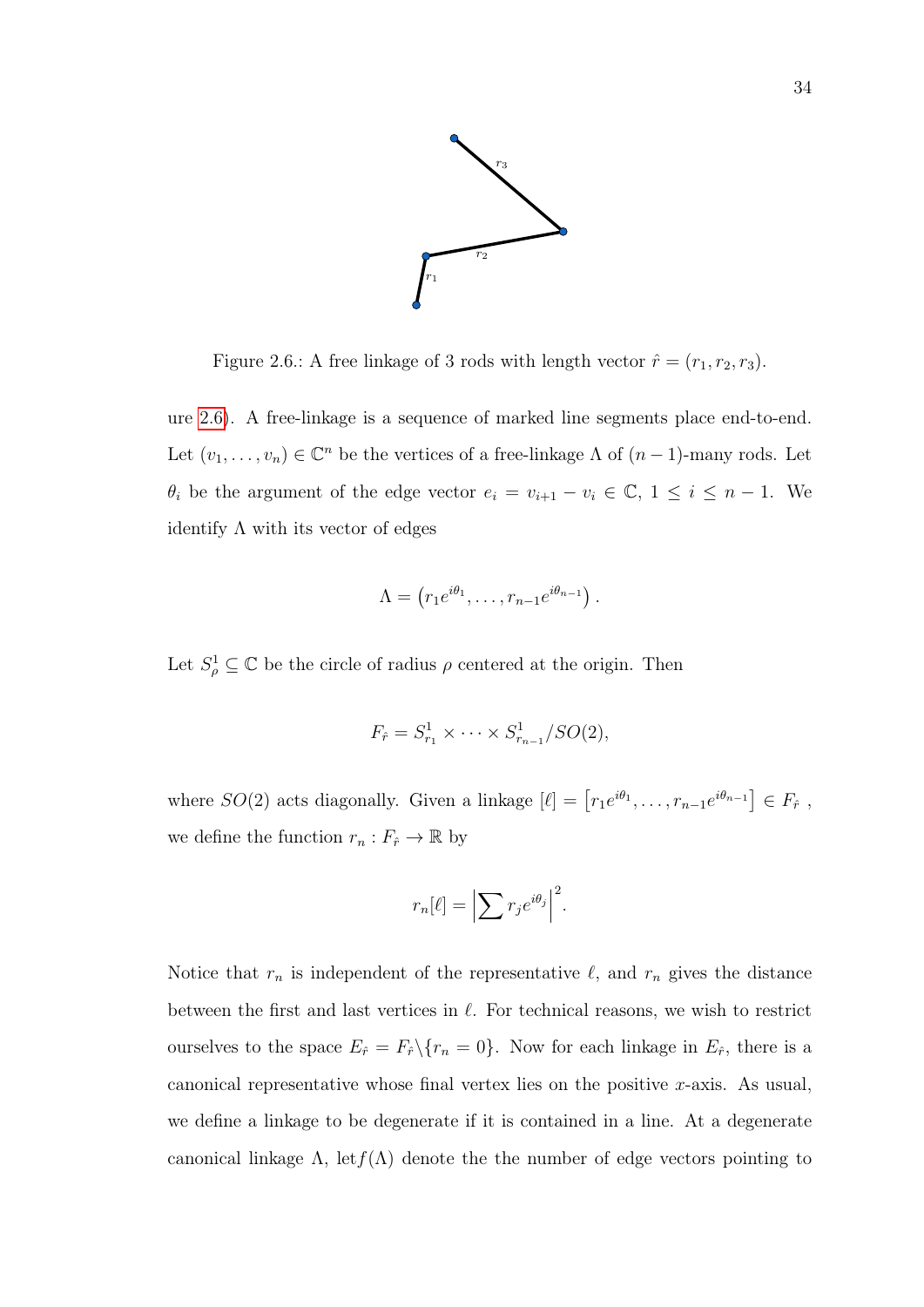Figure 2.6.: A free linkage of 3 rods with length vector $\hat{r} = (r_1, r_2, r_3)$.

ure 2.6). A free-linkage is a sequence of marked line segments place end-to-end. Let $(v_1, \ldots, v_n) \in \mathbb{C}^n$ be the vertices of a free-linkage $\Lambda$ of $(n-1)$-many rods. Let $\theta_i$ be the argument of the edge vector $e_i = v_{i+1} - v_i \in \mathbb{C}$, $1 \leq i \leq n-1$. We identify $\Lambda$ with its vector of edges

$$\Lambda = \left(r_1 e^{i\theta_1}, \ldots, r_{n-1} e^{i\theta_{n-1}}\right).$$

Let $S^1_\rho \subseteq \mathbb{C}$ be the circle of radius $\rho$ centered at the origin. Then

$$F_{\hat{r}} = S^1_{r_1} \times \cdots \times S^1_{r_{n-1}} / SO(2),$$

where $SO(2)$ acts diagonally. Given a linkage $[\ell] = \left[r_1 e^{i\theta_1}, \ldots, r_{n-1} e^{i\theta_{n-1}}\right] \in F_{\hat{r}}$ , we define the function $r_n : F_{\hat{r}} \to \mathbb{R}$ by

$$r_n[\ell] = \left|\sum r_j e^{i\theta_j}\right|^2.$$

Notice that $r_n$ is independent of the representative $\ell$, and $r_n$ gives the distance between the first and last vertices in $\ell$. For technical reasons, we wish to restrict ourselves to the space $E_{\hat{r}} = F_{\hat{r}} \backslash \{r_n = 0\}$. Now for each linkage in $E_{\hat{r}}$, there is a canonical representative whose final vertex lies on the positive $x$-axis. As usual, we define a linkage to be degenerate if it is contained in a line. At a degenerate canonical linkage $\Lambda$, let$f(\Lambda)$ denote the the number of edge vectors pointing to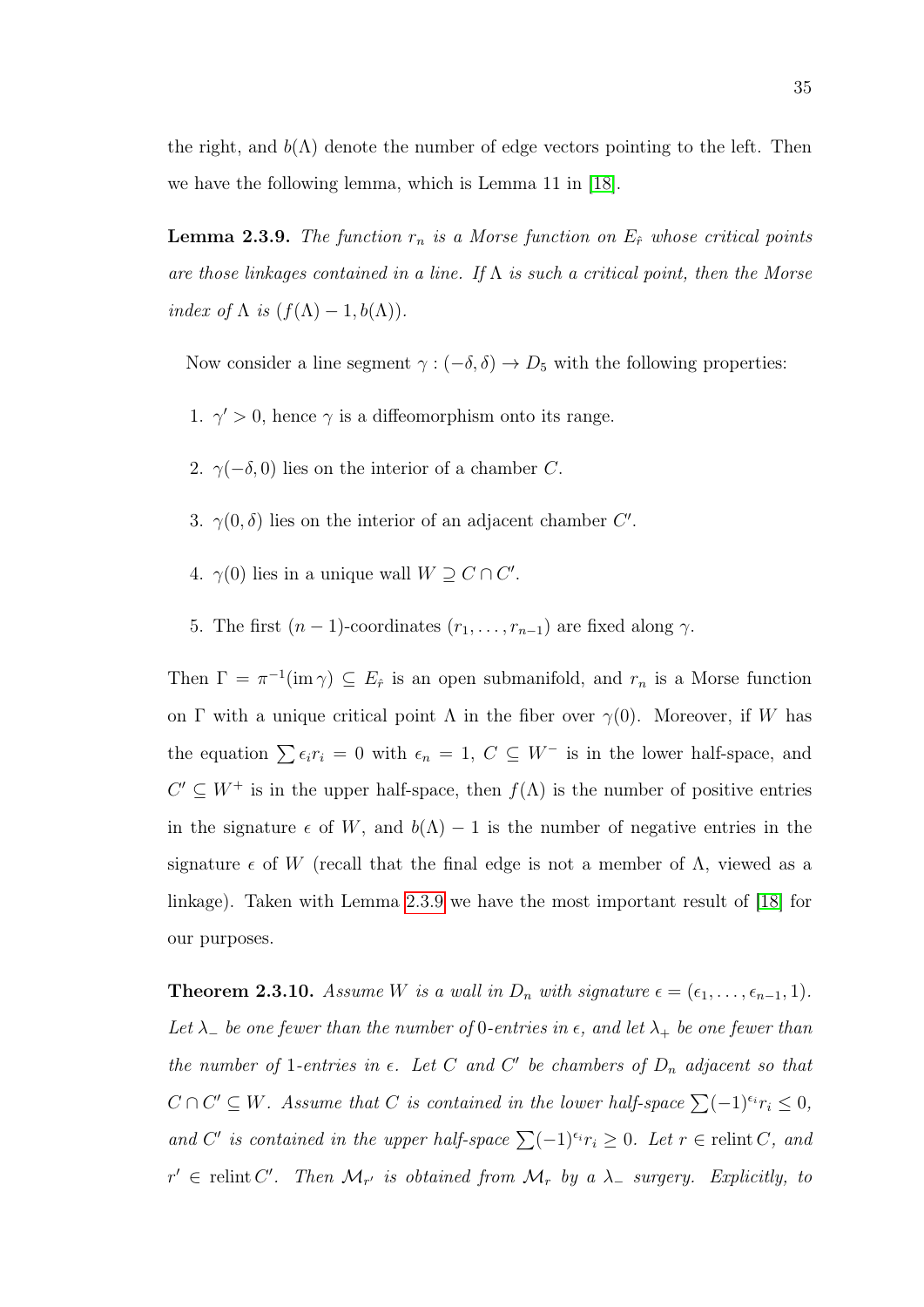the right, and $b(\Lambda)$ denote the number of edge vectors pointing to the left. Then we have the following lemma, which is Lemma 11 in [18].

**Lemma 2.3.9.** *The function $r_n$ is a Morse function on $E_{\hat{r}}$ whose critical points are those linkages contained in a line. If $\Lambda$ is such a critical point, then the Morse index of $\Lambda$ is $(f(\Lambda) - 1, b(\Lambda))$.*

Now consider a line segment $\gamma : (-\delta, \delta) \to D_5$ with the following properties:

1. $\gamma' > 0$, hence $\gamma$ is a diffeomorphism onto its range.
2. $\gamma(-\delta, 0)$ lies on the interior of a chamber $C$.
3. $\gamma(0, \delta)$ lies on the interior of an adjacent chamber $C'$.
4. $\gamma(0)$ lies in a unique wall $W \supseteq C \cap C'$.
5. The first $(n-1)$-coordinates $(r_1, \ldots, r_{n-1})$ are fixed along $\gamma$.

Then $\Gamma = \pi^{-1}(\operatorname{im} \gamma) \subseteq E_{\hat{r}}$ is an open submanifold, and $r_n$ is a Morse function on $\Gamma$ with a unique critical point $\Lambda$ in the fiber over $\gamma(0)$. Moreover, if $W$ has the equation $\sum \epsilon_i r_i = 0$ with $\epsilon_n = 1$, $C \subseteq W^-$ is in the lower half-space, and $C' \subseteq W^+$ is in the upper half-space, then $f(\Lambda)$ is the number of positive entries in the signature $\epsilon$ of $W$, and $b(\Lambda) - 1$ is the number of negative entries in the signature $\epsilon$ of $W$ (recall that the final edge is not a member of $\Lambda$, viewed as a linkage). Taken with Lemma 2.3.9 we have the most important result of [18] for our purposes.

**Theorem 2.3.10.** *Assume $W$ is a wall in $D_n$ with signature $\epsilon = (\epsilon_1, \ldots, \epsilon_{n-1}, 1)$. Let $\lambda_-$ be one fewer than the number of 0-entries in $\epsilon$, and let $\lambda_+$ be one fewer than the number of 1-entries in $\epsilon$. Let $C$ and $C'$ be chambers of $D_n$ adjacent so that $C \cap C' \subseteq W$. Assume that $C$ is contained in the lower half-space $\sum (-1)^{\epsilon_i} r_i \leq 0$, and $C'$ is contained in the upper half-space $\sum (-1)^{\epsilon_i} r_i \geq 0$. Let $r \in \operatorname{relint} C$, and $r' \in \operatorname{relint} C'$. Then $\mathcal{M}_{r'}$ is obtained from $\mathcal{M}_r$ by a $\lambda_-$ surgery. Explicitly, to*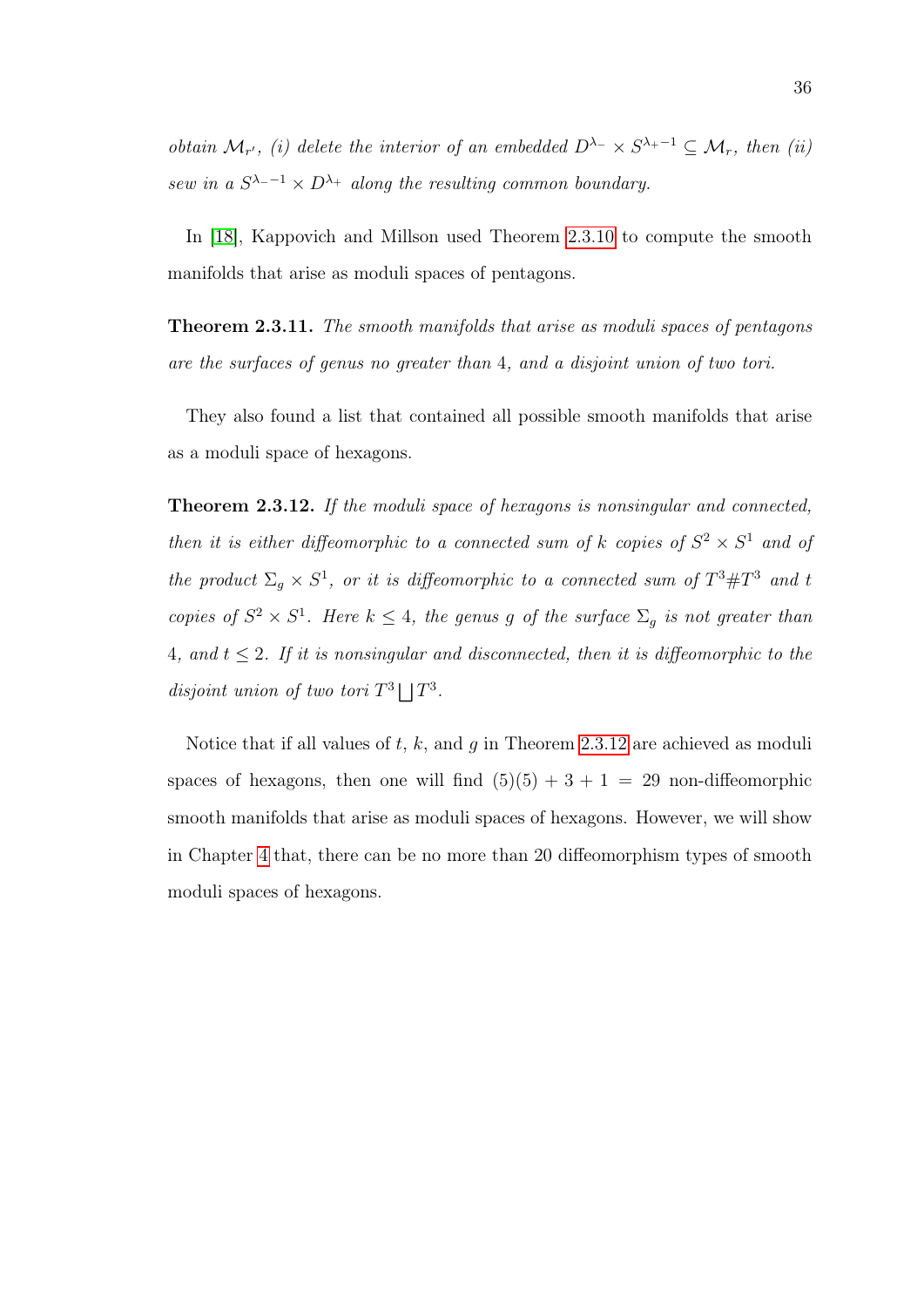*obtain $\mathcal{M}_{r'}$, (i) delete the interior of an embedded $D^{\lambda_-} \times S^{\lambda_+ - 1} \subseteq \mathcal{M}_r$, then (ii) sew in a $S^{\lambda_- - 1} \times D^{\lambda_+}$ along the resulting common boundary.*

In [18], Kappovich and Millson used Theorem 2.3.10 to compute the smooth manifolds that arise as moduli spaces of pentagons.

**Theorem 2.3.11.** *The smooth manifolds that arise as moduli spaces of pentagons are the surfaces of genus no greater than* 4*, and a disjoint union of two tori.*

They also found a list that contained all possible smooth manifolds that arise as a moduli space of hexagons.

**Theorem 2.3.12.** *If the moduli space of hexagons is nonsingular and connected, then it is either diffeomorphic to a connected sum of $k$ copies of $S^2 \times S^1$ and of the product $\Sigma_g \times S^1$, or it is diffeomorphic to a connected sum of $T^3 \# T^3$ and $t$ copies of $S^2 \times S^1$. Here $k \leq 4$, the genus $g$ of the surface $\Sigma_g$ is not greater than* 4*, and $t \leq 2$. If it is nonsingular and disconnected, then it is diffeomorphic to the disjoint union of two tori $T^3 \bigsqcup T^3$.*

Notice that if all values of $t$, $k$, and $g$ in Theorem 2.3.12 are achieved as moduli spaces of hexagons, then one will find $(5)(5) + 3 + 1 = 29$ non-diffeomorphic smooth manifolds that arise as moduli spaces of hexagons. However, we will show in Chapter 4 that, there can be no more than 20 diffeomorphism types of smooth moduli spaces of hexagons.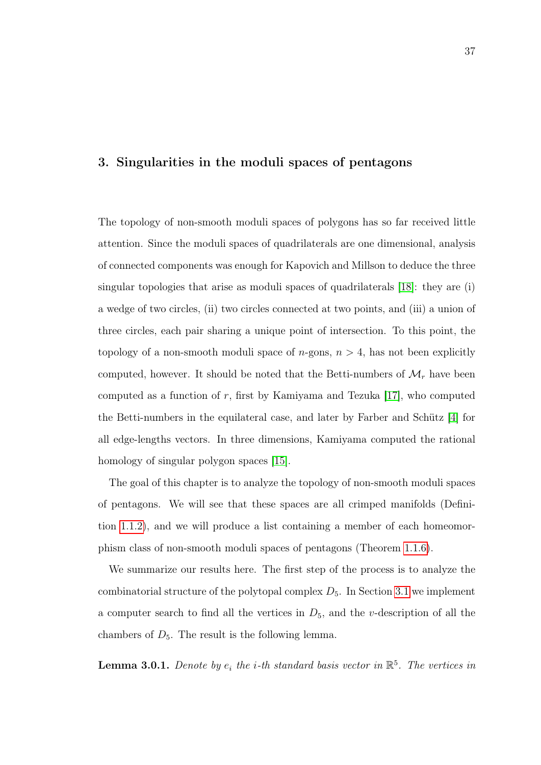# 3. Singularities in the moduli spaces of pentagons

The topology of non-smooth moduli spaces of polygons has so far received little attention. Since the moduli spaces of quadrilaterals are one dimensional, analysis of connected components was enough for Kapovich and Millson to deduce the three singular topologies that arise as moduli spaces of quadrilaterals [18]: they are (i) a wedge of two circles, (ii) two circles connected at two points, and (iii) a union of three circles, each pair sharing a unique point of intersection. To this point, the topology of a non-smooth moduli space of $n$-gons, $n > 4$, has not been explicitly computed, however. It should be noted that the Betti-numbers of $\mathcal{M}_r$ have been computed as a function of $r$, first by Kamiyama and Tezuka [17], who computed the Betti-numbers in the equilateral case, and later by Farber and Schütz [4] for all edge-lengths vectors. In three dimensions, Kamiyama computed the rational homology of singular polygon spaces [15].

The goal of this chapter is to analyze the topology of non-smooth moduli spaces of pentagons. We will see that these spaces are all crimped manifolds (Definition 1.1.2), and we will produce a list containing a member of each homeomorphism class of non-smooth moduli spaces of pentagons (Theorem 1.1.6).

We summarize our results here. The first step of the process is to analyze the combinatorial structure of the polytopal complex $D_5$. In Section 3.1 we implement a computer search to find all the vertices in $D_5$, and the $v$-description of all the chambers of $D_5$. The result is the following lemma.

**Lemma 3.0.1.** *Denote by $e_i$ the $i$-th standard basis vector in $\mathbb{R}^5$. The vertices in*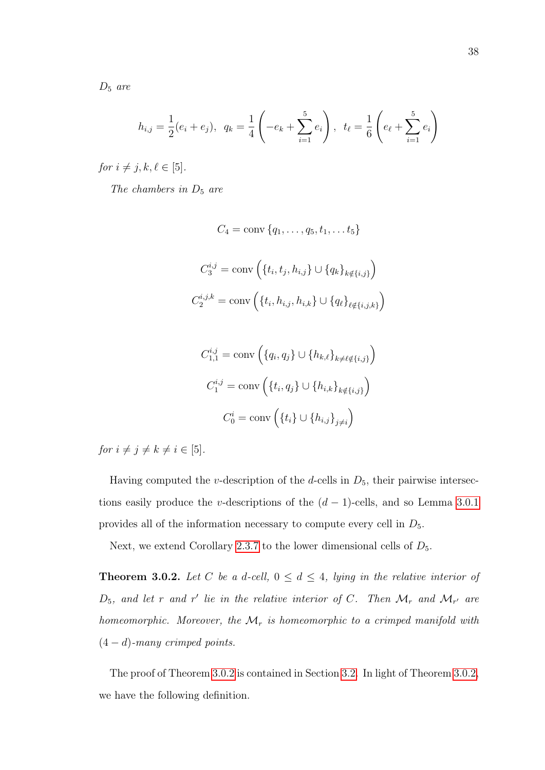*$D_5$ are*

$$h_{i,j} = \frac{1}{2}(e_i + e_j), \quad q_k = \frac{1}{4}\left(-e_k + \sum_{i=1}^{5} e_i\right), \quad t_\ell = \frac{1}{6}\left(e_\ell + \sum_{i=1}^{5} e_i\right)$$

*for $i \neq j, k, \ell \in [5]$.*

*The chambers in $D_5$ are*

$$C_4 = \operatorname{conv}\{q_1, \ldots, q_5, t_1, \ldots t_5\}$$

$$C_3^{i,j} = \operatorname{conv}\left(\{t_i, t_j, h_{i,j}\} \cup \{q_k\}_{k \notin \{i,j\}}\right)$$

$$C_2^{i,j,k} = \operatorname{conv}\left(\{t_i, h_{i,j}, h_{i,k}\} \cup \{q_\ell\}_{\ell \notin \{i,j,k\}}\right)$$

$$C_{1,1}^{i,j} = \operatorname{conv}\left(\{q_i, q_j\} \cup \{h_{k,\ell}\}_{k \neq \ell \notin \{i,j\}}\right)$$

$$C_1^{i,j} = \operatorname{conv}\left(\{t_i, q_j\} \cup \{h_{i,k}\}_{k \notin \{i,j\}}\right)$$

$$C_0^{i} = \operatorname{conv}\left(\{t_i\} \cup \{h_{i,j}\}_{j \neq i}\right)$$

*for $i \neq j \neq k \neq i \in [5]$.*

Having computed the $v$-description of the $d$-cells in $D_5$, their pairwise intersections easily produce the $v$-descriptions of the $(d-1)$-cells, and so Lemma 3.0.1 provides all of the information necessary to compute every cell in $D_5$.

Next, we extend Corollary 2.3.7 to the lower dimensional cells of $D_5$.

**Theorem 3.0.2.** *Let $C$ be a $d$-cell, $0 \leq d \leq 4$, lying in the relative interior of $D_5$, and let $r$ and $r'$ lie in the relative interior of $C$. Then $\mathcal{M}_r$ and $\mathcal{M}_{r'}$ are homeomorphic. Moreover, the $\mathcal{M}_r$ is homeomorphic to a crimped manifold with $(4-d)$-many crimped points.*

The proof of Theorem 3.0.2 is contained in Section 3.2. In light of Theorem 3.0.2, we have the following definition.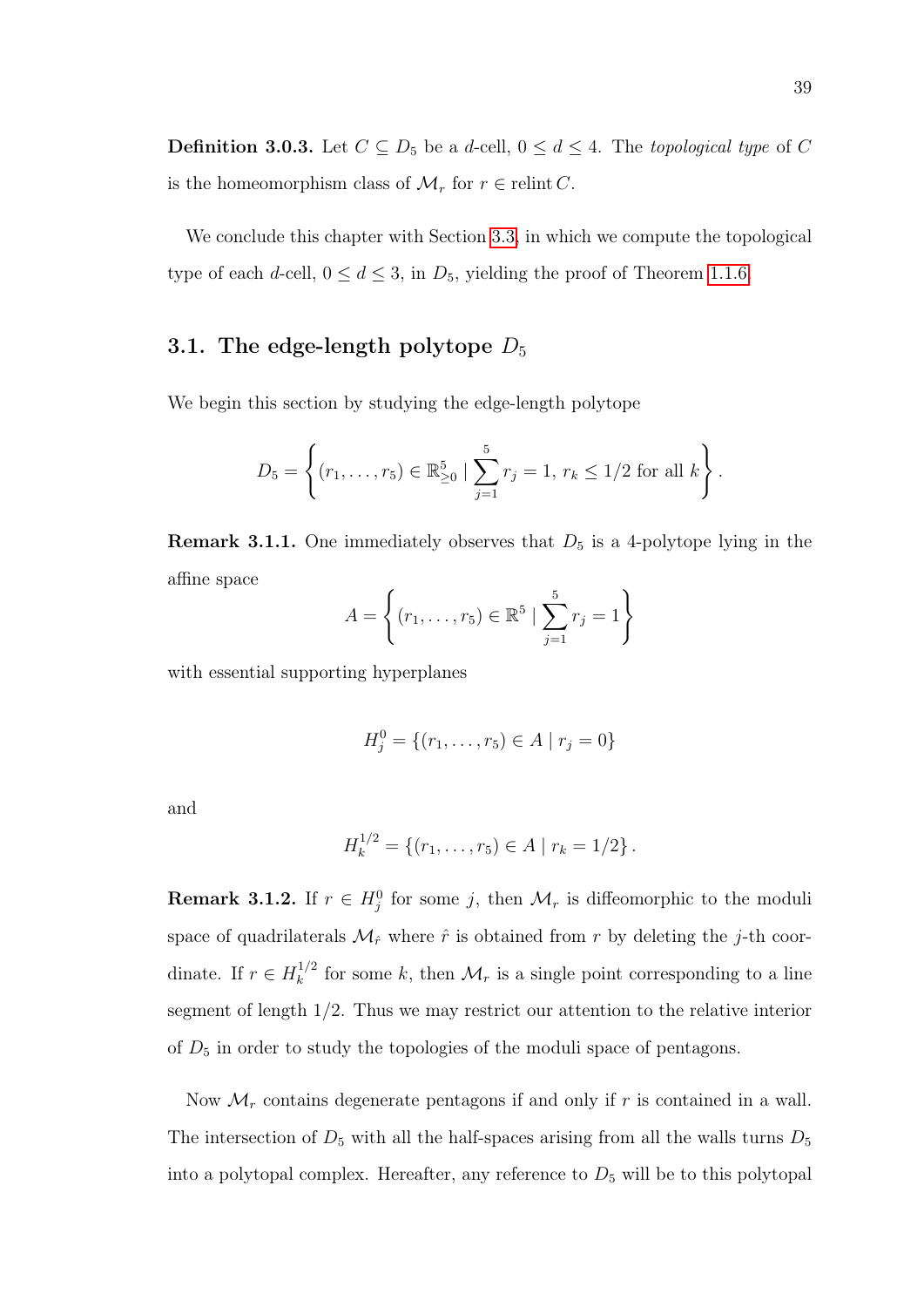**Definition 3.0.3.** Let $C \subseteq D_5$ be a $d$-cell, $0 \leq d \leq 4$. The *topological type* of $C$ is the homeomorphism class of $\mathcal{M}_r$ for $r \in \operatorname{relint} C$.

We conclude this chapter with Section 3.3, in which we compute the topological type of each $d$-cell, $0 \leq d \leq 3$, in $D_5$, yielding the proof of Theorem 1.1.6.

## 3.1. The edge-length polytope $D_5$

We begin this section by studying the edge-length polytope

$$D_5 = \left\{ (r_1, \ldots, r_5) \in \mathbb{R}^5_{\geq 0} \mid \sum_{j=1}^{5} r_j = 1,\ r_k \leq 1/2 \text{ for all } k \right\}.$$

**Remark 3.1.1.** One immediately observes that $D_5$ is a 4-polytope lying in the affine space

$$A = \left\{ (r_1, \ldots, r_5) \in \mathbb{R}^5 \mid \sum_{j=1}^{5} r_j = 1 \right\}$$

with essential supporting hyperplanes

$$H_j^0 = \{ (r_1, \ldots, r_5) \in A \mid r_j = 0 \}$$

and

$$H_k^{1/2} = \{ (r_1, \ldots, r_5) \in A \mid r_k = 1/2 \}.$$

**Remark 3.1.2.** If $r \in H_j^0$ for some $j$, then $\mathcal{M}_r$ is diffeomorphic to the moduli space of quadrilaterals $\mathcal{M}_{\hat{r}}$ where $\hat{r}$ is obtained from $r$ by deleting the $j$-th coordinate. If $r \in H_k^{1/2}$ for some $k$, then $\mathcal{M}_r$ is a single point corresponding to a line segment of length $1/2$. Thus we may restrict our attention to the relative interior of $D_5$ in order to study the topologies of the moduli space of pentagons.

Now $\mathcal{M}_r$ contains degenerate pentagons if and only if $r$ is contained in a wall. The intersection of $D_5$ with all the half-spaces arising from all the walls turns $D_5$ into a polytopal complex. Hereafter, any reference to $D_5$ will be to this polytopal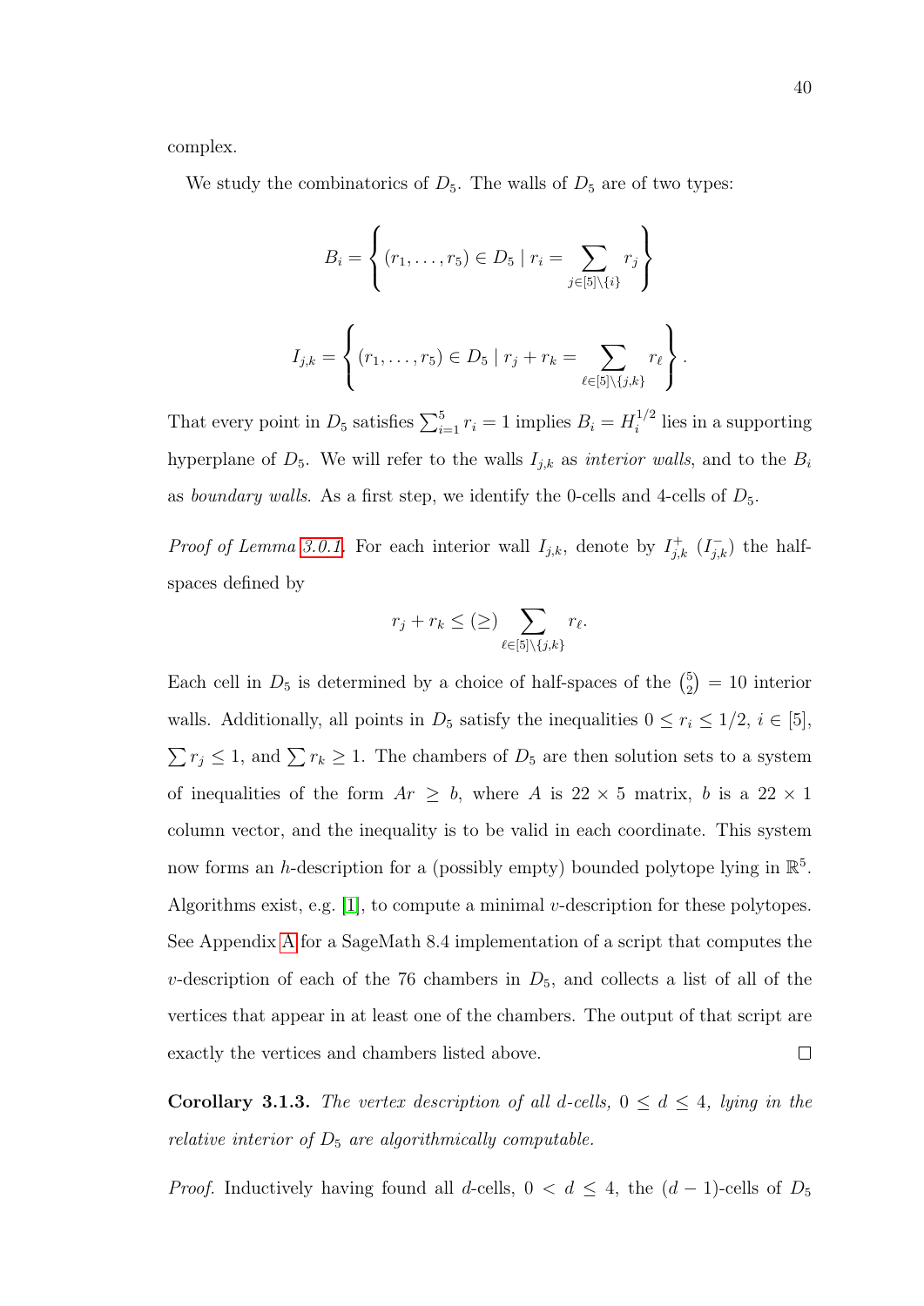complex.

We study the combinatorics of $D_5$. The walls of $D_5$ are of two types:

$$B_i = \left\{ (r_1, \ldots, r_5) \in D_5 \mid r_i = \sum_{j \in [5] \setminus \{i\}} r_j \right\}$$

$$I_{j,k} = \left\{ (r_1, \ldots, r_5) \in D_5 \mid r_j + r_k = \sum_{\ell \in [5] \setminus \{j,k\}} r_\ell \right\}.$$

That every point in $D_5$ satisfies $\sum_{i=1}^5 r_i = 1$ implies $B_i = H_i^{1/2}$ lies in a supporting hyperplane of $D_5$. We will refer to the walls $I_{j,k}$ as *interior walls*, and to the $B_i$ as *boundary walls*. As a first step, we identify the 0-cells and 4-cells of $D_5$.

*Proof of Lemma 3.0.1*. For each interior wall $I_{j,k}$, denote by $I_{j,k}^+$ ($I_{j,k}^-$) the half-spaces defined by

$$r_j + r_k \leq (\geq) \sum_{\ell \in [5] \setminus \{j,k\}} r_\ell.$$

Each cell in $D_5$ is determined by a choice of half-spaces of the $\binom{5}{2} = 10$ interior walls. Additionally, all points in $D_5$ satisfy the inequalities $0 \leq r_i \leq 1/2$, $i \in [5]$, $\sum r_j \leq 1$, and $\sum r_k \geq 1$. The chambers of $D_5$ are then solution sets to a system of inequalities of the form $Ar \geq b$, where $A$ is $22 \times 5$ matrix, $b$ is a $22 \times 1$ column vector, and the inequality is to be valid in each coordinate. This system now forms an $h$-description for a (possibly empty) bounded polytope lying in $\mathbb{R}^5$. Algorithms exist, e.g. [1], to compute a minimal $v$-description for these polytopes. See Appendix A for a SageMath 8.4 implementation of a script that computes the $v$-description of each of the 76 chambers in $D_5$, and collects a list of all of the vertices that appear in at least one of the chambers. The output of that script are exactly the vertices and chambers listed above. $\square$

**Corollary 3.1.3.** *The vertex description of all d-cells, $0 \leq d \leq 4$, lying in the relative interior of $D_5$ are algorithmically computable.*

*Proof.* Inductively having found all $d$-cells, $0 < d \leq 4$, the $(d-1)$-cells of $D_5$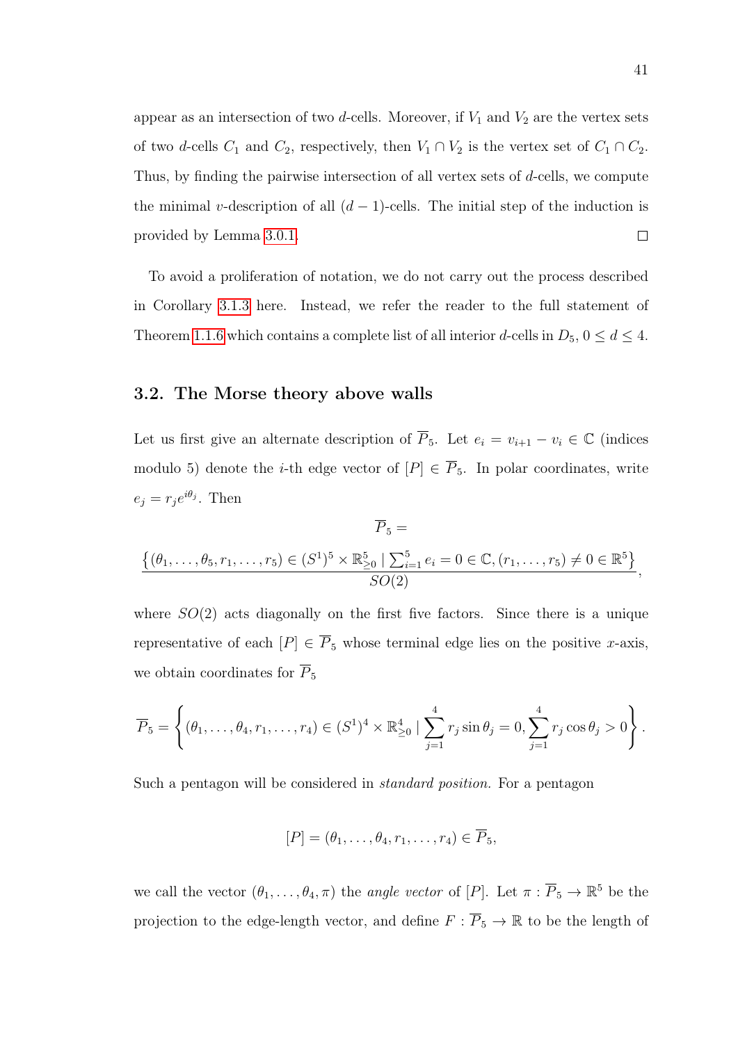appear as an intersection of two $d$-cells. Moreover, if $V_1$ and $V_2$ are the vertex sets of two $d$-cells $C_1$ and $C_2$, respectively, then $V_1 \cap V_2$ is the vertex set of $C_1 \cap C_2$. Thus, by finding the pairwise intersection of all vertex sets of $d$-cells, we compute the minimal $v$-description of all $(d-1)$-cells. The initial step of the induction is provided by Lemma 3.0.1. $\square$

To avoid a proliferation of notation, we do not carry out the process described in Corollary 3.1.3 here. Instead, we refer the reader to the full statement of Theorem 1.1.6 which contains a complete list of all interior $d$-cells in $D_5$, $0 \le d \le 4$.

## 3.2. The Morse theory above walls

Let us first give an alternate description of $\overline{P}_5$. Let $e_i = v_{i+1} - v_i \in \mathbb{C}$ (indices modulo 5) denote the $i$-th edge vector of $[P] \in \overline{P}_5$. In polar coordinates, write $e_j = r_j e^{i\theta_j}$. Then

$$\overline{P}_5 = \frac{\left\{(\theta_1, \ldots, \theta_5, r_1, \ldots, r_5) \in (S^1)^5 \times \mathbb{R}^5_{\ge 0} \mid \sum_{i=1}^5 e_i = 0 \in \mathbb{C}, (r_1, \ldots, r_5) \ne 0 \in \mathbb{R}^5\right\}}{SO(2)},$$

where $SO(2)$ acts diagonally on the first five factors. Since there is a unique representative of each $[P] \in \overline{P}_5$ whose terminal edge lies on the positive $x$-axis, we obtain coordinates for $\overline{P}_5$

$$\overline{P}_5 = \left\{(\theta_1, \ldots, \theta_4, r_1, \ldots, r_4) \in (S^1)^4 \times \mathbb{R}^4_{\ge 0} \mid \sum_{j=1}^4 r_j \sin\theta_j = 0, \sum_{j=1}^4 r_j \cos\theta_j > 0\right\}.$$

Such a pentagon will be considered in *standard position.* For a pentagon

$$[P] = (\theta_1, \ldots, \theta_4, r_1, \ldots, r_4) \in \overline{P}_5,$$

we call the vector $(\theta_1, \ldots, \theta_4, \pi)$ the *angle vector* of $[P]$. Let $\pi : \overline{P}_5 \to \mathbb{R}^5$ be the projection to the edge-length vector, and define $F : \overline{P}_5 \to \mathbb{R}$ to be the length of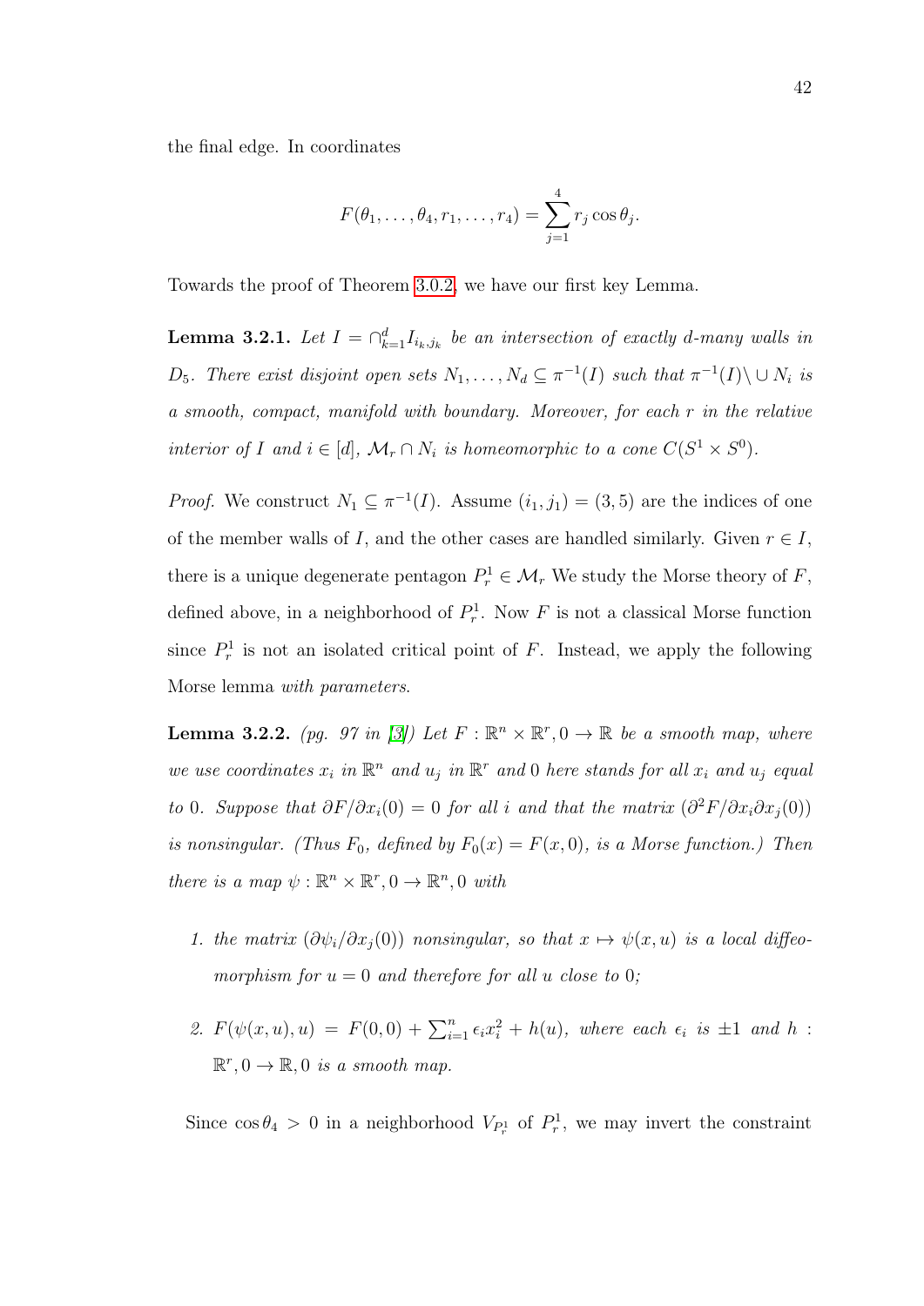the final edge. In coordinates

$$F(\theta_1, \dots, \theta_4, r_1, \dots, r_4) = \sum_{j=1}^{4} r_j \cos \theta_j.$$

Towards the proof of Theorem 3.0.2, we have our first key Lemma.

**Lemma 3.2.1.** *Let $I = \cap_{k=1}^{d} I_{i_k, j_k}$ be an intersection of exactly d-many walls in $D_5$. There exist disjoint open sets $N_1, \dots, N_d \subseteq \pi^{-1}(I)$ such that $\pi^{-1}(I) \setminus \cup N_i$ is a smooth, compact, manifold with boundary. Moreover, for each $r$ in the relative interior of $I$ and $i \in [d]$, $\mathcal{M}_r \cap N_i$ is homeomorphic to a cone $C(S^1 \times S^0)$.*

*Proof.* We construct $N_1 \subseteq \pi^{-1}(I)$. Assume $(i_1, j_1) = (3, 5)$ are the indices of one of the member walls of $I$, and the other cases are handled similarly. Given $r \in I$, there is a unique degenerate pentagon $P_r^1 \in \mathcal{M}_r$ We study the Morse theory of $F$, defined above, in a neighborhood of $P_r^1$. Now $F$ is not a classical Morse function since $P_r^1$ is not an isolated critical point of $F$. Instead, we apply the following Morse lemma *with parameters*.

**Lemma 3.2.2.** *(pg. 97 in [3]) Let $F : \mathbb{R}^n \times \mathbb{R}^r, 0 \to \mathbb{R}$ be a smooth map, where we use coordinates $x_i$ in $\mathbb{R}^n$ and $u_j$ in $\mathbb{R}^r$ and 0 here stands for all $x_i$ and $u_j$ equal to 0. Suppose that $\partial F / \partial x_i(0) = 0$ for all $i$ and that the matrix $(\partial^2 F / \partial x_i \partial x_j(0))$ is nonsingular. (Thus $F_0$, defined by $F_0(x) = F(x, 0)$, is a Morse function.) Then there is a map $\psi : \mathbb{R}^n \times \mathbb{R}^r, 0 \to \mathbb{R}^n, 0$ with*

1. *the matrix $(\partial \psi_i / \partial x_j(0))$ nonsingular, so that $x \mapsto \psi(x, u)$ is a local diffeomorphism for $u = 0$ and therefore for all $u$ close to 0;*
2. *$F(\psi(x, u), u) = F(0, 0) + \sum_{i=1}^{n} \epsilon_i x_i^2 + h(u)$, where each $\epsilon_i$ is $\pm 1$ and $h : \mathbb{R}^r, 0 \to \mathbb{R}, 0$ is a smooth map.*

Since $\cos \theta_4 > 0$ in a neighborhood $V_{P_r^1}$ of $P_r^1$, we may invert the constraint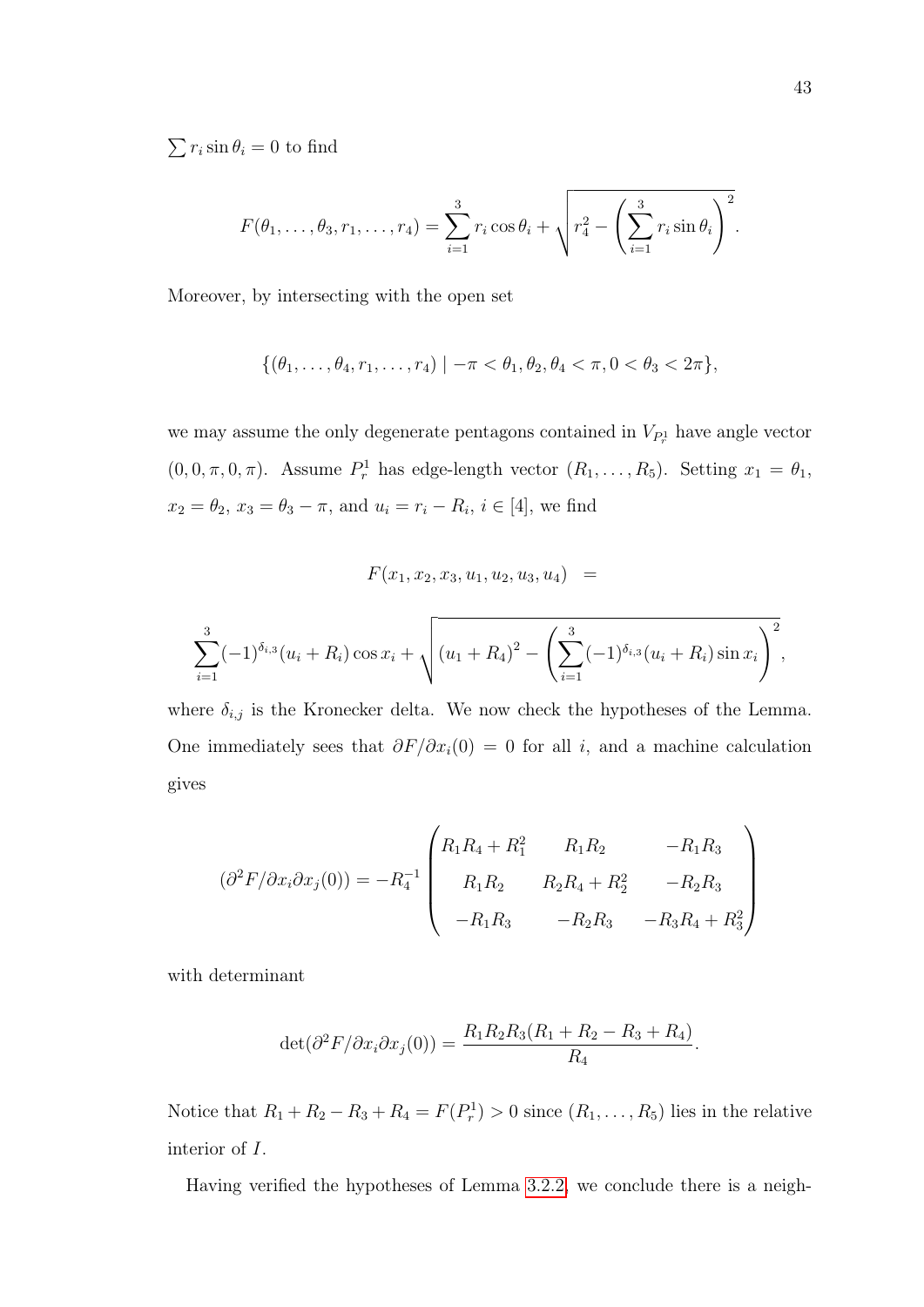$\sum r_i \sin\theta_i = 0$ to find

$$F(\theta_1, \ldots, \theta_3, r_1, \ldots, r_4) = \sum_{i=1}^{3} r_i \cos\theta_i + \sqrt{r_4^2 - \left(\sum_{i=1}^{3} r_i \sin\theta_i\right)^2}.$$

Moreover, by intersecting with the open set

$$\{(\theta_1, \ldots, \theta_4, r_1, \ldots, r_4) \mid -\pi < \theta_1, \theta_2, \theta_4 < \pi, 0 < \theta_3 < 2\pi\},$$

we may assume the only degenerate pentagons contained in $V_{P_r^1}$ have angle vector $(0, 0, \pi, 0, \pi)$. Assume $P_r^1$ has edge-length vector $(R_1, \ldots, R_5)$. Setting $x_1 = \theta_1$, $x_2 = \theta_2$, $x_3 = \theta_3 - \pi$, and $u_i = r_i - R_i$, $i \in [4]$, we find

$$F(x_1, x_2, x_3, u_1, u_2, u_3, u_4) \;\; =$$

$$\sum_{i=1}^{3} (-1)^{\delta_{i,3}} (u_i + R_i) \cos x_i + \sqrt{(u_1 + R_4)^2 - \left(\sum_{i=1}^{3} (-1)^{\delta_{i,3}} (u_i + R_i) \sin x_i\right)^2},$$

where $\delta_{i,j}$ is the Kronecker delta. We now check the hypotheses of the Lemma. One immediately sees that $\partial F / \partial x_i(0) = 0$ for all $i$, and a machine calculation gives

$$(\partial^2 F / \partial x_i \partial x_j(0)) = -R_4^{-1} \begin{pmatrix} R_1 R_4 + R_1^2 & R_1 R_2 & -R_1 R_3 \\ R_1 R_2 & R_2 R_4 + R_2^2 & -R_2 R_3 \\ -R_1 R_3 & -R_2 R_3 & -R_3 R_4 + R_3^2 \end{pmatrix}$$

with determinant

$$\det(\partial^2 F / \partial x_i \partial x_j(0)) = \frac{R_1 R_2 R_3 (R_1 + R_2 - R_3 + R_4)}{R_4}.$$

Notice that $R_1 + R_2 - R_3 + R_4 = F(P_r^1) > 0$ since $(R_1, \ldots, R_5)$ lies in the relative interior of $I$.

Having verified the hypotheses of Lemma 3.2.2, we conclude there is a neigh-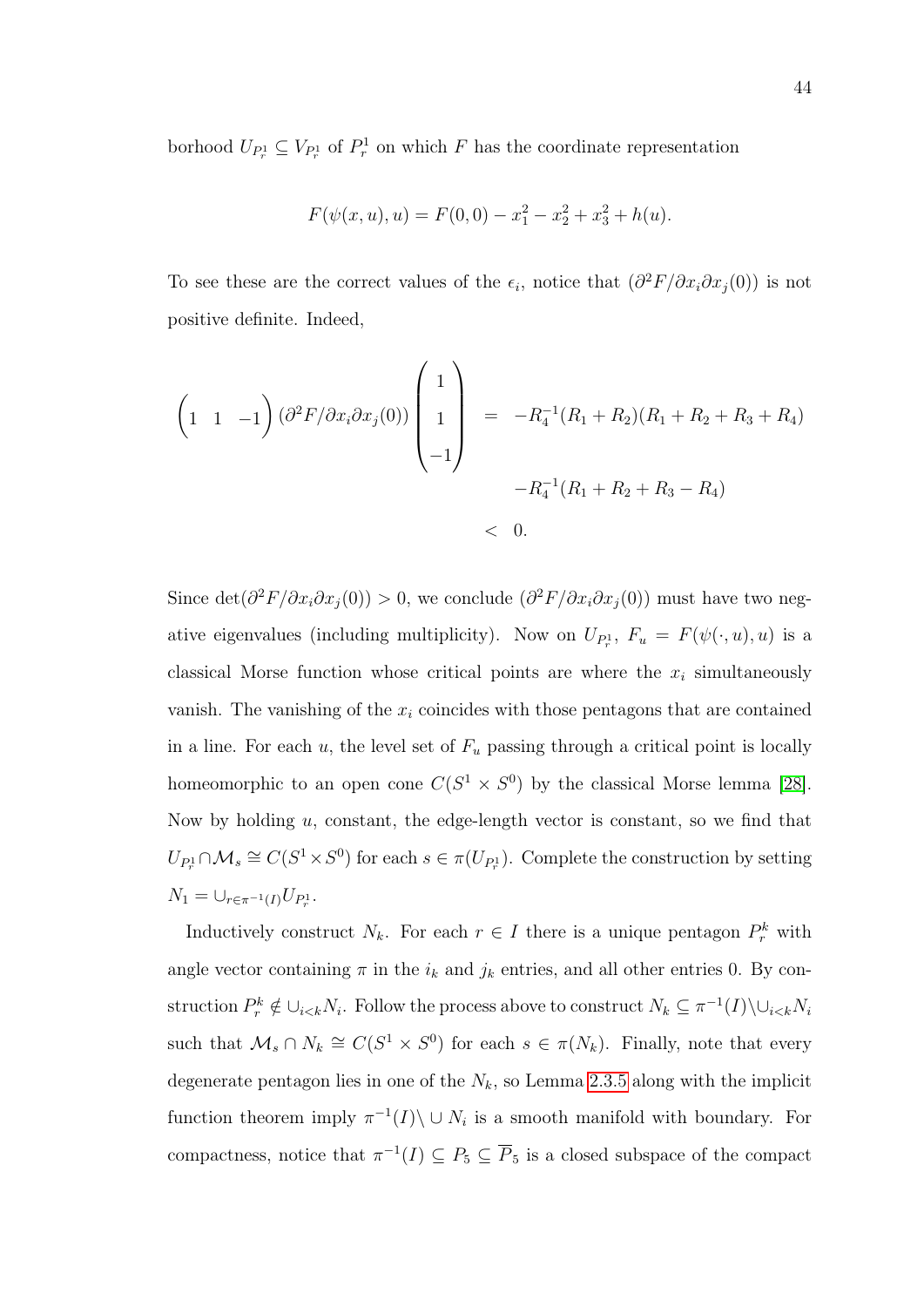borhood $U_{P_r^1} \subseteq V_{P_r^1}$ of $P_r^1$ on which $F$ has the coordinate representation

$$F(\psi(x,u),u) = F(0,0) - x_1^2 - x_2^2 + x_3^2 + h(u).$$

To see these are the correct values of the $\epsilon_i$, notice that $(\partial^2 F/\partial x_i \partial x_j(0))$ is not positive definite. Indeed,

$$\begin{aligned}
\begin{pmatrix} 1 & 1 & -1 \end{pmatrix} (\partial^2 F/\partial x_i \partial x_j(0)) \begin{pmatrix} 1 \\ 1 \\ -1 \end{pmatrix} &= -R_4^{-1}(R_1+R_2)(R_1+R_2+R_3+R_4) \\
&\quad -R_4^{-1}(R_1+R_2+R_3-R_4) \\
&< 0.
\end{aligned}$$

Since $\det(\partial^2 F/\partial x_i \partial x_j(0)) > 0$, we conclude $(\partial^2 F/\partial x_i \partial x_j(0))$ must have two negative eigenvalues (including multiplicity). Now on $U_{P_r^1}$, $F_u = F(\psi(\cdot,u),u)$ is a classical Morse function whose critical points are where the $x_i$ simultaneously vanish. The vanishing of the $x_i$ coincides with those pentagons that are contained in a line. For each $u$, the level set of $F_u$ passing through a critical point is locally homeomorphic to an open cone $C(S^1 \times S^0)$ by the classical Morse lemma [28]. Now by holding $u$, constant, the edge-length vector is constant, so we find that $U_{P_r^1} \cap \mathcal{M}_s \cong C(S^1 \times S^0)$ for each $s \in \pi(U_{P_r^1})$. Complete the construction by setting $N_1 = \cup_{r \in \pi^{-1}(I)} U_{P_r^1}$.

Inductively construct $N_k$. For each $r \in I$ there is a unique pentagon $P_r^k$ with angle vector containing $\pi$ in the $i_k$ and $j_k$ entries, and all other entries 0. By construction $P_r^k \notin \cup_{i<k} N_i$. Follow the process above to construct $N_k \subseteq \pi^{-1}(I) \backslash \cup_{i<k} N_i$ such that $\mathcal{M}_s \cap N_k \cong C(S^1 \times S^0)$ for each $s \in \pi(N_k)$. Finally, note that every degenerate pentagon lies in one of the $N_k$, so Lemma 2.3.5 along with the implicit function theorem imply $\pi^{-1}(I) \backslash \cup N_i$ is a smooth manifold with boundary. For compactness, notice that $\pi^{-1}(I) \subseteq P_5 \subseteq \overline{P}_5$ is a closed subspace of the compact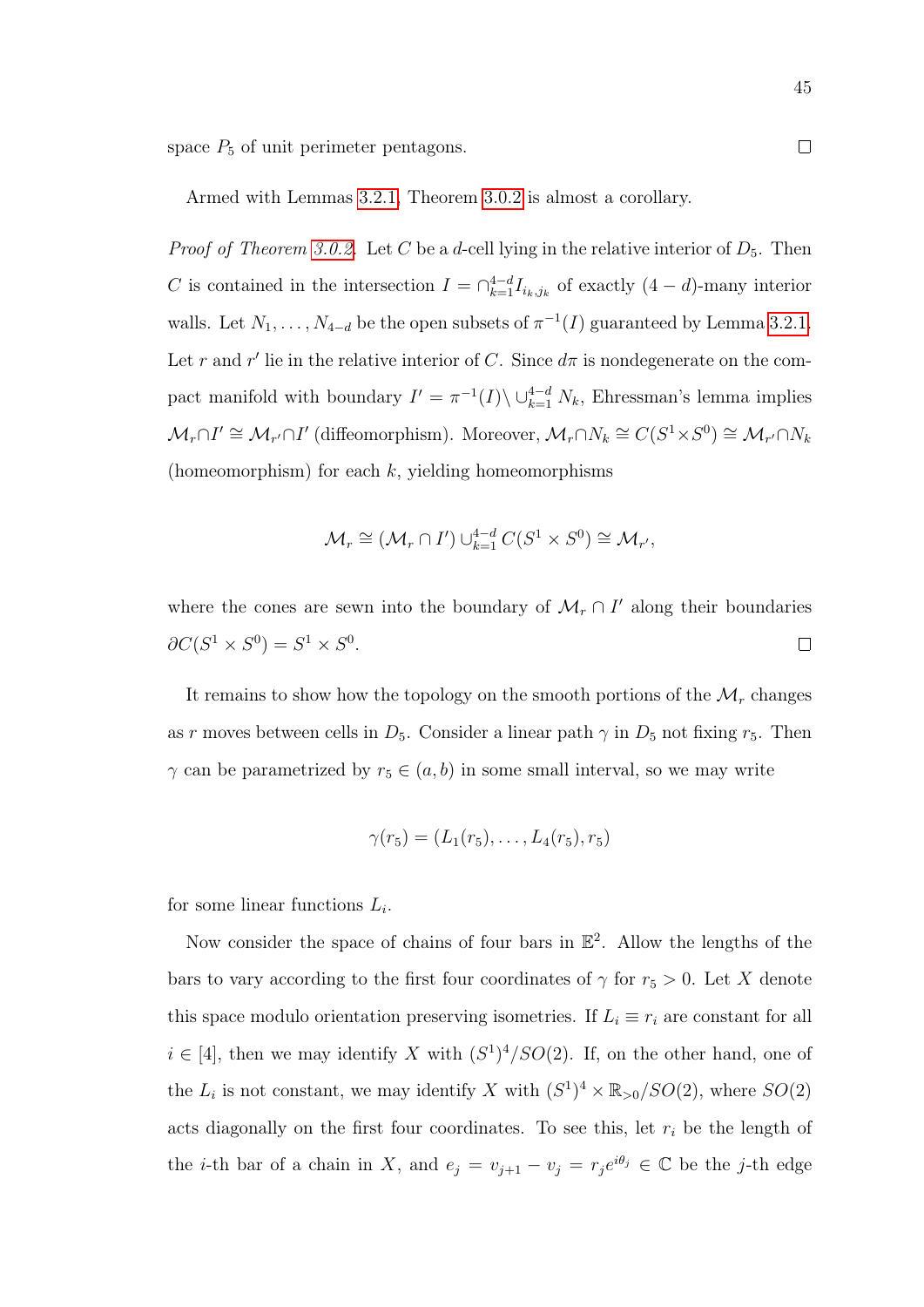space $P_5$ of unit perimeter pentagons. $\square$

Armed with Lemmas 3.2.1, Theorem 3.0.2 is almost a corollary.

*Proof of Theorem 3.0.2.* Let $C$ be a $d$-cell lying in the relative interior of $D_5$. Then $C$ is contained in the intersection $I = \cap_{k=1}^{4-d} I_{i_k,j_k}$ of exactly $(4-d)$-many interior walls. Let $N_1, \ldots, N_{4-d}$ be the open subsets of $\pi^{-1}(I)$ guaranteed by Lemma 3.2.1. Let $r$ and $r'$ lie in the relative interior of $C$. Since $d\pi$ is nondegenerate on the compact manifold with boundary $I' = \pi^{-1}(I) \setminus \cup_{k=1}^{4-d} N_k$, Ehressman's lemma implies $\mathcal{M}_r \cap I' \cong \mathcal{M}_{r'} \cap I'$ (diffeomorphism). Moreover, $\mathcal{M}_r \cap N_k \cong C(S^1 \times S^0) \cong \mathcal{M}_{r'} \cap N_k$ (homeomorphism) for each $k$, yielding homeomorphisms

$$\mathcal{M}_r \cong (\mathcal{M}_r \cap I') \cup_{k=1}^{4-d} C(S^1 \times S^0) \cong \mathcal{M}_{r'},$$

where the cones are sewn into the boundary of $\mathcal{M}_r \cap I'$ along their boundaries $\partial C(S^1 \times S^0) = S^1 \times S^0$. $\square$

It remains to show how the topology on the smooth portions of the $\mathcal{M}_r$ changes as $r$ moves between cells in $D_5$. Consider a linear path $\gamma$ in $D_5$ not fixing $r_5$. Then $\gamma$ can be parametrized by $r_5 \in (a, b)$ in some small interval, so we may write

$$\gamma(r_5) = (L_1(r_5), \ldots, L_4(r_5), r_5)$$

for some linear functions $L_i$.

Now consider the space of chains of four bars in $\mathbb{E}^2$. Allow the lengths of the bars to vary according to the first four coordinates of $\gamma$ for $r_5 > 0$. Let $X$ denote this space modulo orientation preserving isometries. If $L_i \equiv r_i$ are constant for all $i \in [4]$, then we may identify $X$ with $(S^1)^4/SO(2)$. If, on the other hand, one of the $L_i$ is not constant, we may identify $X$ with $(S^1)^4 \times \mathbb{R}_{>0}/SO(2)$, where $SO(2)$ acts diagonally on the first four coordinates. To see this, let $r_i$ be the length of the $i$-th bar of a chain in $X$, and $e_j = v_{j+1} - v_j = r_j e^{i\theta_j} \in \mathbb{C}$ be the $j$-th edge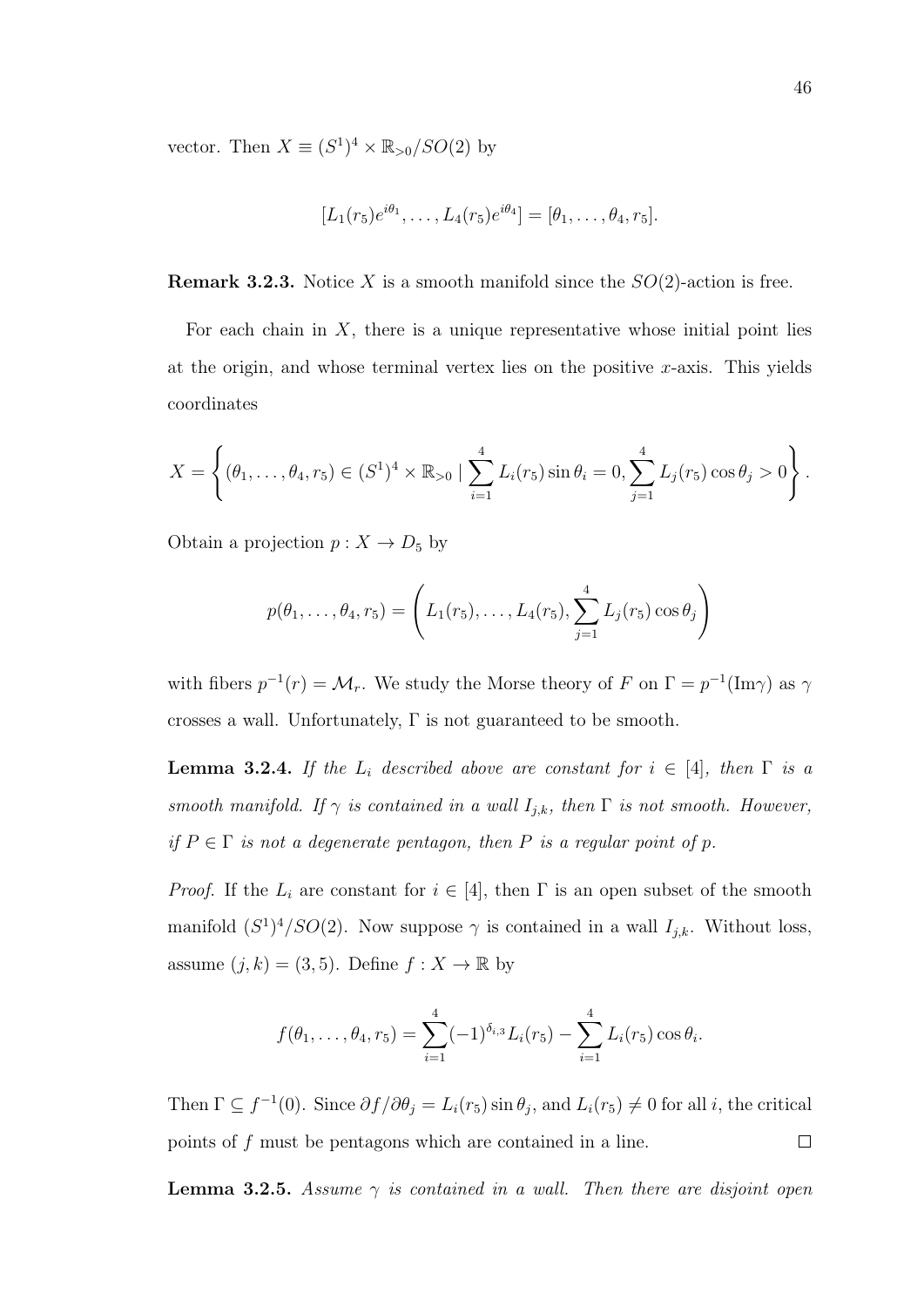vector. Then $X \equiv (S^1)^4 \times \mathbb{R}_{>0}/SO(2)$ by

$$[L_1(r_5)e^{i\theta_1}, \dots, L_4(r_5)e^{i\theta_4}] = [\theta_1, \dots, \theta_4, r_5].$$

**Remark 3.2.3.** Notice $X$ is a smooth manifold since the $SO(2)$-action is free.

For each chain in $X$, there is a unique representative whose initial point lies at the origin, and whose terminal vertex lies on the positive $x$-axis. This yields coordinates

$$X = \left\{ (\theta_1, \dots, \theta_4, r_5) \in (S^1)^4 \times \mathbb{R}_{>0} \mid \sum_{i=1}^{4} L_i(r_5) \sin \theta_i = 0, \sum_{j=1}^{4} L_j(r_5) \cos \theta_j > 0 \right\}.$$

Obtain a projection $p : X \to D_5$ by

$$p(\theta_1, \dots, \theta_4, r_5) = \left( L_1(r_5), \dots, L_4(r_5), \sum_{j=1}^{4} L_j(r_5) \cos \theta_j \right)$$

with fibers $p^{-1}(r) = \mathcal{M}_r$. We study the Morse theory of $F$ on $\Gamma = p^{-1}(\mathrm{Im}\gamma)$ as $\gamma$ crosses a wall. Unfortunately, $\Gamma$ is not guaranteed to be smooth.

**Lemma 3.2.4.** *If the $L_i$ described above are constant for $i \in [4]$, then $\Gamma$ is a smooth manifold. If $\gamma$ is contained in a wall $I_{j,k}$, then $\Gamma$ is not smooth. However, if $P \in \Gamma$ is not a degenerate pentagon, then $P$ is a regular point of $p$.*

*Proof.* If the $L_i$ are constant for $i \in [4]$, then $\Gamma$ is an open subset of the smooth manifold $(S^1)^4/SO(2)$. Now suppose $\gamma$ is contained in a wall $I_{j,k}$. Without loss, assume $(j, k) = (3, 5)$. Define $f : X \to \mathbb{R}$ by

$$f(\theta_1, \dots, \theta_4, r_5) = \sum_{i=1}^{4} (-1)^{\delta_{i,3}} L_i(r_5) - \sum_{i=1}^{4} L_i(r_5) \cos \theta_i.$$

Then $\Gamma \subseteq f^{-1}(0)$. Since $\partial f / \partial \theta_j = L_i(r_5) \sin \theta_j$, and $L_i(r_5) \neq 0$ for all $i$, the critical points of $f$ must be pentagons which are contained in a line. $\square$

**Lemma 3.2.5.** *Assume $\gamma$ is contained in a wall. Then there are disjoint open*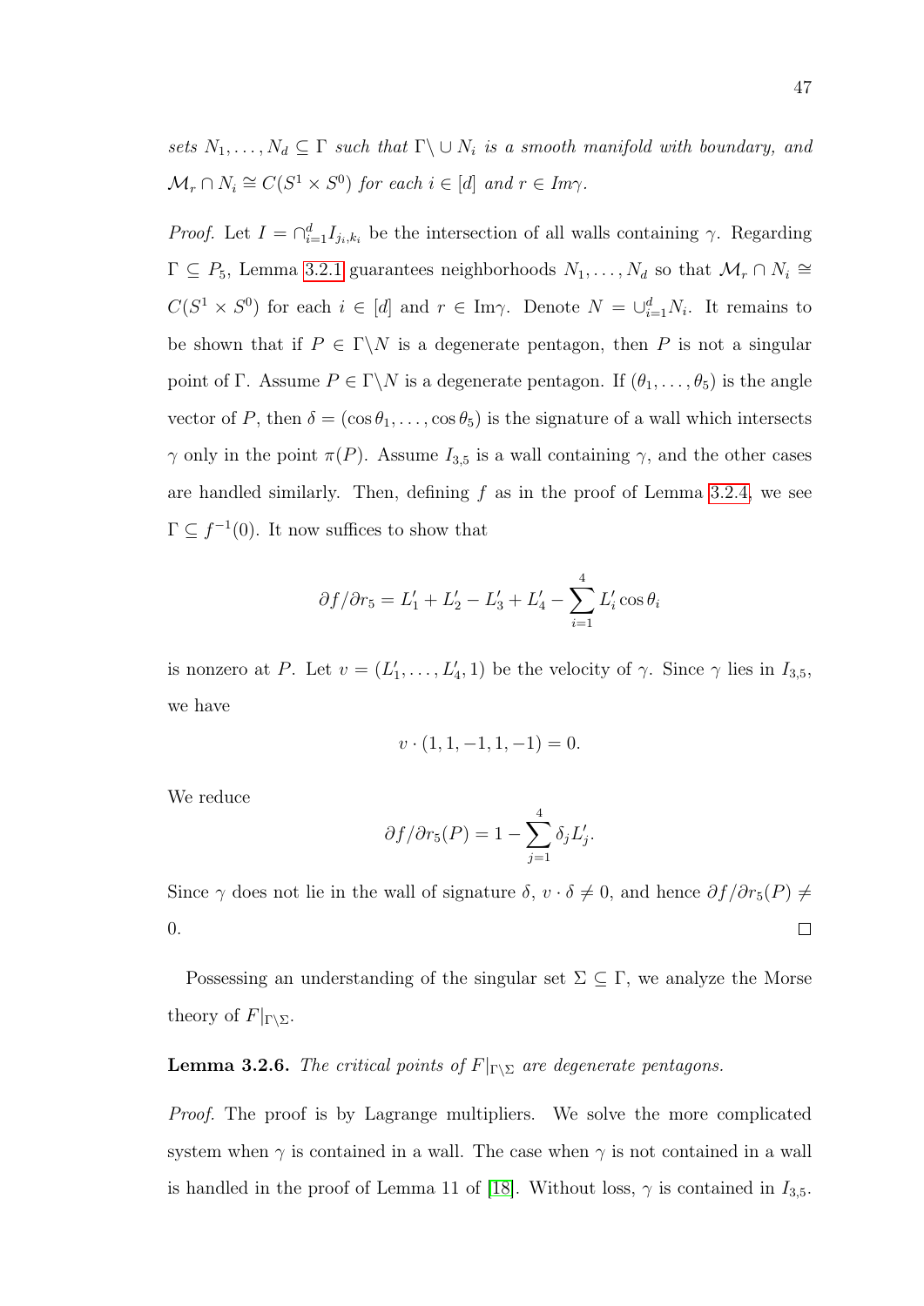*sets $N_1, \ldots, N_d \subseteq \Gamma$ such that $\Gamma \backslash \cup N_i$ is a smooth manifold with boundary, and $\mathcal{M}_r \cap N_i \cong C(S^1 \times S^0)$ for each $i \in [d]$ and $r \in Im\gamma$.*

*Proof.* Let $I = \cap_{i=1}^d I_{j_i,k_i}$ be the intersection of all walls containing $\gamma$. Regarding $\Gamma \subseteq P_5$, Lemma 3.2.1 guarantees neighborhoods $N_1, \ldots, N_d$ so that $\mathcal{M}_r \cap N_i \cong C(S^1 \times S^0)$ for each $i \in [d]$ and $r \in \mathrm{Im}\gamma$. Denote $N = \cup_{i=1}^d N_i$. It remains to be shown that if $P \in \Gamma \backslash N$ is a degenerate pentagon, then $P$ is not a singular point of $\Gamma$. Assume $P \in \Gamma \backslash N$ is a degenerate pentagon. If $(\theta_1, \ldots, \theta_5)$ is the angle vector of $P$, then $\delta = (\cos\theta_1, \ldots, \cos\theta_5)$ is the signature of a wall which intersects $\gamma$ only in the point $\pi(P)$. Assume $I_{3,5}$ is a wall containing $\gamma$, and the other cases are handled similarly. Then, defining $f$ as in the proof of Lemma 3.2.4, we see $\Gamma \subseteq f^{-1}(0)$. It now suffices to show that

$$\partial f/\partial r_5 = L_1' + L_2' - L_3' + L_4' - \sum_{i=1}^{4} L_i' \cos\theta_i$$

is nonzero at $P$. Let $v = (L_1', \ldots, L_4', 1)$ be the velocity of $\gamma$. Since $\gamma$ lies in $I_{3,5}$, we have

$$v \cdot (1, 1, -1, 1, -1) = 0.$$

We reduce

$$\partial f/\partial r_5(P) = 1 - \sum_{j=1}^{4} \delta_j L_j'.$$

Since $\gamma$ does not lie in the wall of signature $\delta$, $v \cdot \delta \neq 0$, and hence $\partial f/\partial r_5(P) \neq 0$. □

Possessing an understanding of the singular set $\Sigma \subseteq \Gamma$, we analyze the Morse theory of $F|_{\Gamma \backslash \Sigma}$.

**Lemma 3.2.6.** *The critical points of $F|_{\Gamma \backslash \Sigma}$ are degenerate pentagons.*

*Proof.* The proof is by Lagrange multipliers. We solve the more complicated system when $\gamma$ is contained in a wall. The case when $\gamma$ is not contained in a wall is handled in the proof of Lemma 11 of [18]. Without loss, $\gamma$ is contained in $I_{3,5}$.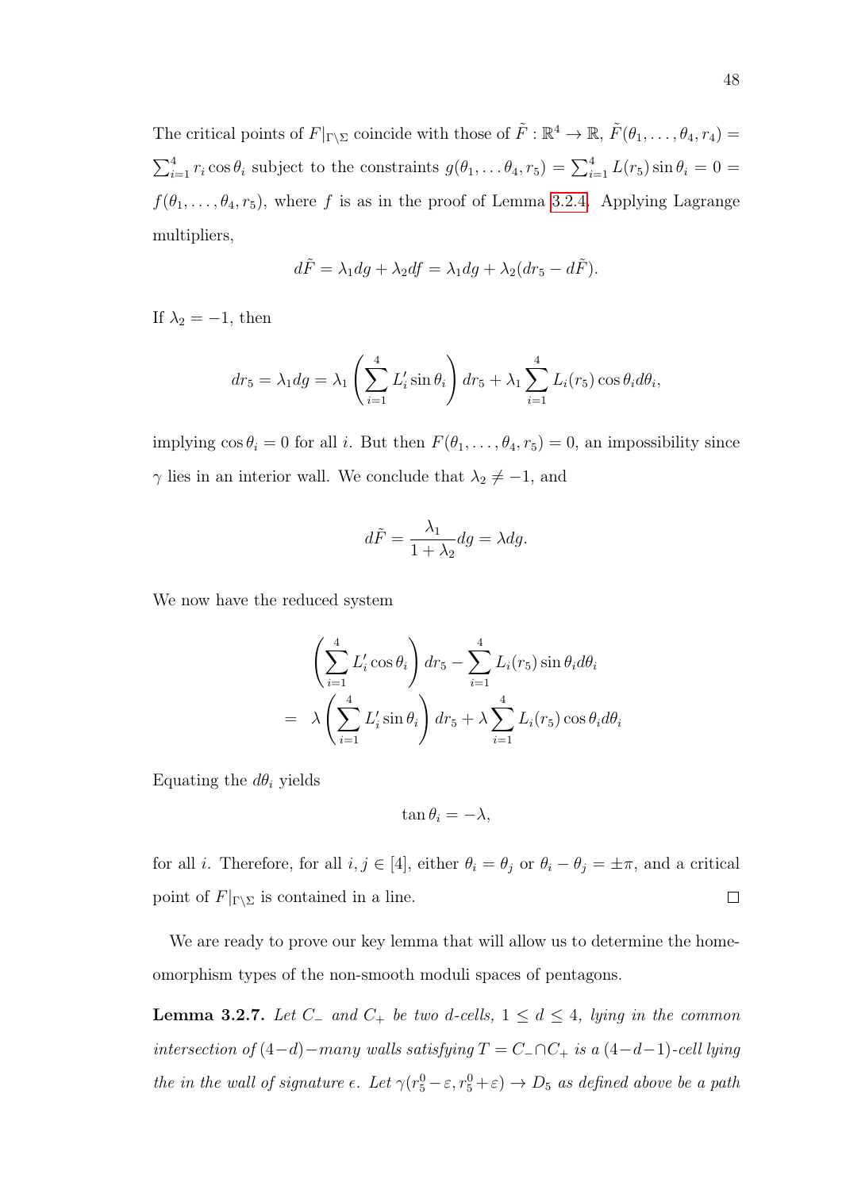The critical points of $F|_{\Gamma\setminus\Sigma}$ coincide with those of $\tilde{F} : \mathbb{R}^4 \to \mathbb{R}$, $\tilde{F}(\theta_1, \ldots, \theta_4, r_4) = \sum_{i=1}^4 r_i \cos\theta_i$ subject to the constraints $g(\theta_1, \ldots \theta_4, r_5) = \sum_{i=1}^4 L(r_5) \sin\theta_i = 0 = f(\theta_1, \ldots, \theta_4, r_5)$, where $f$ is as in the proof of Lemma 3.2.4. Applying Lagrange multipliers,

$$d\tilde{F} = \lambda_1 dg + \lambda_2 df = \lambda_1 dg + \lambda_2 (dr_5 - d\tilde{F}).$$

If $\lambda_2 = -1$, then

$$dr_5 = \lambda_1 dg = \lambda_1 \left( \sum_{i=1}^4 L_i' \sin\theta_i \right) dr_5 + \lambda_1 \sum_{i=1}^4 L_i(r_5) \cos\theta_i d\theta_i,$$

implying $\cos\theta_i = 0$ for all $i$. But then $F(\theta_1, \ldots, \theta_4, r_5) = 0$, an impossibility since $\gamma$ lies in an interior wall. We conclude that $\lambda_2 \neq -1$, and

$$d\tilde{F} = \frac{\lambda_1}{1 + \lambda_2} dg = \lambda dg.$$

We now have the reduced system

$$\begin{aligned} & \left( \sum_{i=1}^4 L_i' \cos\theta_i \right) dr_5 - \sum_{i=1}^4 L_i(r_5) \sin\theta_i d\theta_i \\ = \;\; & \lambda \left( \sum_{i=1}^4 L_i' \sin\theta_i \right) dr_5 + \lambda \sum_{i=1}^4 L_i(r_5) \cos\theta_i d\theta_i \end{aligned}$$

Equating the $d\theta_i$ yields

$$\tan\theta_i = -\lambda,$$

for all $i$. Therefore, for all $i, j \in [4]$, either $\theta_i = \theta_j$ or $\theta_i - \theta_j = \pm\pi$, and a critical point of $F|_{\Gamma\setminus\Sigma}$ is contained in a line. $\square$

We are ready to prove our key lemma that will allow us to determine the homeomorphism types of the non-smooth moduli spaces of pentagons.

**Lemma 3.2.7.** *Let $C_-$ and $C_+$ be two $d$-cells, $1 \leq d \leq 4$, lying in the common intersection of $(4-d)-$many walls satisfying $T = C_- \cap C_+$ is a $(4-d-1)$-cell lying the in the wall of signature $\epsilon$. Let $\gamma(r_5^0 - \varepsilon, r_5^0 + \varepsilon) \to D_5$ as defined above be a path*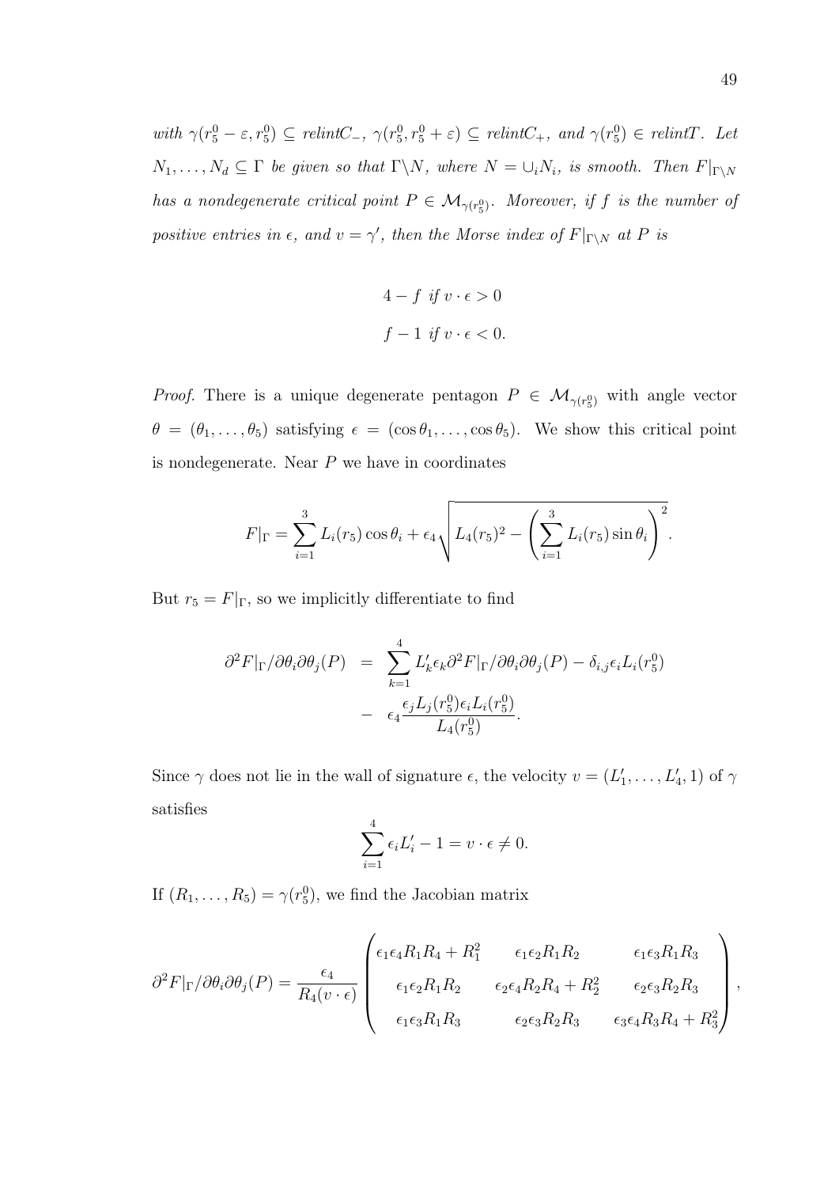*with $\gamma(r_5^0 - \varepsilon, r_5^0) \subseteq relintC_-$, $\gamma(r_5^0, r_5^0 + \varepsilon) \subseteq relintC_+$, and $\gamma(r_5^0) \in relintT$. Let $N_1, \ldots, N_d \subseteq \Gamma$ be given so that $\Gamma \backslash N$, where $N = \cup_i N_i$, is smooth. Then $F|_{\Gamma\backslash N}$ has a nondegenerate critical point $P \in \mathcal{M}_{\gamma(r_5^0)}$. Moreover, if $f$ is the number of positive entries in $\epsilon$, and $v = \gamma'$, then the Morse index of $F|_{\Gamma\backslash N}$ at $P$ is*

$$4 - f \text{ if } v \cdot \epsilon > 0$$
$$f - 1 \text{ if } v \cdot \epsilon < 0.$$

*Proof.* There is a unique degenerate pentagon $P \in \mathcal{M}_{\gamma(r_5^0)}$ with angle vector $\theta = (\theta_1, \ldots, \theta_5)$ satisfying $\epsilon = (\cos\theta_1, \ldots, \cos\theta_5)$. We show this critical point is nondegenerate. Near $P$ we have in coordinates

$$F|_\Gamma = \sum_{i=1}^{3} L_i(r_5)\cos\theta_i + \epsilon_4\sqrt{L_4(r_5)^2 - \left(\sum_{i=1}^{3} L_i(r_5)\sin\theta_i\right)^2}.$$

But $r_5 = F|_\Gamma$, so we implicitly differentiate to find

$$\begin{aligned}
\partial^2 F|_\Gamma/\partial\theta_i\partial\theta_j(P) &= \sum_{k=1}^{4} L_k'\epsilon_k \partial^2 F|_\Gamma/\partial\theta_i\partial\theta_j(P) - \delta_{i,j}\epsilon_i L_i(r_5^0) \\
&- \epsilon_4 \frac{\epsilon_j L_j(r_5^0)\epsilon_i L_i(r_5^0)}{L_4(r_5^0)}.
\end{aligned}$$

Since $\gamma$ does not lie in the wall of signature $\epsilon$, the velocity $v = (L_1', \ldots, L_4', 1)$ of $\gamma$ satisfies

$$\sum_{i=1}^{4} \epsilon_i L_i' - 1 = v \cdot \epsilon \neq 0.$$

If $(R_1, \ldots, R_5) = \gamma(r_5^0)$, we find the Jacobian matrix

$$\partial^2 F|_\Gamma/\partial\theta_i\partial\theta_j(P) = \frac{\epsilon_4}{R_4(v\cdot\epsilon)}\begin{pmatrix} \epsilon_1\epsilon_4 R_1R_4 + R_1^2 & \epsilon_1\epsilon_2 R_1R_2 & \epsilon_1\epsilon_3 R_1R_3 \\ \epsilon_1\epsilon_2 R_1R_2 & \epsilon_2\epsilon_4 R_2R_4 + R_2^2 & \epsilon_2\epsilon_3 R_2R_3 \\ \epsilon_1\epsilon_3 R_1R_3 & \epsilon_2\epsilon_3 R_2R_3 & \epsilon_3\epsilon_4 R_3R_4 + R_3^2 \end{pmatrix},$$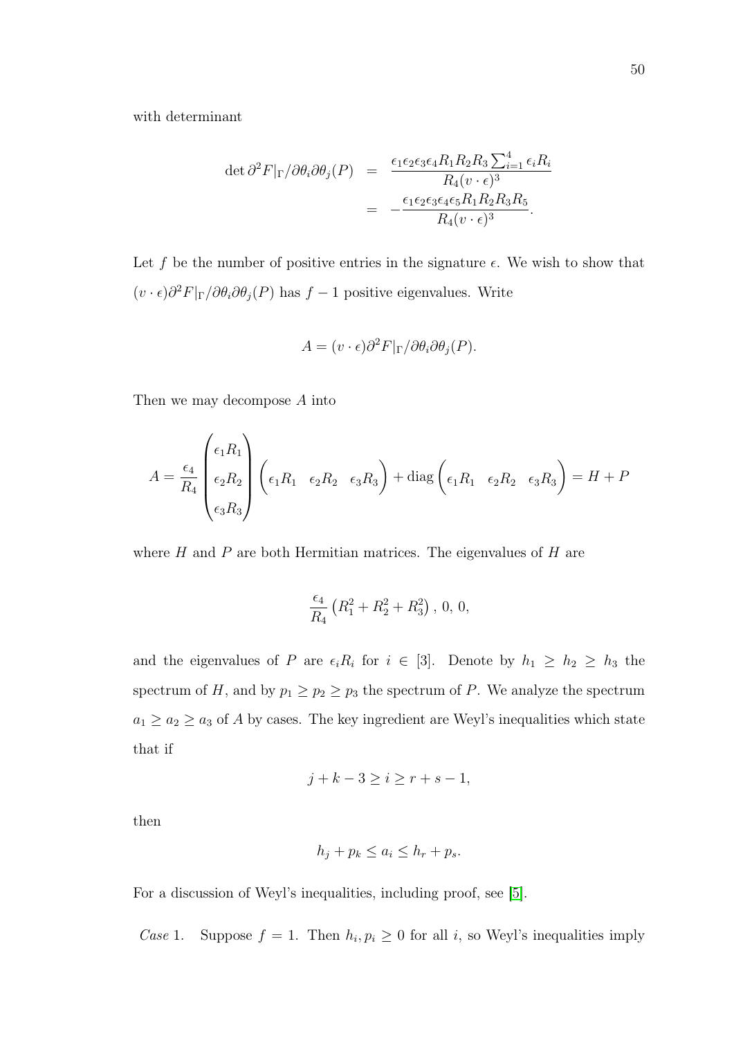with determinant

$$\begin{aligned}
\det \partial^2 F|_\Gamma / \partial\theta_i \partial\theta_j(P) &= \frac{\epsilon_1\epsilon_2\epsilon_3\epsilon_4 R_1 R_2 R_3 \sum_{i=1}^4 \epsilon_i R_i}{R_4 (v\cdot\epsilon)^3} \\
&= -\frac{\epsilon_1\epsilon_2\epsilon_3\epsilon_4\epsilon_5 R_1 R_2 R_3 R_5}{R_4 (v\cdot\epsilon)^3}.
\end{aligned}$$

Let $f$ be the number of positive entries in the signature $\epsilon$. We wish to show that $(v\cdot\epsilon)\partial^2 F|_\Gamma/\partial\theta_i\partial\theta_j(P)$ has $f-1$ positive eigenvalues. Write

$$A = (v\cdot\epsilon)\partial^2 F|_\Gamma/\partial\theta_i\partial\theta_j(P).$$

Then we may decompose $A$ into

$$A = \frac{\epsilon_4}{R_4}\begin{pmatrix}\epsilon_1 R_1 \\ \epsilon_2 R_2 \\ \epsilon_3 R_3\end{pmatrix}\begin{pmatrix}\epsilon_1 R_1 & \epsilon_2 R_2 & \epsilon_3 R_3\end{pmatrix} + \operatorname{diag}\begin{pmatrix}\epsilon_1 R_1 & \epsilon_2 R_2 & \epsilon_3 R_3\end{pmatrix} = H + P$$

where $H$ and $P$ are both Hermitian matrices. The eigenvalues of $H$ are

$$\frac{\epsilon_4}{R_4}\left(R_1^2 + R_2^2 + R_3^2\right),\ 0,\ 0,$$

and the eigenvalues of $P$ are $\epsilon_i R_i$ for $i \in [3]$. Denote by $h_1 \geq h_2 \geq h_3$ the spectrum of $H$, and by $p_1 \geq p_2 \geq p_3$ the spectrum of $P$. We analyze the spectrum $a_1 \geq a_2 \geq a_3$ of $A$ by cases. The key ingredient are Weyl's inequalities which state that if

$$j + k - 3 \geq i \geq r + s - 1,$$

then

$$h_j + p_k \leq a_i \leq h_r + p_s.$$

For a discussion of Weyl's inequalities, including proof, see [5].

*Case* 1. Suppose $f = 1$. Then $h_i, p_i \geq 0$ for all $i$, so Weyl's inequalities imply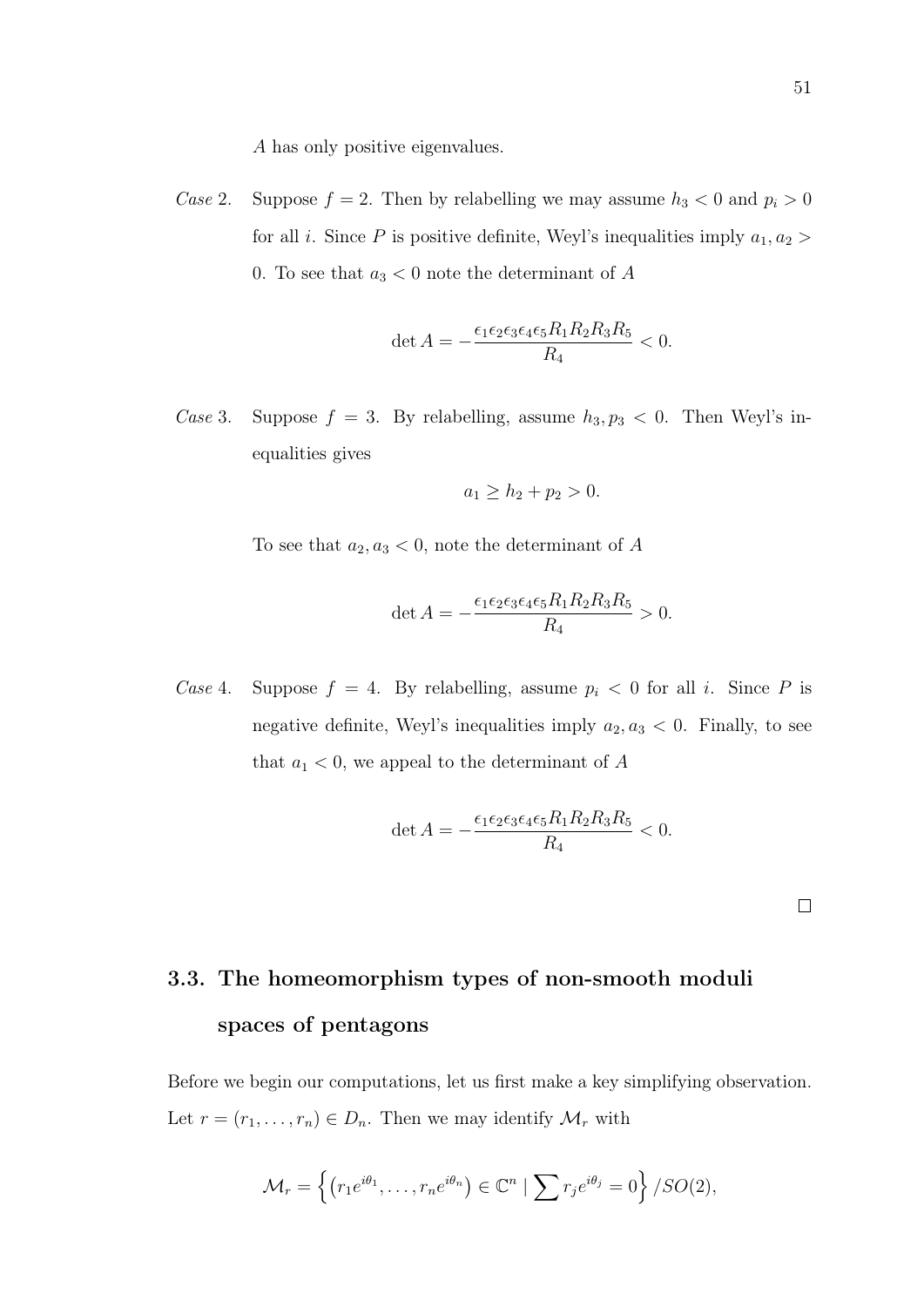$A$ has only positive eigenvalues.

*Case* 2. Suppose $f = 2$. Then by relabelling we may assume $h_3 < 0$ and $p_i > 0$ for all $i$. Since $P$ is positive definite, Weyl's inequalities imply $a_1, a_2 > 0$. To see that $a_3 < 0$ note the determinant of $A$

$$\det A = -\frac{\epsilon_1 \epsilon_2 \epsilon_3 \epsilon_4 \epsilon_5 R_1 R_2 R_3 R_5}{R_4} < 0.$$

*Case* 3. Suppose $f = 3$. By relabelling, assume $h_3, p_3 < 0$. Then Weyl's inequalities gives

$$a_1 \geq h_2 + p_2 > 0.$$

To see that $a_2, a_3 < 0$, note the determinant of $A$

$$\det A = -\frac{\epsilon_1 \epsilon_2 \epsilon_3 \epsilon_4 \epsilon_5 R_1 R_2 R_3 R_5}{R_4} > 0.$$

*Case* 4. Suppose $f = 4$. By relabelling, assume $p_i < 0$ for all $i$. Since $P$ is negative definite, Weyl's inequalities imply $a_2, a_3 < 0$. Finally, to see that $a_1 < 0$, we appeal to the determinant of $A$

$$\det A = -\frac{\epsilon_1 \epsilon_2 \epsilon_3 \epsilon_4 \epsilon_5 R_1 R_2 R_3 R_5}{R_4} < 0.$$

□

## 3.3. The homeomorphism types of non-smooth moduli spaces of pentagons

Before we begin our computations, let us first make a key simplifying observation. Let $r = (r_1, \ldots, r_n) \in D_n$. Then we may identify $\mathcal{M}_r$ with

$$\mathcal{M}_r = \left\{ \left(r_1 e^{i\theta_1}, \ldots, r_n e^{i\theta_n}\right) \in \mathbb{C}^n \mid \sum r_j e^{i\theta_j} = 0 \right\} / SO(2),$$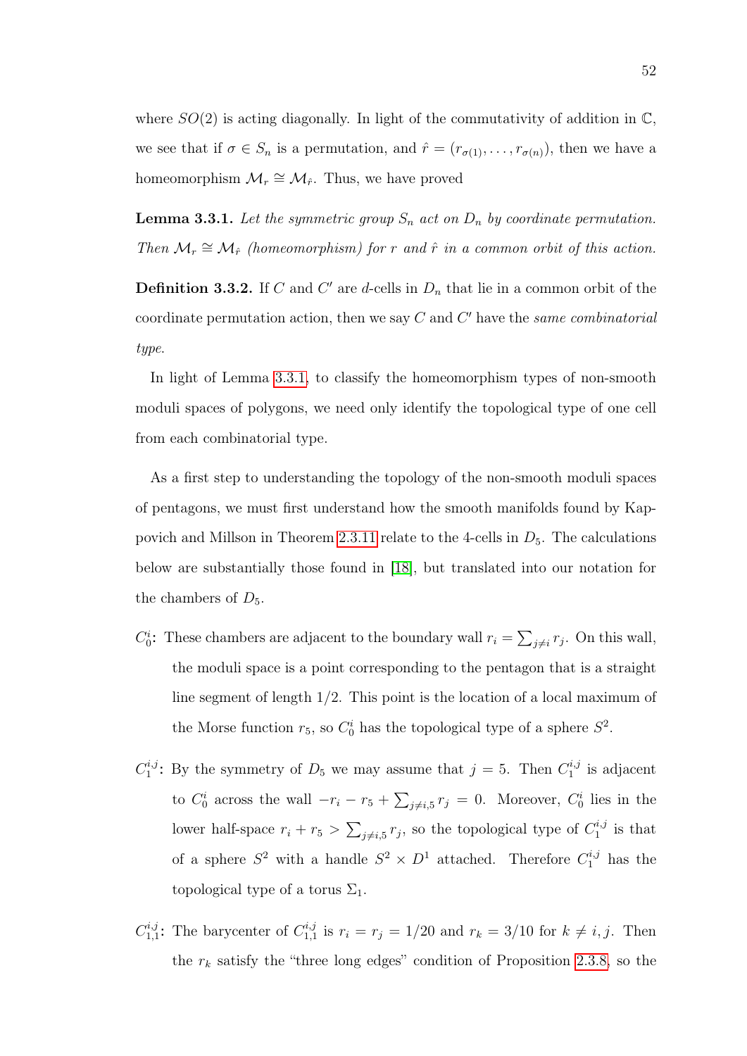where $SO(2)$ is acting diagonally. In light of the commutativity of addition in $\mathbb{C}$, we see that if $\sigma \in S_n$ is a permutation, and $\hat{r} = (r_{\sigma(1)}, \ldots, r_{\sigma(n)})$, then we have a homeomorphism $\mathcal{M}_r \cong \mathcal{M}_{\hat{r}}$. Thus, we have proved

**Lemma 3.3.1.** *Let the symmetric group $S_n$ act on $D_n$ by coordinate permutation. Then $\mathcal{M}_r \cong \mathcal{M}_{\hat{r}}$ (homeomorphism) for $r$ and $\hat{r}$ in a common orbit of this action.*

**Definition 3.3.2.** If $C$ and $C'$ are $d$-cells in $D_n$ that lie in a common orbit of the coordinate permutation action, then we say $C$ and $C'$ have the *same combinatorial type*.

In light of Lemma 3.3.1, to classify the homeomorphism types of non-smooth moduli spaces of polygons, we need only identify the topological type of one cell from each combinatorial type.

As a first step to understanding the topology of the non-smooth moduli spaces of pentagons, we must first understand how the smooth manifolds found by Kappovich and Millson in Theorem 2.3.11 relate to the 4-cells in $D_5$. The calculations below are substantially those found in [18], but translated into our notation for the chambers of $D_5$.

- **$C_0^i$:** These chambers are adjacent to the boundary wall $r_i = \sum_{j \neq i} r_j$. On this wall, the moduli space is a point corresponding to the pentagon that is a straight line segment of length $1/2$. This point is the location of a local maximum of the Morse function $r_5$, so $C_0^i$ has the topological type of a sphere $S^2$.

- **$C_1^{i,j}$:** By the symmetry of $D_5$ we may assume that $j = 5$. Then $C_1^{i,j}$ is adjacent to $C_0^i$ across the wall $-r_i - r_5 + \sum_{j \neq i,5} r_j = 0$. Moreover, $C_0^i$ lies in the lower half-space $r_i + r_5 > \sum_{j \neq i,5} r_j$, so the topological type of $C_1^{i,j}$ is that of a sphere $S^2$ with a handle $S^2 \times D^1$ attached. Therefore $C_1^{i,j}$ has the topological type of a torus $\Sigma_1$.

- **$C_{1,1}^{i,j}$:** The barycenter of $C_{1,1}^{i,j}$ is $r_i = r_j = 1/20$ and $r_k = 3/10$ for $k \neq i, j$. Then the $r_k$ satisfy the "three long edges" condition of Proposition 2.3.8, so the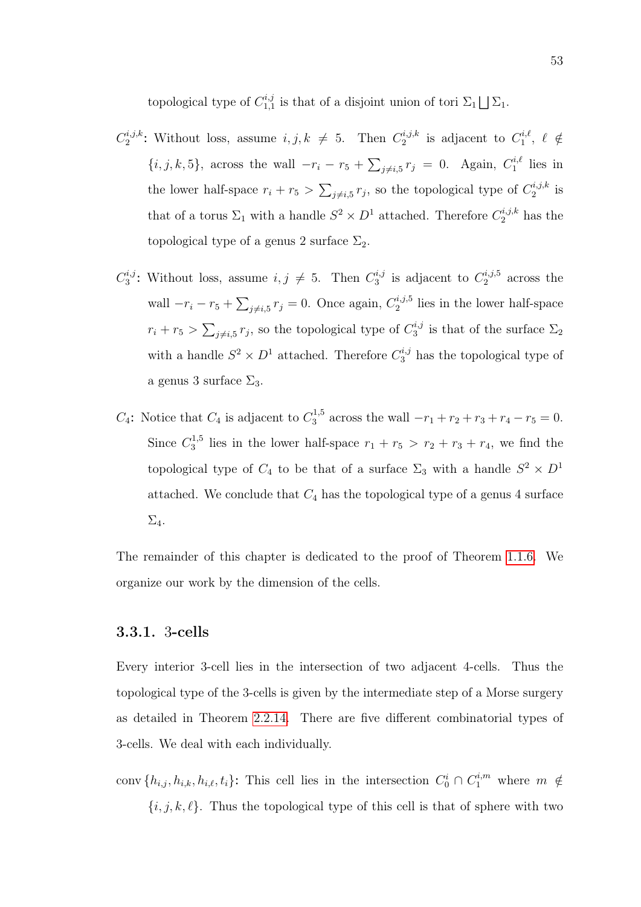topological type of $C_{1,1}^{i,j}$ is that of a disjoint union of tori $\Sigma_1 \bigsqcup \Sigma_1$.

$C_2^{i,j,k}$: Without loss, assume $i, j, k \neq 5$. Then $C_2^{i,j,k}$ is adjacent to $C_1^{i,\ell}$, $\ell \notin \{i, j, k, 5\}$, across the wall $-r_i - r_5 + \sum_{j \neq i,5} r_j = 0$. Again, $C_1^{i,\ell}$ lies in the lower half-space $r_i + r_5 > \sum_{j \neq i,5} r_j$, so the topological type of $C_2^{i,j,k}$ is that of a torus $\Sigma_1$ with a handle $S^2 \times D^1$ attached. Therefore $C_2^{i,j,k}$ has the topological type of a genus 2 surface $\Sigma_2$.

$C_3^{i,j}$: Without loss, assume $i, j \neq 5$. Then $C_3^{i,j}$ is adjacent to $C_2^{i,j,5}$ across the wall $-r_i - r_5 + \sum_{j \neq i,5} r_j = 0$. Once again, $C_2^{i,j,5}$ lies in the lower half-space $r_i + r_5 > \sum_{j \neq i,5} r_j$, so the topological type of $C_3^{i,j}$ is that of the surface $\Sigma_2$ with a handle $S^2 \times D^1$ attached. Therefore $C_3^{i,j}$ has the topological type of a genus 3 surface $\Sigma_3$.

$C_4$: Notice that $C_4$ is adjacent to $C_3^{1,5}$ across the wall $-r_1 + r_2 + r_3 + r_4 - r_5 = 0$. Since $C_3^{1,5}$ lies in the lower half-space $r_1 + r_5 > r_2 + r_3 + r_4$, we find the topological type of $C_4$ to be that of a surface $\Sigma_3$ with a handle $S^2 \times D^1$ attached. We conclude that $C_4$ has the topological type of a genus 4 surface $\Sigma_4$.

The remainder of this chapter is dedicated to the proof of Theorem 1.1.6. We organize our work by the dimension of the cells.

### 3.3.1. 3-cells

Every interior 3-cell lies in the intersection of two adjacent 4-cells. Thus the topological type of the 3-cells is given by the intermediate step of a Morse surgery as detailed in Theorem 2.2.14. There are five different combinatorial types of 3-cells. We deal with each individually.

$\operatorname{conv}\{h_{i,j}, h_{i,k}, h_{i,\ell}, t_i\}$: This cell lies in the intersection $C_0^i \cap C_1^{i,m}$ where $m \notin \{i, j, k, \ell\}$. Thus the topological type of this cell is that of sphere with two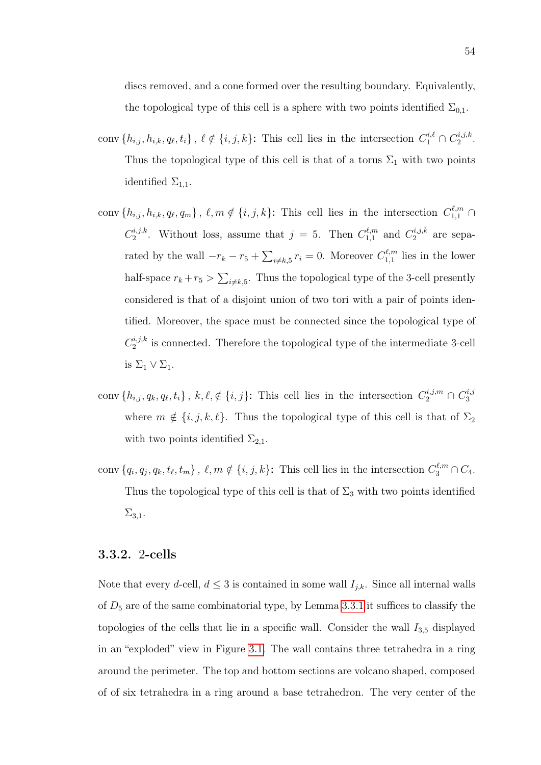discs removed, and a cone formed over the resulting boundary. Equivalently, the topological type of this cell is a sphere with two points identified $\Sigma_{0,1}$.

**$\operatorname{conv}\{h_{i,j}, h_{i,k}, q_\ell, t_i\}$, $\ell \notin \{i,j,k\}$:** This cell lies in the intersection $C_1^{i,\ell} \cap C_2^{i,j,k}$. Thus the topological type of this cell is that of a torus $\Sigma_1$ with two points identified $\Sigma_{1,1}$.

**$\operatorname{conv}\{h_{i,j}, h_{i,k}, q_\ell, q_m\}$, $\ell, m \notin \{i,j,k\}$:** This cell lies in the intersection $C_{1,1}^{\ell,m} \cap C_2^{i,j,k}$. Without loss, assume that $j = 5$. Then $C_{1,1}^{\ell,m}$ and $C_2^{i,j,k}$ are separated by the wall $-r_k - r_5 + \sum_{i \neq k,5} r_i = 0$. Moreover $C_{1,1}^{\ell,m}$ lies in the lower half-space $r_k + r_5 > \sum_{i \neq k,5}$. Thus the topological type of the 3-cell presently considered is that of a disjoint union of two tori with a pair of points identified. Moreover, the space must be connected since the topological type of $C_2^{i,j,k}$ is connected. Therefore the topological type of the intermediate 3-cell is $\Sigma_1 \vee \Sigma_1$.

**$\operatorname{conv}\{h_{i,j}, q_k, q_\ell, t_i\}$, $k, \ell, \notin \{i,j\}$:** This cell lies in the intersection $C_2^{i,j,m} \cap C_3^{i,j}$ where $m \notin \{i,j,k,\ell\}$. Thus the topological type of this cell is that of $\Sigma_2$ with two points identified $\Sigma_{2,1}$.

**$\operatorname{conv}\{q_i, q_j, q_k, t_\ell, t_m\}$, $\ell, m \notin \{i,j,k\}$:** This cell lies in the intersection $C_3^{\ell,m} \cap C_4$. Thus the topological type of this cell is that of $\Sigma_3$ with two points identified $\Sigma_{3,1}$.

### 3.3.2. 2-cells

Note that every $d$-cell, $d \leq 3$ is contained in some wall $I_{j,k}$. Since all internal walls of $D_5$ are of the same combinatorial type, by Lemma 3.3.1 it suffices to classify the topologies of the cells that lie in a specific wall. Consider the wall $I_{3,5}$ displayed in an "exploded" view in Figure 3.1. The wall contains three tetrahedra in a ring around the perimeter. The top and bottom sections are volcano shaped, composed of of six tetrahedra in a ring around a base tetrahedron. The very center of the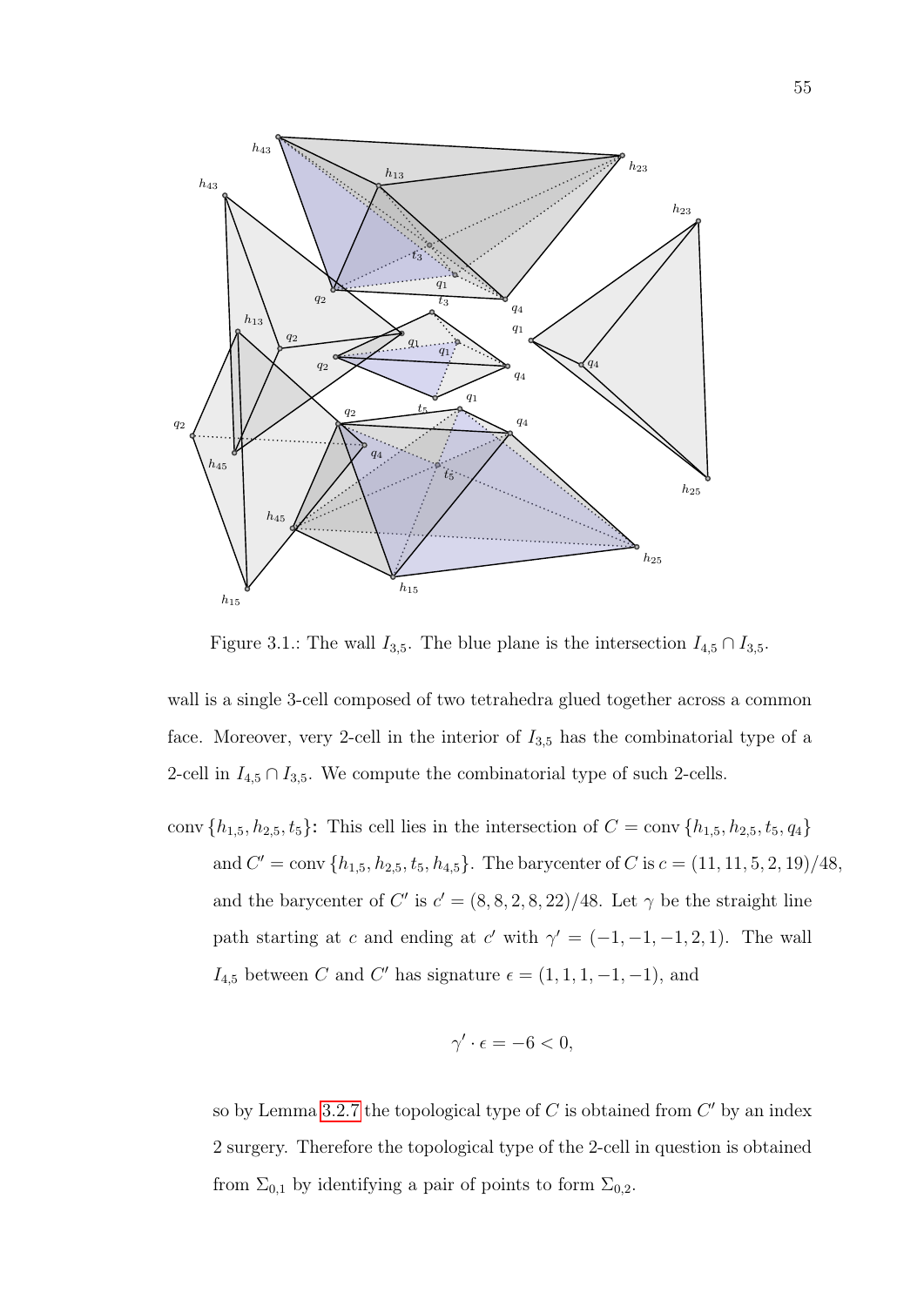Figure 3.1.: The wall $I_{3,5}$. The blue plane is the intersection $I_{4,5} \cap I_{3,5}$.

wall is a single 3-cell composed of two tetrahedra glued together across a common face. Moreover, very 2-cell in the interior of $I_{3,5}$ has the combinatorial type of a 2-cell in $I_{4,5} \cap I_{3,5}$. We compute the combinatorial type of such 2-cells.

**$\operatorname{conv}\{h_{1,5}, h_{2,5}, t_5\}$:** This cell lies in the intersection of $C = \operatorname{conv}\{h_{1,5}, h_{2,5}, t_5, q_4\}$ and $C' = \operatorname{conv}\{h_{1,5}, h_{2,5}, t_5, h_{4,5}\}$. The barycenter of $C$ is $c = (11, 11, 5, 2, 19)/48$, and the barycenter of $C'$ is $c' = (8, 8, 2, 8, 22)/48$. Let $\gamma$ be the straight line path starting at $c$ and ending at $c'$ with $\gamma' = (-1, -1, -1, 2, 1)$. The wall $I_{4,5}$ between $C$ and $C'$ has signature $\epsilon = (1, 1, 1, -1, -1)$, and

$$\gamma' \cdot \epsilon = -6 < 0,$$

so by Lemma 3.2.7 the topological type of $C$ is obtained from $C'$ by an index 2 surgery. Therefore the topological type of the 2-cell in question is obtained from $\Sigma_{0,1}$ by identifying a pair of points to form $\Sigma_{0,2}$.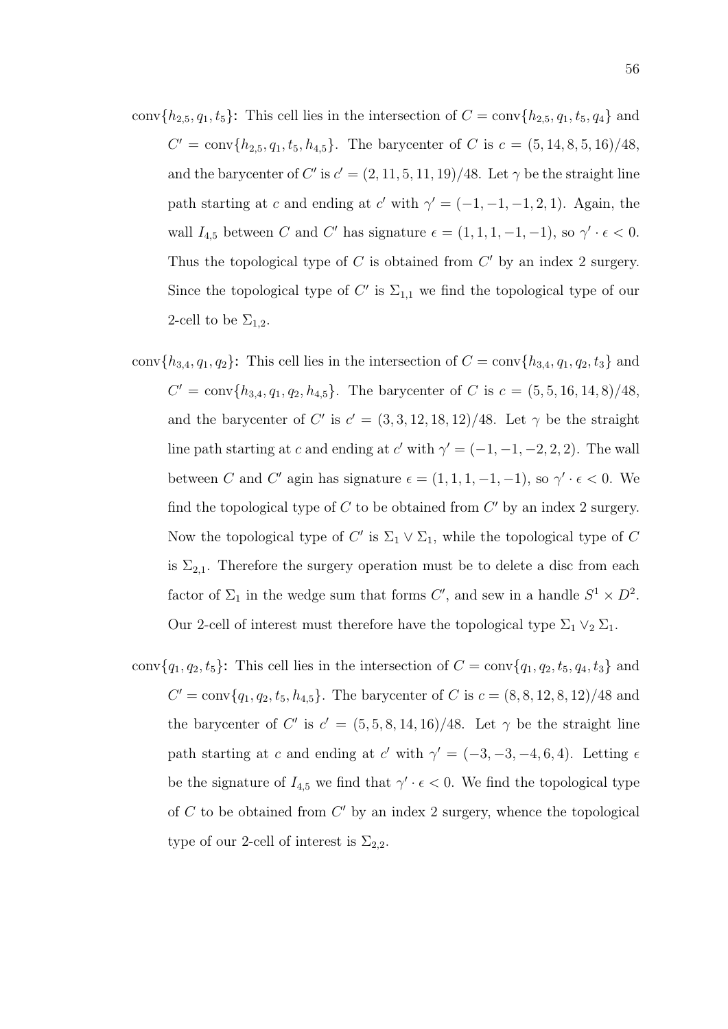$\text{conv}\{h_{2,5}, q_1, t_5\}$**:** This cell lies in the intersection of $C = \text{conv}\{h_{2,5}, q_1, t_5, q_4\}$ and $C' = \text{conv}\{h_{2,5}, q_1, t_5, h_{4,5}\}$. The barycenter of $C$ is $c = (5, 14, 8, 5, 16)/48$, and the barycenter of $C'$ is $c' = (2, 11, 5, 11, 19)/48$. Let $\gamma$ be the straight line path starting at $c$ and ending at $c'$ with $\gamma' = (-1, -1, -1, 2, 1)$. Again, the wall $I_{4,5}$ between $C$ and $C'$ has signature $\epsilon = (1, 1, 1, -1, -1)$, so $\gamma' \cdot \epsilon < 0$. Thus the topological type of $C$ is obtained from $C'$ by an index 2 surgery. Since the topological type of $C'$ is $\Sigma_{1,1}$ we find the topological type of our 2-cell to be $\Sigma_{1,2}$.

$\text{conv}\{h_{3,4}, q_1, q_2\}$**:** This cell lies in the intersection of $C = \text{conv}\{h_{3,4}, q_1, q_2, t_3\}$ and $C' = \text{conv}\{h_{3,4}, q_1, q_2, h_{4,5}\}$. The barycenter of $C$ is $c = (5, 5, 16, 14, 8)/48$, and the barycenter of $C'$ is $c' = (3, 3, 12, 18, 12)/48$. Let $\gamma$ be the straight line path starting at $c$ and ending at $c'$ with $\gamma' = (-1, -1, -2, 2, 2)$. The wall between $C$ and $C'$ agin has signature $\epsilon = (1, 1, 1, -1, -1)$, so $\gamma' \cdot \epsilon < 0$. We find the topological type of $C$ to be obtained from $C'$ by an index 2 surgery. Now the topological type of $C'$ is $\Sigma_1 \vee \Sigma_1$, while the topological type of $C$ is $\Sigma_{2,1}$. Therefore the surgery operation must be to delete a disc from each factor of $\Sigma_1$ in the wedge sum that forms $C'$, and sew in a handle $S^1 \times D^2$. Our 2-cell of interest must therefore have the topological type $\Sigma_1 \vee_2 \Sigma_1$.

$\text{conv}\{q_1, q_2, t_5\}$**:** This cell lies in the intersection of $C = \text{conv}\{q_1, q_2, t_5, q_4, t_3\}$ and $C' = \text{conv}\{q_1, q_2, t_5, h_{4,5}\}$. The barycenter of $C$ is $c = (8, 8, 12, 8, 12)/48$ and the barycenter of $C'$ is $c' = (5, 5, 8, 14, 16)/48$. Let $\gamma$ be the straight line path starting at $c$ and ending at $c'$ with $\gamma' = (-3, -3, -4, 6, 4)$. Letting $\epsilon$ be the signature of $I_{4,5}$ we find that $\gamma' \cdot \epsilon < 0$. We find the topological type of $C$ to be obtained from $C'$ by an index 2 surgery, whence the topological type of our 2-cell of interest is $\Sigma_{2,2}$.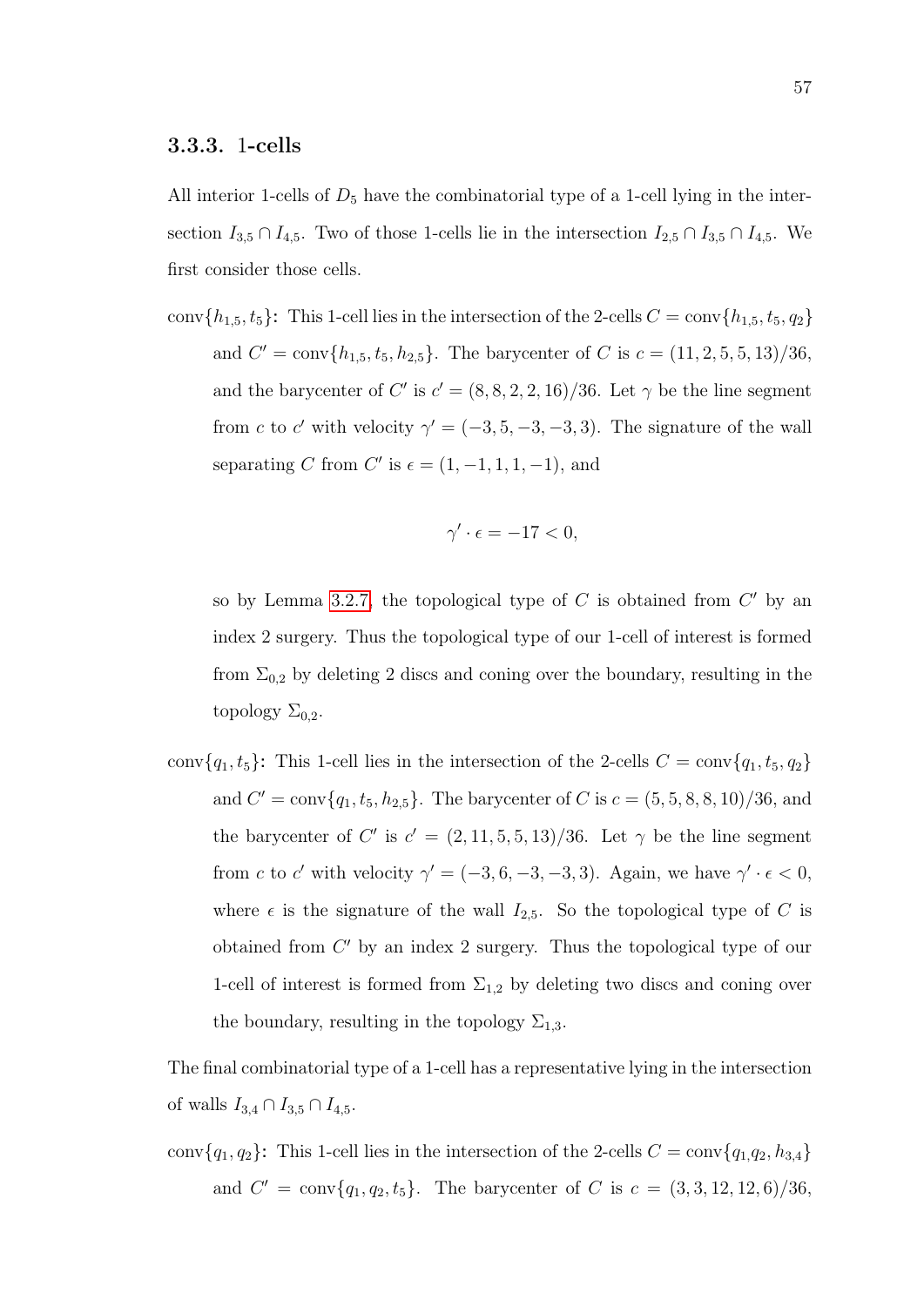### 3.3.3. 1-cells

All interior 1-cells of $D_5$ have the combinatorial type of a 1-cell lying in the intersection $I_{3,5} \cap I_{4,5}$. Two of those 1-cells lie in the intersection $I_{2,5} \cap I_{3,5} \cap I_{4,5}$. We first consider those cells.

**$\text{conv}\{h_{1,5}, t_5\}$:** This 1-cell lies in the intersection of the 2-cells $C = \text{conv}\{h_{1,5}, t_5, q_2\}$ and $C' = \text{conv}\{h_{1,5}, t_5, h_{2,5}\}$. The barycenter of $C$ is $c = (11, 2, 5, 5, 13)/36$, and the barycenter of $C'$ is $c' = (8, 8, 2, 2, 16)/36$. Let $\gamma$ be the line segment from $c$ to $c'$ with velocity $\gamma' = (-3, 5, -3, -3, 3)$. The signature of the wall separating $C$ from $C'$ is $\epsilon = (1, -1, 1, 1, -1)$, and

$$\gamma' \cdot \epsilon = -17 < 0,$$

so by Lemma 3.2.7, the topological type of $C$ is obtained from $C'$ by an index 2 surgery. Thus the topological type of our 1-cell of interest is formed from $\Sigma_{0,2}$ by deleting 2 discs and coning over the boundary, resulting in the topology $\Sigma_{0,2}$.

**$\text{conv}\{q_1, t_5\}$:** This 1-cell lies in the intersection of the 2-cells $C = \text{conv}\{q_1, t_5, q_2\}$ and $C' = \text{conv}\{q_1, t_5, h_{2,5}\}$. The barycenter of $C$ is $c = (5, 5, 8, 8, 10)/36$, and the barycenter of $C'$ is $c' = (2, 11, 5, 5, 13)/36$. Let $\gamma$ be the line segment from $c$ to $c'$ with velocity $\gamma' = (-3, 6, -3, -3, 3)$. Again, we have $\gamma' \cdot \epsilon < 0$, where $\epsilon$ is the signature of the wall $I_{2,5}$. So the topological type of $C$ is obtained from $C'$ by an index 2 surgery. Thus the topological type of our 1-cell of interest is formed from $\Sigma_{1,2}$ by deleting two discs and coning over the boundary, resulting in the topology $\Sigma_{1,3}$.

The final combinatorial type of a 1-cell has a representative lying in the intersection of walls $I_{3,4} \cap I_{3,5} \cap I_{4,5}$.

**$\text{conv}\{q_1, q_2\}$:** This 1-cell lies in the intersection of the 2-cells $C = \text{conv}\{q_1 q_2, h_{3,4}\}$ and $C' = \text{conv}\{q_1, q_2, t_5\}$. The barycenter of $C$ is $c = (3, 3, 12, 12, 6)/36$,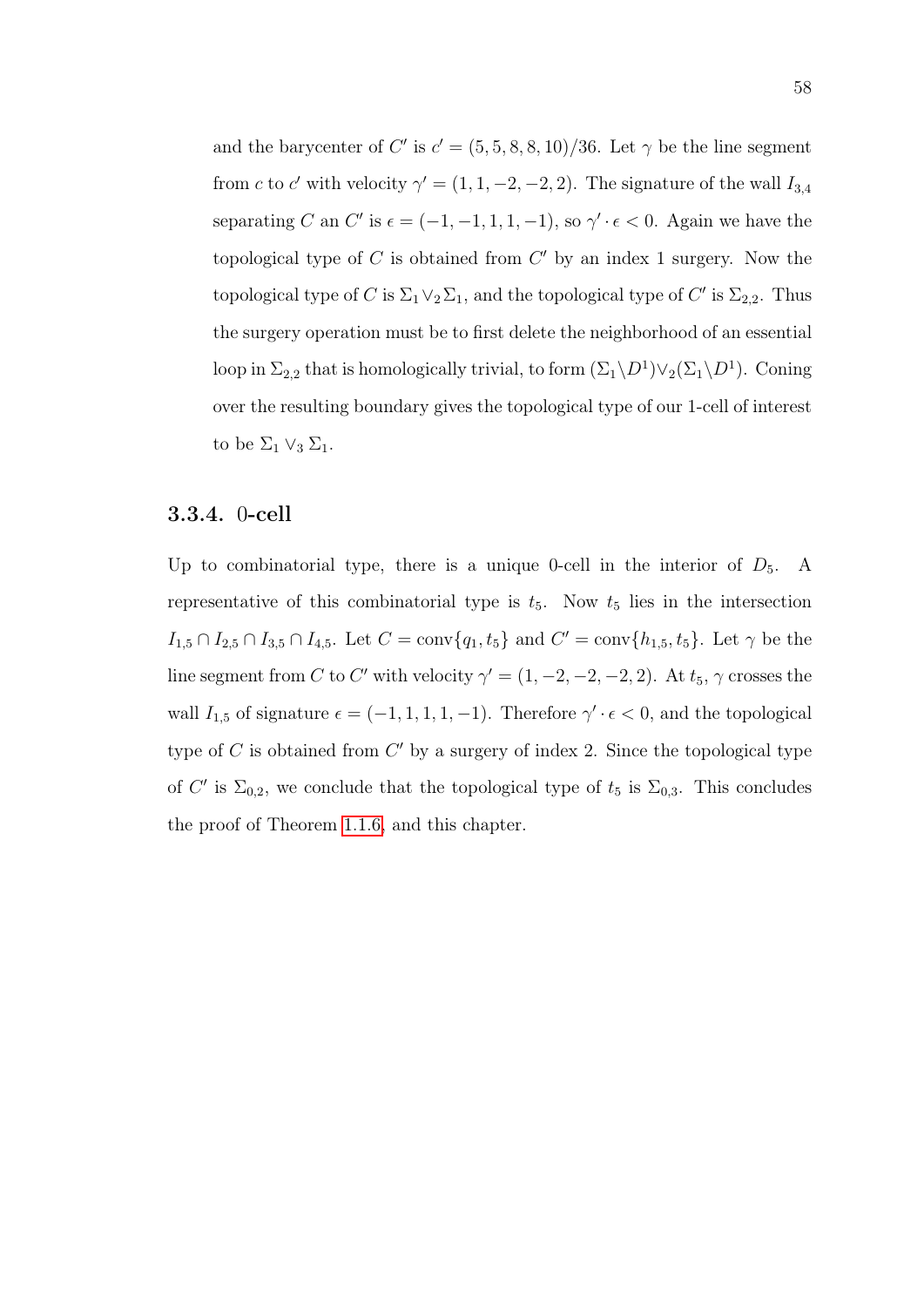and the barycenter of $C'$ is $c' = (5, 5, 8, 8, 10)/36$. Let $\gamma$ be the line segment from $c$ to $c'$ with velocity $\gamma' = (1, 1, -2, -2, 2)$. The signature of the wall $I_{3,4}$ separating $C$ an $C'$ is $\epsilon = (-1, -1, 1, 1, -1)$, so $\gamma' \cdot \epsilon < 0$. Again we have the topological type of $C$ is obtained from $C'$ by an index 1 surgery. Now the topological type of $C$ is $\Sigma_1 \vee_2 \Sigma_1$, and the topological type of $C'$ is $\Sigma_{2,2}$. Thus the surgery operation must be to first delete the neighborhood of an essential loop in $\Sigma_{2,2}$ that is homologically trivial, to form $(\Sigma_1 \backslash D^1) \vee_2 (\Sigma_1 \backslash D^1)$. Coning over the resulting boundary gives the topological type of our 1-cell of interest to be $\Sigma_1 \vee_3 \Sigma_1$.

### 3.3.4. 0-cell

Up to combinatorial type, there is a unique 0-cell in the interior of $D_5$. A representative of this combinatorial type is $t_5$. Now $t_5$ lies in the intersection $I_{1,5} \cap I_{2,5} \cap I_{3,5} \cap I_{4,5}$. Let $C = \text{conv}\{q_1, t_5\}$ and $C' = \text{conv}\{h_{1,5}, t_5\}$. Let $\gamma$ be the line segment from $C$ to $C'$ with velocity $\gamma' = (1, -2, -2, -2, 2)$. At $t_5$, $\gamma$ crosses the wall $I_{1,5}$ of signature $\epsilon = (-1, 1, 1, 1, -1)$. Therefore $\gamma' \cdot \epsilon < 0$, and the topological type of $C$ is obtained from $C'$ by a surgery of index 2. Since the topological type of $C'$ is $\Sigma_{0,2}$, we conclude that the topological type of $t_5$ is $\Sigma_{0,3}$. This concludes the proof of Theorem 1.1.6, and this chapter.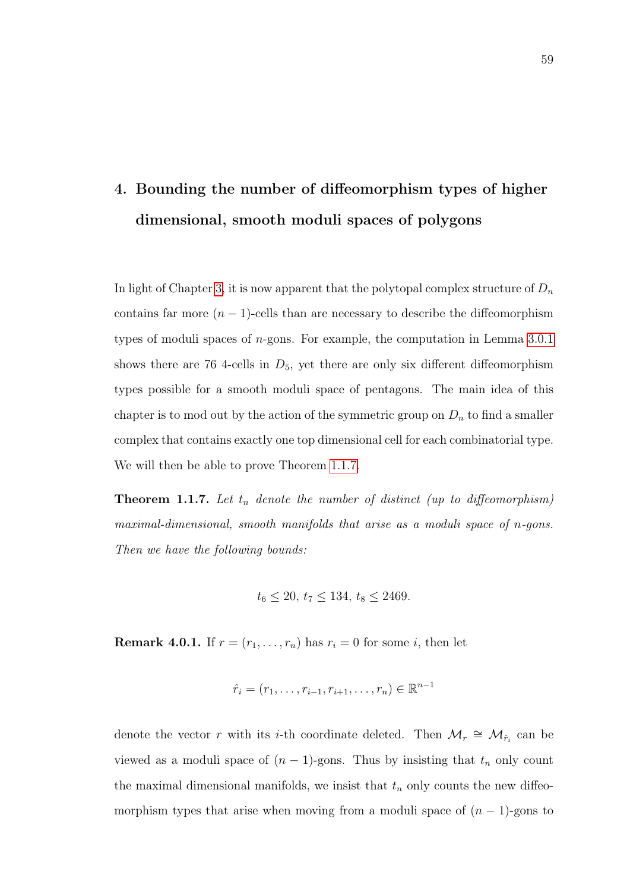# 4. Bounding the number of diffeomorphism types of higher dimensional, smooth moduli spaces of polygons

In light of Chapter 3, it is now apparent that the polytopal complex structure of $D_n$ contains far more $(n-1)$-cells than are necessary to describe the diffeomorphism types of moduli spaces of $n$-gons. For example, the computation in Lemma 3.0.1 shows there are 76 4-cells in $D_5$, yet there are only six different diffeomorphism types possible for a smooth moduli space of pentagons. The main idea of this chapter is to mod out by the action of the symmetric group on $D_n$ to find a smaller complex that contains exactly one top dimensional cell for each combinatorial type. We will then be able to prove Theorem 1.1.7.

**Theorem 1.1.7.** *Let $t_n$ denote the number of distinct (up to diffeomorphism) maximal-dimensional, smooth manifolds that arise as a moduli space of $n$-gons. Then we have the following bounds:*

$$t_6 \leq 20,\ t_7 \leq 134,\ t_8 \leq 2469.$$

**Remark 4.0.1.** If $r = (r_1, \ldots, r_n)$ has $r_i = 0$ for some $i$, then let

$$\hat{r}_i = (r_1, \ldots, r_{i-1}, r_{i+1}, \ldots, r_n) \in \mathbb{R}^{n-1}$$

denote the vector $r$ with its $i$-th coordinate deleted. Then $\mathcal{M}_r \cong \mathcal{M}_{\hat{r}_i}$ can be viewed as a moduli space of $(n-1)$-gons. Thus by insisting that $t_n$ only count the maximal dimensional manifolds, we insist that $t_n$ only counts the new diffeomorphism types that arise when moving from a moduli space of $(n-1)$-gons to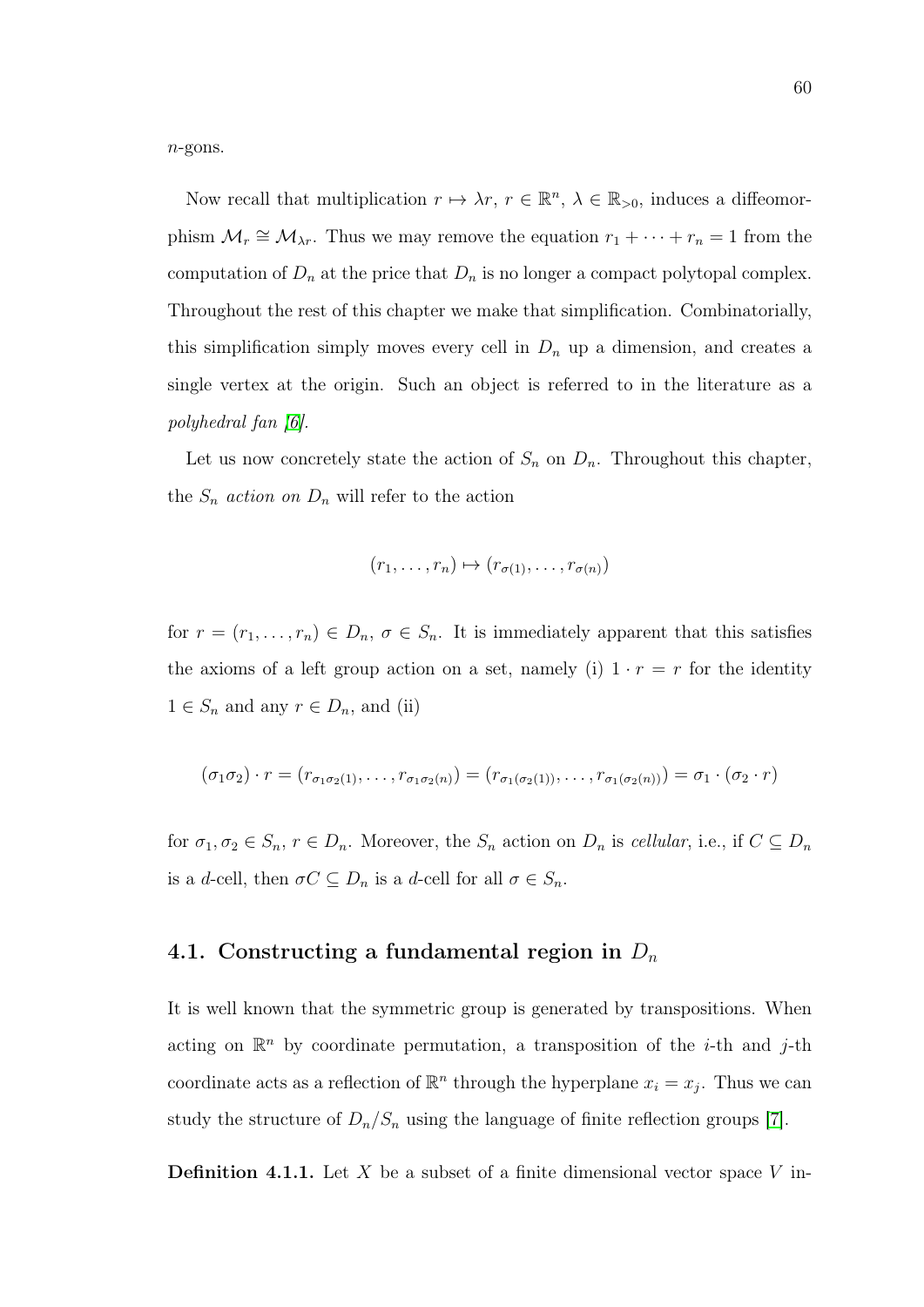$n$-gons.

Now recall that multiplication $r \mapsto \lambda r$, $r \in \mathbb{R}^n$, $\lambda \in \mathbb{R}_{>0}$, induces a diffeomorphism $\mathcal{M}_r \cong \mathcal{M}_{\lambda r}$. Thus we may remove the equation $r_1 + \cdots + r_n = 1$ from the computation of $D_n$ at the price that $D_n$ is no longer a compact polytopal complex. Throughout the rest of this chapter we make that simplification. Combinatorially, this simplification simply moves every cell in $D_n$ up a dimension, and creates a single vertex at the origin. Such an object is referred to in the literature as a *polyhedral fan [6]*.

Let us now concretely state the action of $S_n$ on $D_n$. Throughout this chapter, the $S_n$ *action on* $D_n$ will refer to the action

$$(r_1, \ldots, r_n) \mapsto (r_{\sigma(1)}, \ldots, r_{\sigma(n)})$$

for $r = (r_1, \ldots, r_n) \in D_n$, $\sigma \in S_n$. It is immediately apparent that this satisfies the axioms of a left group action on a set, namely (i) $1 \cdot r = r$ for the identity $1 \in S_n$ and any $r \in D_n$, and (ii)

$$(\sigma_1 \sigma_2) \cdot r = (r_{\sigma_1 \sigma_2(1)}, \ldots, r_{\sigma_1 \sigma_2(n)}) = (r_{\sigma_1(\sigma_2(1))}, \ldots, r_{\sigma_1(\sigma_2(n))}) = \sigma_1 \cdot (\sigma_2 \cdot r)$$

for $\sigma_1, \sigma_2 \in S_n$, $r \in D_n$. Moreover, the $S_n$ action on $D_n$ is *cellular*, i.e., if $C \subseteq D_n$ is a $d$-cell, then $\sigma C \subseteq D_n$ is a $d$-cell for all $\sigma \in S_n$.

## 4.1. Constructing a fundamental region in $D_n$

It is well known that the symmetric group is generated by transpositions. When acting on $\mathbb{R}^n$ by coordinate permutation, a transposition of the $i$-th and $j$-th coordinate acts as a reflection of $\mathbb{R}^n$ through the hyperplane $x_i = x_j$. Thus we can study the structure of $D_n/S_n$ using the language of finite reflection groups [7].

**Definition 4.1.1.** Let $X$ be a subset of a finite dimensional vector space $V$ in-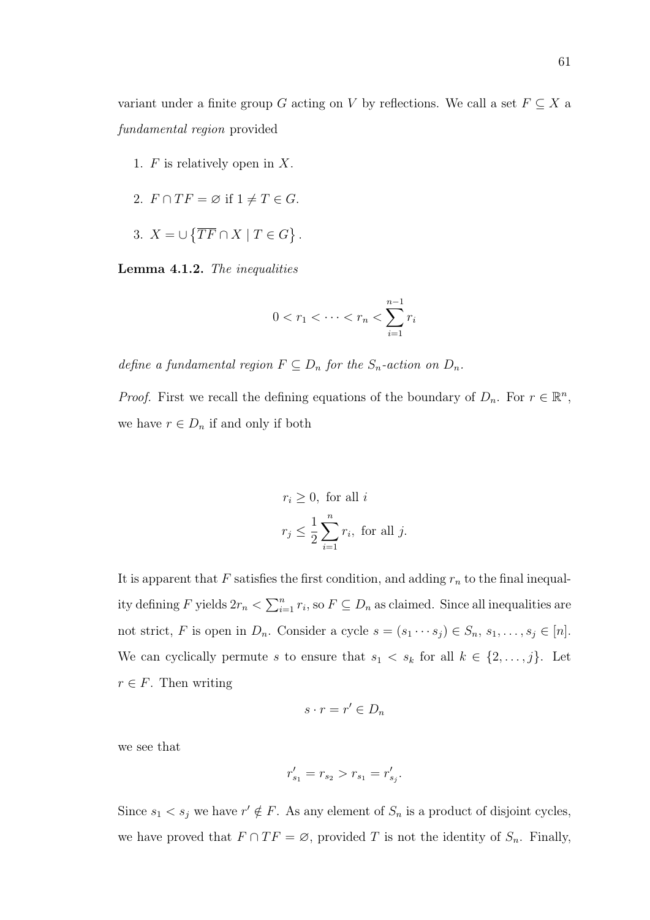variant under a finite group $G$ acting on $V$ by reflections. We call a set $F \subseteq X$ a *fundamental region* provided

1. $F$ is relatively open in $X$.
2. $F \cap TF = \varnothing$ if $1 \neq T \in G$.
3. $X = \cup \left\{ \overline{TF} \cap X \mid T \in G \right\}$.

**Lemma 4.1.2.** *The inequalities*

$$0 < r_1 < \cdots < r_n < \sum_{i=1}^{n-1} r_i$$

*define a fundamental region $F \subseteq D_n$ for the $S_n$-action on $D_n$.*

*Proof.* First we recall the defining equations of the boundary of $D_n$. For $r \in \mathbb{R}^n$, we have $r \in D_n$ if and only if both

$$r_i \geq 0, \text{ for all } i$$
$$r_j \leq \frac{1}{2} \sum_{i=1}^{n} r_i, \text{ for all } j.$$

It is apparent that $F$ satisfies the first condition, and adding $r_n$ to the final inequality defining $F$ yields $2r_n < \sum_{i=1}^{n} r_i$, so $F \subseteq D_n$ as claimed. Since all inequalities are not strict, $F$ is open in $D_n$. Consider a cycle $s = (s_1 \cdots s_j) \in S_n$, $s_1, \ldots, s_j \in [n]$. We can cyclically permute $s$ to ensure that $s_1 < s_k$ for all $k \in \{2, \ldots, j\}$. Let $r \in F$. Then writing

$$s \cdot r = r' \in D_n$$

we see that

$$r'_{s_1} = r_{s_2} > r_{s_1} = r'_{s_j}.$$

Since $s_1 < s_j$ we have $r' \notin F$. As any element of $S_n$ is a product of disjoint cycles, we have proved that $F \cap TF = \varnothing$, provided $T$ is not the identity of $S_n$. Finally,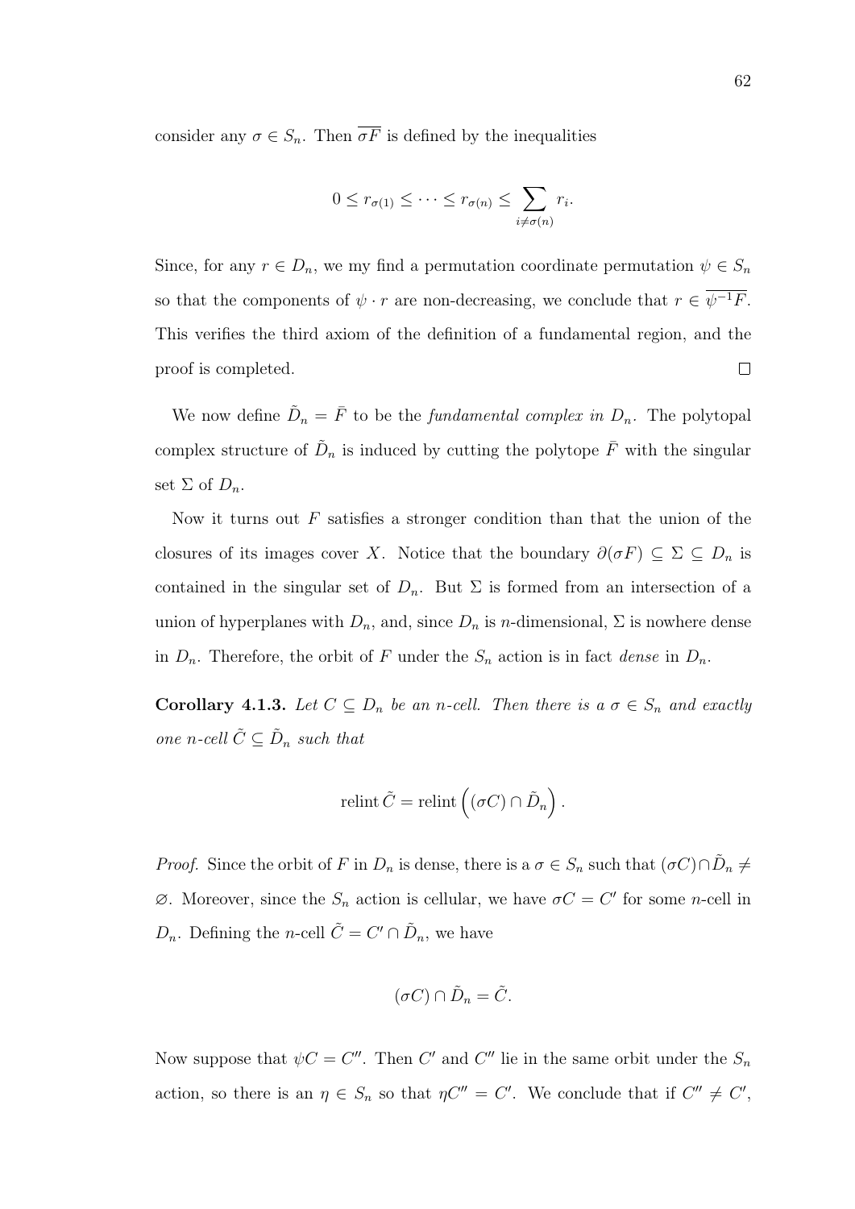consider any $\sigma \in S_n$. Then $\overline{\sigma F}$ is defined by the inequalities

$$0 \leq r_{\sigma(1)} \leq \cdots \leq r_{\sigma(n)} \leq \sum_{i \neq \sigma(n)} r_i.$$

Since, for any $r \in D_n$, we my find a permutation coordinate permutation $\psi \in S_n$ so that the components of $\psi \cdot r$ are non-decreasing, we conclude that $r \in \overline{\psi^{-1} F}$. This verifies the third axiom of the definition of a fundamental region, and the proof is completed. $\square$

We now define $\tilde{D}_n = \bar{F}$ to be the *fundamental complex in* $D_n$. The polytopal complex structure of $\tilde{D}_n$ is induced by cutting the polytope $\bar{F}$ with the singular set $\Sigma$ of $D_n$.

Now it turns out $F$ satisfies a stronger condition than that the union of the closures of its images cover $X$. Notice that the boundary $\partial(\sigma F) \subseteq \Sigma \subseteq D_n$ is contained in the singular set of $D_n$. But $\Sigma$ is formed from an intersection of a union of hyperplanes with $D_n$, and, since $D_n$ is $n$-dimensional, $\Sigma$ is nowhere dense in $D_n$. Therefore, the orbit of $F$ under the $S_n$ action is in fact *dense* in $D_n$.

**Corollary 4.1.3.** *Let $C \subseteq D_n$ be an $n$-cell. Then there is a $\sigma \in S_n$ and exactly one $n$-cell $\tilde{C} \subseteq \tilde{D}_n$ such that*

$$\operatorname{relint} \tilde{C} = \operatorname{relint} \left( (\sigma C) \cap \tilde{D}_n \right).$$

*Proof.* Since the orbit of $F$ in $D_n$ is dense, there is a $\sigma \in S_n$ such that $(\sigma C) \cap \tilde{D}_n \neq \varnothing$. Moreover, since the $S_n$ action is cellular, we have $\sigma C = C'$ for some $n$-cell in $D_n$. Defining the $n$-cell $\tilde{C} = C' \cap \tilde{D}_n$, we have

$$(\sigma C) \cap \tilde{D}_n = \tilde{C}.$$

Now suppose that $\psi C = C''$. Then $C'$ and $C''$ lie in the same orbit under the $S_n$ action, so there is an $\eta \in S_n$ so that $\eta C'' = C'$. We conclude that if $C'' \neq C'$,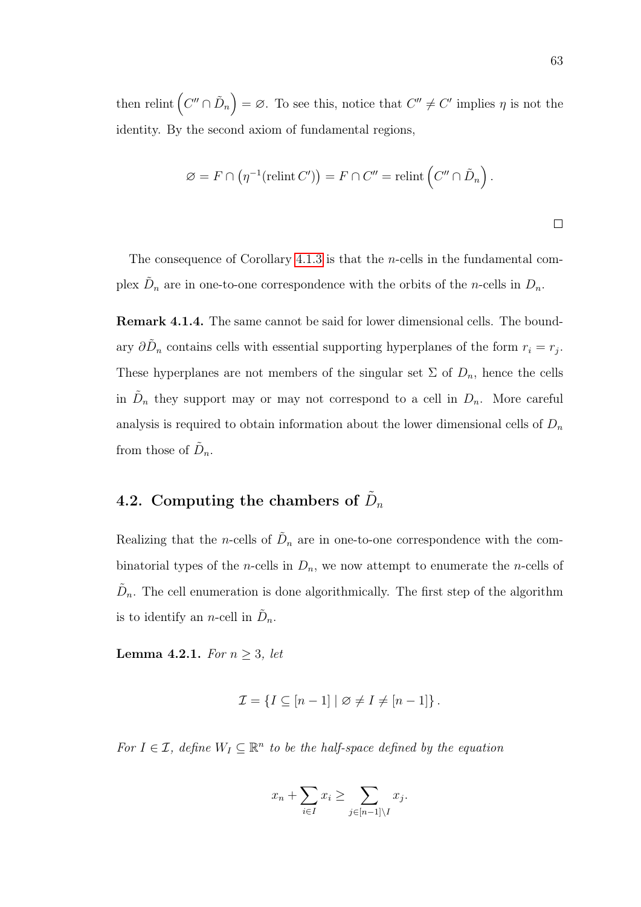then $\operatorname{relint}\left(C'' \cap \tilde{D}_n\right) = \varnothing$. To see this, notice that $C'' \neq C'$ implies $\eta$ is not the identity. By the second axiom of fundamental regions,

$$\varnothing = F \cap \left(\eta^{-1}(\operatorname{relint} C')\right) = F \cap C'' = \operatorname{relint}\left(C'' \cap \tilde{D}_n\right).$$

□

The consequence of Corollary 4.1.3 is that the $n$-cells in the fundamental complex $\tilde{D}_n$ are in one-to-one correspondence with the orbits of the $n$-cells in $D_n$.

**Remark 4.1.4.** The same cannot be said for lower dimensional cells. The boundary $\partial\tilde{D}_n$ contains cells with essential supporting hyperplanes of the form $r_i = r_j$. These hyperplanes are not members of the singular set $\Sigma$ of $D_n$, hence the cells in $\tilde{D}_n$ they support may or may not correspond to a cell in $D_n$. More careful analysis is required to obtain information about the lower dimensional cells of $D_n$ from those of $\tilde{D}_n$.

## 4.2. Computing the chambers of $\tilde{D}_n$

Realizing that the $n$-cells of $\tilde{D}_n$ are in one-to-one correspondence with the combinatorial types of the $n$-cells in $D_n$, we now attempt to enumerate the $n$-cells of $\tilde{D}_n$. The cell enumeration is done algorithmically. The first step of the algorithm is to identify an $n$-cell in $\tilde{D}_n$.

**Lemma 4.2.1.** *For $n \geq 3$, let*

$$\mathcal{I} = \{I \subseteq [n-1] \mid \varnothing \neq I \neq [n-1]\}.$$

*For $I \in \mathcal{I}$, define $W_I \subseteq \mathbb{R}^n$ to be the half-space defined by the equation*

$$x_n + \sum_{i \in I} x_i \geq \sum_{j \in [n-1] \setminus I} x_j.$$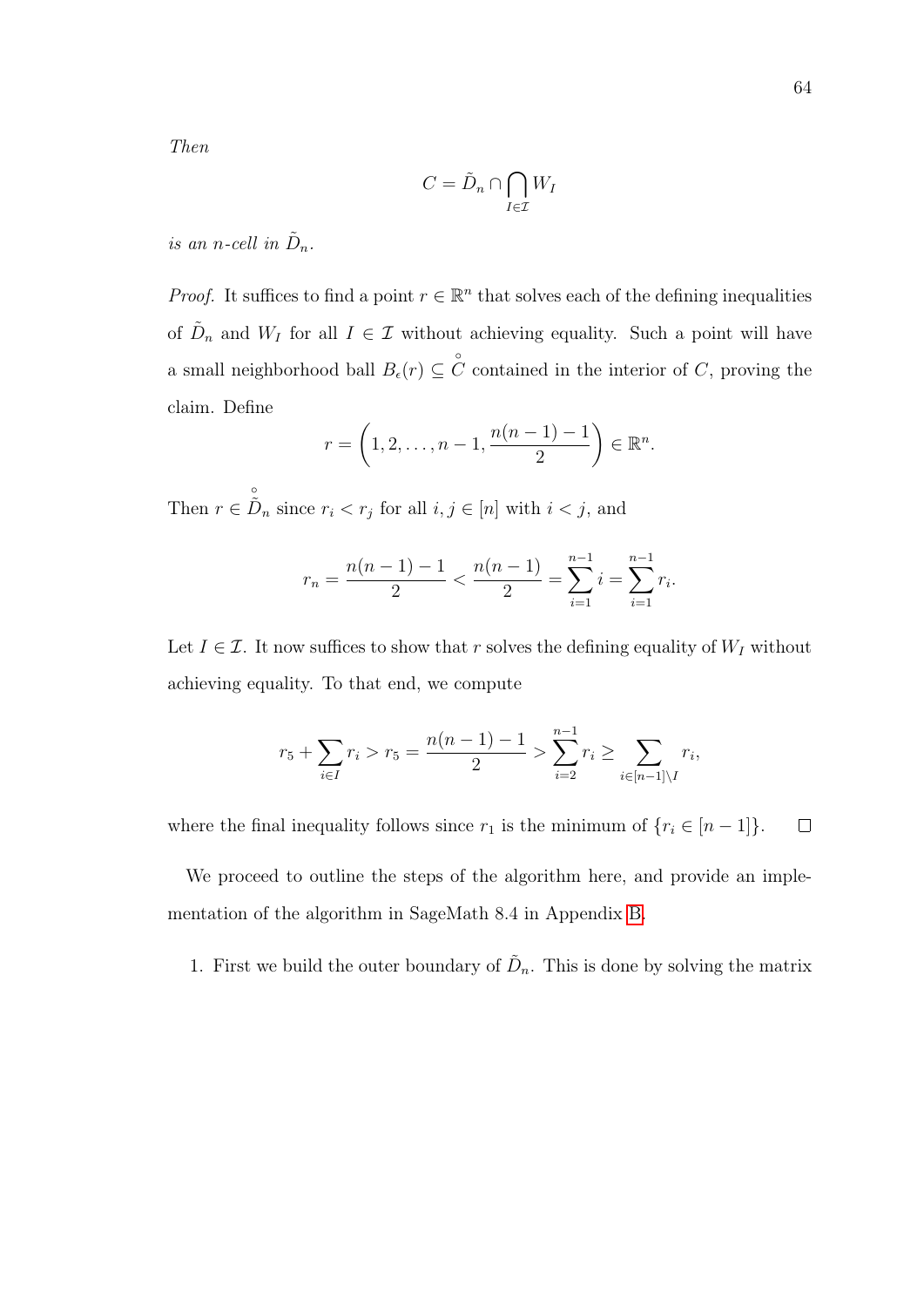*Then*

$$C = \tilde{D}_n \cap \bigcap_{I \in \mathcal{I}} W_I$$

*is an $n$-cell in $\tilde{D}_n$.*

*Proof.* It suffices to find a point $r \in \mathbb{R}^n$ that solves each of the defining inequalities of $\tilde{D}_n$ and $W_I$ for all $I \in \mathcal{I}$ without achieving equality. Such a point will have a small neighborhood ball $B_\epsilon(r) \subseteq \mathring{C}$ contained in the interior of $C$, proving the claim. Define

$$r = \left(1, 2, \ldots, n-1, \frac{n(n-1)-1}{2}\right) \in \mathbb{R}^n.$$

Then $r \in \mathring{\tilde{D}}_n$ since $r_i < r_j$ for all $i, j \in [n]$ with $i < j$, and

$$r_n = \frac{n(n-1)-1}{2} < \frac{n(n-1)}{2} = \sum_{i=1}^{n-1} i = \sum_{i=1}^{n-1} r_i.$$

Let $I \in \mathcal{I}$. It now suffices to show that $r$ solves the defining equality of $W_I$ without achieving equality. To that end, we compute

$$r_5 + \sum_{i \in I} r_i > r_5 = \frac{n(n-1)-1}{2} > \sum_{i=2}^{n-1} r_i \geq \sum_{i \in [n-1] \setminus I} r_i,$$

where the final inequality follows since $r_1$ is the minimum of $\{r_i \in [n-1]\}$. $\square$

We proceed to outline the steps of the algorithm here, and provide an implementation of the algorithm in SageMath 8.4 in Appendix B.

1. First we build the outer boundary of $\tilde{D}_n$. This is done by solving the matrix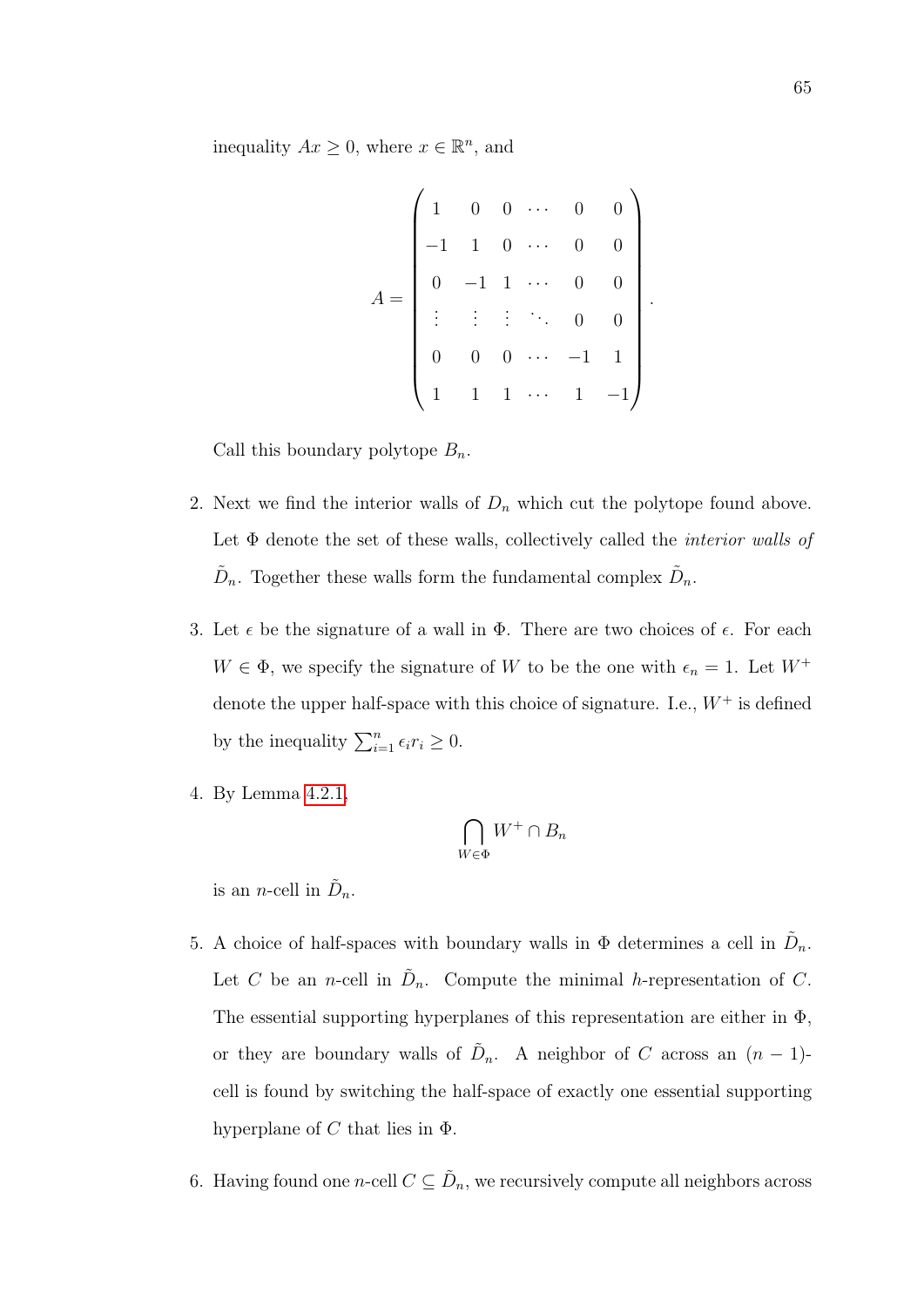inequality $Ax \geq 0$, where $x \in \mathbb{R}^n$, and

$$A = \begin{pmatrix} 1 & 0 & 0 & \cdots & 0 & 0 \\ -1 & 1 & 0 & \cdots & 0 & 0 \\ 0 & -1 & 1 & \cdots & 0 & 0 \\ \vdots & \vdots & \vdots & \ddots & 0 & 0 \\ 0 & 0 & 0 & \cdots & -1 & 1 \\ 1 & 1 & 1 & \cdots & 1 & -1 \end{pmatrix}.$$

Call this boundary polytope $B_n$.

2. Next we find the interior walls of $D_n$ which cut the polytope found above. Let $\Phi$ denote the set of these walls, collectively called the *interior walls of* $\tilde{D}_n$. Together these walls form the fundamental complex $\tilde{D}_n$.

3. Let $\epsilon$ be the signature of a wall in $\Phi$. There are two choices of $\epsilon$. For each $W \in \Phi$, we specify the signature of $W$ to be the one with $\epsilon_n = 1$. Let $W^+$ denote the upper half-space with this choice of signature. I.e., $W^+$ is defined by the inequality $\sum_{i=1}^{n} \epsilon_i r_i \geq 0$.

4. By Lemma 4.2.1,
$$\bigcap_{W \in \Phi} W^+ \cap B_n$$
is an $n$-cell in $\tilde{D}_n$.

5. A choice of half-spaces with boundary walls in $\Phi$ determines a cell in $\tilde{D}_n$. Let $C$ be an $n$-cell in $\tilde{D}_n$. Compute the minimal $h$-representation of $C$. The essential supporting hyperplanes of this representation are either in $\Phi$, or they are boundary walls of $\tilde{D}_n$. A neighbor of $C$ across an $(n-1)$-cell is found by switching the half-space of exactly one essential supporting hyperplane of $C$ that lies in $\Phi$.

6. Having found one $n$-cell $C \subseteq \tilde{D}_n$, we recursively compute all neighbors across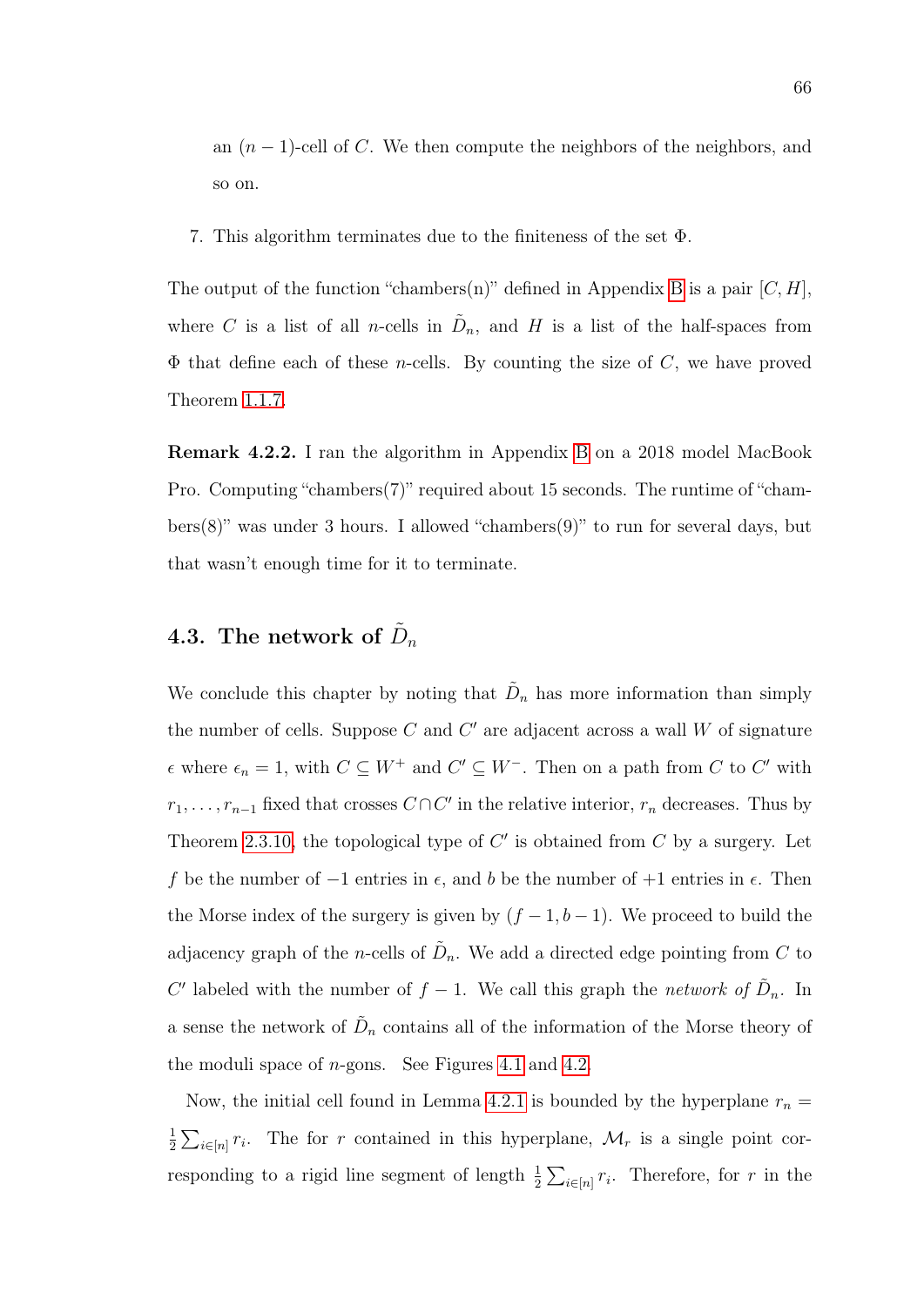an $(n-1)$-cell of $C$. We then compute the neighbors of the neighbors, and so on.

7. This algorithm terminates due to the finiteness of the set $\Phi$.

The output of the function "chambers(n)" defined in Appendix B is a pair $[C, H]$, where $C$ is a list of all $n$-cells in $\tilde{D}_n$, and $H$ is a list of the half-spaces from $\Phi$ that define each of these $n$-cells. By counting the size of $C$, we have proved Theorem 1.1.7.

**Remark 4.2.2.** I ran the algorithm in Appendix B on a 2018 model MacBook Pro. Computing "chambers(7)" required about 15 seconds. The runtime of "chambers(8)" was under 3 hours. I allowed "chambers(9)" to run for several days, but that wasn't enough time for it to terminate.

## 4.3. The network of $\tilde{D}_n$

We conclude this chapter by noting that $\tilde{D}_n$ has more information than simply the number of cells. Suppose $C$ and $C'$ are adjacent across a wall $W$ of signature $\epsilon$ where $\epsilon_n = 1$, with $C \subseteq W^+$ and $C' \subseteq W^-$. Then on a path from $C$ to $C'$ with $r_1, \ldots, r_{n-1}$ fixed that crosses $C \cap C'$ in the relative interior, $r_n$ decreases. Thus by Theorem 2.3.10, the topological type of $C'$ is obtained from $C$ by a surgery. Let $f$ be the number of $-1$ entries in $\epsilon$, and $b$ be the number of $+1$ entries in $\epsilon$. Then the Morse index of the surgery is given by $(f-1, b-1)$. We proceed to build the adjacency graph of the $n$-cells of $\tilde{D}_n$. We add a directed edge pointing from $C$ to $C'$ labeled with the number of $f-1$. We call this graph the *network of* $\tilde{D}_n$. In a sense the network of $\tilde{D}_n$ contains all of the information of the Morse theory of the moduli space of $n$-gons. See Figures 4.1 and 4.2.

Now, the initial cell found in Lemma 4.2.1 is bounded by the hyperplane $r_n = \frac{1}{2}\sum_{i\in[n]} r_i$. The for $r$ contained in this hyperplane, $\mathcal{M}_r$ is a single point corresponding to a rigid line segment of length $\frac{1}{2}\sum_{i\in[n]} r_i$. Therefore, for $r$ in the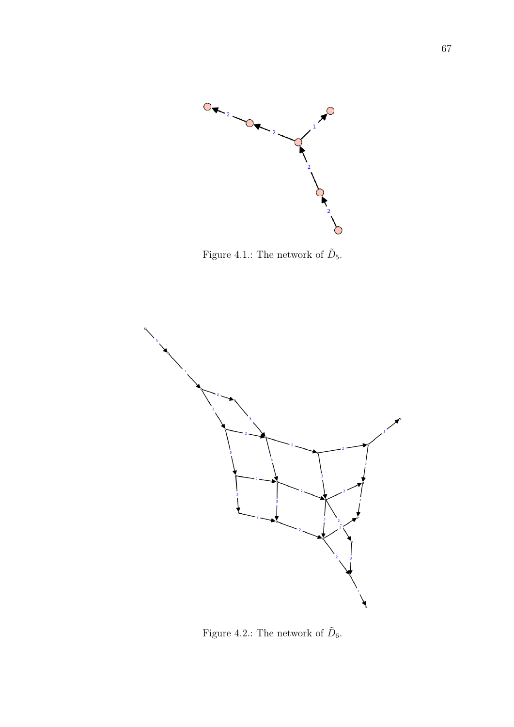Figure 4.1.: The network of $\tilde{D}_5$.

Figure 4.2.: The network of $\tilde{D}_6$.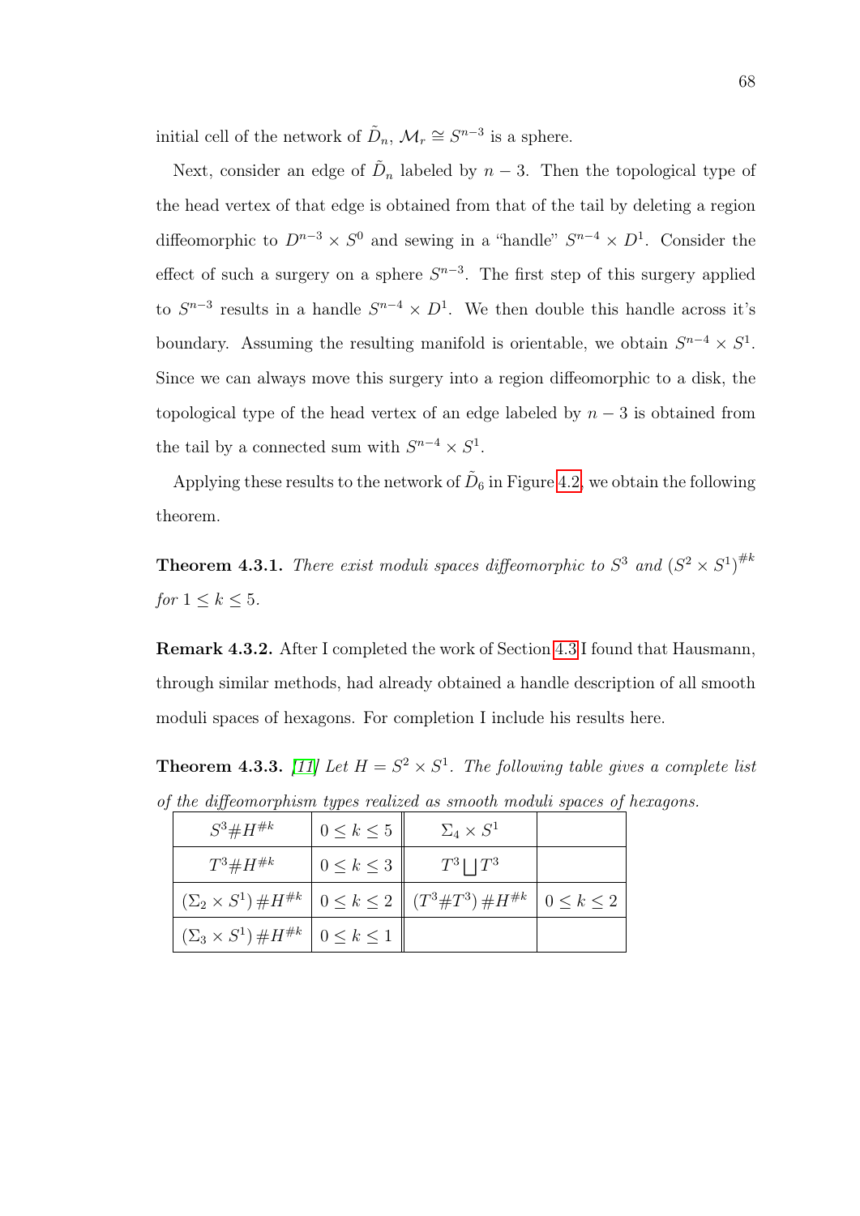initial cell of the network of $\tilde{D}_n$, $\mathcal{M}_r \cong S^{n-3}$ is a sphere.

Next, consider an edge of $\tilde{D}_n$ labeled by $n-3$. Then the topological type of the head vertex of that edge is obtained from that of the tail by deleting a region diffeomorphic to $D^{n-3} \times S^0$ and sewing in a "handle" $S^{n-4} \times D^1$. Consider the effect of such a surgery on a sphere $S^{n-3}$. The first step of this surgery applied to $S^{n-3}$ results in a handle $S^{n-4} \times D^1$. We then double this handle across it's boundary. Assuming the resulting manifold is orientable, we obtain $S^{n-4} \times S^1$. Since we can always move this surgery into a region diffeomorphic to a disk, the topological type of the head vertex of an edge labeled by $n-3$ is obtained from the tail by a connected sum with $S^{n-4} \times S^1$.

Applying these results to the network of $\tilde{D}_6$ in Figure 4.2, we obtain the following theorem.

**Theorem 4.3.1.** *There exist moduli spaces diffeomorphic to $S^3$ and $(S^2 \times S^1)^{\#k}$ for $1 \leq k \leq 5$.*

**Remark 4.3.2.** After I completed the work of Section 4.3 I found that Hausmann, through similar methods, had already obtained a handle description of all smooth moduli spaces of hexagons. For completion I include his results here.

**Theorem 4.3.3.** *[11] Let $H = S^2 \times S^1$. The following table gives a complete list of the diffeomorphism types realized as smooth moduli spaces of hexagons.*

| | | | |
|---|---|---|---|
| $S^3 \# H^{\#k}$ | $0 \leq k \leq 5$ | $\Sigma_4 \times S^1$ | |
| $T^3 \# H^{\#k}$ | $0 \leq k \leq 3$ | $T^3 \bigsqcup T^3$ | |
| $(\Sigma_2 \times S^1) \# H^{\#k}$ | $0 \leq k \leq 2$ | $(T^3 \# T^3) \# H^{\#k}$ | $0 \leq k \leq 2$ |
| $(\Sigma_3 \times S^1) \# H^{\#k}$ | $0 \leq k \leq 1$ | | |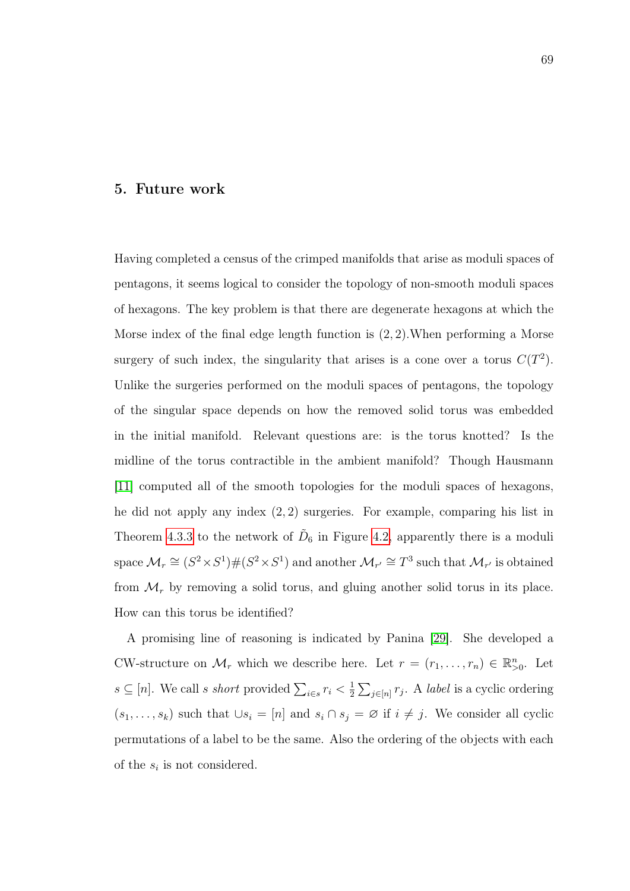# 5. Future work

Having completed a census of the crimped manifolds that arise as moduli spaces of pentagons, it seems logical to consider the topology of non-smooth moduli spaces of hexagons. The key problem is that there are degenerate hexagons at which the Morse index of the final edge length function is $(2, 2)$.When performing a Morse surgery of such index, the singularity that arises is a cone over a torus $C(T^2)$. Unlike the surgeries performed on the moduli spaces of pentagons, the topology of the singular space depends on how the removed solid torus was embedded in the initial manifold. Relevant questions are: is the torus knotted? Is the midline of the torus contractible in the ambient manifold? Though Hausmann [11] computed all of the smooth topologies for the moduli spaces of hexagons, he did not apply any index $(2, 2)$ surgeries. For example, comparing his list in Theorem 4.3.3 to the network of $\tilde{D}_6$ in Figure 4.2, apparently there is a moduli space $\mathcal{M}_r \cong (S^2 \times S^1)\#(S^2 \times S^1)$ and another $\mathcal{M}_{r'} \cong T^3$ such that $\mathcal{M}_{r'}$ is obtained from $\mathcal{M}_r$ by removing a solid torus, and gluing another solid torus in its place. How can this torus be identified?

A promising line of reasoning is indicated by Panina [29]. She developed a CW-structure on $\mathcal{M}_r$ which we describe here. Let $r = (r_1, \ldots, r_n) \in \mathbb{R}^n_{>0}$. Let $s \subseteq [n]$. We call $s$ *short* provided $\sum_{i \in s} r_i < \frac{1}{2} \sum_{j \in [n]} r_j$. A *label* is a cyclic ordering $(s_1, \ldots, s_k)$ such that $\cup s_i = [n]$ and $s_i \cap s_j = \varnothing$ if $i \neq j$. We consider all cyclic permutations of a label to be the same. Also the ordering of the objects with each of the $s_i$ is not considered.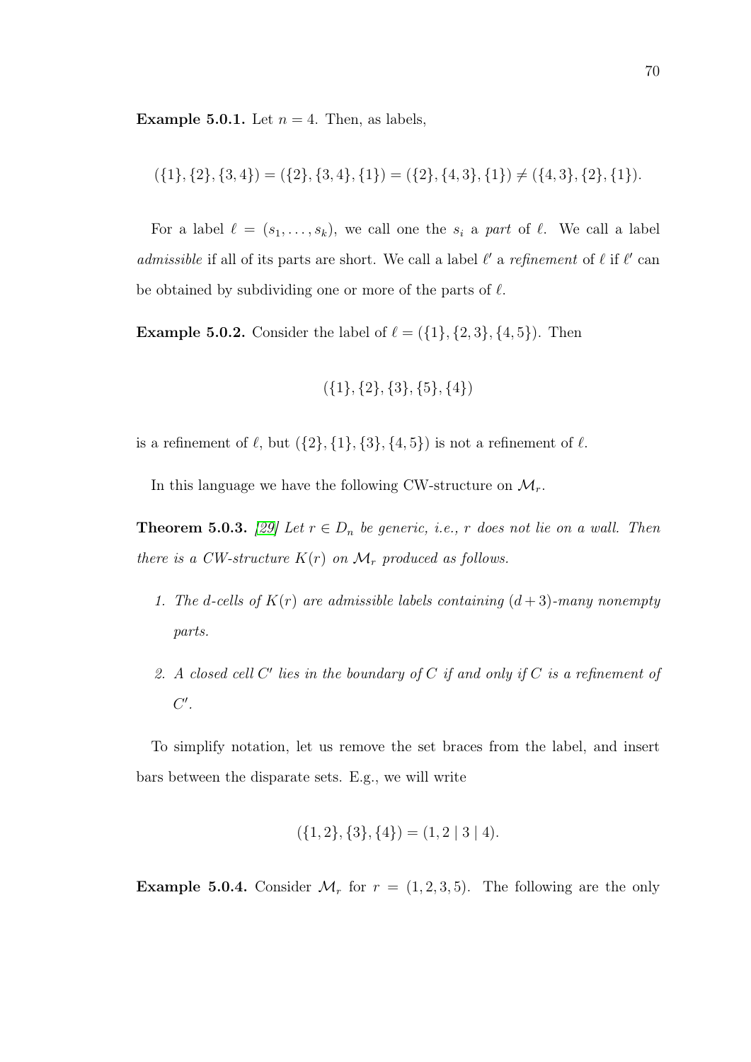**Example 5.0.1.** Let $n = 4$. Then, as labels,

$$(\{1\}, \{2\}, \{3, 4\}) = (\{2\}, \{3, 4\}, \{1\}) = (\{2\}, \{4, 3\}, \{1\}) \neq (\{4, 3\}, \{2\}, \{1\}).$$

For a label $\ell = (s_1, \ldots, s_k)$, we call one the $s_i$ a *part* of $\ell$. We call a label *admissible* if all of its parts are short. We call a label $\ell'$ a *refinement* of $\ell$ if $\ell'$ can be obtained by subdividing one or more of the parts of $\ell$.

**Example 5.0.2.** Consider the label of $\ell = (\{1\}, \{2, 3\}, \{4, 5\})$. Then

$$(\{1\}, \{2\}, \{3\}, \{5\}, \{4\})$$

is a refinement of $\ell$, but $(\{2\}, \{1\}, \{3\}, \{4, 5\})$ is not a refinement of $\ell$.

In this language we have the following CW-structure on $\mathcal{M}_r$.

**Theorem 5.0.3.** *[29] Let $r \in D_n$ be generic, i.e., $r$ does not lie on a wall. Then there is a CW-structure $K(r)$ on $\mathcal{M}_r$ produced as follows.*

1. *The $d$-cells of $K(r)$ are admissible labels containing $(d+3)$-many nonempty parts.*
2. *A closed cell $C'$ lies in the boundary of $C$ if and only if $C$ is a refinement of $C'$.*

To simplify notation, let us remove the set braces from the label, and insert bars between the disparate sets. E.g., we will write

$$(\{1, 2\}, \{3\}, \{4\}) = (1, 2 \mid 3 \mid 4).$$

**Example 5.0.4.** Consider $\mathcal{M}_r$ for $r = (1, 2, 3, 5)$. The following are the only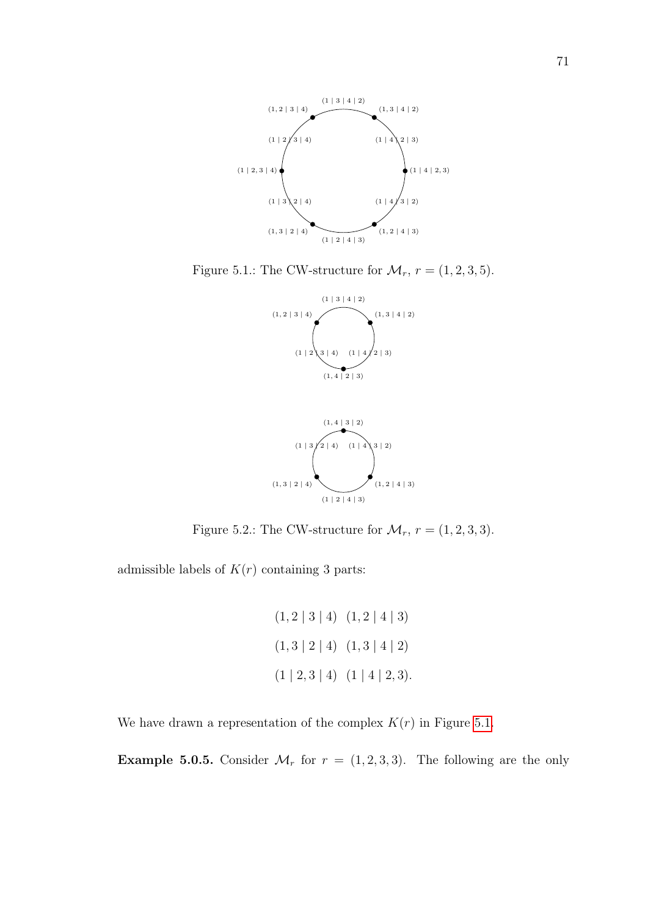Figure 5.1.: The CW-structure for $\mathcal{M}_r$, $r = (1, 2, 3, 5)$.

Figure 5.2.: The CW-structure for $\mathcal{M}_r$, $r = (1, 2, 3, 3)$.

admissible labels of $K(r)$ containing 3 parts:

$$(1, 2 \mid 3 \mid 4) \quad (1, 2 \mid 4 \mid 3)$$

$$(1, 3 \mid 2 \mid 4) \quad (1, 3 \mid 4 \mid 2)$$

$$(1 \mid 2, 3 \mid 4) \quad (1 \mid 4 \mid 2, 3).$$

We have drawn a representation of the complex $K(r)$ in Figure 5.1.

**Example 5.0.5.** Consider $\mathcal{M}_r$ for $r = (1, 2, 3, 3)$. The following are the only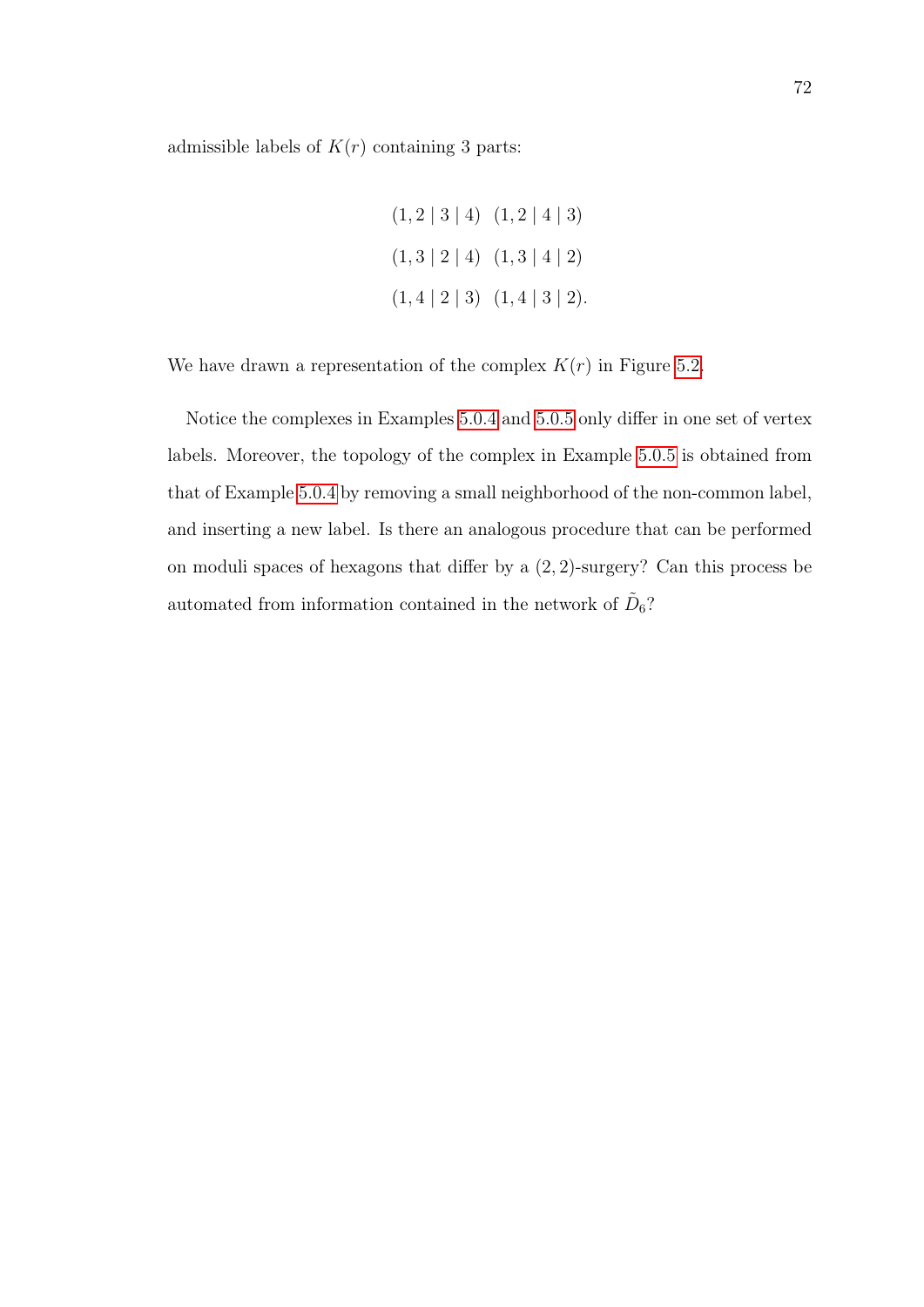admissible labels of $K(r)$ containing 3 parts:

$$
\begin{array}{cc}
(1,2 \mid 3 \mid 4) & (1,2 \mid 4 \mid 3) \\
(1,3 \mid 2 \mid 4) & (1,3 \mid 4 \mid 2) \\
(1,4 \mid 2 \mid 3) & (1,4 \mid 3 \mid 2).
\end{array}
$$

We have drawn a representation of the complex $K(r)$ in Figure 5.2.

Notice the complexes in Examples 5.0.4 and 5.0.5 only differ in one set of vertex labels. Moreover, the topology of the complex in Example 5.0.5 is obtained from that of Example 5.0.4 by removing a small neighborhood of the non-common label, and inserting a new label. Is there an analogous procedure that can be performed on moduli spaces of hexagons that differ by a $(2,2)$-surgery? Can this process be automated from information contained in the network of $\tilde{D}_6$?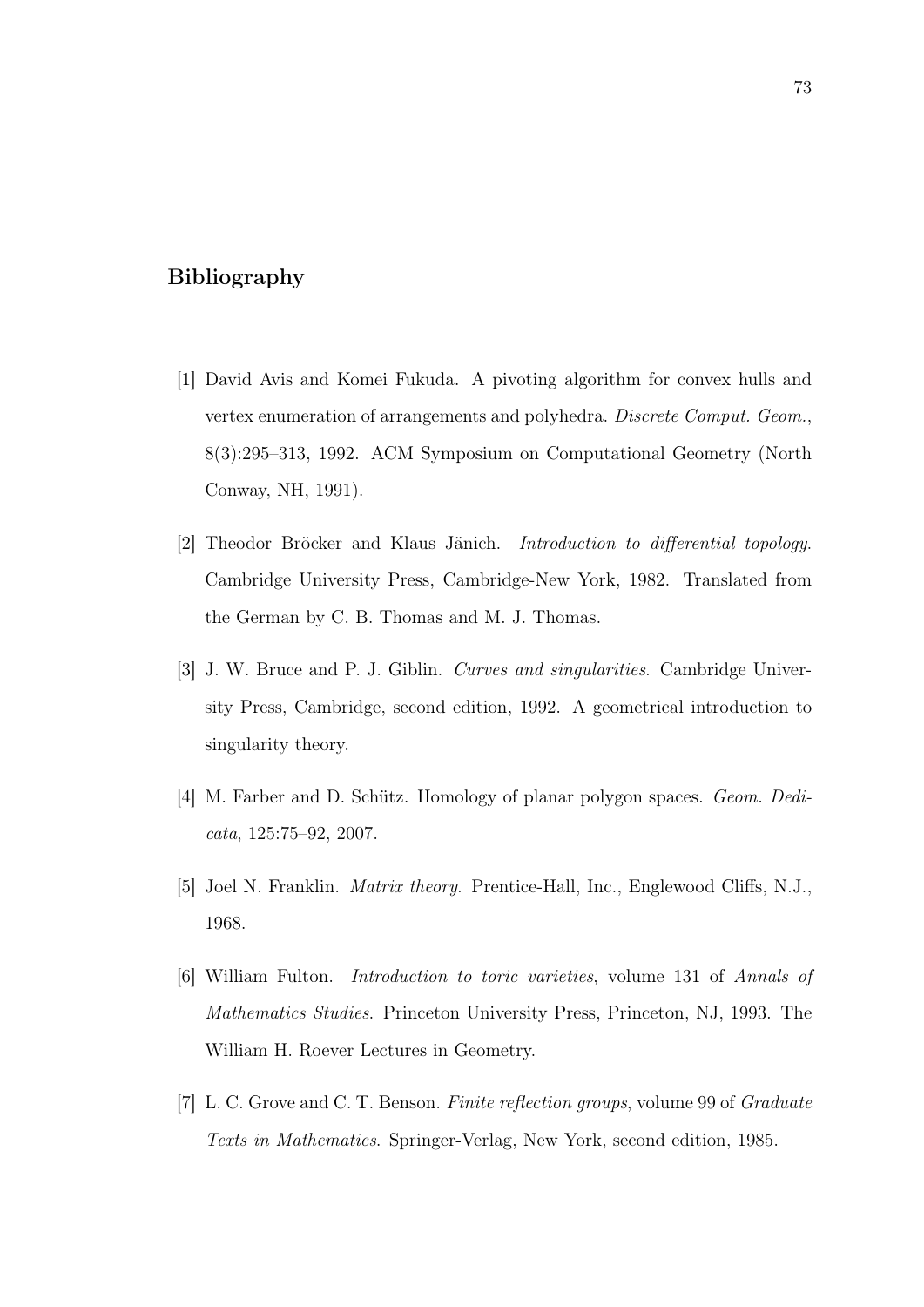# Bibliography

[1] David Avis and Komei Fukuda. A pivoting algorithm for convex hulls and vertex enumeration of arrangements and polyhedra. *Discrete Comput. Geom.*, 8(3):295–313, 1992. ACM Symposium on Computational Geometry (North Conway, NH, 1991).

[2] Theodor Bröcker and Klaus Jänich. *Introduction to differential topology.* Cambridge University Press, Cambridge-New York, 1982. Translated from the German by C. B. Thomas and M. J. Thomas.

[3] J. W. Bruce and P. J. Giblin. *Curves and singularities.* Cambridge University Press, Cambridge, second edition, 1992. A geometrical introduction to singularity theory.

[4] M. Farber and D. Schütz. Homology of planar polygon spaces. *Geom. Dedicata*, 125:75–92, 2007.

[5] Joel N. Franklin. *Matrix theory.* Prentice-Hall, Inc., Englewood Cliffs, N.J., 1968.

[6] William Fulton. *Introduction to toric varieties*, volume 131 of *Annals of Mathematics Studies*. Princeton University Press, Princeton, NJ, 1993. The William H. Roever Lectures in Geometry.

[7] L. C. Grove and C. T. Benson. *Finite reflection groups*, volume 99 of *Graduate Texts in Mathematics.* Springer-Verlag, New York, second edition, 1985.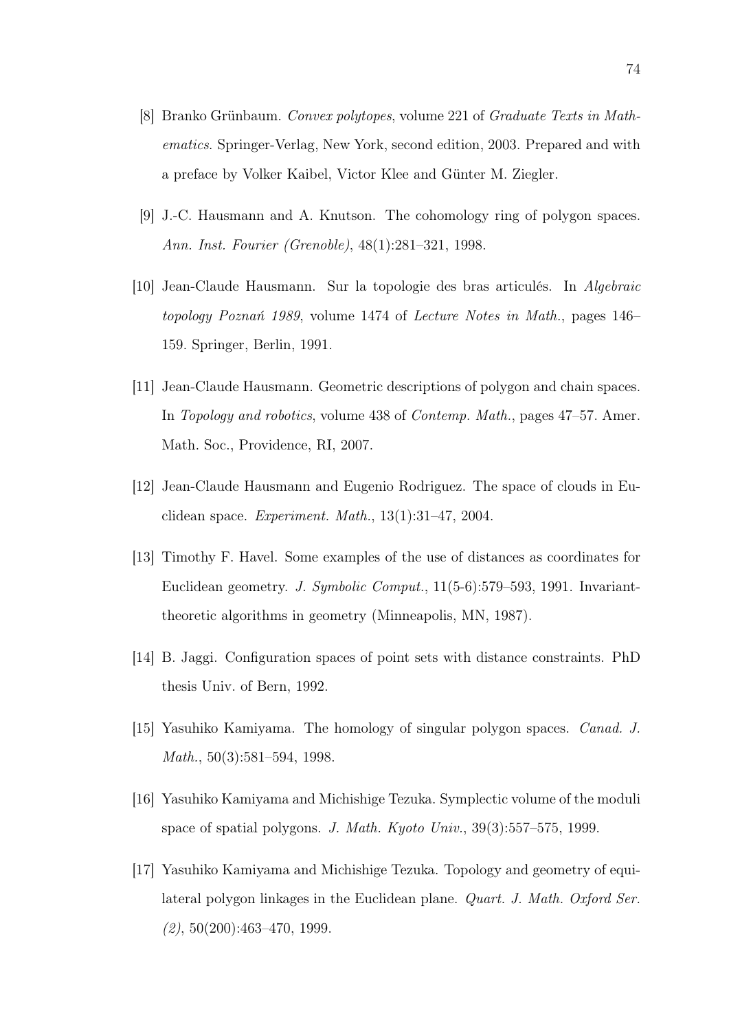[8] Branko Grünbaum. *Convex polytopes*, volume 221 of *Graduate Texts in Mathematics*. Springer-Verlag, New York, second edition, 2003. Prepared and with a preface by Volker Kaibel, Victor Klee and Günter M. Ziegler.

[9] J.-C. Hausmann and A. Knutson. The cohomology ring of polygon spaces. *Ann. Inst. Fourier (Grenoble)*, 48(1):281–321, 1998.

[10] Jean-Claude Hausmann. Sur la topologie des bras articulés. In *Algebraic topology Poznań 1989*, volume 1474 of *Lecture Notes in Math.*, pages 146–159. Springer, Berlin, 1991.

[11] Jean-Claude Hausmann. Geometric descriptions of polygon and chain spaces. In *Topology and robotics*, volume 438 of *Contemp. Math.*, pages 47–57. Amer. Math. Soc., Providence, RI, 2007.

[12] Jean-Claude Hausmann and Eugenio Rodriguez. The space of clouds in Euclidean space. *Experiment. Math.*, 13(1):31–47, 2004.

[13] Timothy F. Havel. Some examples of the use of distances as coordinates for Euclidean geometry. *J. Symbolic Comput.*, 11(5-6):579–593, 1991. Invariant-theoretic algorithms in geometry (Minneapolis, MN, 1987).

[14] B. Jaggi. Configuration spaces of point sets with distance constraints. PhD thesis Univ. of Bern, 1992.

[15] Yasuhiko Kamiyama. The homology of singular polygon spaces. *Canad. J. Math.*, 50(3):581–594, 1998.

[16] Yasuhiko Kamiyama and Michishige Tezuka. Symplectic volume of the moduli space of spatial polygons. *J. Math. Kyoto Univ.*, 39(3):557–575, 1999.

[17] Yasuhiko Kamiyama and Michishige Tezuka. Topology and geometry of equilateral polygon linkages in the Euclidean plane. *Quart. J. Math. Oxford Ser. (2)*, 50(200):463–470, 1999.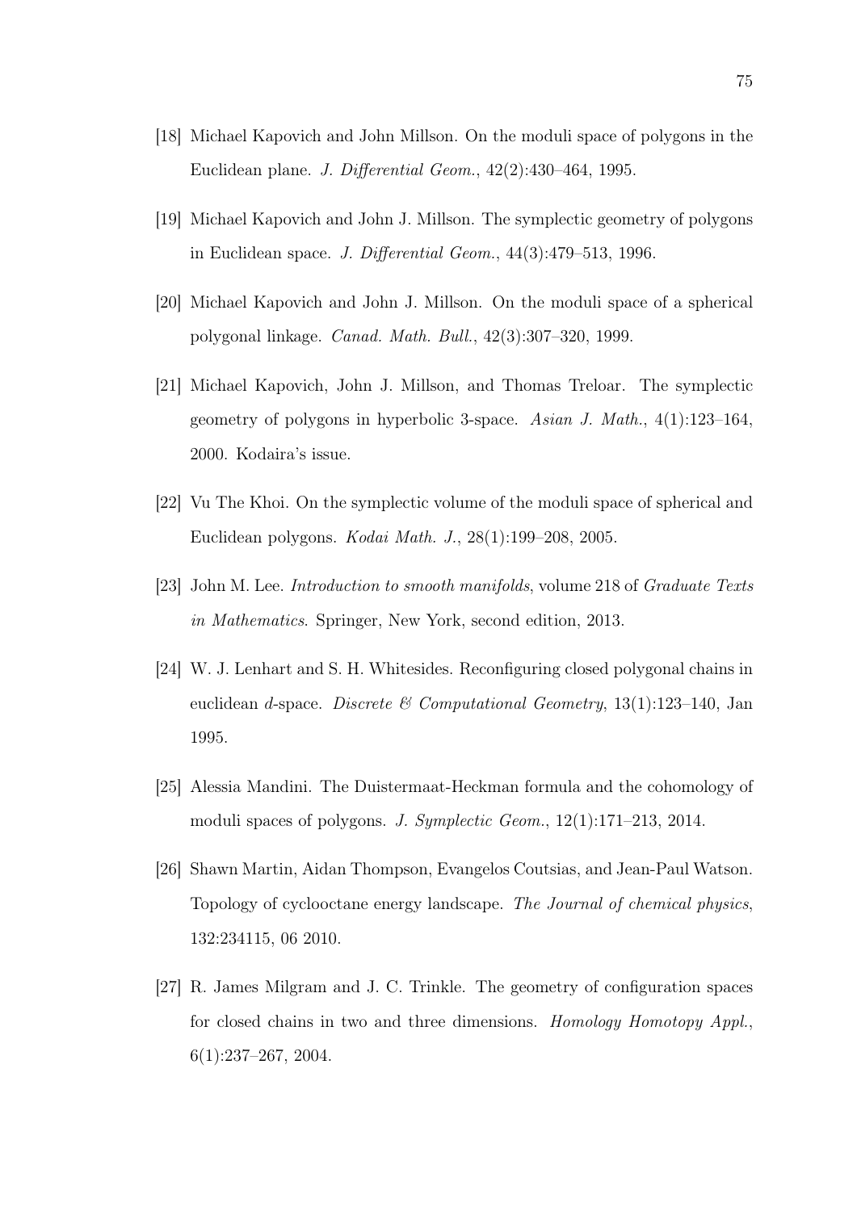[18] Michael Kapovich and John Millson. On the moduli space of polygons in the Euclidean plane. *J. Differential Geom.*, 42(2):430–464, 1995.

[19] Michael Kapovich and John J. Millson. The symplectic geometry of polygons in Euclidean space. *J. Differential Geom.*, 44(3):479–513, 1996.

[20] Michael Kapovich and John J. Millson. On the moduli space of a spherical polygonal linkage. *Canad. Math. Bull.*, 42(3):307–320, 1999.

[21] Michael Kapovich, John J. Millson, and Thomas Treloar. The symplectic geometry of polygons in hyperbolic 3-space. *Asian J. Math.*, 4(1):123–164, 2000. Kodaira's issue.

[22] Vu The Khoi. On the symplectic volume of the moduli space of spherical and Euclidean polygons. *Kodai Math. J.*, 28(1):199–208, 2005.

[23] John M. Lee. *Introduction to smooth manifolds*, volume 218 of *Graduate Texts in Mathematics*. Springer, New York, second edition, 2013.

[24] W. J. Lenhart and S. H. Whitesides. Reconfiguring closed polygonal chains in euclidean $d$-space. *Discrete & Computational Geometry*, 13(1):123–140, Jan 1995.

[25] Alessia Mandini. The Duistermaat-Heckman formula and the cohomology of moduli spaces of polygons. *J. Symplectic Geom.*, 12(1):171–213, 2014.

[26] Shawn Martin, Aidan Thompson, Evangelos Coutsias, and Jean-Paul Watson. Topology of cyclooctane energy landscape. *The Journal of chemical physics*, 132:234115, 06 2010.

[27] R. James Milgram and J. C. Trinkle. The geometry of configuration spaces for closed chains in two and three dimensions. *Homology Homotopy Appl.*, 6(1):237–267, 2004.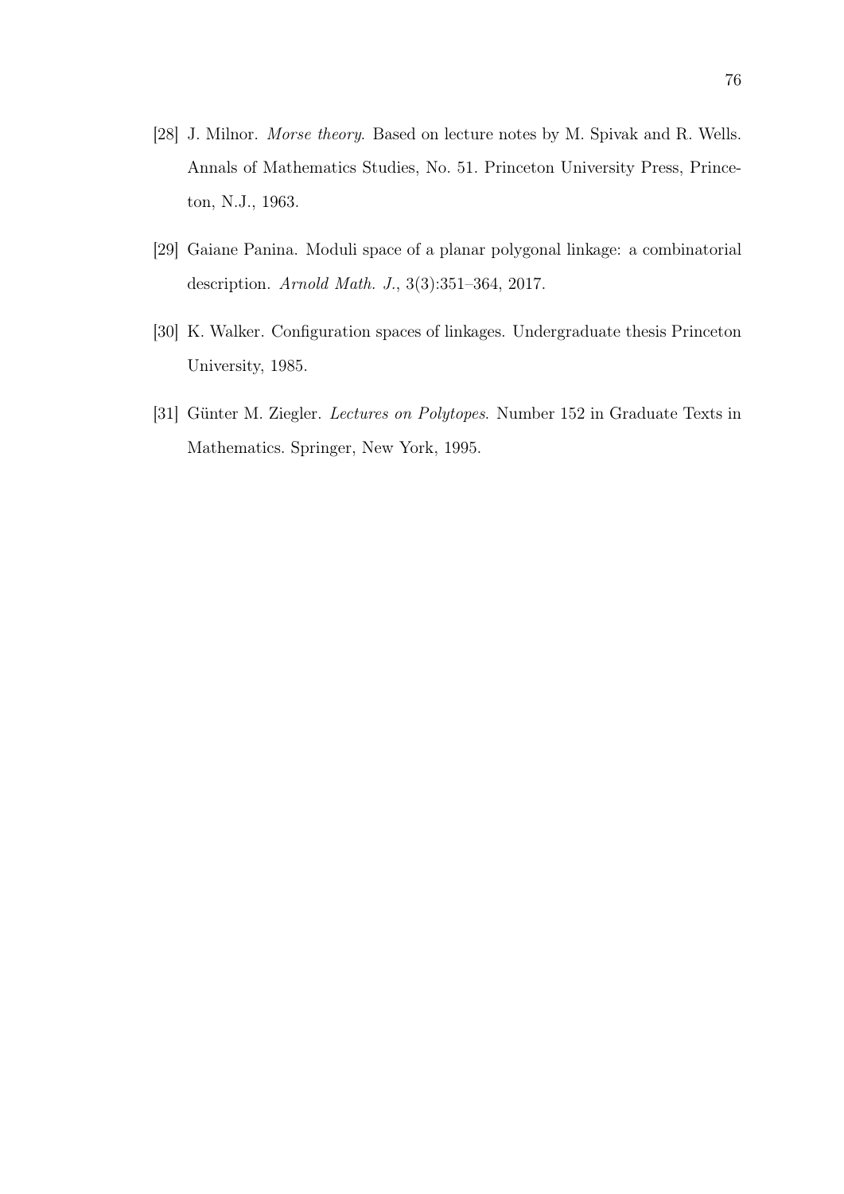[28] J. Milnor. *Morse theory*. Based on lecture notes by M. Spivak and R. Wells. Annals of Mathematics Studies, No. 51. Princeton University Press, Princeton, N.J., 1963.

[29] Gaiane Panina. Moduli space of a planar polygonal linkage: a combinatorial description. *Arnold Math. J.*, 3(3):351–364, 2017.

[30] K. Walker. Configuration spaces of linkages. Undergraduate thesis Princeton University, 1985.

[31] Günter M. Ziegler. *Lectures on Polytopes*. Number 152 in Graduate Texts in Mathematics. Springer, New York, 1995.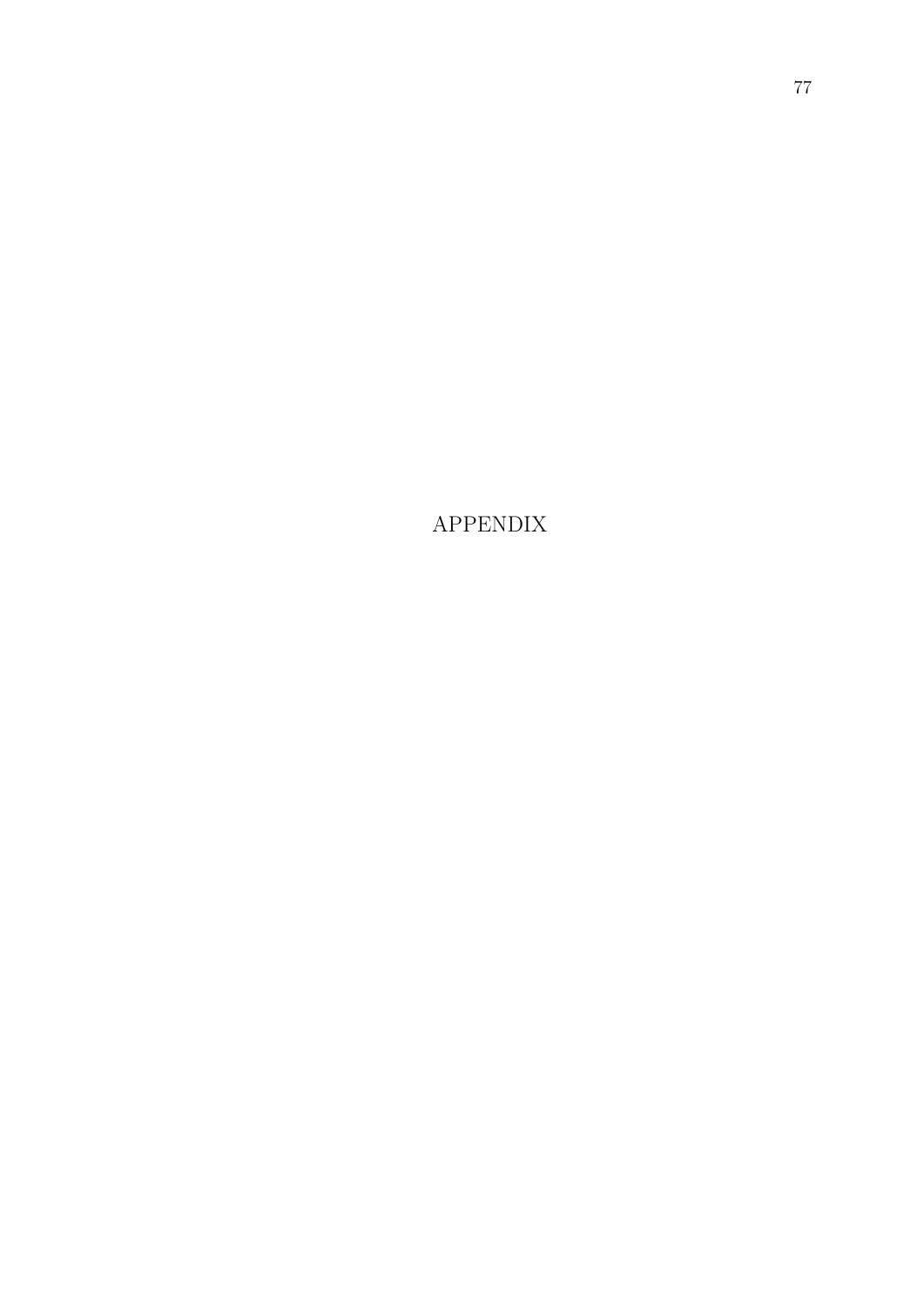# APPENDIX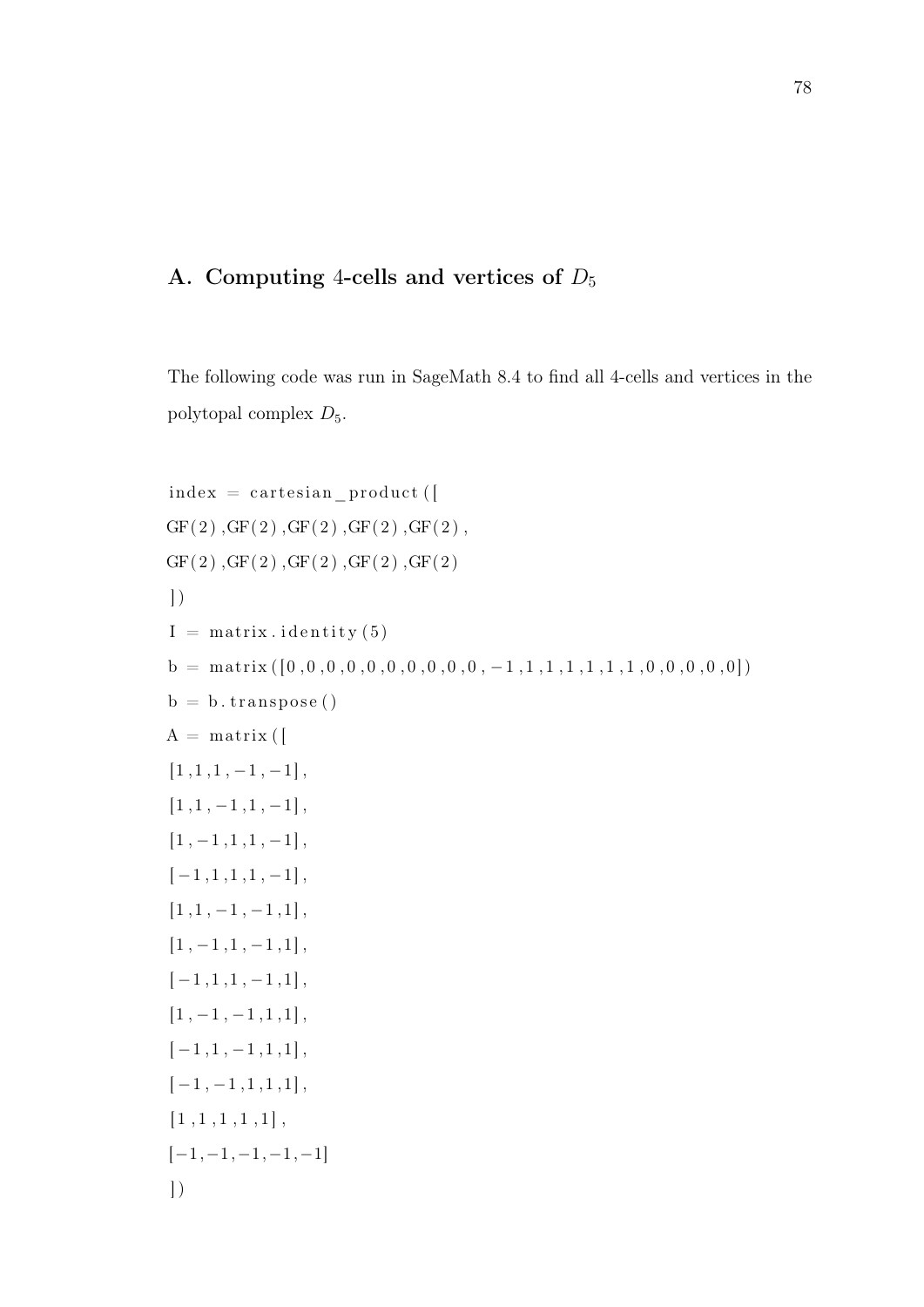# A. Computing 4-cells and vertices of $D_5$

The following code was run in SageMath 8.4 to find all 4-cells and vertices in the polytopal complex $D_5$.

```
index = cartesian_product([
GF(2),GF(2),GF(2),GF(2),GF(2),
GF(2),GF(2),GF(2),GF(2),GF(2)
])
I = matrix.identity(5)
b = matrix([0,0,0,0,0,0,0,0,0,0,-1,1,1,1,1,1,0,0,0,0,0])
b = b.transpose()
A = matrix([
[1,1,1,-1,-1],
[1,1,-1,1,-1],
[1,-1,1,1,-1],
[-1,1,1,1,-1],
[1,1,-1,-1,1],
[1,-1,1,-1,1],
[-1,1,1,-1,1],
[1,-1,-1,1,1],
[-1,1,-1,1,1],
[-1,-1,1,1,1],
[1,1,1,1,1],
[-1,-1,-1,-1,-1]
])
```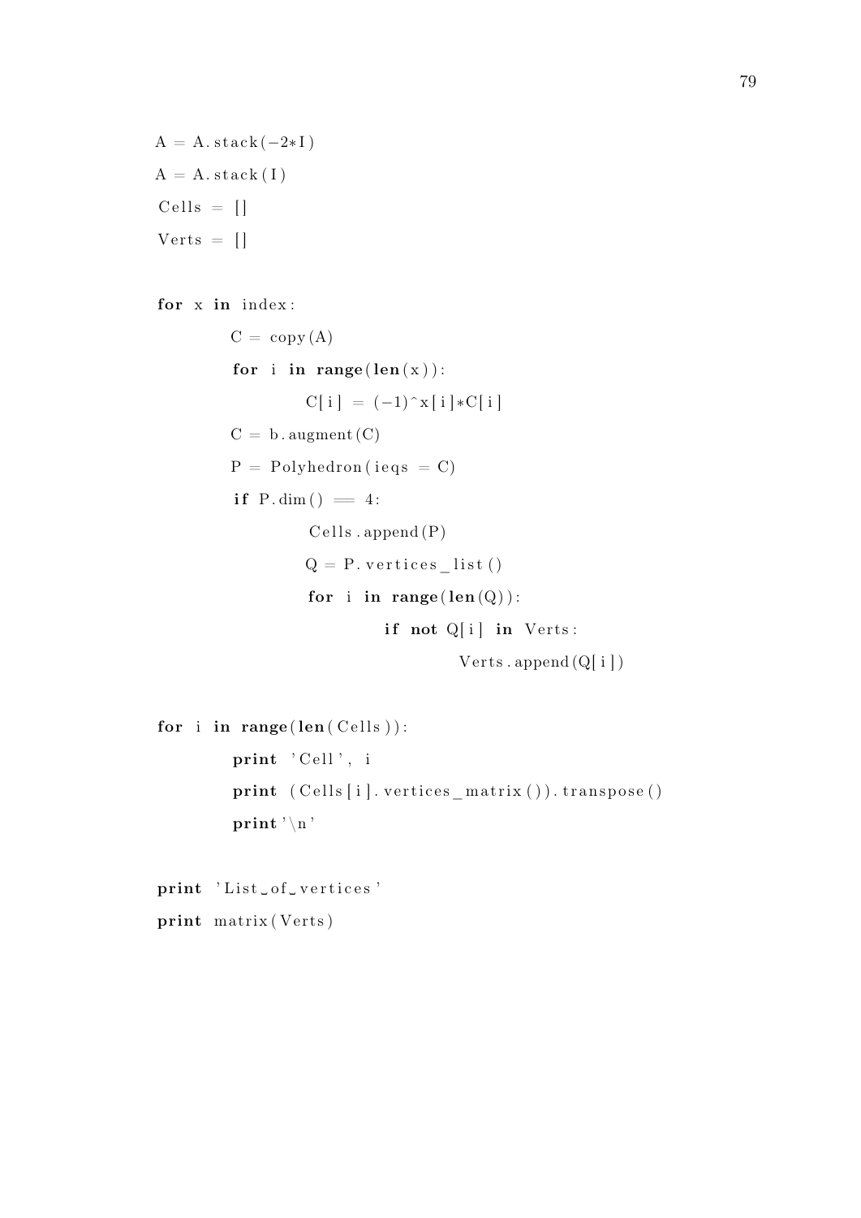```
A = A.stack(-2*I)
A = A.stack(I)
Cells = []
Verts = []

for x in index:
        C = copy(A)
        for i in range(len(x)):
                C[i] = (-1)^x[i]*C[i]
        C = b.augment(C)
        P = Polyhedron(ieqs = C)
        if P.dim() == 4:
                Cells.append(P)
                Q = P.vertices_list()
                for i in range(len(Q)):
                        if not Q[i] in Verts:
                                Verts.append(Q[i])

for i in range(len(Cells)):
        print 'Cell', i
        print (Cells[i].vertices_matrix()).transpose()
        print '\n'

print 'List of vertices'
print matrix(Verts)
```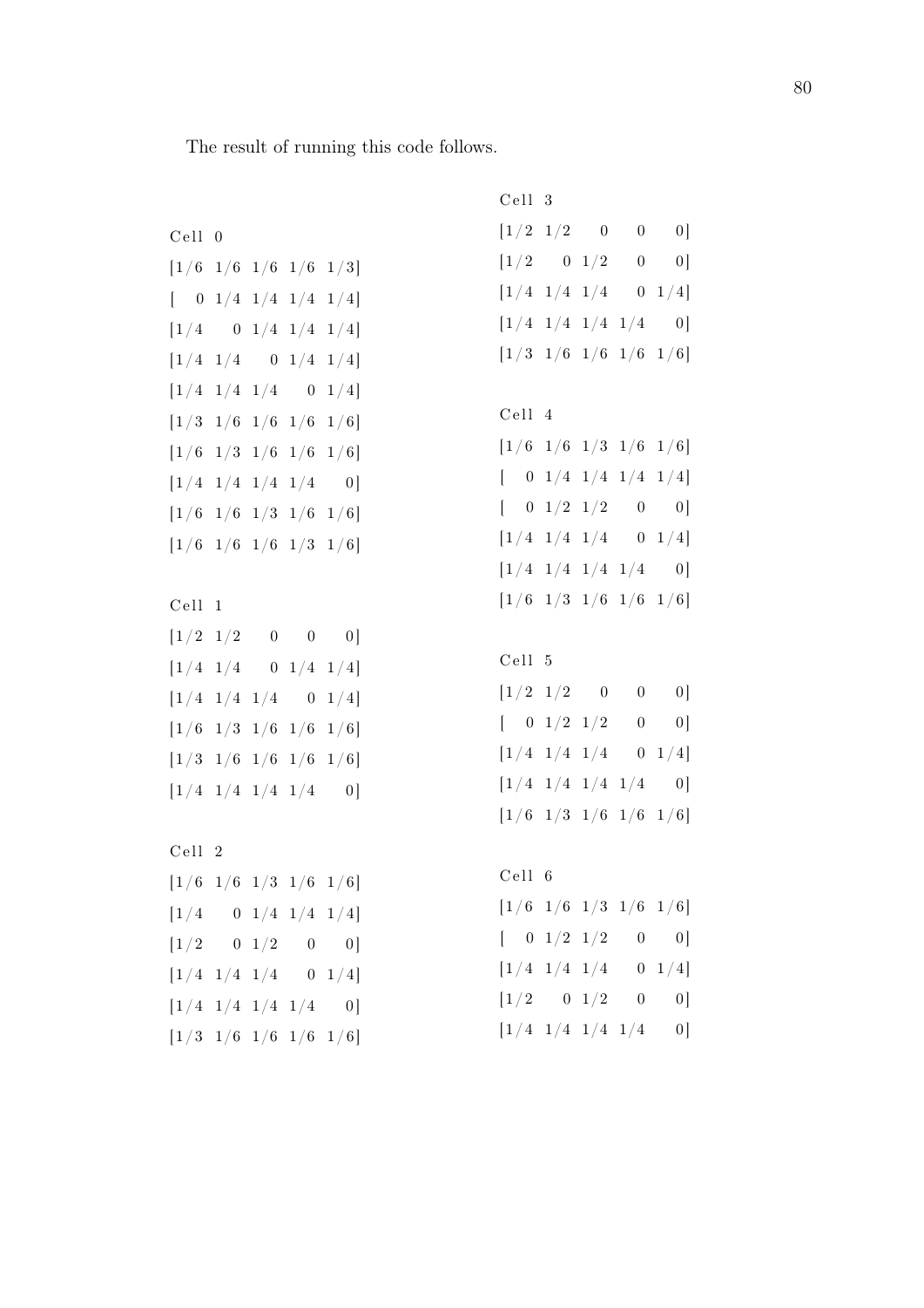The result of running this code follows.

```
Cell 0
[1/6 1/6 1/6 1/6 1/3]
[  0 1/4 1/4 1/4 1/4]
[1/4   0 1/4 1/4 1/4]
[1/4 1/4   0 1/4 1/4]
[1/4 1/4 1/4   0 1/4]
[1/3 1/6 1/6 1/6 1/6]
[1/6 1/3 1/6 1/6 1/6]
[1/4 1/4 1/4 1/4   0]
[1/6 1/6 1/3 1/6 1/6]
[1/6 1/6 1/6 1/3 1/6]

Cell 1
[1/2 1/2   0   0   0]
[1/4 1/4   0 1/4 1/4]
[1/4 1/4 1/4   0 1/4]
[1/6 1/3 1/6 1/6 1/6]
[1/3 1/6 1/6 1/6 1/6]
[1/4 1/4 1/4 1/4   0]

Cell 2
[1/6 1/6 1/3 1/6 1/6]
[1/4   0 1/4 1/4 1/4]
[1/2   0 1/2   0   0]
[1/4 1/4 1/4   0 1/4]
[1/4 1/4 1/4 1/4   0]
[1/3 1/6 1/6 1/6 1/6]

Cell 3
[1/2 1/2   0   0   0]
[1/2   0 1/2   0   0]
[1/4 1/4 1/4   0 1/4]
[1/4 1/4 1/4 1/4   0]
[1/3 1/6 1/6 1/6 1/6]

Cell 4
[1/6 1/6 1/3 1/6 1/6]
[  0 1/4 1/4 1/4 1/4]
[  0 1/2 1/2   0   0]
[1/4 1/4 1/4   0 1/4]
[1/4 1/4 1/4 1/4   0]
[1/6 1/3 1/6 1/6 1/6]

Cell 5
[1/2 1/2   0   0   0]
[  0 1/2 1/2   0   0]
[1/4 1/4 1/4   0 1/4]
[1/4 1/4 1/4 1/4   0]
[1/6 1/3 1/6 1/6 1/6]

Cell 6
[1/6 1/6 1/3 1/6 1/6]
[  0 1/2 1/2   0   0]
[1/4 1/4 1/4   0 1/4]
[1/2   0 1/2   0   0]
[1/4 1/4 1/4 1/4   0]
```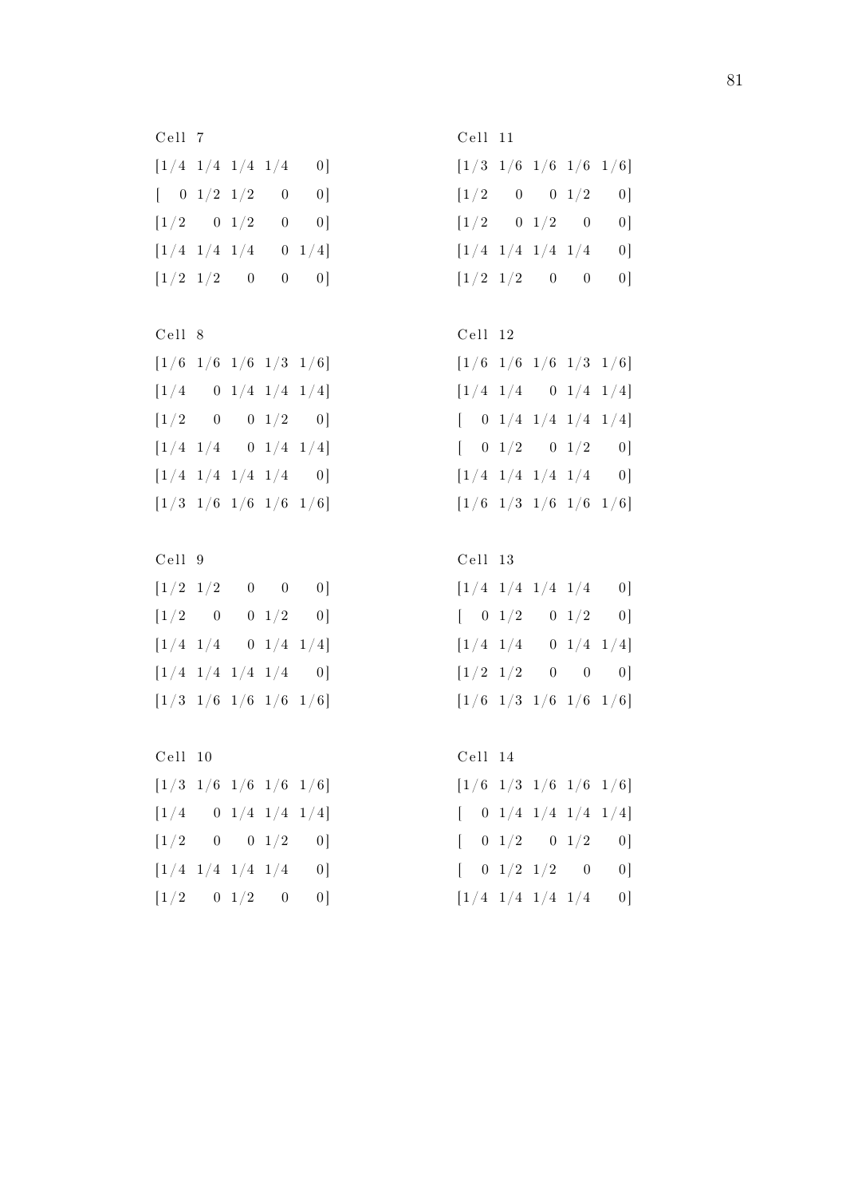```
Cell 7
[1/4 1/4 1/4 1/4   0]
[  0 1/2 1/2   0   0]
[1/2   0 1/2   0   0]
[1/4 1/4 1/4   0 1/4]
[1/2 1/2   0   0   0]

Cell 8
[1/6 1/6 1/6 1/3 1/6]
[1/4   0 1/4 1/4 1/4]
[1/2   0   0 1/2   0]
[1/4 1/4   0 1/4 1/4]
[1/4 1/4 1/4 1/4   0]
[1/3 1/6 1/6 1/6 1/6]

Cell 9
[1/2 1/2   0   0   0]
[1/2   0   0 1/2   0]
[1/4 1/4   0 1/4 1/4]
[1/4 1/4 1/4 1/4   0]
[1/3 1/6 1/6 1/6 1/6]

Cell 10
[1/3 1/6 1/6 1/6 1/6]
[1/4   0 1/4 1/4 1/4]
[1/2   0   0 1/2   0]
[1/4 1/4 1/4 1/4   0]
[1/2   0 1/2   0   0]

Cell 11
[1/3 1/6 1/6 1/6 1/6]
[1/2   0   0 1/2   0]
[1/2   0 1/2   0   0]
[1/4 1/4 1/4 1/4   0]
[1/2 1/2   0   0   0]

Cell 12
[1/6 1/6 1/6 1/3 1/6]
[1/4 1/4   0 1/4 1/4]
[  0 1/4 1/4 1/4 1/4]
[  0 1/2   0 1/2   0]
[1/4 1/4 1/4 1/4   0]
[1/6 1/3 1/6 1/6 1/6]

Cell 13
[1/4 1/4 1/4 1/4   0]
[  0 1/2   0 1/2   0]
[1/4 1/4   0 1/4 1/4]
[1/2 1/2   0   0   0]
[1/6 1/3 1/6 1/6 1/6]

Cell 14
[1/6 1/3 1/6 1/6 1/6]
[  0 1/4 1/4 1/4 1/4]
[  0 1/2   0 1/2   0]
[  0 1/2 1/2   0   0]
[1/4 1/4 1/4 1/4   0]
```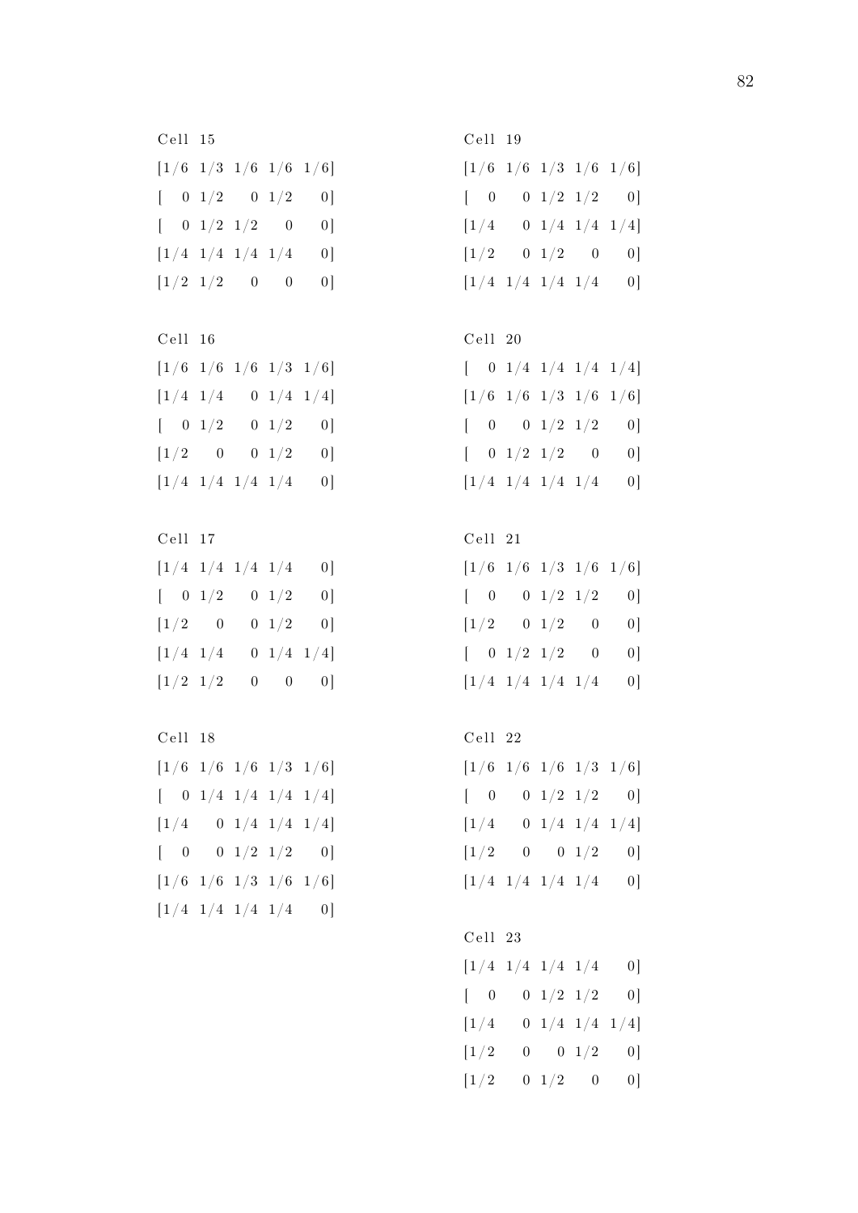```
Cell 15
[1/6 1/3 1/6 1/6 1/6]
[  0 1/2   0 1/2   0]
[  0 1/2 1/2   0   0]
[1/4 1/4 1/4 1/4   0]
[1/2 1/2   0   0   0]

Cell 16
[1/6 1/6 1/6 1/3 1/6]
[1/4 1/4   0 1/4 1/4]
[  0 1/2   0 1/2   0]
[1/2   0   0 1/2   0]
[1/4 1/4 1/4 1/4   0]

Cell 17
[1/4 1/4 1/4 1/4   0]
[  0 1/2   0 1/2   0]
[1/2   0   0 1/2   0]
[1/4 1/4   0 1/4 1/4]
[1/2 1/2   0   0   0]

Cell 18
[1/6 1/6 1/6 1/3 1/6]
[  0 1/4 1/4 1/4 1/4]
[1/4   0 1/4 1/4 1/4]
[  0   0 1/2 1/2   0]
[1/6 1/6 1/3 1/6 1/6]
[1/4 1/4 1/4 1/4   0]

Cell 19
[1/6 1/6 1/3 1/6 1/6]
[  0   0 1/2 1/2   0]
[1/4   0 1/4 1/4 1/4]
[1/2   0 1/2   0   0]
[1/4 1/4 1/4 1/4   0]

Cell 20
[  0 1/4 1/4 1/4 1/4]
[1/6 1/6 1/3 1/6 1/6]
[  0   0 1/2 1/2   0]
[  0 1/2 1/2   0   0]
[1/4 1/4 1/4 1/4   0]

Cell 21
[1/6 1/6 1/3 1/6 1/6]
[  0   0 1/2 1/2   0]
[1/2   0 1/2   0   0]
[  0 1/2 1/2   0   0]
[1/4 1/4 1/4 1/4   0]

Cell 22
[1/6 1/6 1/6 1/3 1/6]
[  0   0 1/2 1/2   0]
[1/4   0 1/4 1/4 1/4]
[1/2   0   0 1/2   0]
[1/4 1/4 1/4 1/4   0]

Cell 23
[1/4 1/4 1/4 1/4   0]
[  0   0 1/2 1/2   0]
[1/4   0 1/4 1/4 1/4]
[1/2   0   0 1/2   0]
[1/2   0 1/2   0   0]
```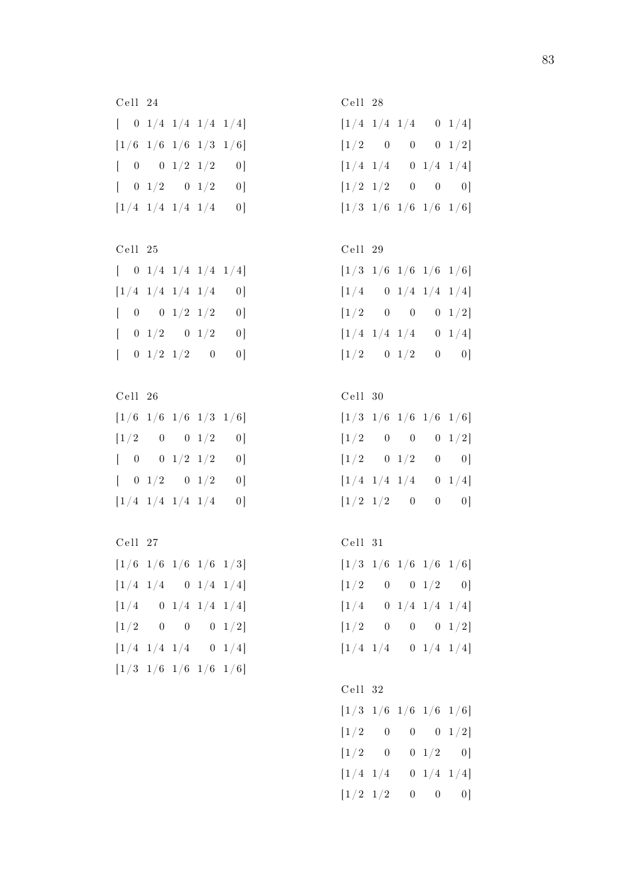```
Cell 24
[  0 1/4 1/4 1/4 1/4]
[1/6 1/6 1/6 1/3 1/6]
[  0   0 1/2 1/2   0]
[  0 1/2   0 1/2   0]
[1/4 1/4 1/4 1/4   0]

Cell 25
[  0 1/4 1/4 1/4 1/4]
[1/4 1/4 1/4 1/4   0]
[  0   0 1/2 1/2   0]
[  0 1/2   0 1/2   0]
[  0 1/2 1/2   0   0]

Cell 26
[1/6 1/6 1/6 1/3 1/6]
[1/2   0   0 1/2   0]
[  0   0 1/2 1/2   0]
[  0 1/2   0 1/2   0]
[1/4 1/4 1/4 1/4   0]

Cell 27
[1/6 1/6 1/6 1/6 1/3]
[1/4 1/4   0 1/4 1/4]
[1/4   0 1/4 1/4 1/4]
[1/2   0   0   0 1/2]
[1/4 1/4 1/4   0 1/4]
[1/3 1/6 1/6 1/6 1/6]

Cell 28
[1/4 1/4 1/4   0 1/4]
[1/2   0   0   0 1/2]
[1/4 1/4   0 1/4 1/4]
[1/2 1/2   0   0   0]
[1/3 1/6 1/6 1/6 1/6]

Cell 29
[1/3 1/6 1/6 1/6 1/6]
[1/4   0 1/4 1/4 1/4]
[1/2   0   0   0 1/2]
[1/4 1/4 1/4   0 1/4]
[1/2   0 1/2   0   0]

Cell 30
[1/3 1/6 1/6 1/6 1/6]
[1/2   0   0   0 1/2]
[1/2   0 1/2   0   0]
[1/4 1/4 1/4   0 1/4]
[1/2 1/2   0   0   0]

Cell 31
[1/3 1/6 1/6 1/6 1/6]
[1/2   0   0 1/2   0]
[1/4   0 1/4 1/4 1/4]
[1/2   0   0   0 1/2]
[1/4 1/4   0 1/4 1/4]

Cell 32
[1/3 1/6 1/6 1/6 1/6]
[1/2   0   0   0 1/2]
[1/2   0   0 1/2   0]
[1/4 1/4   0 1/4 1/4]
[1/2 1/2   0   0   0]
```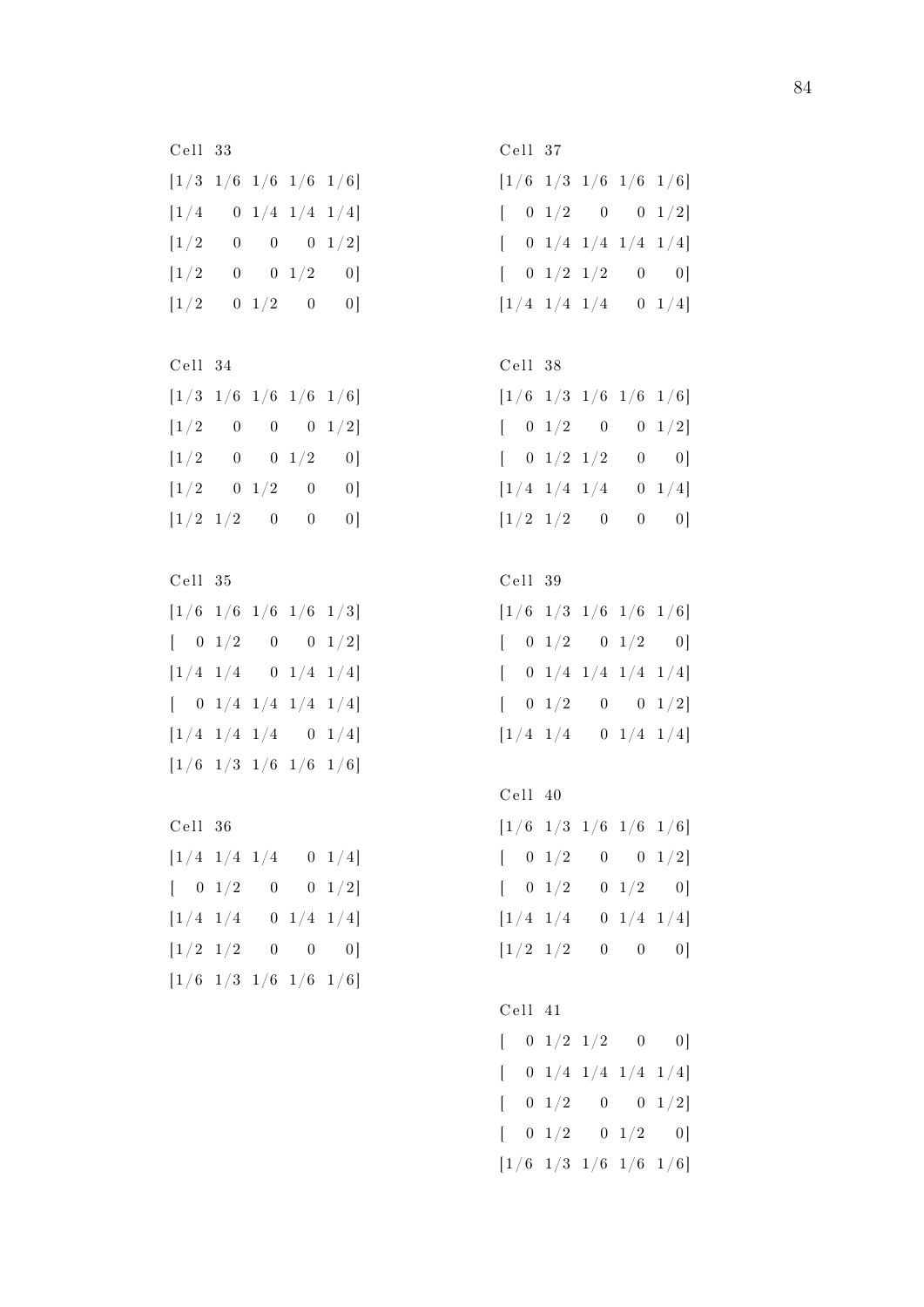Cell 33

```
[1/3 1/6 1/6 1/6 1/6]
[1/4   0 1/4 1/4 1/4]
[1/2   0   0   0 1/2]
[1/2   0   0 1/2   0]
[1/2   0 1/2   0   0]
```

Cell 34

```
[1/3 1/6 1/6 1/6 1/6]
[1/2   0   0   0 1/2]
[1/2   0   0 1/2   0]
[1/2   0 1/2   0   0]
[1/2 1/2   0   0   0]
```

Cell 35

```
[1/6 1/6 1/6 1/6 1/3]
[  0 1/2   0   0 1/2]
[1/4 1/4   0 1/4 1/4]
[  0 1/4 1/4 1/4 1/4]
[1/4 1/4 1/4   0 1/4]
[1/6 1/3 1/6 1/6 1/6]
```

Cell 36

```
[1/4 1/4 1/4   0 1/4]
[  0 1/2   0   0 1/2]
[1/4 1/4   0 1/4 1/4]
[1/2 1/2   0   0   0]
[1/6 1/3 1/6 1/6 1/6]
```

Cell 37

```
[1/6 1/3 1/6 1/6 1/6]
[  0 1/2   0   0 1/2]
[  0 1/4 1/4 1/4 1/4]
[  0 1/2 1/2   0   0]
[1/4 1/4 1/4   0 1/4]
```

Cell 38

```
[1/6 1/3 1/6 1/6 1/6]
[  0 1/2   0   0 1/2]
[  0 1/2 1/2   0   0]
[1/4 1/4 1/4   0 1/4]
[1/2 1/2   0   0   0]
```

Cell 39

```
[1/6 1/3 1/6 1/6 1/6]
[  0 1/2   0 1/2   0]
[  0 1/4 1/4 1/4 1/4]
[  0 1/2   0   0 1/2]
[1/4 1/4   0 1/4 1/4]
```

Cell 40

```
[1/6 1/3 1/6 1/6 1/6]
[  0 1/2   0   0 1/2]
[  0 1/2   0 1/2   0]
[1/4 1/4   0 1/4 1/4]
[1/2 1/2   0   0   0]
```

Cell 41

```
[  0 1/2 1/2   0   0]
[  0 1/4 1/4 1/4 1/4]
[  0 1/2   0   0 1/2]
[  0 1/2   0 1/2   0]
[1/6 1/3 1/6 1/6 1/6]
```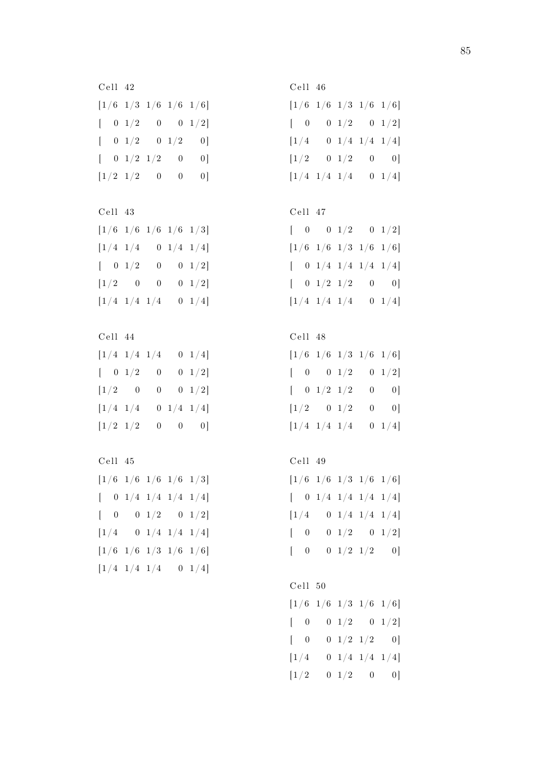```
Cell 42
[1/6 1/3 1/6 1/6 1/6]
[  0 1/2   0   0 1/2]
[  0 1/2   0 1/2   0]
[  0 1/2 1/2   0   0]
[1/2 1/2   0   0   0]

Cell 43
[1/6 1/6 1/6 1/6 1/3]
[1/4 1/4   0 1/4 1/4]
[  0 1/2   0   0 1/2]
[1/2   0   0   0 1/2]
[1/4 1/4 1/4   0 1/4]

Cell 44
[1/4 1/4 1/4   0 1/4]
[  0 1/2   0   0 1/2]
[1/2   0   0   0 1/2]
[1/4 1/4   0 1/4 1/4]
[1/2 1/2   0   0   0]

Cell 45
[1/6 1/6 1/6 1/6 1/3]
[  0 1/4 1/4 1/4 1/4]
[  0   0 1/2   0 1/2]
[1/4   0 1/4 1/4 1/4]
[1/6 1/6 1/3 1/6 1/6]
[1/4 1/4 1/4   0 1/4]

Cell 46
[1/6 1/6 1/3 1/6 1/6]
[  0   0 1/2   0 1/2]
[1/4   0 1/4 1/4 1/4]
[1/2   0 1/2   0   0]
[1/4 1/4 1/4   0 1/4]

Cell 47
[  0   0 1/2   0 1/2]
[1/6 1/6 1/3 1/6 1/6]
[  0 1/4 1/4 1/4 1/4]
[  0 1/2 1/2   0   0]
[1/4 1/4 1/4   0 1/4]

Cell 48
[1/6 1/6 1/3 1/6 1/6]
[  0   0 1/2   0 1/2]
[  0 1/2 1/2   0   0]
[1/2   0 1/2   0   0]
[1/4 1/4 1/4   0 1/4]

Cell 49
[1/6 1/6 1/3 1/6 1/6]
[  0 1/4 1/4 1/4 1/4]
[1/4   0 1/4 1/4 1/4]
[  0   0 1/2   0 1/2]
[  0   0 1/2 1/2   0]

Cell 50
[1/6 1/6 1/3 1/6 1/6]
[  0   0 1/2   0 1/2]
[  0   0 1/2 1/2   0]
[1/4   0 1/4 1/4 1/4]
[1/2   0 1/2   0   0]
```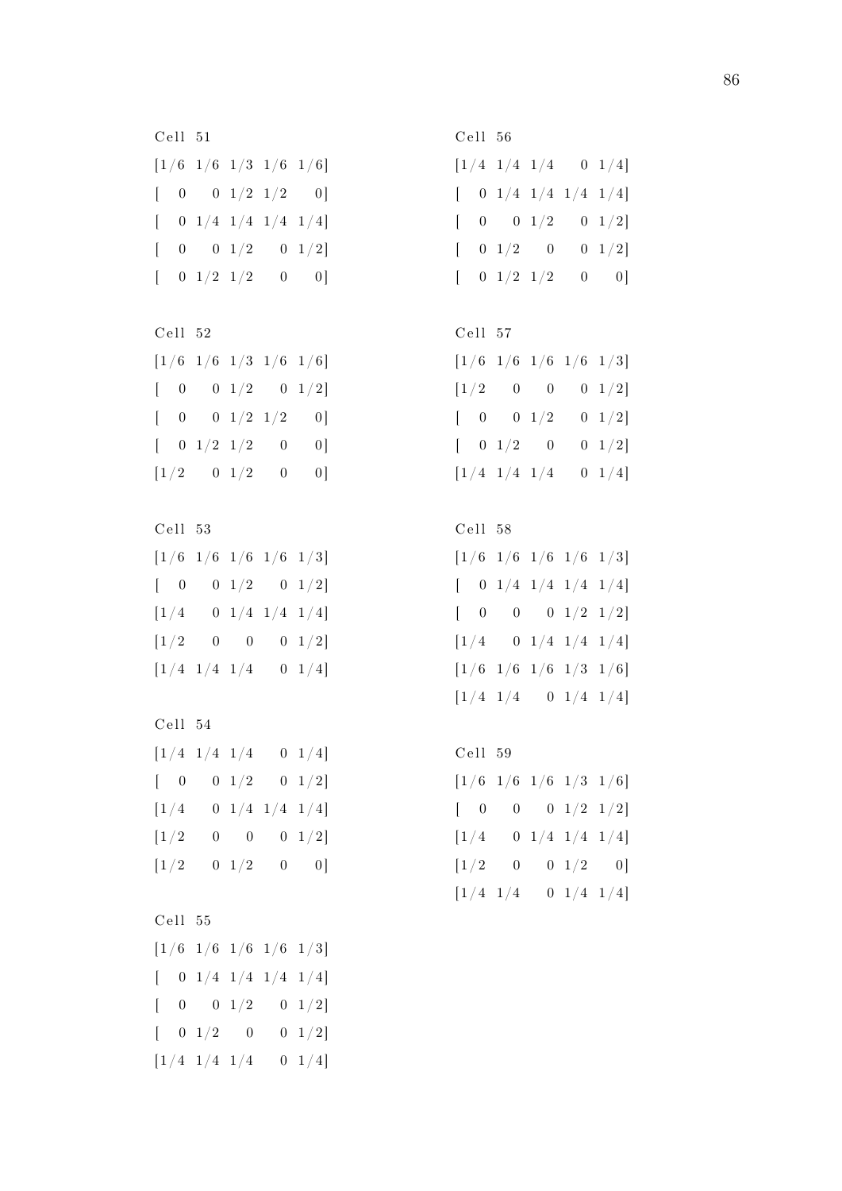```
Cell 51
[1/6 1/6 1/3 1/6 1/6]
[  0   0 1/2 1/2   0]
[  0 1/4 1/4 1/4 1/4]
[  0   0 1/2   0 1/2]
[  0 1/2 1/2   0   0]

Cell 52
[1/6 1/6 1/3 1/6 1/6]
[  0   0 1/2   0 1/2]
[  0   0 1/2 1/2   0]
[  0 1/2 1/2   0   0]
[1/2   0 1/2   0   0]

Cell 53
[1/6 1/6 1/6 1/6 1/3]
[  0   0 1/2   0 1/2]
[1/4   0 1/4 1/4 1/4]
[1/2   0   0   0 1/2]
[1/4 1/4 1/4   0 1/4]

Cell 54
[1/4 1/4 1/4   0 1/4]
[  0   0 1/2   0 1/2]
[1/4   0 1/4 1/4 1/4]
[1/2   0   0   0 1/2]
[1/2   0 1/2   0   0]

Cell 55
[1/6 1/6 1/6 1/6 1/3]
[  0 1/4 1/4 1/4 1/4]
[  0   0 1/2   0 1/2]
[  0 1/2   0   0 1/2]
[1/4 1/4 1/4   0 1/4]

Cell 56
[1/4 1/4 1/4   0 1/4]
[  0 1/4 1/4 1/4 1/4]
[  0   0 1/2   0 1/2]
[  0 1/2   0   0 1/2]
[  0 1/2 1/2   0   0]

Cell 57
[1/6 1/6 1/6 1/6 1/3]
[1/2   0   0   0 1/2]
[  0   0 1/2   0 1/2]
[  0 1/2   0   0 1/2]
[1/4 1/4 1/4   0 1/4]

Cell 58
[1/6 1/6 1/6 1/6 1/3]
[  0 1/4 1/4 1/4 1/4]
[  0   0   0 1/2 1/2]
[1/4   0 1/4 1/4 1/4]
[1/6 1/6 1/6 1/3 1/6]
[1/4 1/4   0 1/4 1/4]

Cell 59
[1/6 1/6 1/6 1/3 1/6]
[  0   0   0 1/2 1/2]
[1/4   0 1/4 1/4 1/4]
[1/2   0   0 1/2   0]
[1/4 1/4   0 1/4 1/4]
```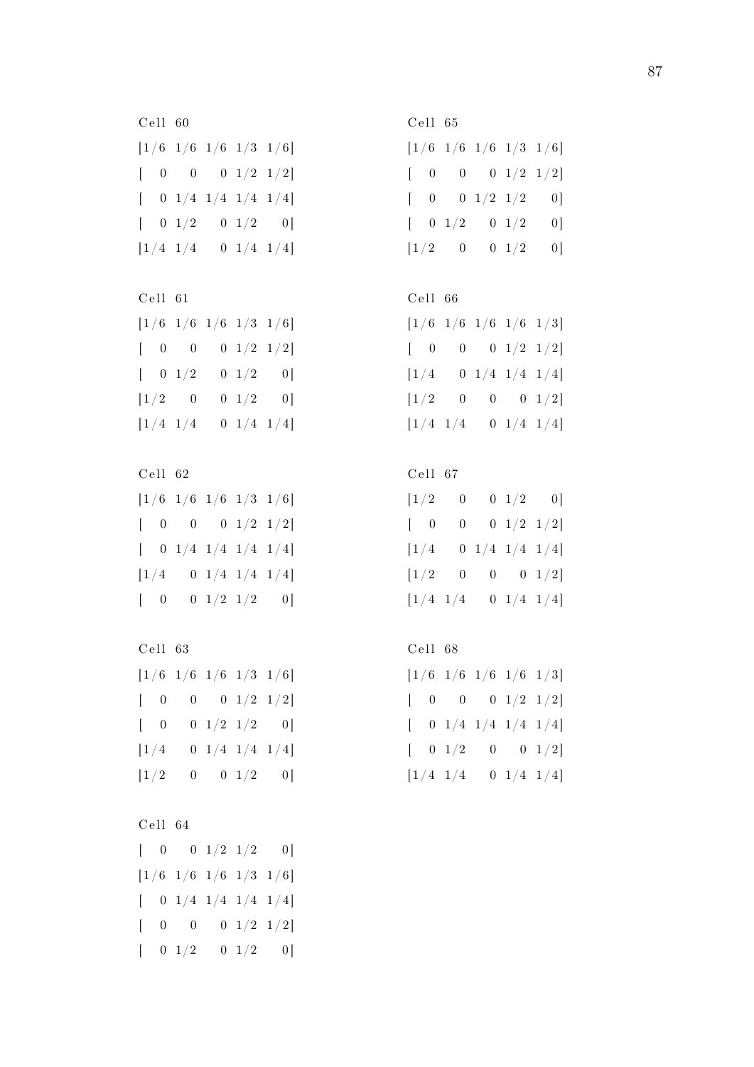```
Cell 60
[1/6 1/6 1/6 1/3 1/6]
[  0   0   0 1/2 1/2]
[  0 1/4 1/4 1/4 1/4]
[  0 1/2   0 1/2   0]
[1/4 1/4   0 1/4 1/4]

Cell 61
[1/6 1/6 1/6 1/3 1/6]
[  0   0   0 1/2 1/2]
[  0 1/2   0 1/2   0]
[1/2   0   0 1/2   0]
[1/4 1/4   0 1/4 1/4]

Cell 62
[1/6 1/6 1/6 1/3 1/6]
[  0   0   0 1/2 1/2]
[  0 1/4 1/4 1/4 1/4]
[1/4   0 1/4 1/4 1/4]
[  0   0 1/2 1/2   0]

Cell 63
[1/6 1/6 1/6 1/3 1/6]
[  0   0   0 1/2 1/2]
[  0   0 1/2 1/2   0]
[1/4   0 1/4 1/4 1/4]
[1/2   0   0 1/2   0]

Cell 64
[  0   0 1/2 1/2   0]
[1/6 1/6 1/6 1/3 1/6]
[  0 1/4 1/4 1/4 1/4]
[  0   0   0 1/2 1/2]
[  0 1/2   0 1/2   0]

Cell 65
[1/6 1/6 1/6 1/3 1/6]
[  0   0   0 1/2 1/2]
[  0   0 1/2 1/2   0]
[  0 1/2   0 1/2   0]
[1/2   0   0 1/2   0]

Cell 66
[1/6 1/6 1/6 1/6 1/3]
[  0   0   0 1/2 1/2]
[1/4   0 1/4 1/4 1/4]
[1/2   0   0   0 1/2]
[1/4 1/4   0 1/4 1/4]

Cell 67
[1/2   0   0 1/2   0]
[  0   0   0 1/2 1/2]
[1/4   0 1/4 1/4 1/4]
[1/2   0   0   0 1/2]
[1/4 1/4   0 1/4 1/4]

Cell 68
[1/6 1/6 1/6 1/6 1/3]
[  0   0   0 1/2 1/2]
[  0 1/4 1/4 1/4 1/4]
[  0 1/2   0   0 1/2]
[1/4 1/4   0 1/4 1/4]
```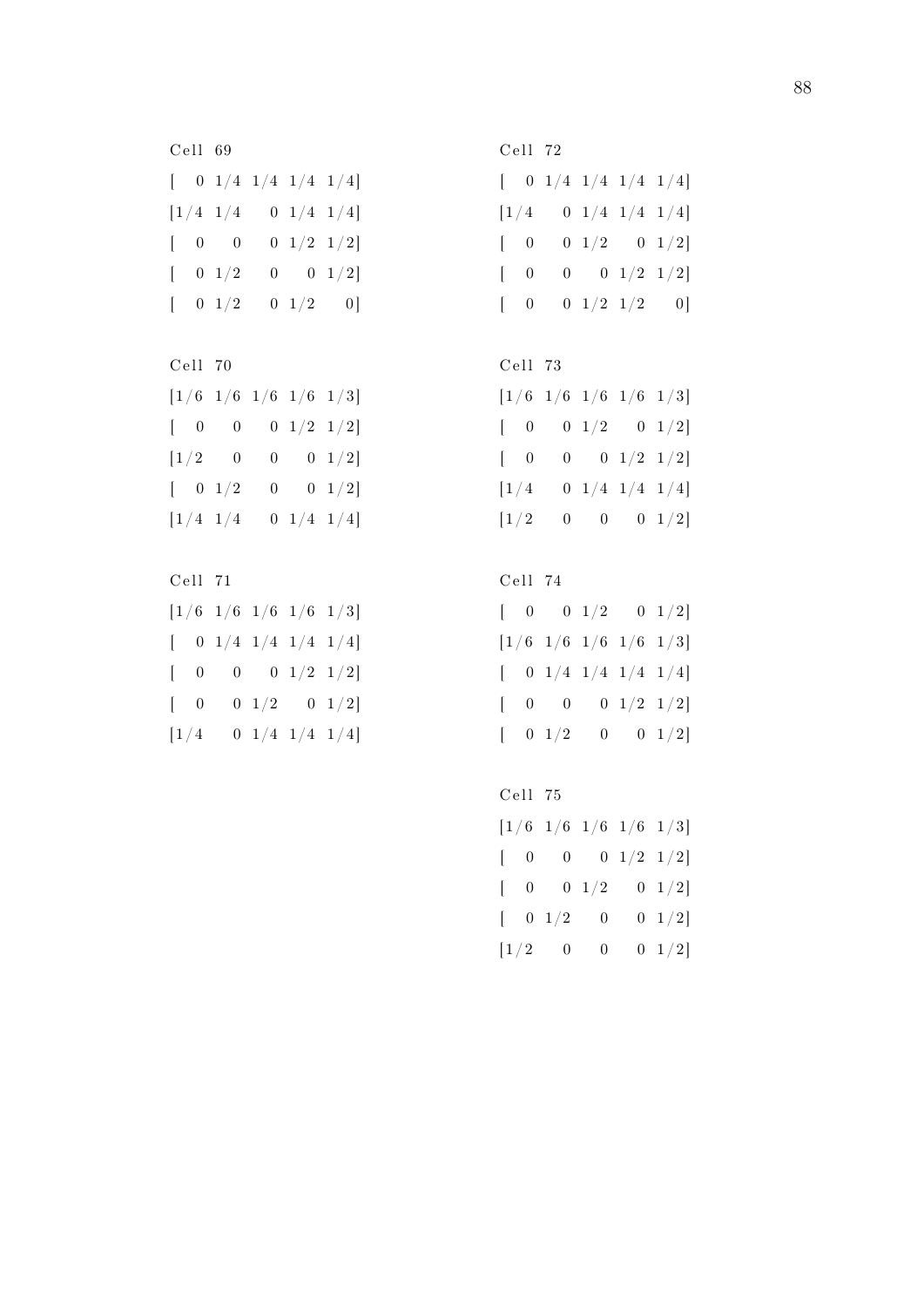```
Cell 69
[   0 1/4 1/4 1/4 1/4]
[1/4 1/4   0 1/4 1/4]
[   0   0   0 1/2 1/2]
[   0 1/2   0   0 1/2]
[   0 1/2   0 1/2   0]
```

```
Cell 70
[1/6 1/6 1/6 1/6 1/3]
[   0   0   0 1/2 1/2]
[1/2   0   0   0 1/2]
[   0 1/2   0   0 1/2]
[1/4 1/4   0 1/4 1/4]
```

```
Cell 71
[1/6 1/6 1/6 1/6 1/3]
[   0 1/4 1/4 1/4 1/4]
[   0   0   0 1/2 1/2]
[   0   0 1/2   0 1/2]
[1/4   0 1/4 1/4 1/4]
```

```
Cell 72
[   0 1/4 1/4 1/4 1/4]
[1/4   0 1/4 1/4 1/4]
[   0   0 1/2   0 1/2]
[   0   0   0 1/2 1/2]
[   0   0 1/2 1/2   0]
```

```
Cell 73
[1/6 1/6 1/6 1/6 1/3]
[   0   0 1/2   0 1/2]
[   0   0   0 1/2 1/2]
[1/4   0 1/4 1/4 1/4]
[1/2   0   0   0 1/2]
```

```
Cell 74
[   0   0 1/2   0 1/2]
[1/6 1/6 1/6 1/6 1/3]
[   0 1/4 1/4 1/4 1/4]
[   0   0   0 1/2 1/2]
[   0 1/2   0   0 1/2]
```

```
Cell 75
[1/6 1/6 1/6 1/6 1/3]
[   0   0   0 1/2 1/2]
[   0   0 1/2   0 1/2]
[   0 1/2   0   0 1/2]
[1/2   0   0   0 1/2]
```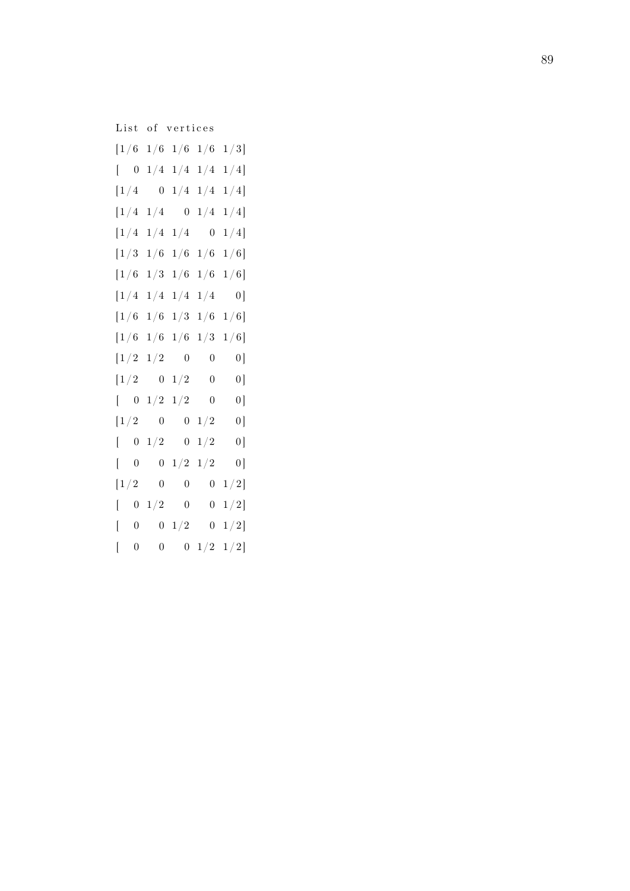```
List of vertices
[1/6 1/6 1/6 1/6 1/3]
[  0 1/4 1/4 1/4 1/4]
[1/4   0 1/4 1/4 1/4]
[1/4 1/4   0 1/4 1/4]
[1/4 1/4 1/4   0 1/4]
[1/3 1/6 1/6 1/6 1/6]
[1/6 1/3 1/6 1/6 1/6]
[1/4 1/4 1/4 1/4   0]
[1/6 1/6 1/3 1/6 1/6]
[1/6 1/6 1/6 1/3 1/6]
[1/2 1/2   0   0   0]
[1/2   0 1/2   0   0]
[  0 1/2 1/2   0   0]
[1/2   0   0 1/2   0]
[  0 1/2   0 1/2   0]
[  0   0 1/2 1/2   0]
[1/2   0   0   0 1/2]
[  0 1/2   0   0 1/2]
[  0   0 1/2   0 1/2]
[  0   0   0 1/2 1/2]
```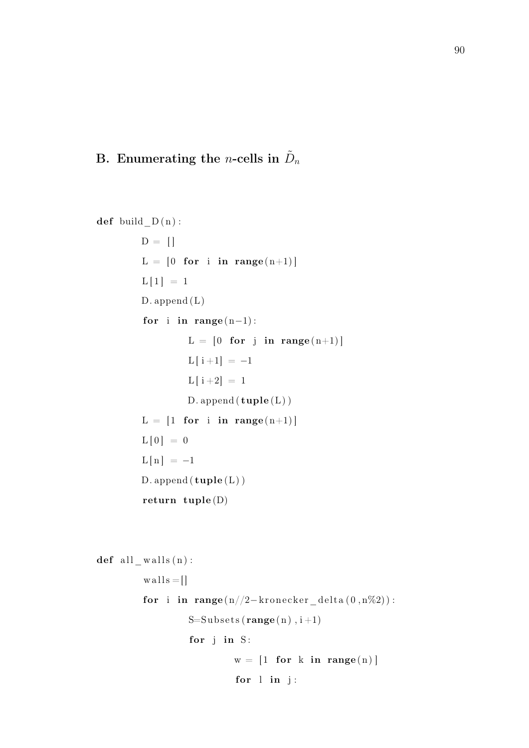## B. Enumerating the $n$-cells in $\tilde{D}_n$

```
def build_D(n):
        D = []
        L = [0 for i in range(n+1)]
        L[1] = 1
        D.append(L)
        for i in range(n-1):
                L = [0 for j in range(n+1)]
                L[i+1] = -1
                L[i+2] = 1
                D.append(tuple(L))
        L = [1 for i in range(n+1)]
        L[0] = 0
        L[n] = -1
        D.append(tuple(L))
        return tuple(D)


def all_walls(n):
        walls=[]
        for i in range(n//2-kronecker_delta(0,n%2)):
                S=Subsets(range(n),i+1)
                for j in S:
                        w = [1 for k in range(n)]
                        for l in j:
```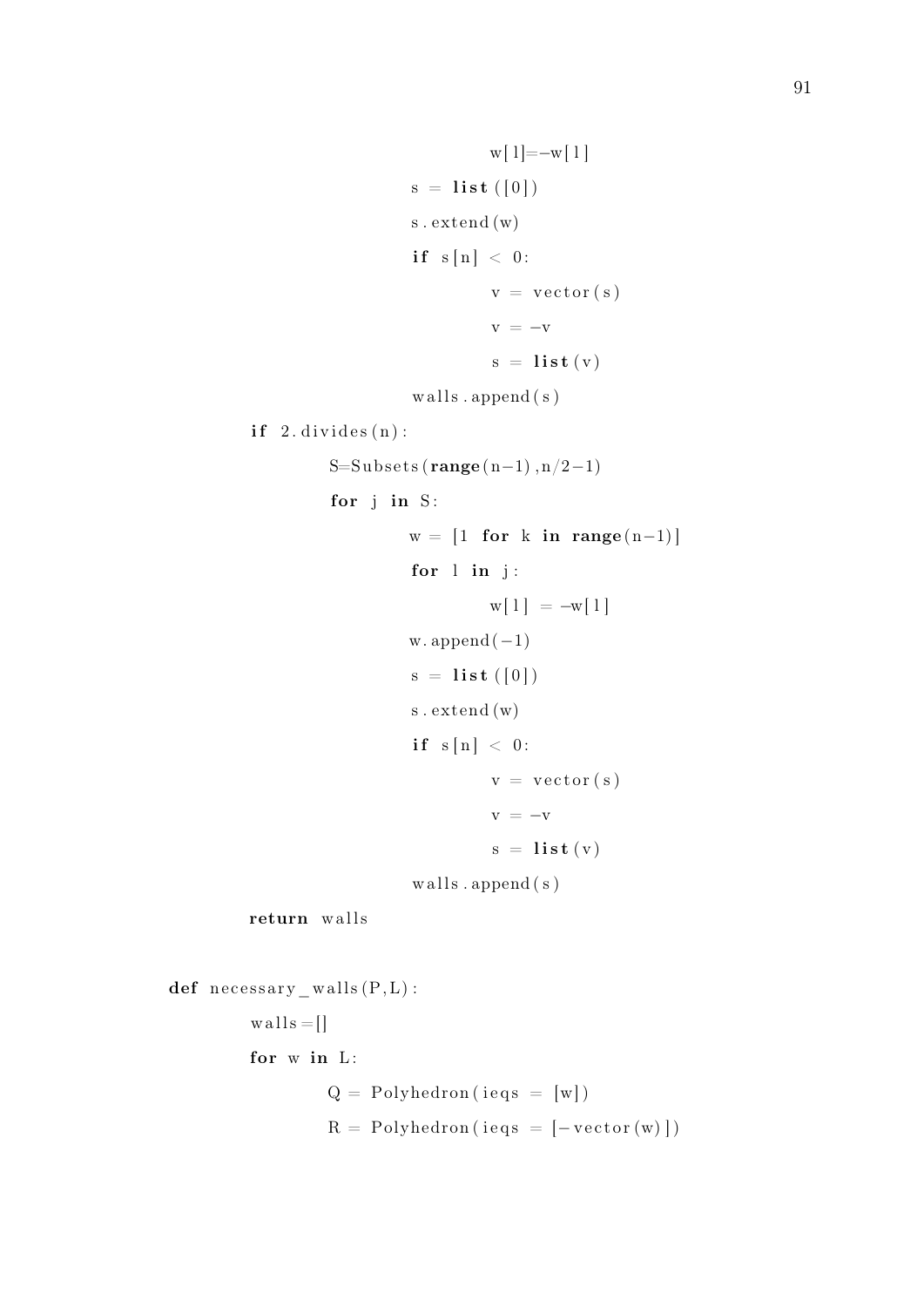```
                        w[l]=-w[l]
                    s = list([0])
                    s.extend(w)
                    if s[n] < 0:
                        v = vector(s)
                        v = -v
                        s = list(v)
                    walls.append(s)
        if 2.divides(n):
            S=Subsets(range(n-1),n/2-1)
            for j in S:
                w = [1 for k in range(n-1)]
                for l in j:
                    w[l] = -w[l]
                w.append(-1)
                s = list([0])
                s.extend(w)
                if s[n] < 0:
                    v = vector(s)
                    v = -v
                    s = list(v)
                walls.append(s)
        return walls

def necessary_walls(P,L):
        walls=[]
        for w in L:
            Q = Polyhedron(ieqs = [w])
            R = Polyhedron(ieqs = [-vector(w)])
```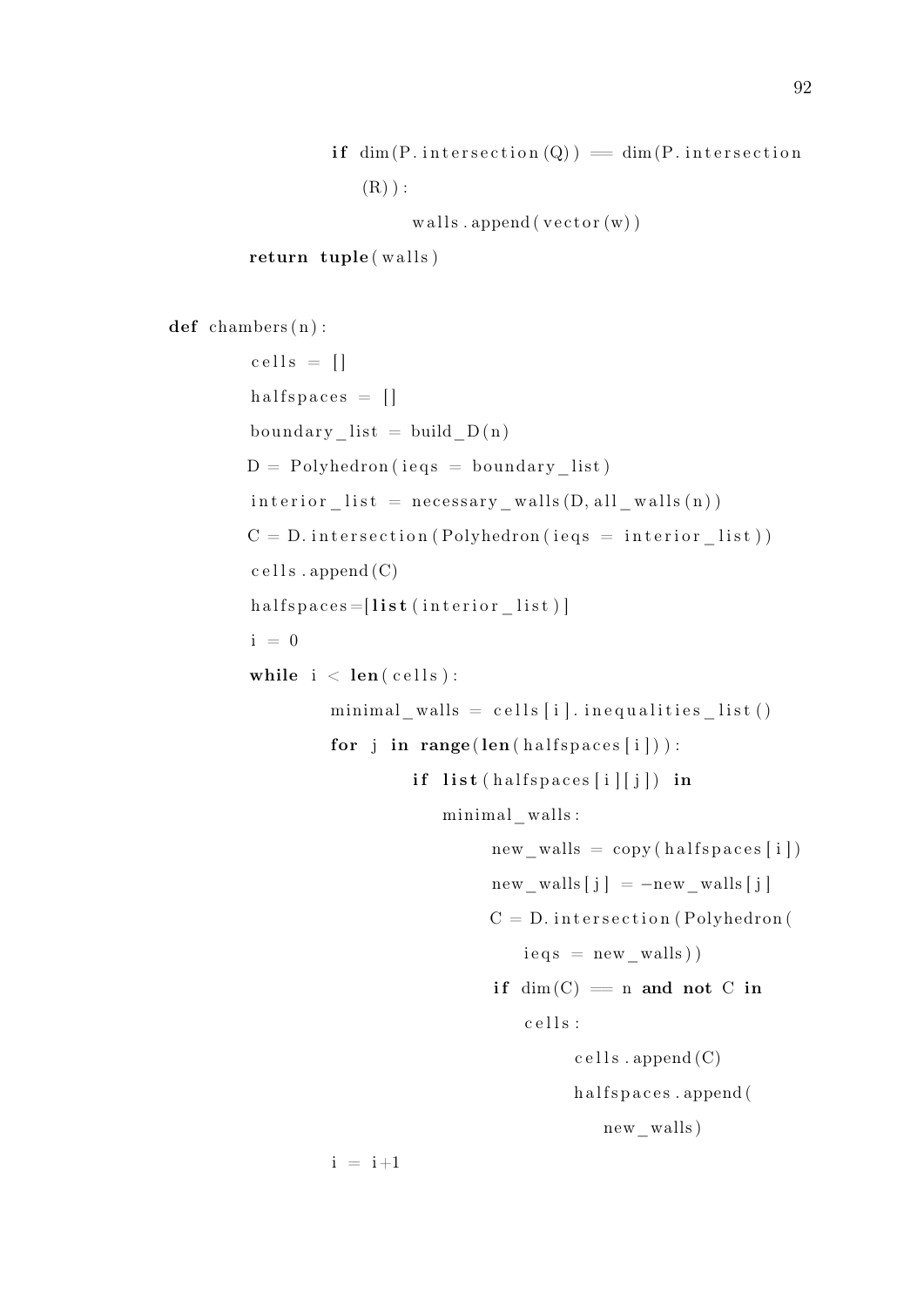```
            if dim(P.intersection(Q)) == dim(P.intersection
                (R)):
                    walls.append(vector(w))
        return tuple(walls)

def chambers(n):
        cells = []
        halfspaces = []
        boundary_list = build_D(n)
        D = Polyhedron(ieqs = boundary_list)
        interior_list = necessary_walls(D, all_walls(n))
        C = D.intersection(Polyhedron(ieqs = interior_list))
        cells.append(C)
        halfspaces=[list(interior_list)]
        i = 0
        while i < len(cells):
                minimal_walls = cells[i].inequalities_list()
                for j in range(len(halfspaces[i])):
                        if list(halfspaces[i][j]) in
                            minimal_walls:
                                new_walls = copy(halfspaces[i])
                                new_walls[j] = -new_walls[j]
                                C = D.intersection(Polyhedron(
                                    ieqs = new_walls))
                                if dim(C) == n and not C in
                                    cells:
                                        cells.append(C)
                                        halfspaces.append(
                                            new_walls)
                i = i+1
```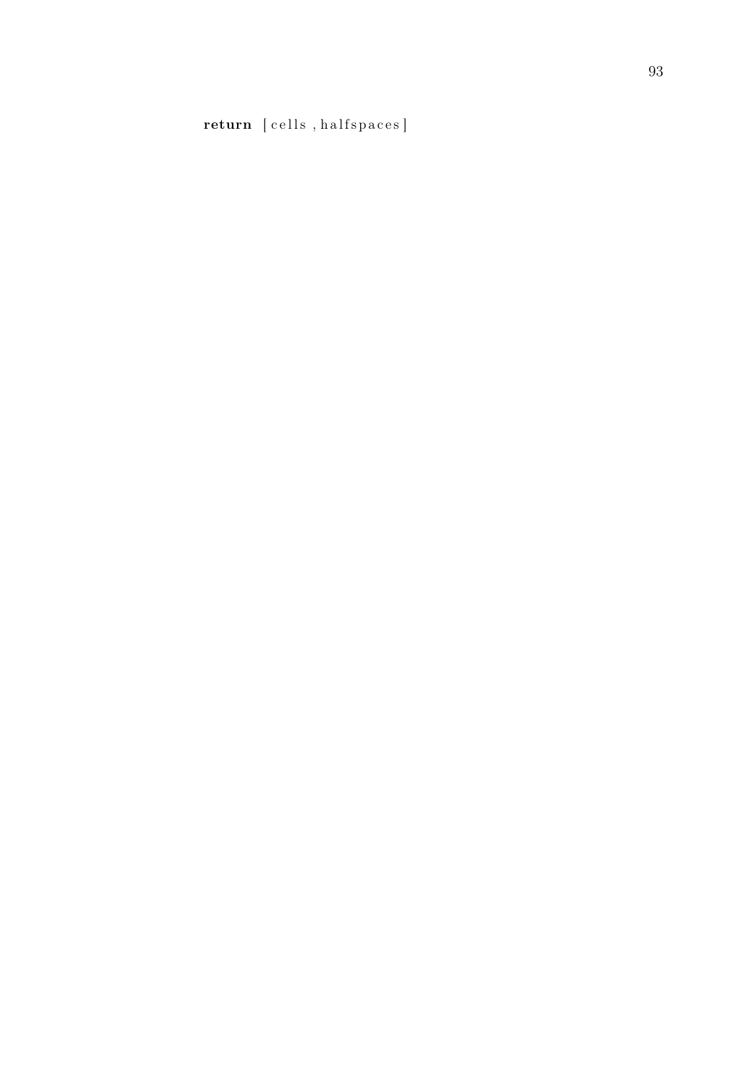```
return [cells, halfspaces]
```